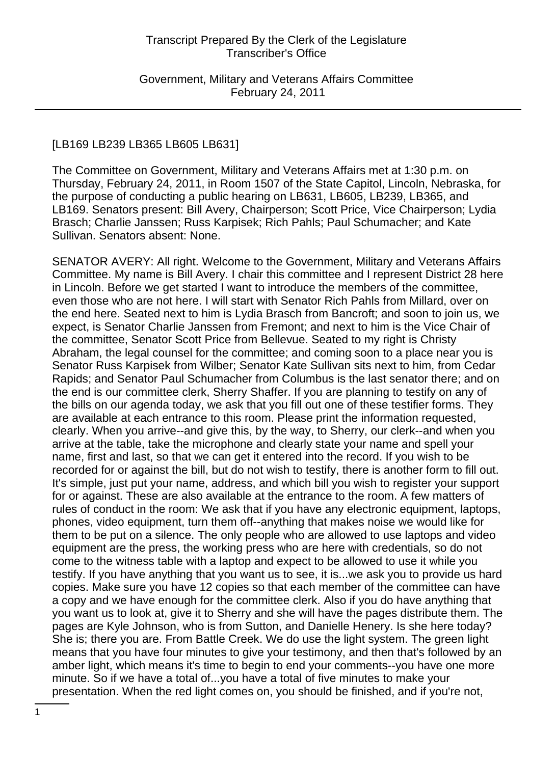[LB169 LB239 LB365 LB605 LB631]

The Committee on Government, Military and Veterans Affairs met at 1:30 p.m. on Thursday, February 24, 2011, in Room 1507 of the State Capitol, Lincoln, Nebraska, for the purpose of conducting a public hearing on LB631, LB605, LB239, LB365, and LB169. Senators present: Bill Avery, Chairperson; Scott Price, Vice Chairperson; Lydia Brasch; Charlie Janssen; Russ Karpisek; Rich Pahls; Paul Schumacher; and Kate Sullivan. Senators absent: None.

SENATOR AVERY: All right. Welcome to the Government, Military and Veterans Affairs Committee. My name is Bill Avery. I chair this committee and I represent District 28 here in Lincoln. Before we get started I want to introduce the members of the committee, even those who are not here. I will start with Senator Rich Pahls from Millard, over on the end here. Seated next to him is Lydia Brasch from Bancroft; and soon to join us, we expect, is Senator Charlie Janssen from Fremont; and next to him is the Vice Chair of the committee, Senator Scott Price from Bellevue. Seated to my right is Christy Abraham, the legal counsel for the committee; and coming soon to a place near you is Senator Russ Karpisek from Wilber; Senator Kate Sullivan sits next to him, from Cedar Rapids; and Senator Paul Schumacher from Columbus is the last senator there; and on the end is our committee clerk, Sherry Shaffer. If you are planning to testify on any of the bills on our agenda today, we ask that you fill out one of these testifier forms. They are available at each entrance to this room. Please print the information requested, clearly. When you arrive--and give this, by the way, to Sherry, our clerk--and when you arrive at the table, take the microphone and clearly state your name and spell your name, first and last, so that we can get it entered into the record. If you wish to be recorded for or against the bill, but do not wish to testify, there is another form to fill out. It's simple, just put your name, address, and which bill you wish to register your support for or against. These are also available at the entrance to the room. A few matters of rules of conduct in the room: We ask that if you have any electronic equipment, laptops, phones, video equipment, turn them off--anything that makes noise we would like for them to be put on a silence. The only people who are allowed to use laptops and video equipment are the press, the working press who are here with credentials, so do not come to the witness table with a laptop and expect to be allowed to use it while you testify. If you have anything that you want us to see, it is...we ask you to provide us hard copies. Make sure you have 12 copies so that each member of the committee can have a copy and we have enough for the committee clerk. Also if you do have anything that you want us to look at, give it to Sherry and she will have the pages distribute them. The pages are Kyle Johnson, who is from Sutton, and Danielle Henery. Is she here today? She is; there you are. From Battle Creek. We do use the light system. The green light means that you have four minutes to give your testimony, and then that's followed by an amber light, which means it's time to begin to end your comments--you have one more minute. So if we have a total of...you have a total of five minutes to make your presentation. When the red light comes on, you should be finished, and if you're not,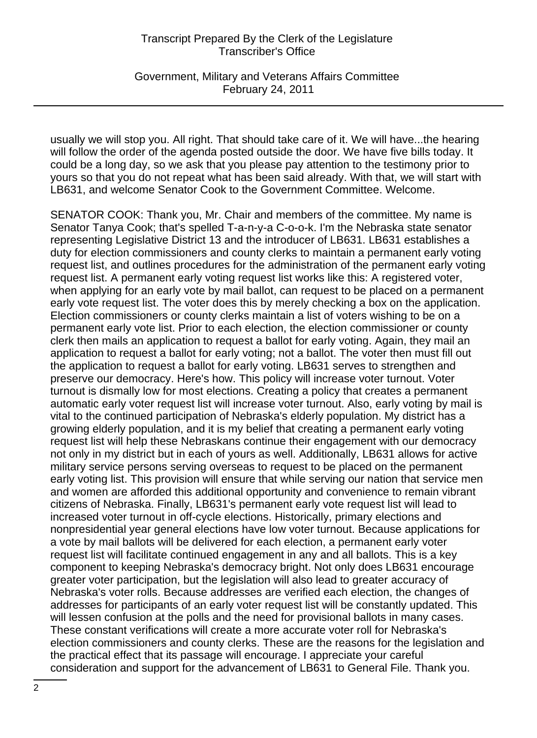usually we will stop you. All right. That should take care of it. We will have...the hearing will follow the order of the agenda posted outside the door. We have five bills today. It could be a long day, so we ask that you please pay attention to the testimony prior to yours so that you do not repeat what has been said already. With that, we will start with LB631, and welcome Senator Cook to the Government Committee. Welcome.

SENATOR COOK: Thank you, Mr. Chair and members of the committee. My name is Senator Tanya Cook; that's spelled T-a-n-y-a C-o-o-k. I'm the Nebraska state senator representing Legislative District 13 and the introducer of LB631. LB631 establishes a duty for election commissioners and county clerks to maintain a permanent early voting request list, and outlines procedures for the administration of the permanent early voting request list. A permanent early voting request list works like this: A registered voter, when applying for an early vote by mail ballot, can request to be placed on a permanent early vote request list. The voter does this by merely checking a box on the application. Election commissioners or county clerks maintain a list of voters wishing to be on a permanent early vote list. Prior to each election, the election commissioner or county clerk then mails an application to request a ballot for early voting. Again, they mail an application to request a ballot for early voting; not a ballot. The voter then must fill out the application to request a ballot for early voting. LB631 serves to strengthen and preserve our democracy. Here's how. This policy will increase voter turnout. Voter turnout is dismally low for most elections. Creating a policy that creates a permanent automatic early voter request list will increase voter turnout. Also, early voting by mail is vital to the continued participation of Nebraska's elderly population. My district has a growing elderly population, and it is my belief that creating a permanent early voting request list will help these Nebraskans continue their engagement with our democracy not only in my district but in each of yours as well. Additionally, LB631 allows for active military service persons serving overseas to request to be placed on the permanent early voting list. This provision will ensure that while serving our nation that service men and women are afforded this additional opportunity and convenience to remain vibrant citizens of Nebraska. Finally, LB631's permanent early vote request list will lead to increased voter turnout in off-cycle elections. Historically, primary elections and nonpresidential year general elections have low voter turnout. Because applications for a vote by mail ballots will be delivered for each election, a permanent early voter request list will facilitate continued engagement in any and all ballots. This is a key component to keeping Nebraska's democracy bright. Not only does LB631 encourage greater voter participation, but the legislation will also lead to greater accuracy of Nebraska's voter rolls. Because addresses are verified each election, the changes of addresses for participants of an early voter request list will be constantly updated. This will lessen confusion at the polls and the need for provisional ballots in many cases. These constant verifications will create a more accurate voter roll for Nebraska's election commissioners and county clerks. These are the reasons for the legislation and the practical effect that its passage will encourage. I appreciate your careful consideration and support for the advancement of LB631 to General File. Thank you.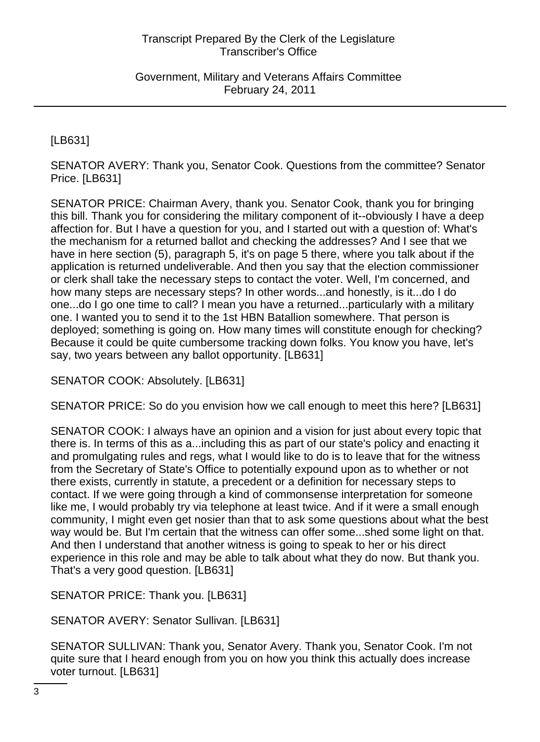[LB631]

SENATOR AVERY: Thank you, Senator Cook. Questions from the committee? Senator Price. [LB631]

SENATOR PRICE: Chairman Avery, thank you. Senator Cook, thank you for bringing this bill. Thank you for considering the military component of it--obviously I have a deep affection for. But I have a question for you, and I started out with a question of: What's the mechanism for a returned ballot and checking the addresses? And I see that we have in here section (5), paragraph 5, it's on page 5 there, where you talk about if the application is returned undeliverable. And then you say that the election commissioner or clerk shall take the necessary steps to contact the voter. Well, I'm concerned, and how many steps are necessary steps? In other words...and honestly, is it...do I do one...do I go one time to call? I mean you have a returned...particularly with a military one. I wanted you to send it to the 1st HBN Batallion somewhere. That person is deployed; something is going on. How many times will constitute enough for checking? Because it could be quite cumbersome tracking down folks. You know you have, let's say, two years between any ballot opportunity. [LB631]

SENATOR COOK: Absolutely. [LB631]

SENATOR PRICE: So do you envision how we call enough to meet this here? [LB631]

SENATOR COOK: I always have an opinion and a vision for just about every topic that there is. In terms of this as a...including this as part of our state's policy and enacting it and promulgating rules and regs, what I would like to do is to leave that for the witness from the Secretary of State's Office to potentially expound upon as to whether or not there exists, currently in statute, a precedent or a definition for necessary steps to contact. If we were going through a kind of commonsense interpretation for someone like me, I would probably try via telephone at least twice. And if it were a small enough community, I might even get nosier than that to ask some questions about what the best way would be. But I'm certain that the witness can offer some...shed some light on that. And then I understand that another witness is going to speak to her or his direct experience in this role and may be able to talk about what they do now. But thank you. That's a very good question. [LB631]

SENATOR PRICE: Thank you. [LB631]

SENATOR AVERY: Senator Sullivan. [LB631]

SENATOR SULLIVAN: Thank you, Senator Avery. Thank you, Senator Cook. I'm not quite sure that I heard enough from you on how you think this actually does increase voter turnout. [LB631]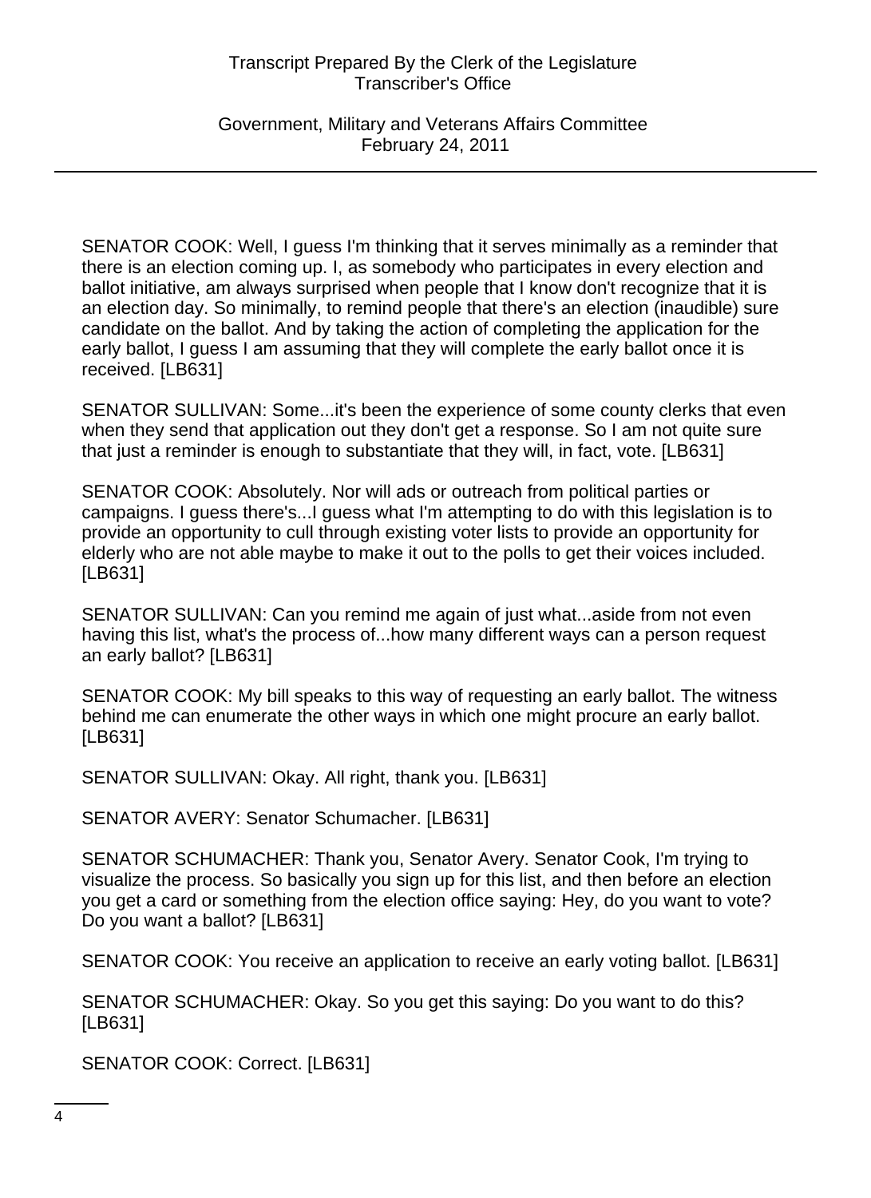SENATOR COOK: Well, I guess I'm thinking that it serves minimally as a reminder that there is an election coming up. I, as somebody who participates in every election and ballot initiative, am always surprised when people that I know don't recognize that it is an election day. So minimally, to remind people that there's an election (inaudible) sure candidate on the ballot. And by taking the action of completing the application for the early ballot, I guess I am assuming that they will complete the early ballot once it is received. [LB631]

SENATOR SULLIVAN: Some...it's been the experience of some county clerks that even when they send that application out they don't get a response. So I am not quite sure that just a reminder is enough to substantiate that they will, in fact, vote. [LB631]

SENATOR COOK: Absolutely. Nor will ads or outreach from political parties or campaigns. I guess there's...I guess what I'm attempting to do with this legislation is to provide an opportunity to cull through existing voter lists to provide an opportunity for elderly who are not able maybe to make it out to the polls to get their voices included. [LB631]

SENATOR SULLIVAN: Can you remind me again of just what...aside from not even having this list, what's the process of...how many different ways can a person request an early ballot? [LB631]

SENATOR COOK: My bill speaks to this way of requesting an early ballot. The witness behind me can enumerate the other ways in which one might procure an early ballot. [LB631]

SENATOR SULLIVAN: Okay. All right, thank you. [LB631]

SENATOR AVERY: Senator Schumacher. [LB631]

SENATOR SCHUMACHER: Thank you, Senator Avery. Senator Cook, I'm trying to visualize the process. So basically you sign up for this list, and then before an election you get a card or something from the election office saying: Hey, do you want to vote? Do you want a ballot? [LB631]

SENATOR COOK: You receive an application to receive an early voting ballot. [LB631]

SENATOR SCHUMACHER: Okay. So you get this saying: Do you want to do this? [LB631]

SENATOR COOK: Correct. [LB631]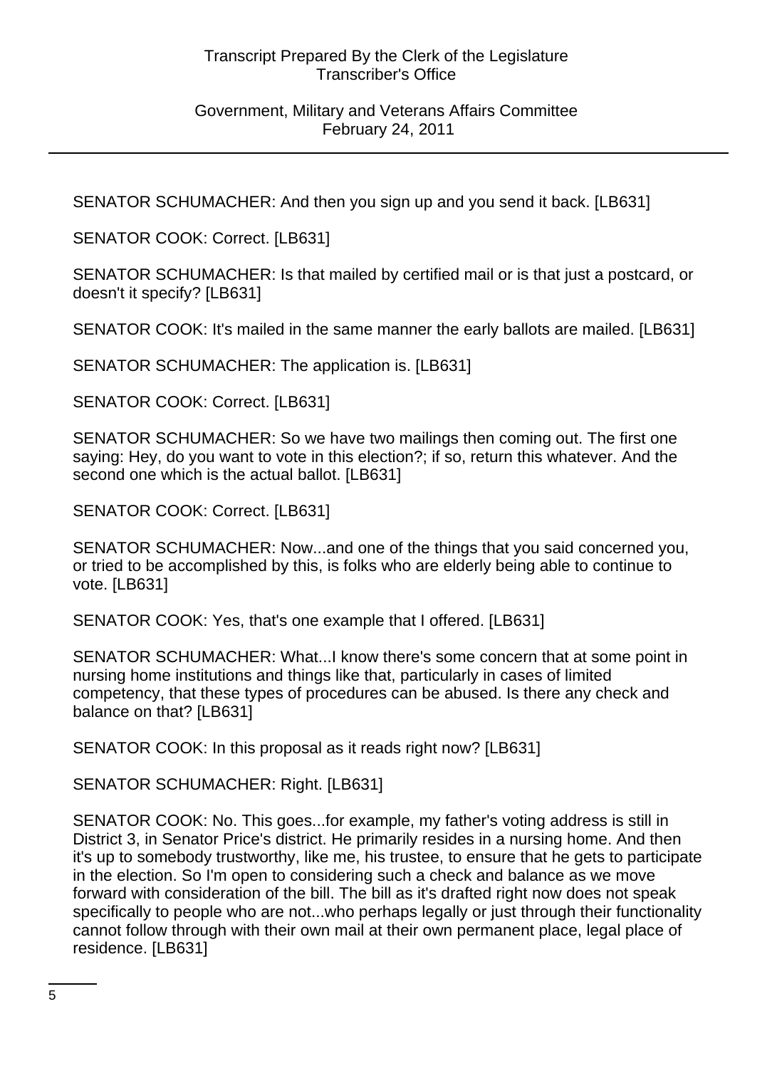SENATOR SCHUMACHER: And then you sign up and you send it back. [LB631]

SENATOR COOK: Correct. [LB631]

SENATOR SCHUMACHER: Is that mailed by certified mail or is that just a postcard, or doesn't it specify? [LB631]

SENATOR COOK: It's mailed in the same manner the early ballots are mailed. [LB631]

SENATOR SCHUMACHER: The application is. [LB631]

SENATOR COOK: Correct. [LB631]

SENATOR SCHUMACHER: So we have two mailings then coming out. The first one saying: Hey, do you want to vote in this election?; if so, return this whatever. And the second one which is the actual ballot. [LB631]

SENATOR COOK: Correct. [LB631]

SENATOR SCHUMACHER: Now...and one of the things that you said concerned you, or tried to be accomplished by this, is folks who are elderly being able to continue to vote. [LB631]

SENATOR COOK: Yes, that's one example that I offered. [LB631]

SENATOR SCHUMACHER: What...I know there's some concern that at some point in nursing home institutions and things like that, particularly in cases of limited competency, that these types of procedures can be abused. Is there any check and balance on that? [LB631]

SENATOR COOK: In this proposal as it reads right now? [LB631]

SENATOR SCHUMACHER: Right. [LB631]

SENATOR COOK: No. This goes...for example, my father's voting address is still in District 3, in Senator Price's district. He primarily resides in a nursing home. And then it's up to somebody trustworthy, like me, his trustee, to ensure that he gets to participate in the election. So I'm open to considering such a check and balance as we move forward with consideration of the bill. The bill as it's drafted right now does not speak specifically to people who are not...who perhaps legally or just through their functionality cannot follow through with their own mail at their own permanent place, legal place of residence. [LB631]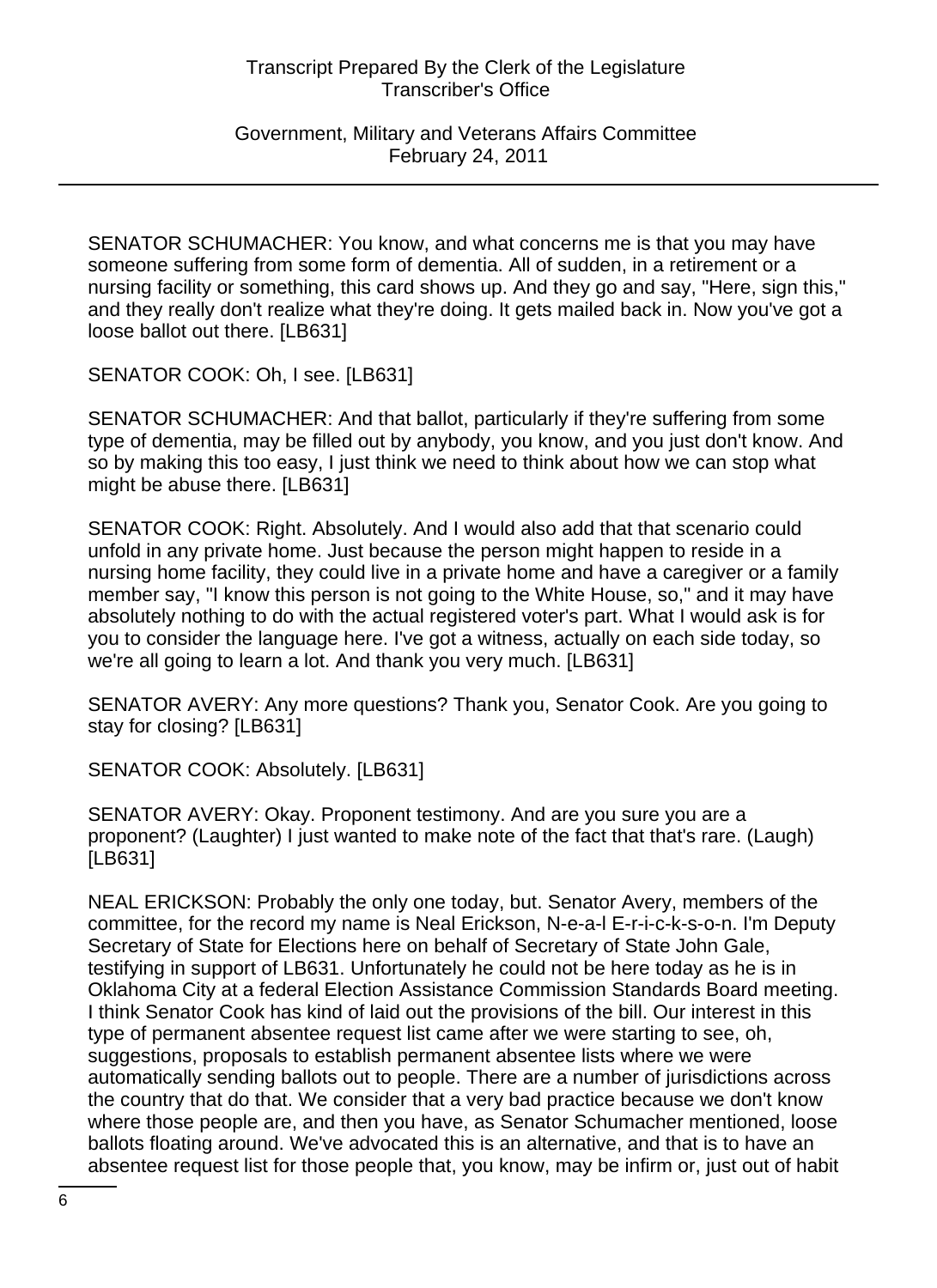SENATOR SCHUMACHER: You know, and what concerns me is that you may have someone suffering from some form of dementia. All of sudden, in a retirement or a nursing facility or something, this card shows up. And they go and say, "Here, sign this," and they really don't realize what they're doing. It gets mailed back in. Now you've got a loose ballot out there. [LB631]

SENATOR COOK: Oh, I see. [LB631]

SENATOR SCHUMACHER: And that ballot, particularly if they're suffering from some type of dementia, may be filled out by anybody, you know, and you just don't know. And so by making this too easy, I just think we need to think about how we can stop what might be abuse there. [LB631]

SENATOR COOK: Right. Absolutely. And I would also add that that scenario could unfold in any private home. Just because the person might happen to reside in a nursing home facility, they could live in a private home and have a caregiver or a family member say, "I know this person is not going to the White House, so," and it may have absolutely nothing to do with the actual registered voter's part. What I would ask is for you to consider the language here. I've got a witness, actually on each side today, so we're all going to learn a lot. And thank you very much. [LB631]

SENATOR AVERY: Any more questions? Thank you, Senator Cook. Are you going to stay for closing? [LB631]

SENATOR COOK: Absolutely. [LB631]

SENATOR AVERY: Okay. Proponent testimony. And are you sure you are a proponent? (Laughter) I just wanted to make note of the fact that that's rare. (Laugh) [LB631]

NEAL ERICKSON: Probably the only one today, but. Senator Avery, members of the committee, for the record my name is Neal Erickson, N-e-a-l E-r-i-c-k-s-o-n. I'm Deputy Secretary of State for Elections here on behalf of Secretary of State John Gale, testifying in support of LB631. Unfortunately he could not be here today as he is in Oklahoma City at a federal Election Assistance Commission Standards Board meeting. I think Senator Cook has kind of laid out the provisions of the bill. Our interest in this type of permanent absentee request list came after we were starting to see, oh, suggestions, proposals to establish permanent absentee lists where we were automatically sending ballots out to people. There are a number of jurisdictions across the country that do that. We consider that a very bad practice because we don't know where those people are, and then you have, as Senator Schumacher mentioned, loose ballots floating around. We've advocated this is an alternative, and that is to have an absentee request list for those people that, you know, may be infirm or, just out of habit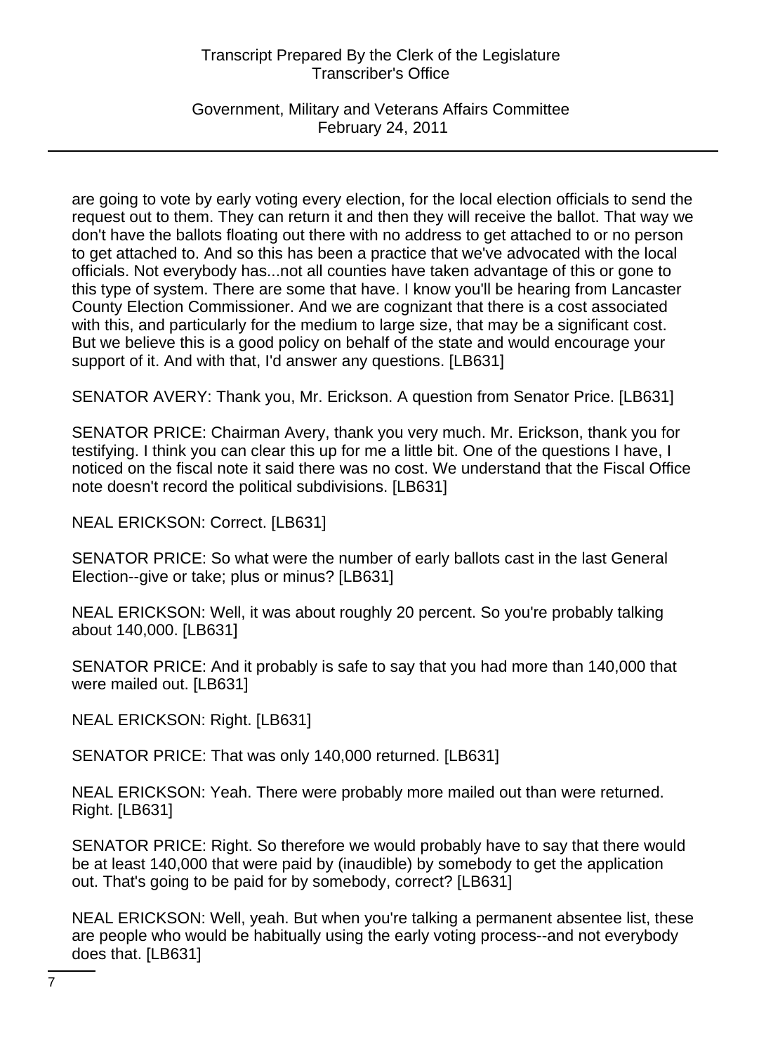are going to vote by early voting every election, for the local election officials to send the request out to them. They can return it and then they will receive the ballot. That way we don't have the ballots floating out there with no address to get attached to or no person to get attached to. And so this has been a practice that we've advocated with the local officials. Not everybody has...not all counties have taken advantage of this or gone to this type of system. There are some that have. I know you'll be hearing from Lancaster County Election Commissioner. And we are cognizant that there is a cost associated with this, and particularly for the medium to large size, that may be a significant cost. But we believe this is a good policy on behalf of the state and would encourage your support of it. And with that, I'd answer any questions. [LB631]

SENATOR AVERY: Thank you, Mr. Erickson. A question from Senator Price. [LB631]

SENATOR PRICE: Chairman Avery, thank you very much. Mr. Erickson, thank you for testifying. I think you can clear this up for me a little bit. One of the questions I have, I noticed on the fiscal note it said there was no cost. We understand that the Fiscal Office note doesn't record the political subdivisions. [LB631]

NEAL ERICKSON: Correct. [LB631]

SENATOR PRICE: So what were the number of early ballots cast in the last General Election--give or take; plus or minus? [LB631]

NEAL ERICKSON: Well, it was about roughly 20 percent. So you're probably talking about 140,000. [LB631]

SENATOR PRICE: And it probably is safe to say that you had more than 140,000 that were mailed out. [LB631]

NEAL ERICKSON: Right. [LB631]

SENATOR PRICE: That was only 140,000 returned. [LB631]

NEAL ERICKSON: Yeah. There were probably more mailed out than were returned. Right. [LB631]

SENATOR PRICE: Right. So therefore we would probably have to say that there would be at least 140,000 that were paid by (inaudible) by somebody to get the application out. That's going to be paid for by somebody, correct? [LB631]

NEAL ERICKSON: Well, yeah. But when you're talking a permanent absentee list, these are people who would be habitually using the early voting process--and not everybody does that. [LB631]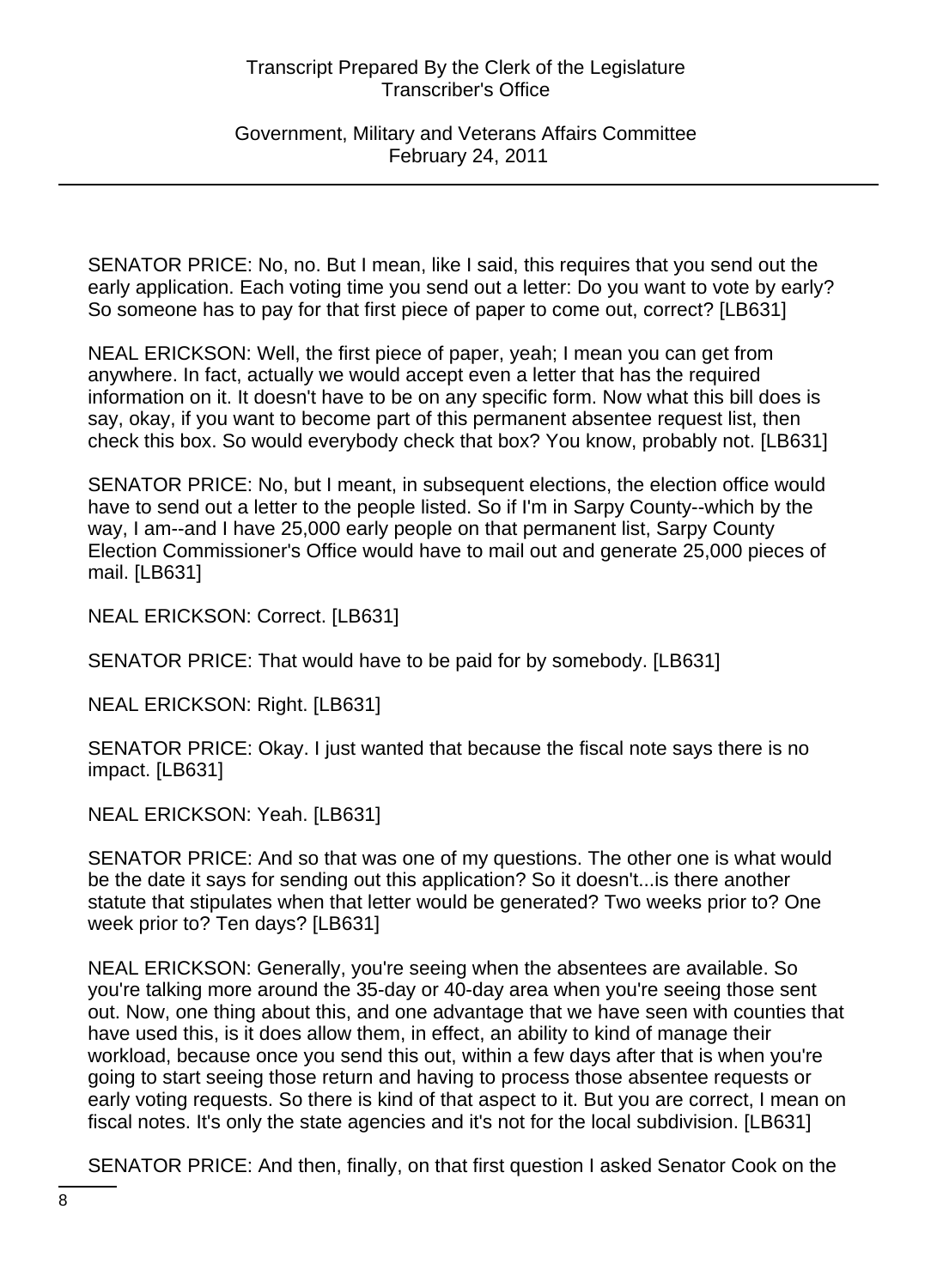SENATOR PRICE: No, no. But I mean, like I said, this requires that you send out the early application. Each voting time you send out a letter: Do you want to vote by early? So someone has to pay for that first piece of paper to come out, correct? [LB631]

NEAL ERICKSON: Well, the first piece of paper, yeah; I mean you can get from anywhere. In fact, actually we would accept even a letter that has the required information on it. It doesn't have to be on any specific form. Now what this bill does is say, okay, if you want to become part of this permanent absentee request list, then check this box. So would everybody check that box? You know, probably not. [LB631]

SENATOR PRICE: No, but I meant, in subsequent elections, the election office would have to send out a letter to the people listed. So if I'm in Sarpy County--which by the way, I am--and I have 25,000 early people on that permanent list, Sarpy County Election Commissioner's Office would have to mail out and generate 25,000 pieces of mail. [LB631]

NEAL ERICKSON: Correct. [LB631]

SENATOR PRICE: That would have to be paid for by somebody. [LB631]

NEAL ERICKSON: Right. [LB631]

SENATOR PRICE: Okay. I just wanted that because the fiscal note says there is no impact. [LB631]

NEAL ERICKSON: Yeah. [LB631]

SENATOR PRICE: And so that was one of my questions. The other one is what would be the date it says for sending out this application? So it doesn't...is there another statute that stipulates when that letter would be generated? Two weeks prior to? One week prior to? Ten days? [LB631]

NEAL ERICKSON: Generally, you're seeing when the absentees are available. So you're talking more around the 35-day or 40-day area when you're seeing those sent out. Now, one thing about this, and one advantage that we have seen with counties that have used this, is it does allow them, in effect, an ability to kind of manage their workload, because once you send this out, within a few days after that is when you're going to start seeing those return and having to process those absentee requests or early voting requests. So there is kind of that aspect to it. But you are correct, I mean on fiscal notes. It's only the state agencies and it's not for the local subdivision. [LB631]

SENATOR PRICE: And then, finally, on that first question I asked Senator Cook on the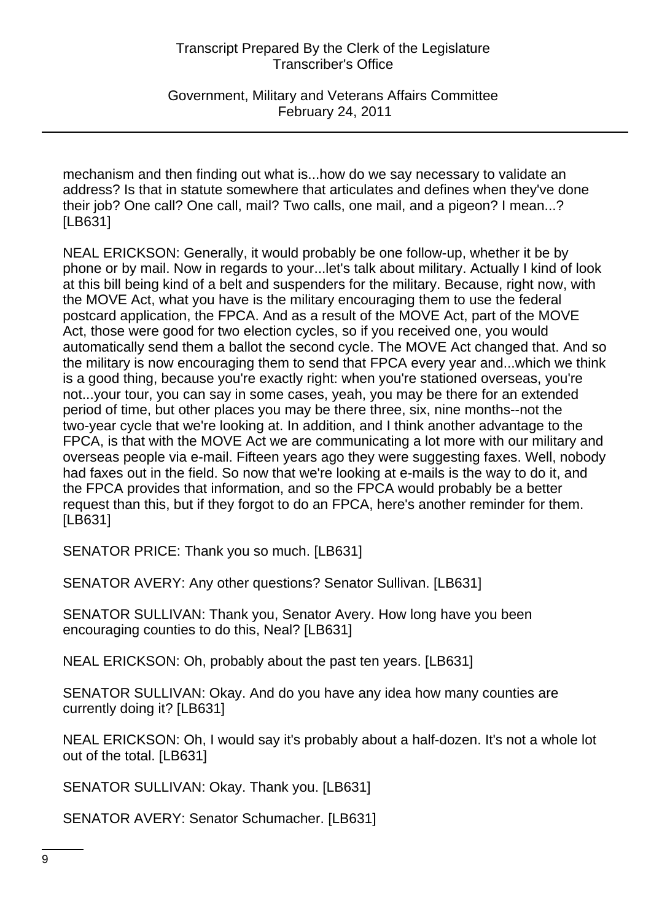mechanism and then finding out what is...how do we say necessary to validate an address? Is that in statute somewhere that articulates and defines when they've done their job? One call? One call, mail? Two calls, one mail, and a pigeon? I mean...? [LB631]

NEAL ERICKSON: Generally, it would probably be one follow-up, whether it be by phone or by mail. Now in regards to your...let's talk about military. Actually I kind of look at this bill being kind of a belt and suspenders for the military. Because, right now, with the MOVE Act, what you have is the military encouraging them to use the federal postcard application, the FPCA. And as a result of the MOVE Act, part of the MOVE Act, those were good for two election cycles, so if you received one, you would automatically send them a ballot the second cycle. The MOVE Act changed that. And so the military is now encouraging them to send that FPCA every year and...which we think is a good thing, because you're exactly right: when you're stationed overseas, you're not...your tour, you can say in some cases, yeah, you may be there for an extended period of time, but other places you may be there three, six, nine months--not the two-year cycle that we're looking at. In addition, and I think another advantage to the FPCA, is that with the MOVE Act we are communicating a lot more with our military and overseas people via e-mail. Fifteen years ago they were suggesting faxes. Well, nobody had faxes out in the field. So now that we're looking at e-mails is the way to do it, and the FPCA provides that information, and so the FPCA would probably be a better request than this, but if they forgot to do an FPCA, here's another reminder for them. [LB631]

SENATOR PRICE: Thank you so much. [LB631]

SENATOR AVERY: Any other questions? Senator Sullivan. [LB631]

SENATOR SULLIVAN: Thank you, Senator Avery. How long have you been encouraging counties to do this, Neal? [LB631]

NEAL ERICKSON: Oh, probably about the past ten years. [LB631]

SENATOR SULLIVAN: Okay. And do you have any idea how many counties are currently doing it? [LB631]

NEAL ERICKSON: Oh, I would say it's probably about a half-dozen. It's not a whole lot out of the total. [LB631]

SENATOR SULLIVAN: Okay. Thank you. [LB631]

SENATOR AVERY: Senator Schumacher. [LB631]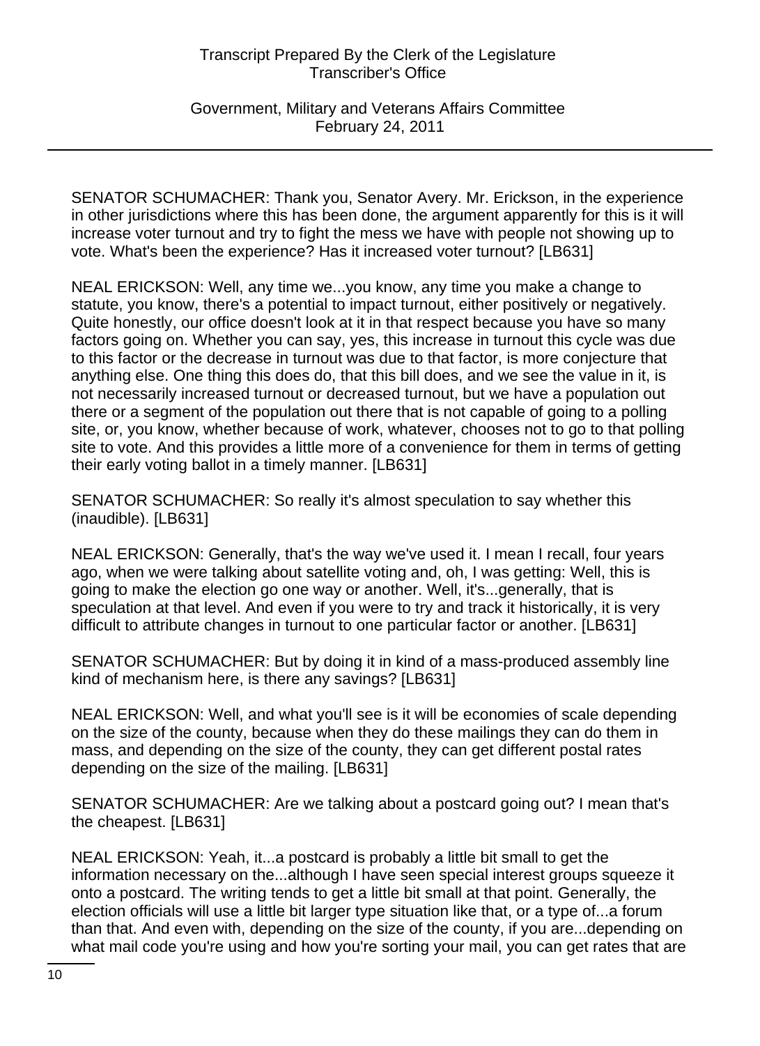SENATOR SCHUMACHER: Thank you, Senator Avery. Mr. Erickson, in the experience in other jurisdictions where this has been done, the argument apparently for this is it will increase voter turnout and try to fight the mess we have with people not showing up to vote. What's been the experience? Has it increased voter turnout? [LB631]

NEAL ERICKSON: Well, any time we...you know, any time you make a change to statute, you know, there's a potential to impact turnout, either positively or negatively. Quite honestly, our office doesn't look at it in that respect because you have so many factors going on. Whether you can say, yes, this increase in turnout this cycle was due to this factor or the decrease in turnout was due to that factor, is more conjecture that anything else. One thing this does do, that this bill does, and we see the value in it, is not necessarily increased turnout or decreased turnout, but we have a population out there or a segment of the population out there that is not capable of going to a polling site, or, you know, whether because of work, whatever, chooses not to go to that polling site to vote. And this provides a little more of a convenience for them in terms of getting their early voting ballot in a timely manner. [LB631]

SENATOR SCHUMACHER: So really it's almost speculation to say whether this (inaudible). [LB631]

NEAL ERICKSON: Generally, that's the way we've used it. I mean I recall, four years ago, when we were talking about satellite voting and, oh, I was getting: Well, this is going to make the election go one way or another. Well, it's...generally, that is speculation at that level. And even if you were to try and track it historically, it is very difficult to attribute changes in turnout to one particular factor or another. [LB631]

SENATOR SCHUMACHER: But by doing it in kind of a mass-produced assembly line kind of mechanism here, is there any savings? [LB631]

NEAL ERICKSON: Well, and what you'll see is it will be economies of scale depending on the size of the county, because when they do these mailings they can do them in mass, and depending on the size of the county, they can get different postal rates depending on the size of the mailing. [LB631]

SENATOR SCHUMACHER: Are we talking about a postcard going out? I mean that's the cheapest. [LB631]

NEAL ERICKSON: Yeah, it...a postcard is probably a little bit small to get the information necessary on the...although I have seen special interest groups squeeze it onto a postcard. The writing tends to get a little bit small at that point. Generally, the election officials will use a little bit larger type situation like that, or a type of...a forum than that. And even with, depending on the size of the county, if you are...depending on what mail code you're using and how you're sorting your mail, you can get rates that are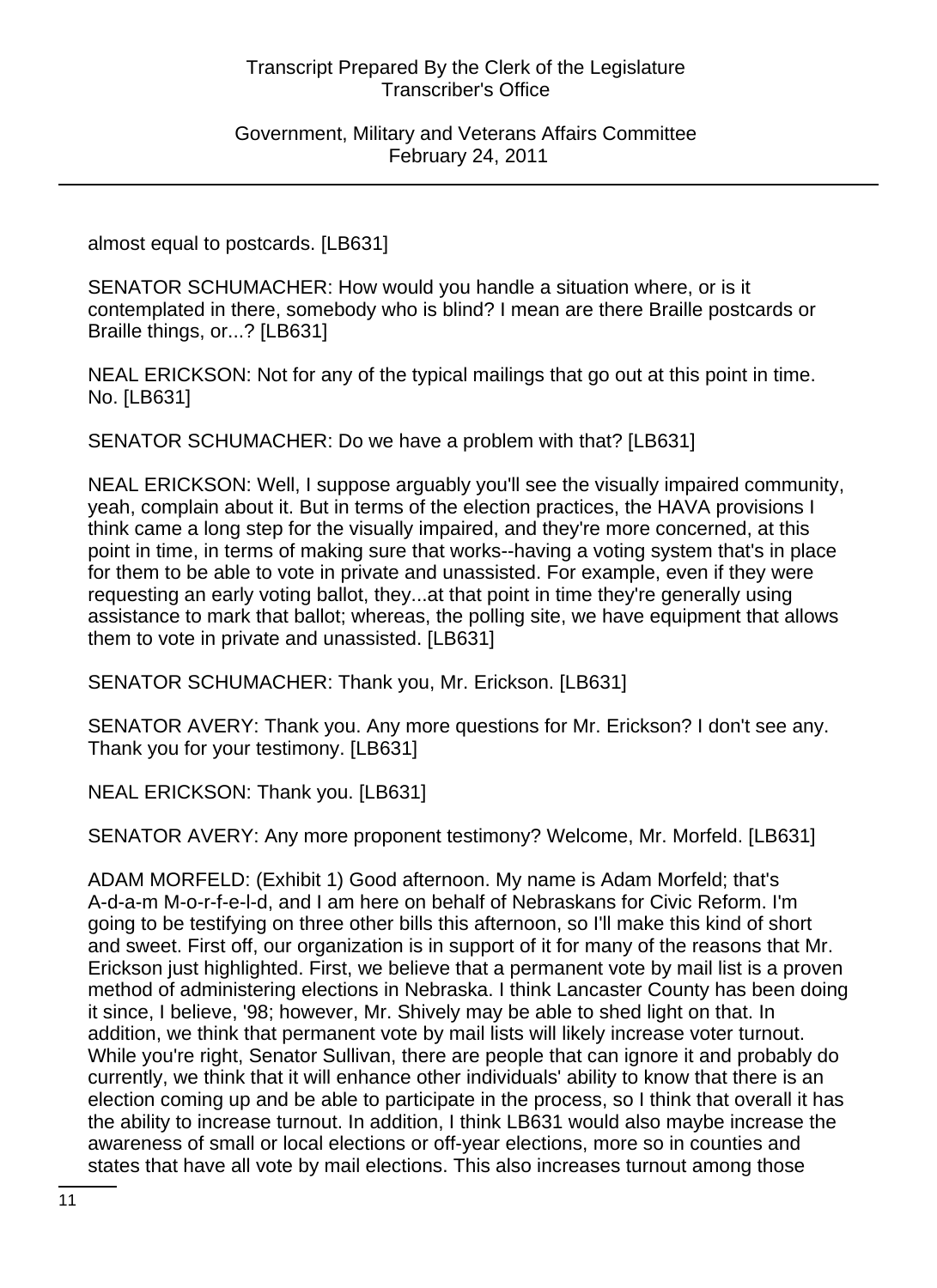almost equal to postcards. [LB631]

SENATOR SCHUMACHER: How would you handle a situation where, or is it contemplated in there, somebody who is blind? I mean are there Braille postcards or Braille things, or...? [LB631]

NEAL ERICKSON: Not for any of the typical mailings that go out at this point in time. No. [LB631]

SENATOR SCHUMACHER: Do we have a problem with that? [LB631]

NEAL ERICKSON: Well, I suppose arguably you'll see the visually impaired community, yeah, complain about it. But in terms of the election practices, the HAVA provisions I think came a long step for the visually impaired, and they're more concerned, at this point in time, in terms of making sure that works--having a voting system that's in place for them to be able to vote in private and unassisted. For example, even if they were requesting an early voting ballot, they...at that point in time they're generally using assistance to mark that ballot; whereas, the polling site, we have equipment that allows them to vote in private and unassisted. [LB631]

SENATOR SCHUMACHER: Thank you, Mr. Erickson. [LB631]

SENATOR AVERY: Thank you. Any more questions for Mr. Erickson? I don't see any. Thank you for your testimony. [LB631]

NEAL ERICKSON: Thank you. [LB631]

SENATOR AVERY: Any more proponent testimony? Welcome, Mr. Morfeld. [LB631]

ADAM MORFELD: (Exhibit 1) Good afternoon. My name is Adam Morfeld; that's A-d-a-m M-o-r-f-e-l-d, and I am here on behalf of Nebraskans for Civic Reform. I'm going to be testifying on three other bills this afternoon, so I'll make this kind of short and sweet. First off, our organization is in support of it for many of the reasons that Mr. Erickson just highlighted. First, we believe that a permanent vote by mail list is a proven method of administering elections in Nebraska. I think Lancaster County has been doing it since, I believe, '98; however, Mr. Shively may be able to shed light on that. In addition, we think that permanent vote by mail lists will likely increase voter turnout. While you're right, Senator Sullivan, there are people that can ignore it and probably do currently, we think that it will enhance other individuals' ability to know that there is an election coming up and be able to participate in the process, so I think that overall it has the ability to increase turnout. In addition, I think LB631 would also maybe increase the awareness of small or local elections or off-year elections, more so in counties and states that have all vote by mail elections. This also increases turnout among those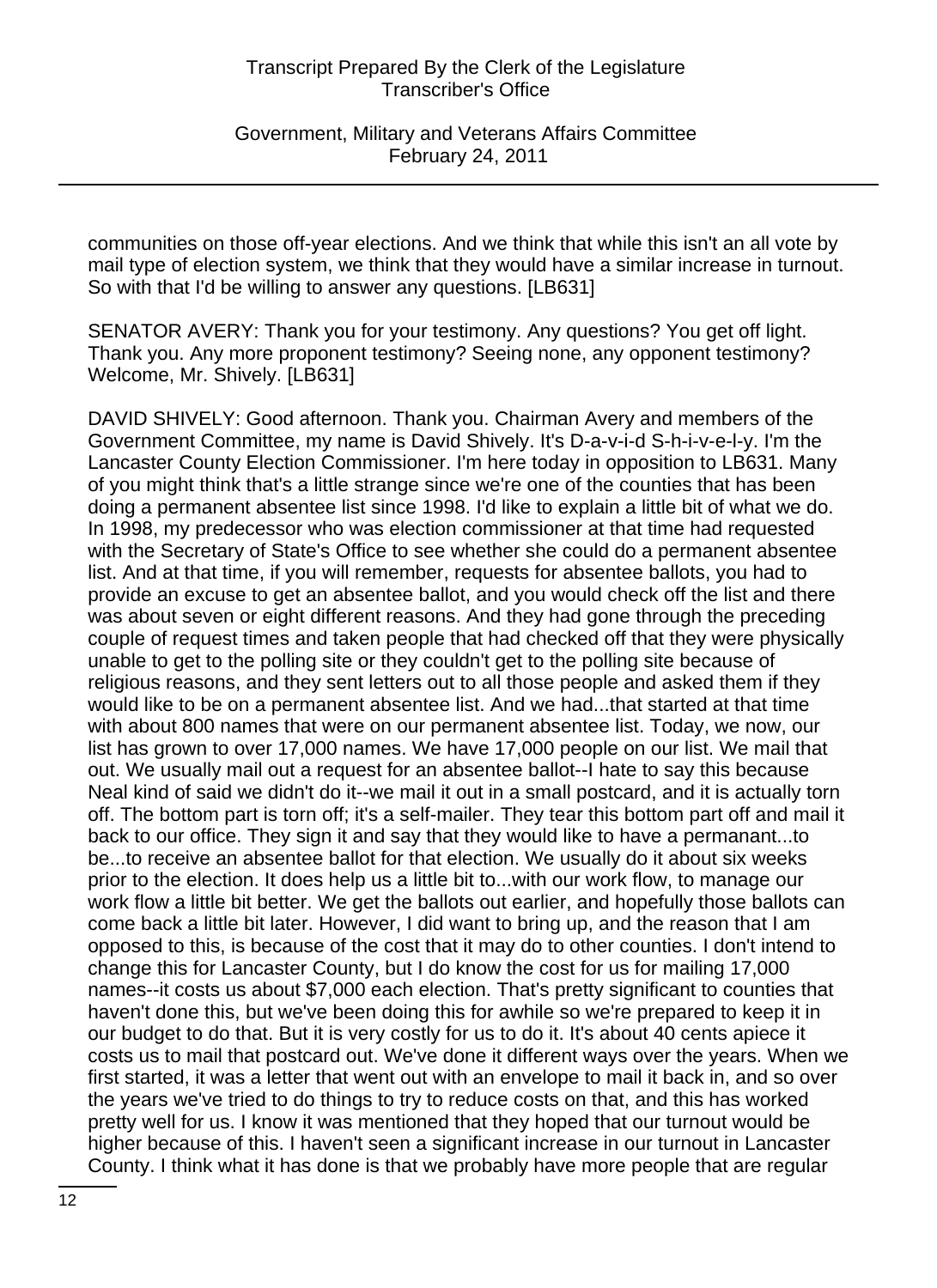communities on those off-year elections. And we think that while this isn't an all vote by mail type of election system, we think that they would have a similar increase in turnout. So with that I'd be willing to answer any questions. [LB631]

SENATOR AVERY: Thank you for your testimony. Any questions? You get off light. Thank you. Any more proponent testimony? Seeing none, any opponent testimony? Welcome, Mr. Shively. [LB631]

DAVID SHIVELY: Good afternoon. Thank you. Chairman Avery and members of the Government Committee, my name is David Shively. It's D-a-v-i-d S-h-i-v-e-l-y. I'm the Lancaster County Election Commissioner. I'm here today in opposition to LB631. Many of you might think that's a little strange since we're one of the counties that has been doing a permanent absentee list since 1998. I'd like to explain a little bit of what we do. In 1998, my predecessor who was election commissioner at that time had requested with the Secretary of State's Office to see whether she could do a permanent absentee list. And at that time, if you will remember, requests for absentee ballots, you had to provide an excuse to get an absentee ballot, and you would check off the list and there was about seven or eight different reasons. And they had gone through the preceding couple of request times and taken people that had checked off that they were physically unable to get to the polling site or they couldn't get to the polling site because of religious reasons, and they sent letters out to all those people and asked them if they would like to be on a permanent absentee list. And we had...that started at that time with about 800 names that were on our permanent absentee list. Today, we now, our list has grown to over 17,000 names. We have 17,000 people on our list. We mail that out. We usually mail out a request for an absentee ballot--I hate to say this because Neal kind of said we didn't do it--we mail it out in a small postcard, and it is actually torn off. The bottom part is torn off; it's a self-mailer. They tear this bottom part off and mail it back to our office. They sign it and say that they would like to have a permanant...to be...to receive an absentee ballot for that election. We usually do it about six weeks prior to the election. It does help us a little bit to...with our work flow, to manage our work flow a little bit better. We get the ballots out earlier, and hopefully those ballots can come back a little bit later. However, I did want to bring up, and the reason that I am opposed to this, is because of the cost that it may do to other counties. I don't intend to change this for Lancaster County, but I do know the cost for us for mailing 17,000 names--it costs us about $7,000 each election. That's pretty significant to counties that haven't done this, but we've been doing this for awhile so we're prepared to keep it in our budget to do that. But it is very costly for us to do it. It's about 40 cents apiece it costs us to mail that postcard out. We've done it different ways over the years. When we first started, it was a letter that went out with an envelope to mail it back in, and so over the years we've tried to do things to try to reduce costs on that, and this has worked pretty well for us. I know it was mentioned that they hoped that our turnout would be higher because of this. I haven't seen a significant increase in our turnout in Lancaster County. I think what it has done is that we probably have more people that are regular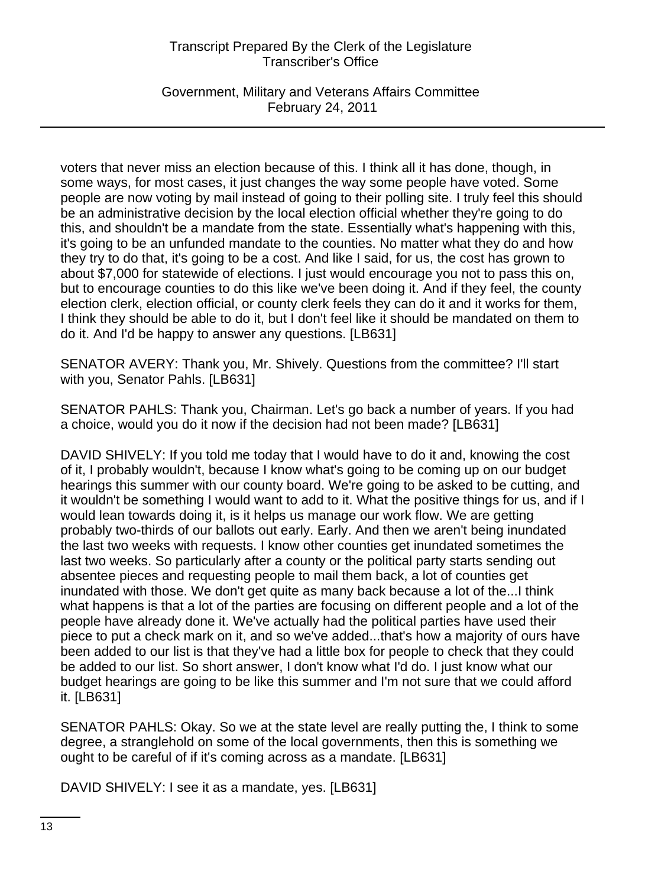voters that never miss an election because of this. I think all it has done, though, in some ways, for most cases, it just changes the way some people have voted. Some people are now voting by mail instead of going to their polling site. I truly feel this should be an administrative decision by the local election official whether they're going to do this, and shouldn't be a mandate from the state. Essentially what's happening with this, it's going to be an unfunded mandate to the counties. No matter what they do and how they try to do that, it's going to be a cost. And like I said, for us, the cost has grown to about $7,000 for statewide of elections. I just would encourage you not to pass this on, but to encourage counties to do this like we've been doing it. And if they feel, the county election clerk, election official, or county clerk feels they can do it and it works for them, I think they should be able to do it, but I don't feel like it should be mandated on them to do it. And I'd be happy to answer any questions. [LB631]

SENATOR AVERY: Thank you, Mr. Shively. Questions from the committee? I'll start with you, Senator Pahls. [LB631]

SENATOR PAHLS: Thank you, Chairman. Let's go back a number of years. If you had a choice, would you do it now if the decision had not been made? [LB631]

DAVID SHIVELY: If you told me today that I would have to do it and, knowing the cost of it, I probably wouldn't, because I know what's going to be coming up on our budget hearings this summer with our county board. We're going to be asked to be cutting, and it wouldn't be something I would want to add to it. What the positive things for us, and if I would lean towards doing it, is it helps us manage our work flow. We are getting probably two-thirds of our ballots out early. Early. And then we aren't being inundated the last two weeks with requests. I know other counties get inundated sometimes the last two weeks. So particularly after a county or the political party starts sending out absentee pieces and requesting people to mail them back, a lot of counties get inundated with those. We don't get quite as many back because a lot of the...I think what happens is that a lot of the parties are focusing on different people and a lot of the people have already done it. We've actually had the political parties have used their piece to put a check mark on it, and so we've added...that's how a majority of ours have been added to our list is that they've had a little box for people to check that they could be added to our list. So short answer, I don't know what I'd do. I just know what our budget hearings are going to be like this summer and I'm not sure that we could afford it. [LB631]

SENATOR PAHLS: Okay. So we at the state level are really putting the, I think to some degree, a stranglehold on some of the local governments, then this is something we ought to be careful of if it's coming across as a mandate. [LB631]

DAVID SHIVELY: I see it as a mandate, yes. [LB631]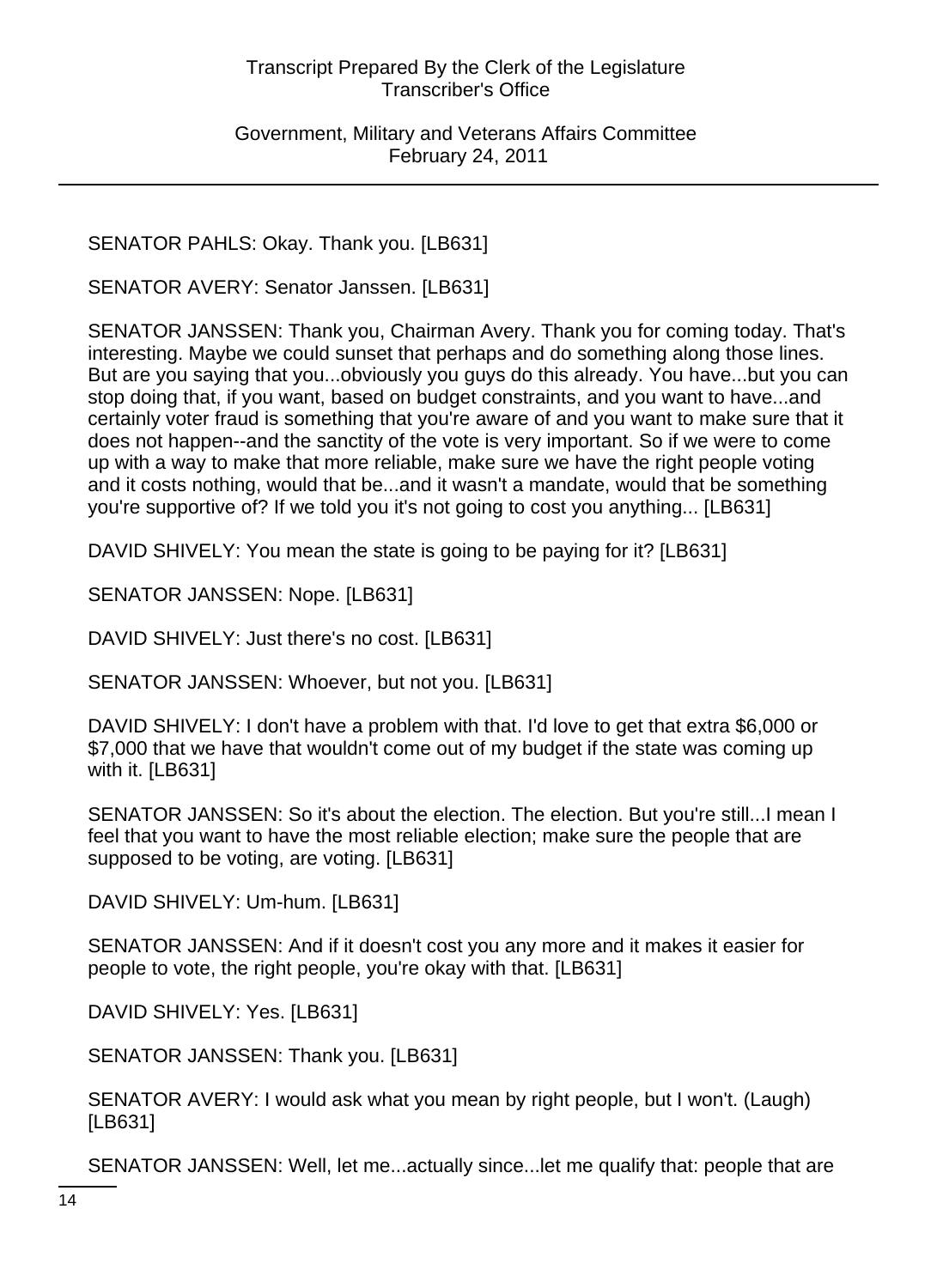SENATOR PAHLS: Okay. Thank you. [LB631]

SENATOR AVERY: Senator Janssen. [LB631]

SENATOR JANSSEN: Thank you, Chairman Avery. Thank you for coming today. That's interesting. Maybe we could sunset that perhaps and do something along those lines. But are you saying that you...obviously you guys do this already. You have...but you can stop doing that, if you want, based on budget constraints, and you want to have...and certainly voter fraud is something that you're aware of and you want to make sure that it does not happen--and the sanctity of the vote is very important. So if we were to come up with a way to make that more reliable, make sure we have the right people voting and it costs nothing, would that be...and it wasn't a mandate, would that be something you're supportive of? If we told you it's not going to cost you anything... [LB631]

DAVID SHIVELY: You mean the state is going to be paying for it? [LB631]

SENATOR JANSSEN: Nope. [LB631]

DAVID SHIVELY: Just there's no cost. [LB631]

SENATOR JANSSEN: Whoever, but not you. [LB631]

DAVID SHIVELY: I don't have a problem with that. I'd love to get that extra $6,000 or $7,000 that we have that wouldn't come out of my budget if the state was coming up with it. [LB631]

SENATOR JANSSEN: So it's about the election. The election. But you're still...I mean I feel that you want to have the most reliable election; make sure the people that are supposed to be voting, are voting. [LB631]

DAVID SHIVELY: Um-hum. [LB631]

SENATOR JANSSEN: And if it doesn't cost you any more and it makes it easier for people to vote, the right people, you're okay with that. [LB631]

DAVID SHIVELY: Yes. [LB631]

SENATOR JANSSEN: Thank you. [LB631]

SENATOR AVERY: I would ask what you mean by right people, but I won't. (Laugh) [LB631]

SENATOR JANSSEN: Well, let me...actually since...let me qualify that: people that are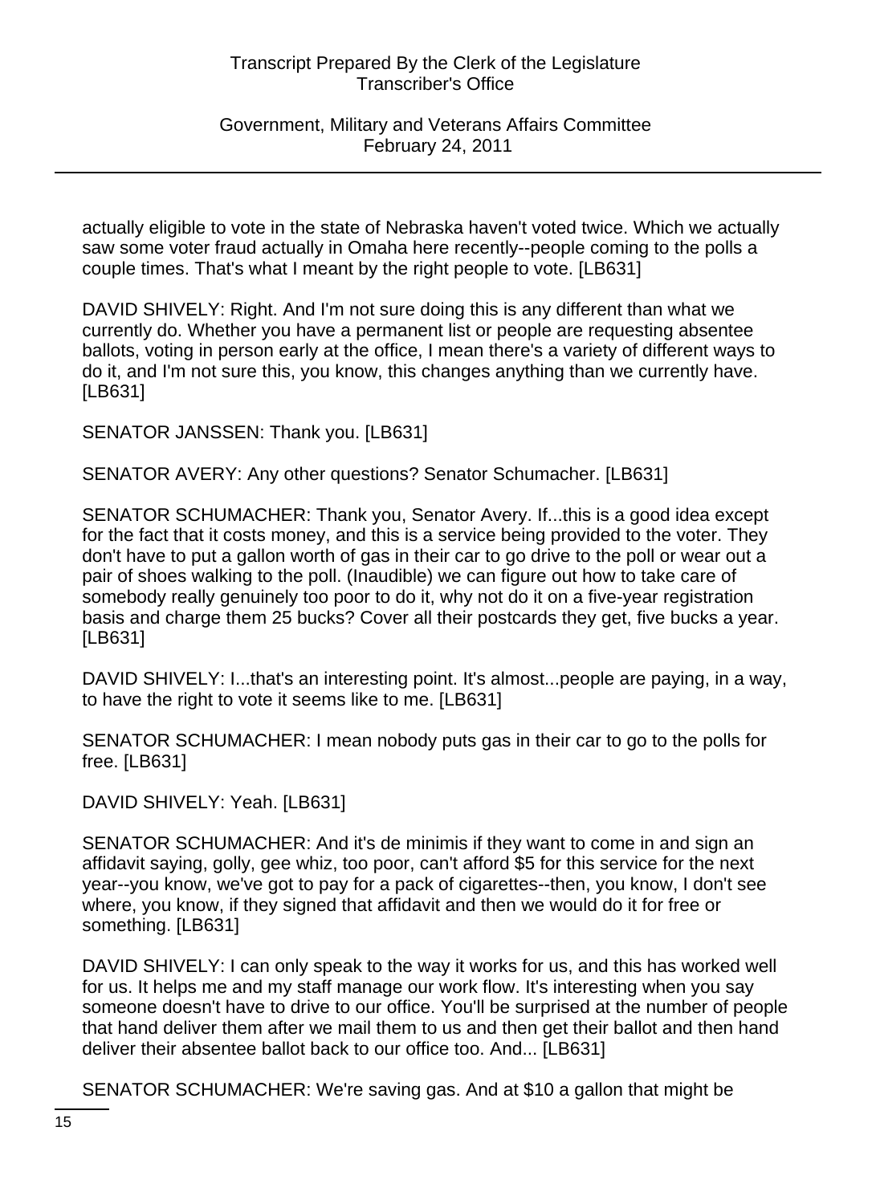actually eligible to vote in the state of Nebraska haven't voted twice. Which we actually saw some voter fraud actually in Omaha here recently--people coming to the polls a couple times. That's what I meant by the right people to vote. [LB631]

DAVID SHIVELY: Right. And I'm not sure doing this is any different than what we currently do. Whether you have a permanent list or people are requesting absentee ballots, voting in person early at the office, I mean there's a variety of different ways to do it, and I'm not sure this, you know, this changes anything than we currently have. [LB631]

SENATOR JANSSEN: Thank you. [LB631]

SENATOR AVERY: Any other questions? Senator Schumacher. [LB631]

SENATOR SCHUMACHER: Thank you, Senator Avery. If...this is a good idea except for the fact that it costs money, and this is a service being provided to the voter. They don't have to put a gallon worth of gas in their car to go drive to the poll or wear out a pair of shoes walking to the poll. (Inaudible) we can figure out how to take care of somebody really genuinely too poor to do it, why not do it on a five-year registration basis and charge them 25 bucks? Cover all their postcards they get, five bucks a year. [LB631]

DAVID SHIVELY: I...that's an interesting point. It's almost...people are paying, in a way, to have the right to vote it seems like to me. [LB631]

SENATOR SCHUMACHER: I mean nobody puts gas in their car to go to the polls for free. [LB631]

DAVID SHIVELY: Yeah. [LB631]

SENATOR SCHUMACHER: And it's de minimis if they want to come in and sign an affidavit saying, golly, gee whiz, too poor, can't afford $5 for this service for the next year--you know, we've got to pay for a pack of cigarettes--then, you know, I don't see where, you know, if they signed that affidavit and then we would do it for free or something. [LB631]

DAVID SHIVELY: I can only speak to the way it works for us, and this has worked well for us. It helps me and my staff manage our work flow. It's interesting when you say someone doesn't have to drive to our office. You'll be surprised at the number of people that hand deliver them after we mail them to us and then get their ballot and then hand deliver their absentee ballot back to our office too. And... [LB631]

SENATOR SCHUMACHER: We're saving gas. And at $10 a gallon that might be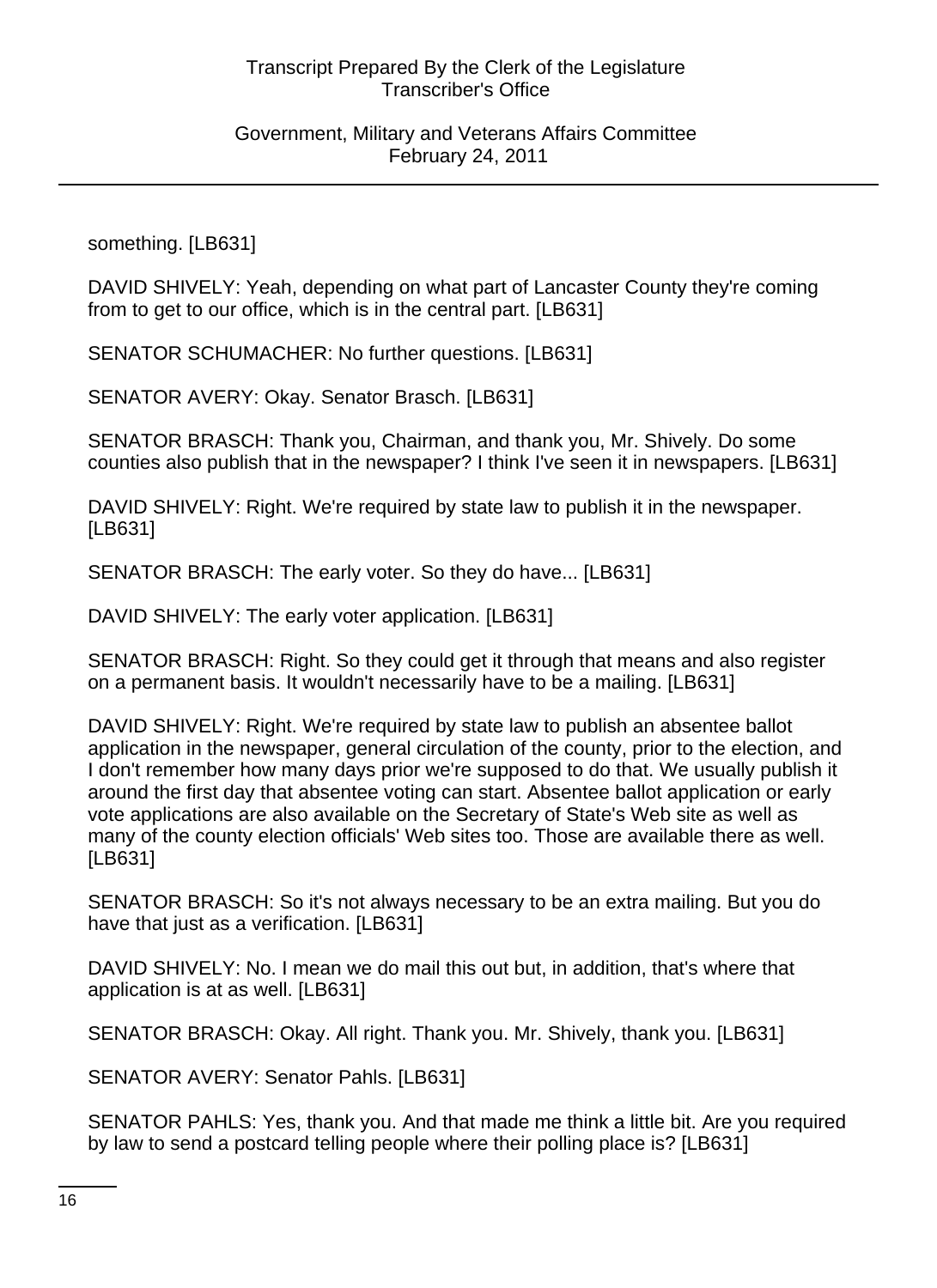something. [LB631]

DAVID SHIVELY: Yeah, depending on what part of Lancaster County they're coming from to get to our office, which is in the central part. [LB631]

SENATOR SCHUMACHER: No further questions. [LB631]

SENATOR AVERY: Okay. Senator Brasch. [LB631]

SENATOR BRASCH: Thank you, Chairman, and thank you, Mr. Shively. Do some counties also publish that in the newspaper? I think I've seen it in newspapers. [LB631]

DAVID SHIVELY: Right. We're required by state law to publish it in the newspaper. [LB631]

SENATOR BRASCH: The early voter. So they do have... [LB631]

DAVID SHIVELY: The early voter application. [LB631]

SENATOR BRASCH: Right. So they could get it through that means and also register on a permanent basis. It wouldn't necessarily have to be a mailing. [LB631]

DAVID SHIVELY: Right. We're required by state law to publish an absentee ballot application in the newspaper, general circulation of the county, prior to the election, and I don't remember how many days prior we're supposed to do that. We usually publish it around the first day that absentee voting can start. Absentee ballot application or early vote applications are also available on the Secretary of State's Web site as well as many of the county election officials' Web sites too. Those are available there as well. [LB631]

SENATOR BRASCH: So it's not always necessary to be an extra mailing. But you do have that just as a verification. [LB631]

DAVID SHIVELY: No. I mean we do mail this out but, in addition, that's where that application is at as well. [LB631]

SENATOR BRASCH: Okay. All right. Thank you. Mr. Shively, thank you. [LB631]

SENATOR AVERY: Senator Pahls. [LB631]

SENATOR PAHLS: Yes, thank you. And that made me think a little bit. Are you required by law to send a postcard telling people where their polling place is? [LB631]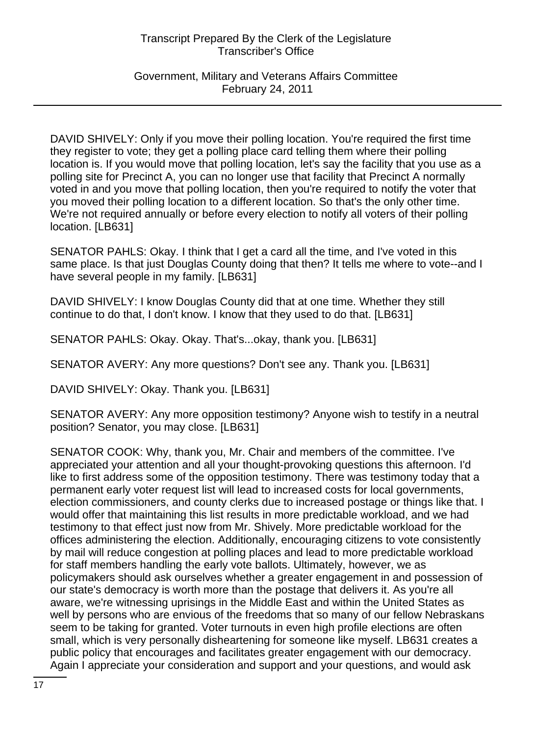DAVID SHIVELY: Only if you move their polling location. You're required the first time they register to vote; they get a polling place card telling them where their polling location is. If you would move that polling location, let's say the facility that you use as a polling site for Precinct A, you can no longer use that facility that Precinct A normally voted in and you move that polling location, then you're required to notify the voter that you moved their polling location to a different location. So that's the only other time. We're not required annually or before every election to notify all voters of their polling location. [LB631]

SENATOR PAHLS: Okay. I think that I get a card all the time, and I've voted in this same place. Is that just Douglas County doing that then? It tells me where to vote--and I have several people in my family. [LB631]

DAVID SHIVELY: I know Douglas County did that at one time. Whether they still continue to do that, I don't know. I know that they used to do that. [LB631]

SENATOR PAHLS: Okay. Okay. That's...okay, thank you. [LB631]

SENATOR AVERY: Any more questions? Don't see any. Thank you. [LB631]

DAVID SHIVELY: Okay. Thank you. [LB631]

SENATOR AVERY: Any more opposition testimony? Anyone wish to testify in a neutral position? Senator, you may close. [LB631]

SENATOR COOK: Why, thank you, Mr. Chair and members of the committee. I've appreciated your attention and all your thought-provoking questions this afternoon. I'd like to first address some of the opposition testimony. There was testimony today that a permanent early voter request list will lead to increased costs for local governments, election commissioners, and county clerks due to increased postage or things like that. I would offer that maintaining this list results in more predictable workload, and we had testimony to that effect just now from Mr. Shively. More predictable workload for the offices administering the election. Additionally, encouraging citizens to vote consistently by mail will reduce congestion at polling places and lead to more predictable workload for staff members handling the early vote ballots. Ultimately, however, we as policymakers should ask ourselves whether a greater engagement in and possession of our state's democracy is worth more than the postage that delivers it. As you're all aware, we're witnessing uprisings in the Middle East and within the United States as well by persons who are envious of the freedoms that so many of our fellow Nebraskans seem to be taking for granted. Voter turnouts in even high profile elections are often small, which is very personally disheartening for someone like myself. LB631 creates a public policy that encourages and facilitates greater engagement with our democracy. Again I appreciate your consideration and support and your questions, and would ask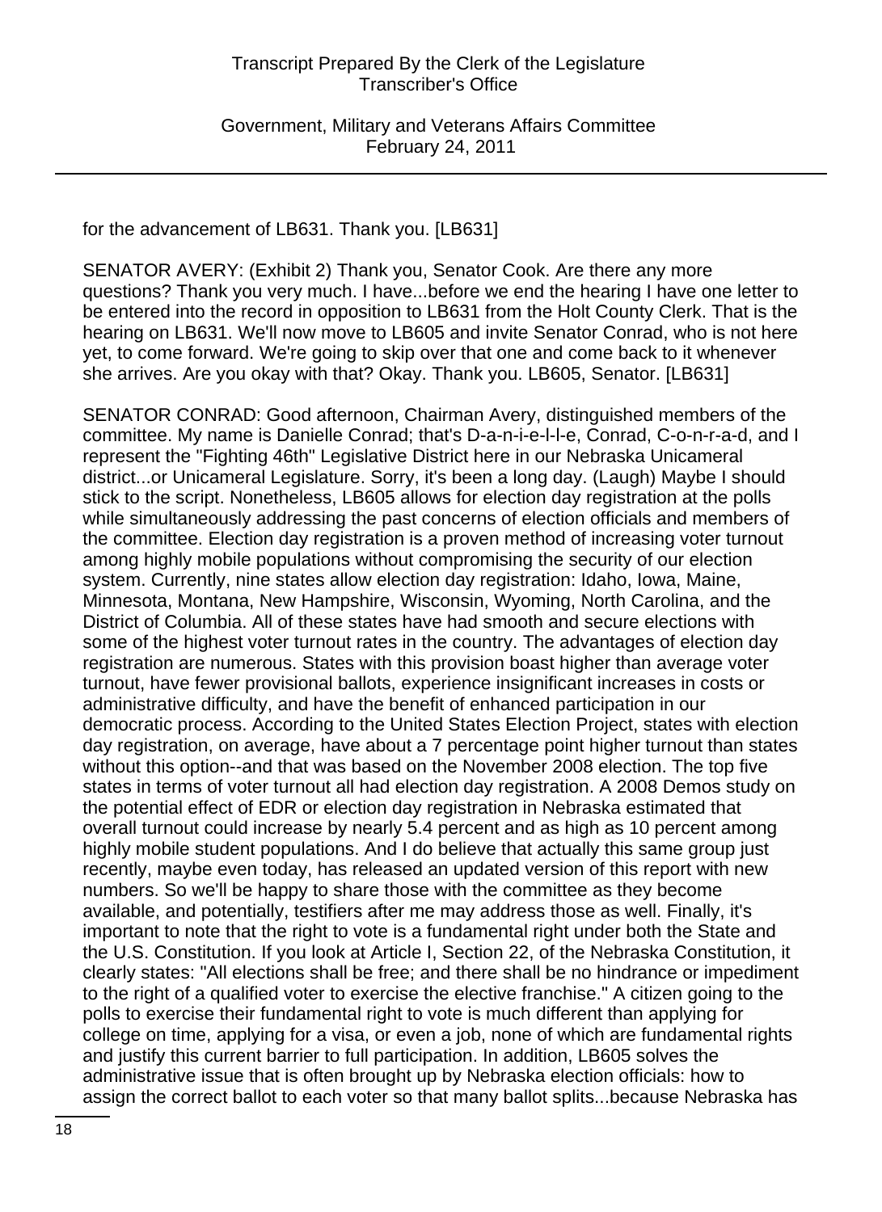for the advancement of LB631. Thank you. [LB631]

SENATOR AVERY: (Exhibit 2) Thank you, Senator Cook. Are there any more questions? Thank you very much. I have...before we end the hearing I have one letter to be entered into the record in opposition to LB631 from the Holt County Clerk. That is the hearing on LB631. We'll now move to LB605 and invite Senator Conrad, who is not here yet, to come forward. We're going to skip over that one and come back to it whenever she arrives. Are you okay with that? Okay. Thank you. LB605, Senator. [LB631]

SENATOR CONRAD: Good afternoon, Chairman Avery, distinguished members of the committee. My name is Danielle Conrad; that's D-a-n-i-e-l-l-e, Conrad, C-o-n-r-a-d, and I represent the "Fighting 46th" Legislative District here in our Nebraska Unicameral district...or Unicameral Legislature. Sorry, it's been a long day. (Laugh) Maybe I should stick to the script. Nonetheless, LB605 allows for election day registration at the polls while simultaneously addressing the past concerns of election officials and members of the committee. Election day registration is a proven method of increasing voter turnout among highly mobile populations without compromising the security of our election system. Currently, nine states allow election day registration: Idaho, Iowa, Maine, Minnesota, Montana, New Hampshire, Wisconsin, Wyoming, North Carolina, and the District of Columbia. All of these states have had smooth and secure elections with some of the highest voter turnout rates in the country. The advantages of election day registration are numerous. States with this provision boast higher than average voter turnout, have fewer provisional ballots, experience insignificant increases in costs or administrative difficulty, and have the benefit of enhanced participation in our democratic process. According to the United States Election Project, states with election day registration, on average, have about a 7 percentage point higher turnout than states without this option--and that was based on the November 2008 election. The top five states in terms of voter turnout all had election day registration. A 2008 Demos study on the potential effect of EDR or election day registration in Nebraska estimated that overall turnout could increase by nearly 5.4 percent and as high as 10 percent among highly mobile student populations. And I do believe that actually this same group just recently, maybe even today, has released an updated version of this report with new numbers. So we'll be happy to share those with the committee as they become available, and potentially, testifiers after me may address those as well. Finally, it's important to note that the right to vote is a fundamental right under both the State and the U.S. Constitution. If you look at Article I, Section 22, of the Nebraska Constitution, it clearly states: "All elections shall be free; and there shall be no hindrance or impediment to the right of a qualified voter to exercise the elective franchise." A citizen going to the polls to exercise their fundamental right to vote is much different than applying for college on time, applying for a visa, or even a job, none of which are fundamental rights and justify this current barrier to full participation. In addition, LB605 solves the administrative issue that is often brought up by Nebraska election officials: how to assign the correct ballot to each voter so that many ballot splits...because Nebraska has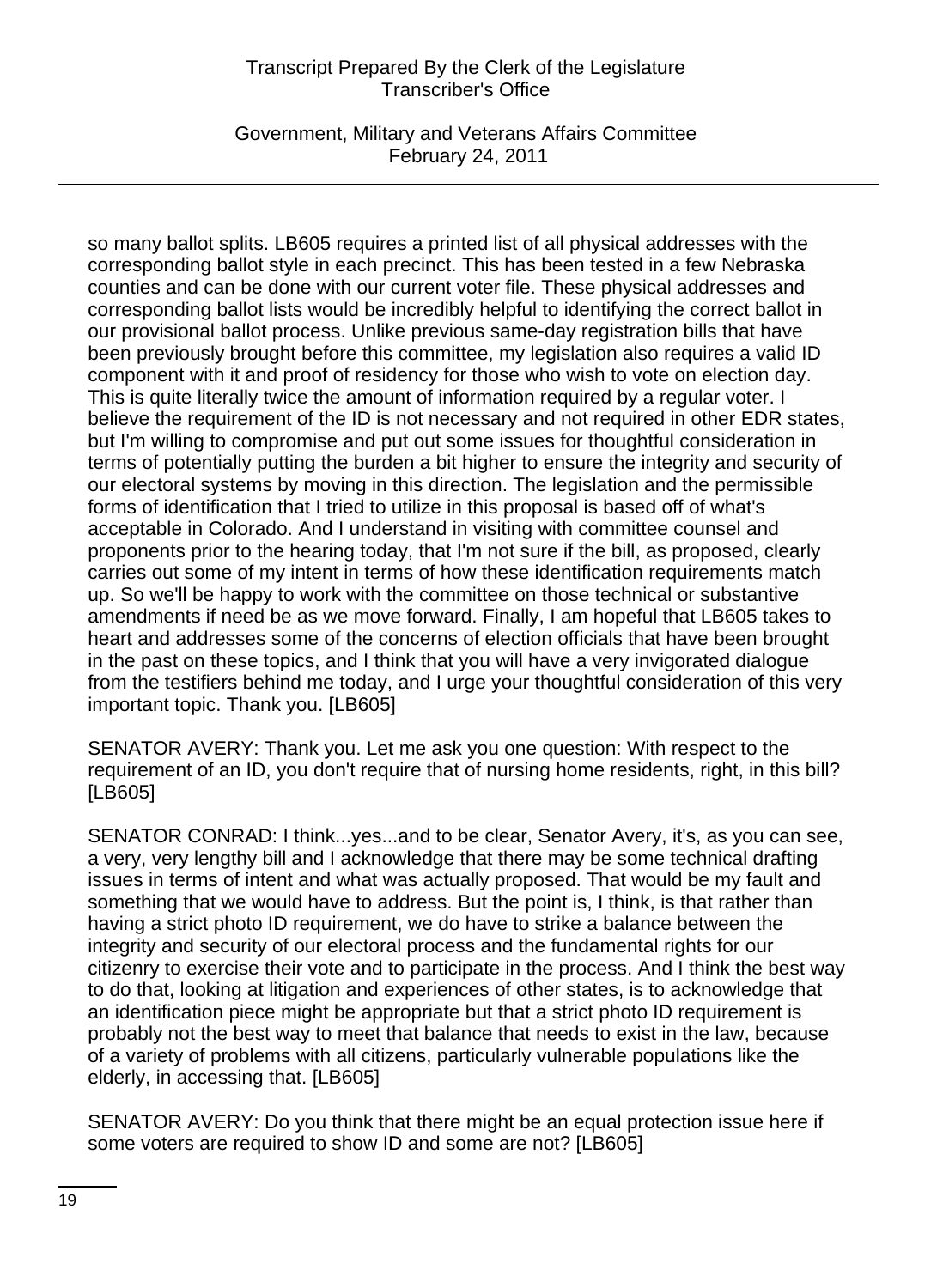so many ballot splits. LB605 requires a printed list of all physical addresses with the corresponding ballot style in each precinct. This has been tested in a few Nebraska counties and can be done with our current voter file. These physical addresses and corresponding ballot lists would be incredibly helpful to identifying the correct ballot in our provisional ballot process. Unlike previous same-day registration bills that have been previously brought before this committee, my legislation also requires a valid ID component with it and proof of residency for those who wish to vote on election day. This is quite literally twice the amount of information required by a regular voter. I believe the requirement of the ID is not necessary and not required in other EDR states, but I'm willing to compromise and put out some issues for thoughtful consideration in terms of potentially putting the burden a bit higher to ensure the integrity and security of our electoral systems by moving in this direction. The legislation and the permissible forms of identification that I tried to utilize in this proposal is based off of what's acceptable in Colorado. And I understand in visiting with committee counsel and proponents prior to the hearing today, that I'm not sure if the bill, as proposed, clearly carries out some of my intent in terms of how these identification requirements match up. So we'll be happy to work with the committee on those technical or substantive amendments if need be as we move forward. Finally, I am hopeful that LB605 takes to heart and addresses some of the concerns of election officials that have been brought in the past on these topics, and I think that you will have a very invigorated dialogue from the testifiers behind me today, and I urge your thoughtful consideration of this very important topic. Thank you. [LB605]

SENATOR AVERY: Thank you. Let me ask you one question: With respect to the requirement of an ID, you don't require that of nursing home residents, right, in this bill? [LB605]

SENATOR CONRAD: I think...yes...and to be clear, Senator Avery, it's, as you can see, a very, very lengthy bill and I acknowledge that there may be some technical drafting issues in terms of intent and what was actually proposed. That would be my fault and something that we would have to address. But the point is, I think, is that rather than having a strict photo ID requirement, we do have to strike a balance between the integrity and security of our electoral process and the fundamental rights for our citizenry to exercise their vote and to participate in the process. And I think the best way to do that, looking at litigation and experiences of other states, is to acknowledge that an identification piece might be appropriate but that a strict photo ID requirement is probably not the best way to meet that balance that needs to exist in the law, because of a variety of problems with all citizens, particularly vulnerable populations like the elderly, in accessing that. [LB605]

SENATOR AVERY: Do you think that there might be an equal protection issue here if some voters are required to show ID and some are not? [LB605]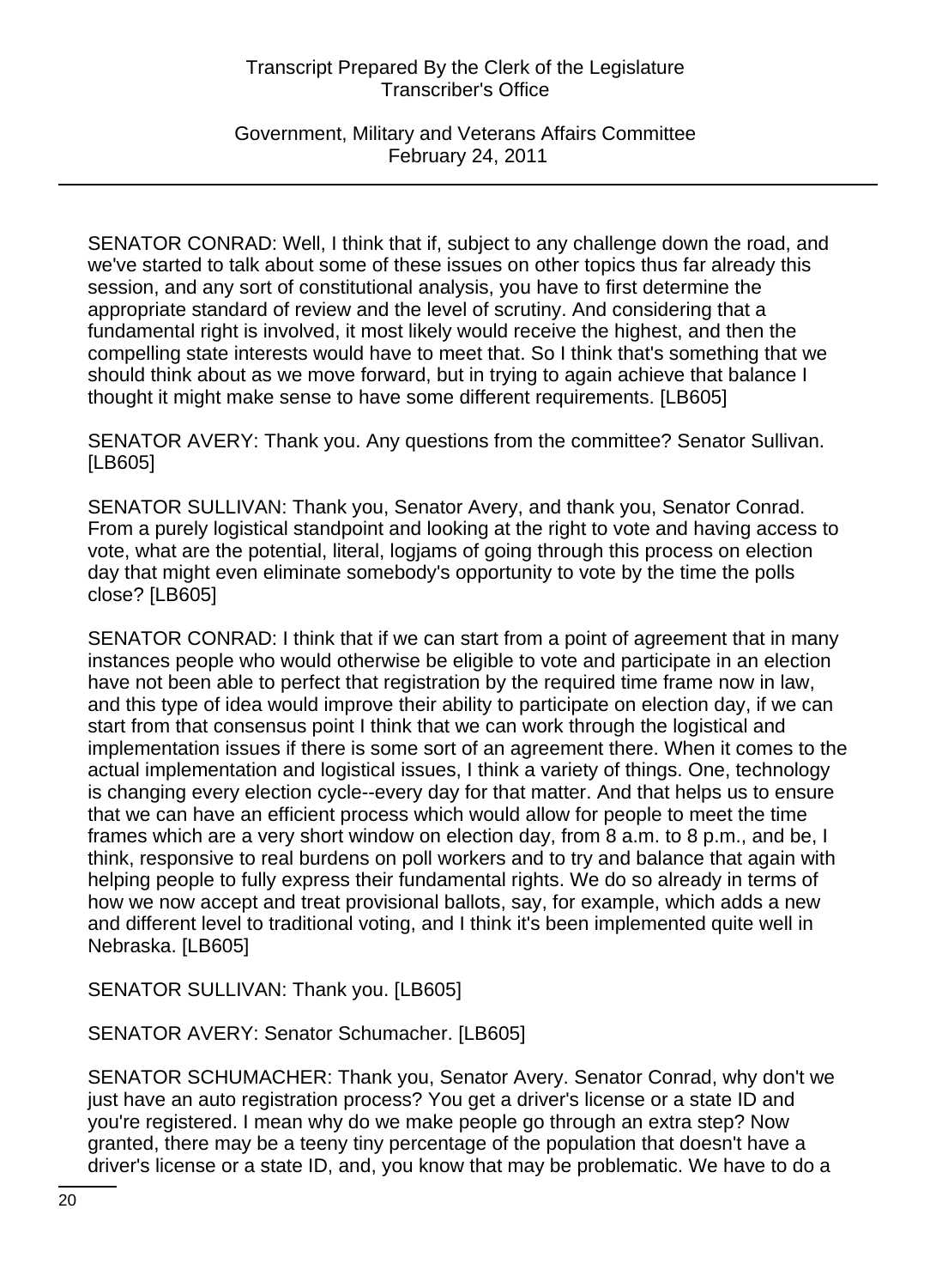SENATOR CONRAD: Well, I think that if, subject to any challenge down the road, and we've started to talk about some of these issues on other topics thus far already this session, and any sort of constitutional analysis, you have to first determine the appropriate standard of review and the level of scrutiny. And considering that a fundamental right is involved, it most likely would receive the highest, and then the compelling state interests would have to meet that. So I think that's something that we should think about as we move forward, but in trying to again achieve that balance I thought it might make sense to have some different requirements. [LB605]

SENATOR AVERY: Thank you. Any questions from the committee? Senator Sullivan. [LB605]

SENATOR SULLIVAN: Thank you, Senator Avery, and thank you, Senator Conrad. From a purely logistical standpoint and looking at the right to vote and having access to vote, what are the potential, literal, logjams of going through this process on election day that might even eliminate somebody's opportunity to vote by the time the polls close? [LB605]

SENATOR CONRAD: I think that if we can start from a point of agreement that in many instances people who would otherwise be eligible to vote and participate in an election have not been able to perfect that registration by the required time frame now in law, and this type of idea would improve their ability to participate on election day, if we can start from that consensus point I think that we can work through the logistical and implementation issues if there is some sort of an agreement there. When it comes to the actual implementation and logistical issues, I think a variety of things. One, technology is changing every election cycle--every day for that matter. And that helps us to ensure that we can have an efficient process which would allow for people to meet the time frames which are a very short window on election day, from 8 a.m. to 8 p.m., and be, I think, responsive to real burdens on poll workers and to try and balance that again with helping people to fully express their fundamental rights. We do so already in terms of how we now accept and treat provisional ballots, say, for example, which adds a new and different level to traditional voting, and I think it's been implemented quite well in Nebraska. [LB605]

SENATOR SULLIVAN: Thank you. [LB605]

SENATOR AVERY: Senator Schumacher. [LB605]

SENATOR SCHUMACHER: Thank you, Senator Avery. Senator Conrad, why don't we just have an auto registration process? You get a driver's license or a state ID and you're registered. I mean why do we make people go through an extra step? Now granted, there may be a teeny tiny percentage of the population that doesn't have a driver's license or a state ID, and, you know that may be problematic. We have to do a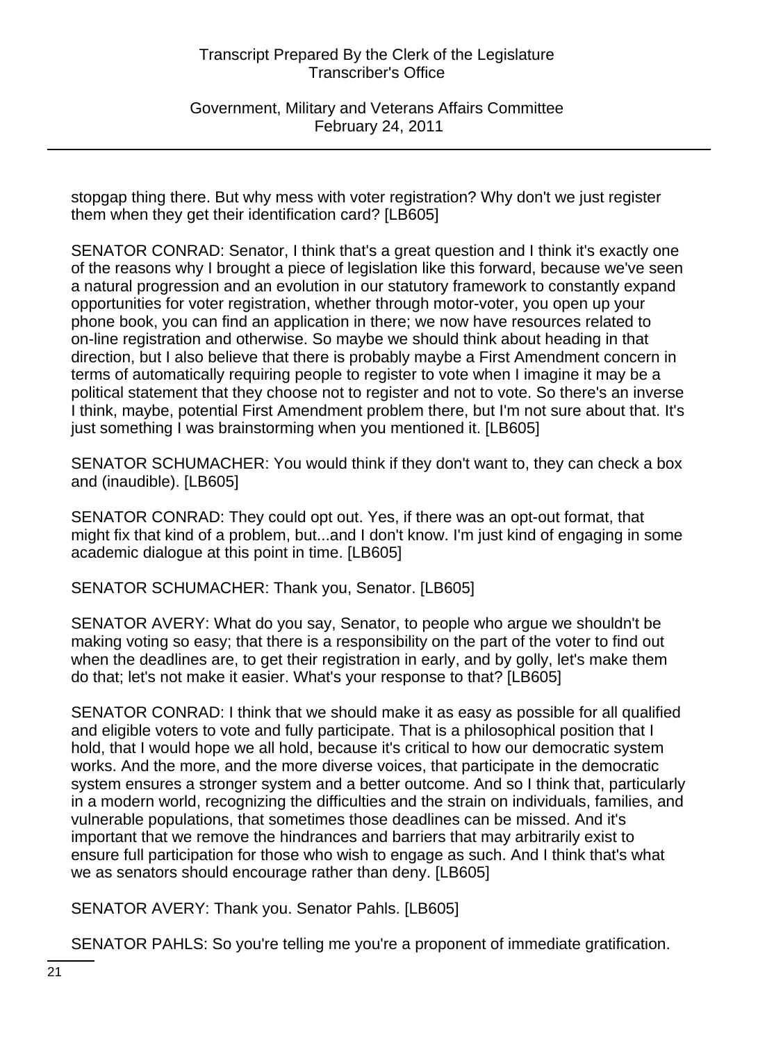stopgap thing there. But why mess with voter registration? Why don't we just register them when they get their identification card? [LB605]

SENATOR CONRAD: Senator, I think that's a great question and I think it's exactly one of the reasons why I brought a piece of legislation like this forward, because we've seen a natural progression and an evolution in our statutory framework to constantly expand opportunities for voter registration, whether through motor-voter, you open up your phone book, you can find an application in there; we now have resources related to on-line registration and otherwise. So maybe we should think about heading in that direction, but I also believe that there is probably maybe a First Amendment concern in terms of automatically requiring people to register to vote when I imagine it may be a political statement that they choose not to register and not to vote. So there's an inverse I think, maybe, potential First Amendment problem there, but I'm not sure about that. It's just something I was brainstorming when you mentioned it. [LB605]

SENATOR SCHUMACHER: You would think if they don't want to, they can check a box and (inaudible). [LB605]

SENATOR CONRAD: They could opt out. Yes, if there was an opt-out format, that might fix that kind of a problem, but...and I don't know. I'm just kind of engaging in some academic dialogue at this point in time. [LB605]

SENATOR SCHUMACHER: Thank you, Senator. [LB605]

SENATOR AVERY: What do you say, Senator, to people who argue we shouldn't be making voting so easy; that there is a responsibility on the part of the voter to find out when the deadlines are, to get their registration in early, and by golly, let's make them do that; let's not make it easier. What's your response to that? [LB605]

SENATOR CONRAD: I think that we should make it as easy as possible for all qualified and eligible voters to vote and fully participate. That is a philosophical position that I hold, that I would hope we all hold, because it's critical to how our democratic system works. And the more, and the more diverse voices, that participate in the democratic system ensures a stronger system and a better outcome. And so I think that, particularly in a modern world, recognizing the difficulties and the strain on individuals, families, and vulnerable populations, that sometimes those deadlines can be missed. And it's important that we remove the hindrances and barriers that may arbitrarily exist to ensure full participation for those who wish to engage as such. And I think that's what we as senators should encourage rather than deny. [LB605]

SENATOR AVERY: Thank you. Senator Pahls. [LB605]

SENATOR PAHLS: So you're telling me you're a proponent of immediate gratification.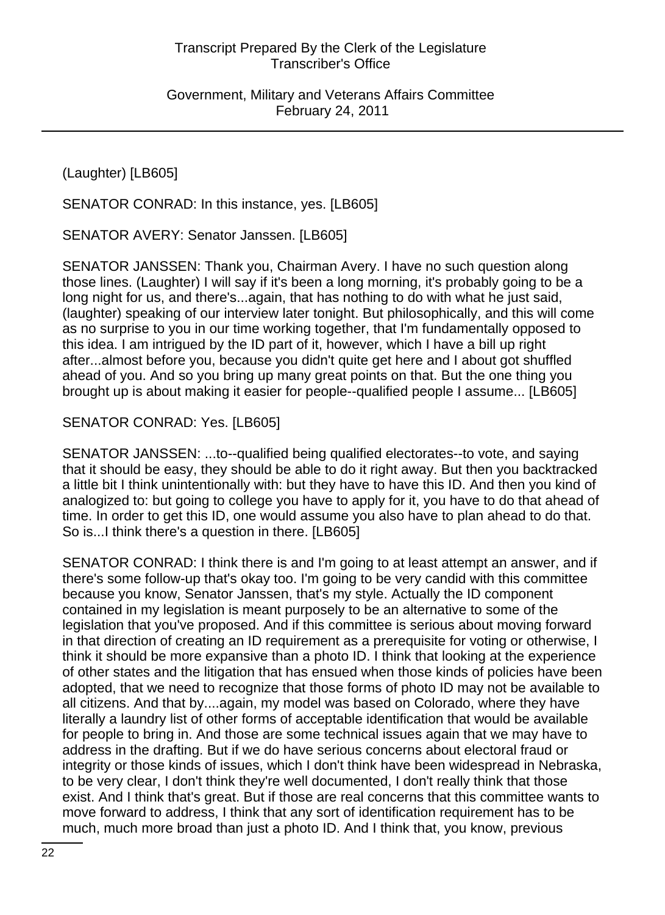(Laughter) [LB605]

SENATOR CONRAD: In this instance, yes. [LB605]

SENATOR AVERY: Senator Janssen. [LB605]

SENATOR JANSSEN: Thank you, Chairman Avery. I have no such question along those lines. (Laughter) I will say if it's been a long morning, it's probably going to be a long night for us, and there's...again, that has nothing to do with what he just said, (laughter) speaking of our interview later tonight. But philosophically, and this will come as no surprise to you in our time working together, that I'm fundamentally opposed to this idea. I am intrigued by the ID part of it, however, which I have a bill up right after...almost before you, because you didn't quite get here and I about got shuffled ahead of you. And so you bring up many great points on that. But the one thing you brought up is about making it easier for people--qualified people I assume... [LB605]

SENATOR CONRAD: Yes. [LB605]

SENATOR JANSSEN: ...to--qualified being qualified electorates--to vote, and saying that it should be easy, they should be able to do it right away. But then you backtracked a little bit I think unintentionally with: but they have to have this ID. And then you kind of analogized to: but going to college you have to apply for it, you have to do that ahead of time. In order to get this ID, one would assume you also have to plan ahead to do that. So is...I think there's a question in there. [LB605]

SENATOR CONRAD: I think there is and I'm going to at least attempt an answer, and if there's some follow-up that's okay too. I'm going to be very candid with this committee because you know, Senator Janssen, that's my style. Actually the ID component contained in my legislation is meant purposely to be an alternative to some of the legislation that you've proposed. And if this committee is serious about moving forward in that direction of creating an ID requirement as a prerequisite for voting or otherwise, I think it should be more expansive than a photo ID. I think that looking at the experience of other states and the litigation that has ensued when those kinds of policies have been adopted, that we need to recognize that those forms of photo ID may not be available to all citizens. And that by....again, my model was based on Colorado, where they have literally a laundry list of other forms of acceptable identification that would be available for people to bring in. And those are some technical issues again that we may have to address in the drafting. But if we do have serious concerns about electoral fraud or integrity or those kinds of issues, which I don't think have been widespread in Nebraska, to be very clear, I don't think they're well documented, I don't really think that those exist. And I think that's great. But if those are real concerns that this committee wants to move forward to address, I think that any sort of identification requirement has to be much, much more broad than just a photo ID. And I think that, you know, previous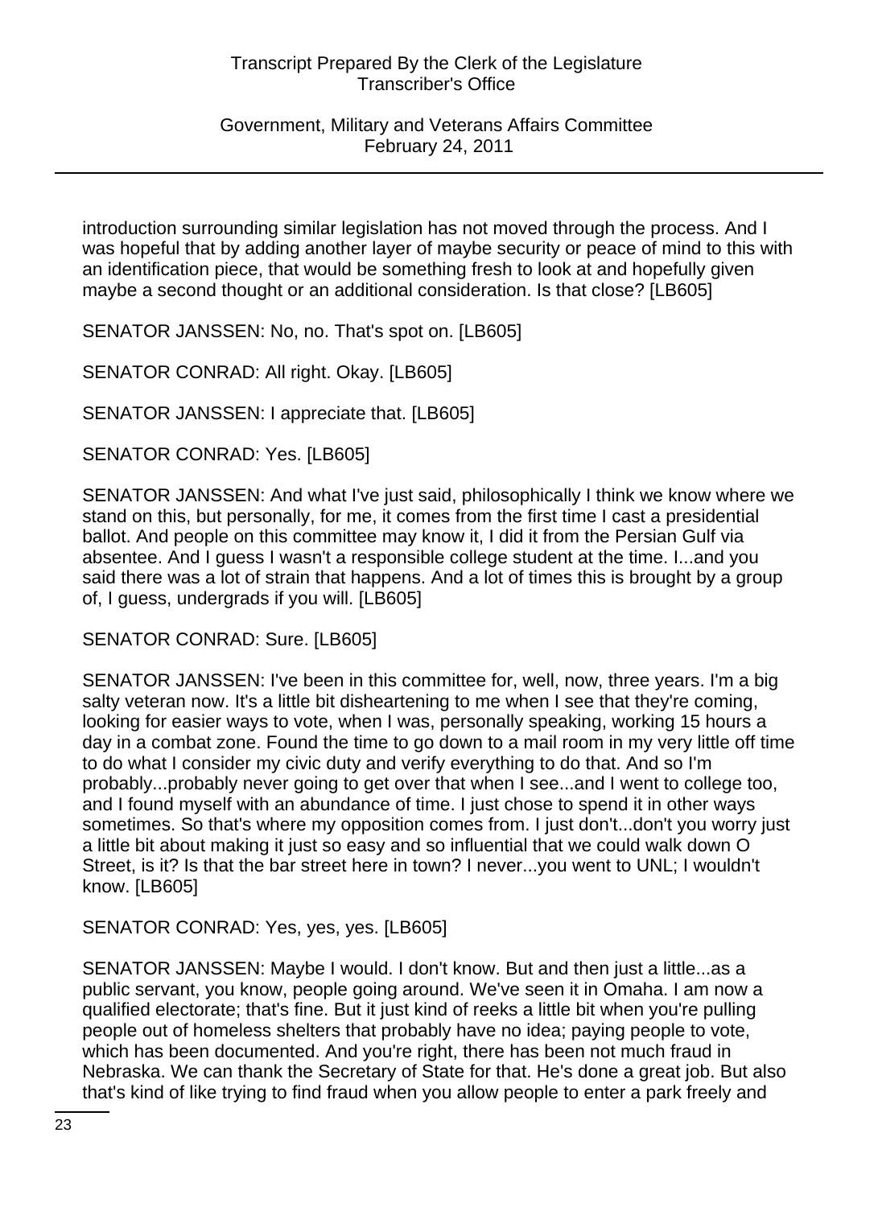introduction surrounding similar legislation has not moved through the process. And I was hopeful that by adding another layer of maybe security or peace of mind to this with an identification piece, that would be something fresh to look at and hopefully given maybe a second thought or an additional consideration. Is that close? [LB605]

SENATOR JANSSEN: No, no. That's spot on. [LB605]

SENATOR CONRAD: All right. Okay. [LB605]

SENATOR JANSSEN: I appreciate that. [LB605]

SENATOR CONRAD: Yes. [LB605]

SENATOR JANSSEN: And what I've just said, philosophically I think we know where we stand on this, but personally, for me, it comes from the first time I cast a presidential ballot. And people on this committee may know it, I did it from the Persian Gulf via absentee. And I guess I wasn't a responsible college student at the time. I...and you said there was a lot of strain that happens. And a lot of times this is brought by a group of, I guess, undergrads if you will. [LB605]

SENATOR CONRAD: Sure. [LB605]

SENATOR JANSSEN: I've been in this committee for, well, now, three years. I'm a big salty veteran now. It's a little bit disheartening to me when I see that they're coming, looking for easier ways to vote, when I was, personally speaking, working 15 hours a day in a combat zone. Found the time to go down to a mail room in my very little off time to do what I consider my civic duty and verify everything to do that. And so I'm probably...probably never going to get over that when I see...and I went to college too, and I found myself with an abundance of time. I just chose to spend it in other ways sometimes. So that's where my opposition comes from. I just don't...don't you worry just a little bit about making it just so easy and so influential that we could walk down O Street, is it? Is that the bar street here in town? I never...you went to UNL; I wouldn't know. [LB605]

SENATOR CONRAD: Yes, yes, yes. [LB605]

SENATOR JANSSEN: Maybe I would. I don't know. But and then just a little...as a public servant, you know, people going around. We've seen it in Omaha. I am now a qualified electorate; that's fine. But it just kind of reeks a little bit when you're pulling people out of homeless shelters that probably have no idea; paying people to vote, which has been documented. And you're right, there has been not much fraud in Nebraska. We can thank the Secretary of State for that. He's done a great job. But also that's kind of like trying to find fraud when you allow people to enter a park freely and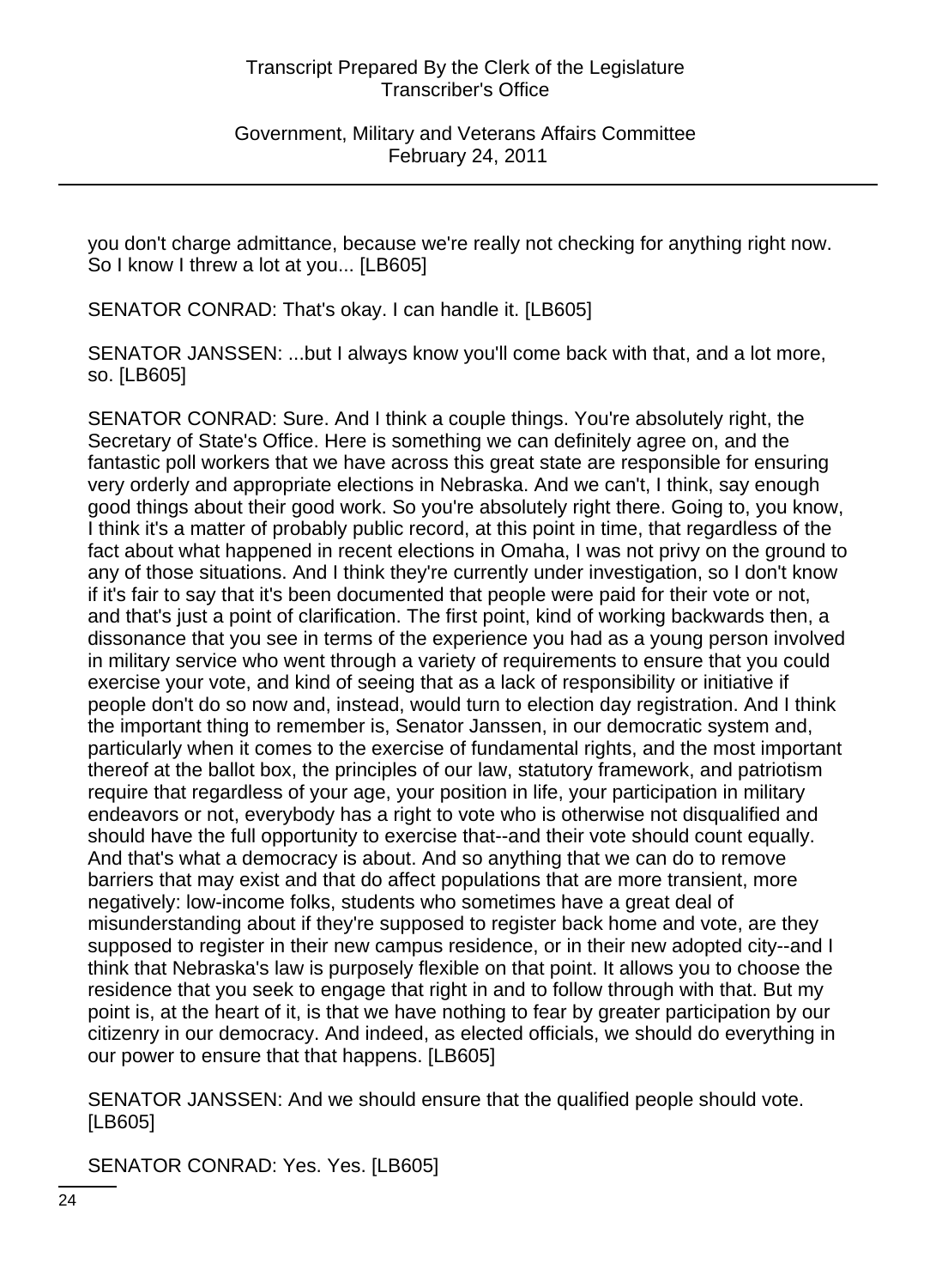you don't charge admittance, because we're really not checking for anything right now. So I know I threw a lot at you... [LB605]

SENATOR CONRAD: That's okay. I can handle it. [LB605]

SENATOR JANSSEN: ...but I always know you'll come back with that, and a lot more, so. [LB605]

SENATOR CONRAD: Sure. And I think a couple things. You're absolutely right, the Secretary of State's Office. Here is something we can definitely agree on, and the fantastic poll workers that we have across this great state are responsible for ensuring very orderly and appropriate elections in Nebraska. And we can't, I think, say enough good things about their good work. So you're absolutely right there. Going to, you know, I think it's a matter of probably public record, at this point in time, that regardless of the fact about what happened in recent elections in Omaha, I was not privy on the ground to any of those situations. And I think they're currently under investigation, so I don't know if it's fair to say that it's been documented that people were paid for their vote or not, and that's just a point of clarification. The first point, kind of working backwards then, a dissonance that you see in terms of the experience you had as a young person involved in military service who went through a variety of requirements to ensure that you could exercise your vote, and kind of seeing that as a lack of responsibility or initiative if people don't do so now and, instead, would turn to election day registration. And I think the important thing to remember is, Senator Janssen, in our democratic system and, particularly when it comes to the exercise of fundamental rights, and the most important thereof at the ballot box, the principles of our law, statutory framework, and patriotism require that regardless of your age, your position in life, your participation in military endeavors or not, everybody has a right to vote who is otherwise not disqualified and should have the full opportunity to exercise that--and their vote should count equally. And that's what a democracy is about. And so anything that we can do to remove barriers that may exist and that do affect populations that are more transient, more negatively: low-income folks, students who sometimes have a great deal of misunderstanding about if they're supposed to register back home and vote, are they supposed to register in their new campus residence, or in their new adopted city--and I think that Nebraska's law is purposely flexible on that point. It allows you to choose the residence that you seek to engage that right in and to follow through with that. But my point is, at the heart of it, is that we have nothing to fear by greater participation by our citizenry in our democracy. And indeed, as elected officials, we should do everything in our power to ensure that that happens. [LB605]

SENATOR JANSSEN: And we should ensure that the qualified people should vote. [LB605]

SENATOR CONRAD: Yes. Yes. [LB605]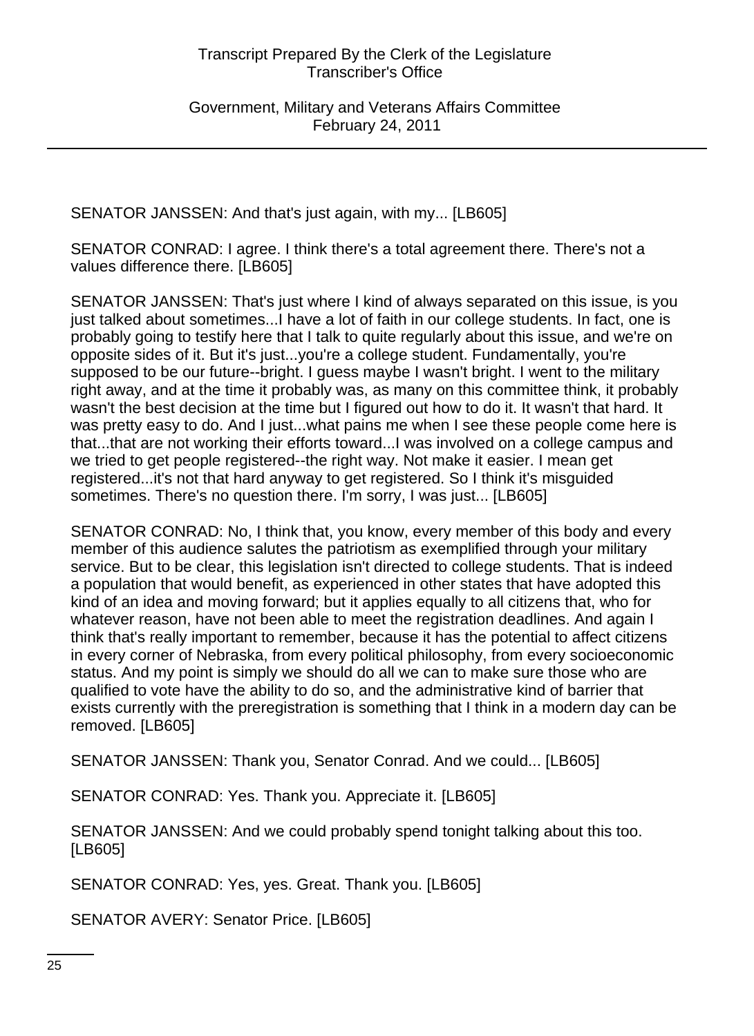SENATOR JANSSEN: And that's just again, with my... [LB605]

SENATOR CONRAD: I agree. I think there's a total agreement there. There's not a values difference there. [LB605]

SENATOR JANSSEN: That's just where I kind of always separated on this issue, is you just talked about sometimes...I have a lot of faith in our college students. In fact, one is probably going to testify here that I talk to quite regularly about this issue, and we're on opposite sides of it. But it's just...you're a college student. Fundamentally, you're supposed to be our future--bright. I guess maybe I wasn't bright. I went to the military right away, and at the time it probably was, as many on this committee think, it probably wasn't the best decision at the time but I figured out how to do it. It wasn't that hard. It was pretty easy to do. And I just...what pains me when I see these people come here is that...that are not working their efforts toward...I was involved on a college campus and we tried to get people registered--the right way. Not make it easier. I mean get registered...it's not that hard anyway to get registered. So I think it's misguided sometimes. There's no question there. I'm sorry, I was just... [LB605]

SENATOR CONRAD: No, I think that, you know, every member of this body and every member of this audience salutes the patriotism as exemplified through your military service. But to be clear, this legislation isn't directed to college students. That is indeed a population that would benefit, as experienced in other states that have adopted this kind of an idea and moving forward; but it applies equally to all citizens that, who for whatever reason, have not been able to meet the registration deadlines. And again I think that's really important to remember, because it has the potential to affect citizens in every corner of Nebraska, from every political philosophy, from every socioeconomic status. And my point is simply we should do all we can to make sure those who are qualified to vote have the ability to do so, and the administrative kind of barrier that exists currently with the preregistration is something that I think in a modern day can be removed. [LB605]

SENATOR JANSSEN: Thank you, Senator Conrad. And we could... [LB605]

SENATOR CONRAD: Yes. Thank you. Appreciate it. [LB605]

SENATOR JANSSEN: And we could probably spend tonight talking about this too. [LB605]

SENATOR CONRAD: Yes, yes. Great. Thank you. [LB605]

SENATOR AVERY: Senator Price. [LB605]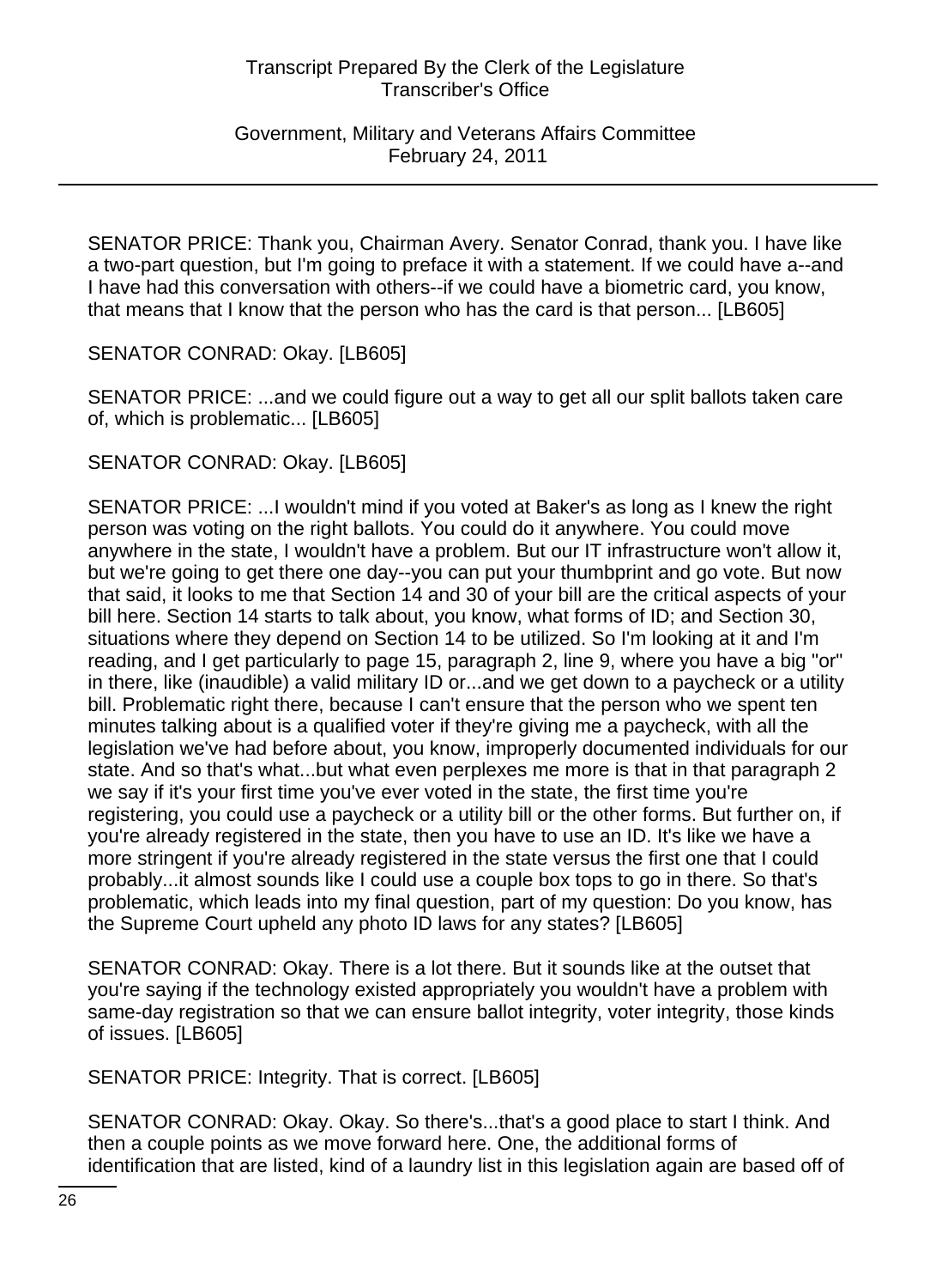SENATOR PRICE: Thank you, Chairman Avery. Senator Conrad, thank you. I have like a two-part question, but I'm going to preface it with a statement. If we could have a--and I have had this conversation with others--if we could have a biometric card, you know, that means that I know that the person who has the card is that person... [LB605]

SENATOR CONRAD: Okay. [LB605]

SENATOR PRICE: ...and we could figure out a way to get all our split ballots taken care of, which is problematic... [LB605]

SENATOR CONRAD: Okay. [LB605]

SENATOR PRICE: ...I wouldn't mind if you voted at Baker's as long as I knew the right person was voting on the right ballots. You could do it anywhere. You could move anywhere in the state, I wouldn't have a problem. But our IT infrastructure won't allow it, but we're going to get there one day--you can put your thumbprint and go vote. But now that said, it looks to me that Section 14 and 30 of your bill are the critical aspects of your bill here. Section 14 starts to talk about, you know, what forms of ID; and Section 30, situations where they depend on Section 14 to be utilized. So I'm looking at it and I'm reading, and I get particularly to page 15, paragraph 2, line 9, where you have a big "or" in there, like (inaudible) a valid military ID or...and we get down to a paycheck or a utility bill. Problematic right there, because I can't ensure that the person who we spent ten minutes talking about is a qualified voter if they're giving me a paycheck, with all the legislation we've had before about, you know, improperly documented individuals for our state. And so that's what...but what even perplexes me more is that in that paragraph 2 we say if it's your first time you've ever voted in the state, the first time you're registering, you could use a paycheck or a utility bill or the other forms. But further on, if you're already registered in the state, then you have to use an ID. It's like we have a more stringent if you're already registered in the state versus the first one that I could probably...it almost sounds like I could use a couple box tops to go in there. So that's problematic, which leads into my final question, part of my question: Do you know, has the Supreme Court upheld any photo ID laws for any states? [LB605]

SENATOR CONRAD: Okay. There is a lot there. But it sounds like at the outset that you're saying if the technology existed appropriately you wouldn't have a problem with same-day registration so that we can ensure ballot integrity, voter integrity, those kinds of issues. [LB605]

SENATOR PRICE: Integrity. That is correct. [LB605]

SENATOR CONRAD: Okay. Okay. So there's...that's a good place to start I think. And then a couple points as we move forward here. One, the additional forms of identification that are listed, kind of a laundry list in this legislation again are based off of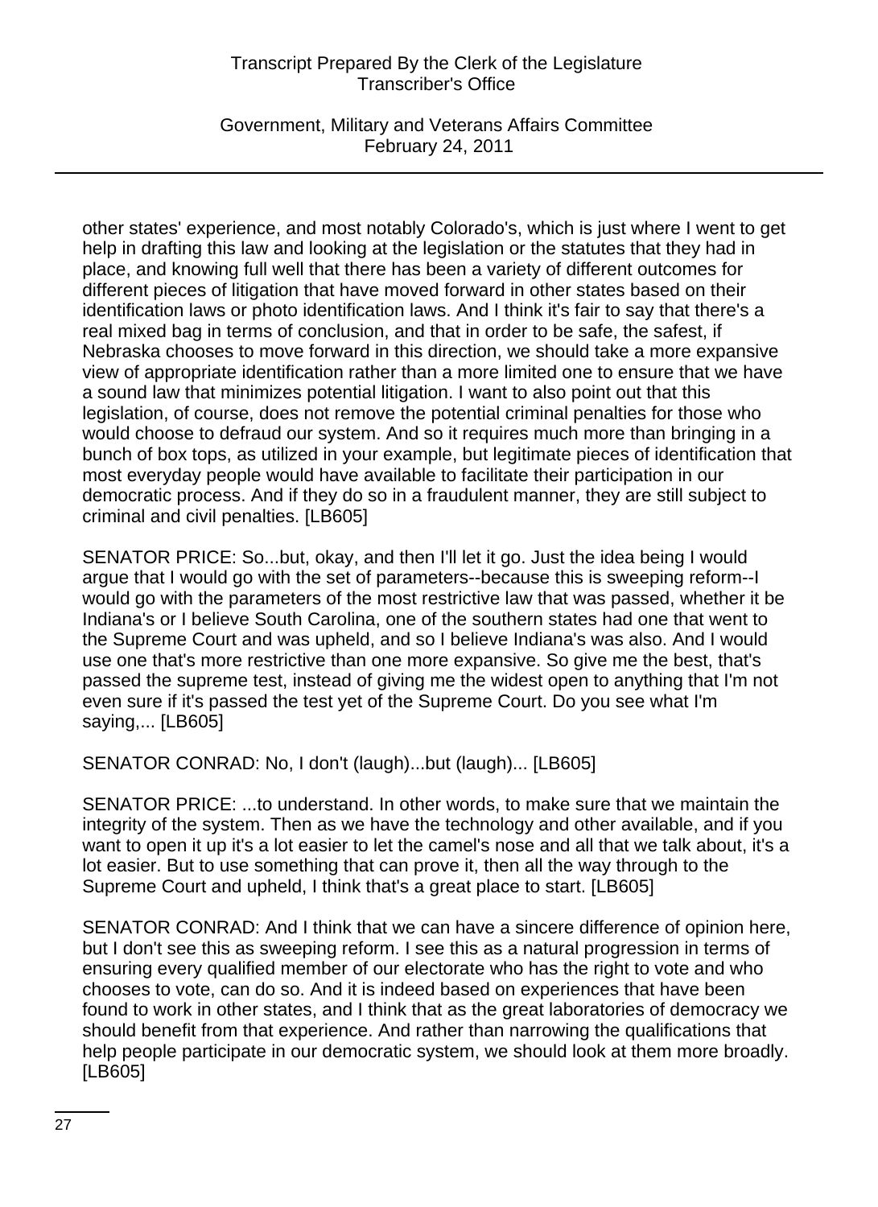other states' experience, and most notably Colorado's, which is just where I went to get help in drafting this law and looking at the legislation or the statutes that they had in place, and knowing full well that there has been a variety of different outcomes for different pieces of litigation that have moved forward in other states based on their identification laws or photo identification laws. And I think it's fair to say that there's a real mixed bag in terms of conclusion, and that in order to be safe, the safest, if Nebraska chooses to move forward in this direction, we should take a more expansive view of appropriate identification rather than a more limited one to ensure that we have a sound law that minimizes potential litigation. I want to also point out that this legislation, of course, does not remove the potential criminal penalties for those who would choose to defraud our system. And so it requires much more than bringing in a bunch of box tops, as utilized in your example, but legitimate pieces of identification that most everyday people would have available to facilitate their participation in our democratic process. And if they do so in a fraudulent manner, they are still subject to criminal and civil penalties. [LB605]

SENATOR PRICE: So...but, okay, and then I'll let it go. Just the idea being I would argue that I would go with the set of parameters--because this is sweeping reform--I would go with the parameters of the most restrictive law that was passed, whether it be Indiana's or I believe South Carolina, one of the southern states had one that went to the Supreme Court and was upheld, and so I believe Indiana's was also. And I would use one that's more restrictive than one more expansive. So give me the best, that's passed the supreme test, instead of giving me the widest open to anything that I'm not even sure if it's passed the test yet of the Supreme Court. Do you see what I'm saying,... [LB605]

SENATOR CONRAD: No, I don't (laugh)...but (laugh)... [LB605]

SENATOR PRICE: ...to understand. In other words, to make sure that we maintain the integrity of the system. Then as we have the technology and other available, and if you want to open it up it's a lot easier to let the camel's nose and all that we talk about, it's a lot easier. But to use something that can prove it, then all the way through to the Supreme Court and upheld, I think that's a great place to start. [LB605]

SENATOR CONRAD: And I think that we can have a sincere difference of opinion here, but I don't see this as sweeping reform. I see this as a natural progression in terms of ensuring every qualified member of our electorate who has the right to vote and who chooses to vote, can do so. And it is indeed based on experiences that have been found to work in other states, and I think that as the great laboratories of democracy we should benefit from that experience. And rather than narrowing the qualifications that help people participate in our democratic system, we should look at them more broadly. [LB605]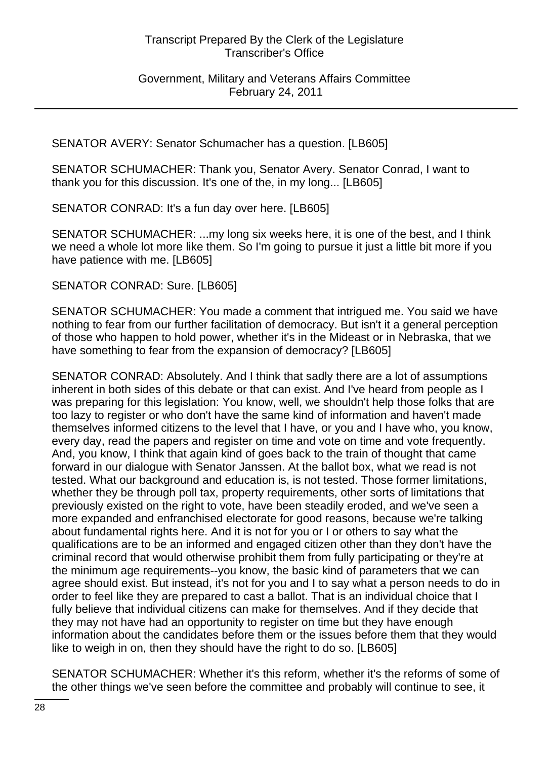SENATOR AVERY: Senator Schumacher has a question. [LB605]

SENATOR SCHUMACHER: Thank you, Senator Avery. Senator Conrad, I want to thank you for this discussion. It's one of the, in my long... [LB605]

SENATOR CONRAD: It's a fun day over here. [LB605]

SENATOR SCHUMACHER: ...my long six weeks here, it is one of the best, and I think we need a whole lot more like them. So I'm going to pursue it just a little bit more if you have patience with me. [LB605]

SENATOR CONRAD: Sure. [LB605]

SENATOR SCHUMACHER: You made a comment that intrigued me. You said we have nothing to fear from our further facilitation of democracy. But isn't it a general perception of those who happen to hold power, whether it's in the Mideast or in Nebraska, that we have something to fear from the expansion of democracy? [LB605]

SENATOR CONRAD: Absolutely. And I think that sadly there are a lot of assumptions inherent in both sides of this debate or that can exist. And I've heard from people as I was preparing for this legislation: You know, well, we shouldn't help those folks that are too lazy to register or who don't have the same kind of information and haven't made themselves informed citizens to the level that I have, or you and I have who, you know, every day, read the papers and register on time and vote on time and vote frequently. And, you know, I think that again kind of goes back to the train of thought that came forward in our dialogue with Senator Janssen. At the ballot box, what we read is not tested. What our background and education is, is not tested. Those former limitations, whether they be through poll tax, property requirements, other sorts of limitations that previously existed on the right to vote, have been steadily eroded, and we've seen a more expanded and enfranchised electorate for good reasons, because we're talking about fundamental rights here. And it is not for you or I or others to say what the qualifications are to be an informed and engaged citizen other than they don't have the criminal record that would otherwise prohibit them from fully participating or they're at the minimum age requirements--you know, the basic kind of parameters that we can agree should exist. But instead, it's not for you and I to say what a person needs to do in order to feel like they are prepared to cast a ballot. That is an individual choice that I fully believe that individual citizens can make for themselves. And if they decide that they may not have had an opportunity to register on time but they have enough information about the candidates before them or the issues before them that they would like to weigh in on, then they should have the right to do so. [LB605]

SENATOR SCHUMACHER: Whether it's this reform, whether it's the reforms of some of the other things we've seen before the committee and probably will continue to see, it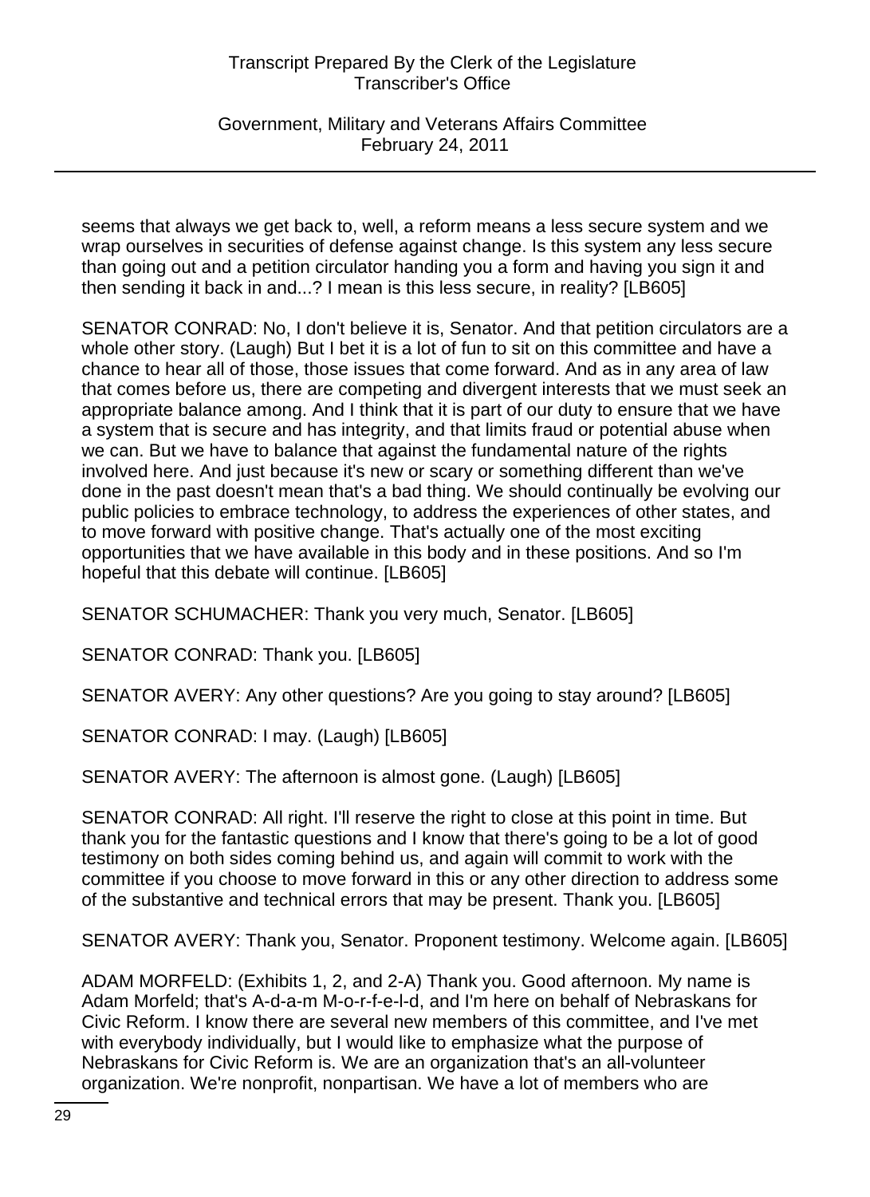seems that always we get back to, well, a reform means a less secure system and we wrap ourselves in securities of defense against change. Is this system any less secure than going out and a petition circulator handing you a form and having you sign it and then sending it back in and...? I mean is this less secure, in reality? [LB605]

SENATOR CONRAD: No, I don't believe it is, Senator. And that petition circulators are a whole other story. (Laugh) But I bet it is a lot of fun to sit on this committee and have a chance to hear all of those, those issues that come forward. And as in any area of law that comes before us, there are competing and divergent interests that we must seek an appropriate balance among. And I think that it is part of our duty to ensure that we have a system that is secure and has integrity, and that limits fraud or potential abuse when we can. But we have to balance that against the fundamental nature of the rights involved here. And just because it's new or scary or something different than we've done in the past doesn't mean that's a bad thing. We should continually be evolving our public policies to embrace technology, to address the experiences of other states, and to move forward with positive change. That's actually one of the most exciting opportunities that we have available in this body and in these positions. And so I'm hopeful that this debate will continue. [LB605]

SENATOR SCHUMACHER: Thank you very much, Senator. [LB605]

SENATOR CONRAD: Thank you. [LB605]

SENATOR AVERY: Any other questions? Are you going to stay around? [LB605]

SENATOR CONRAD: I may. (Laugh) [LB605]

SENATOR AVERY: The afternoon is almost gone. (Laugh) [LB605]

SENATOR CONRAD: All right. I'll reserve the right to close at this point in time. But thank you for the fantastic questions and I know that there's going to be a lot of good testimony on both sides coming behind us, and again will commit to work with the committee if you choose to move forward in this or any other direction to address some of the substantive and technical errors that may be present. Thank you. [LB605]

SENATOR AVERY: Thank you, Senator. Proponent testimony. Welcome again. [LB605]

ADAM MORFELD: (Exhibits 1, 2, and 2-A) Thank you. Good afternoon. My name is Adam Morfeld; that's A-d-a-m M-o-r-f-e-l-d, and I'm here on behalf of Nebraskans for Civic Reform. I know there are several new members of this committee, and I've met with everybody individually, but I would like to emphasize what the purpose of Nebraskans for Civic Reform is. We are an organization that's an all-volunteer organization. We're nonprofit, nonpartisan. We have a lot of members who are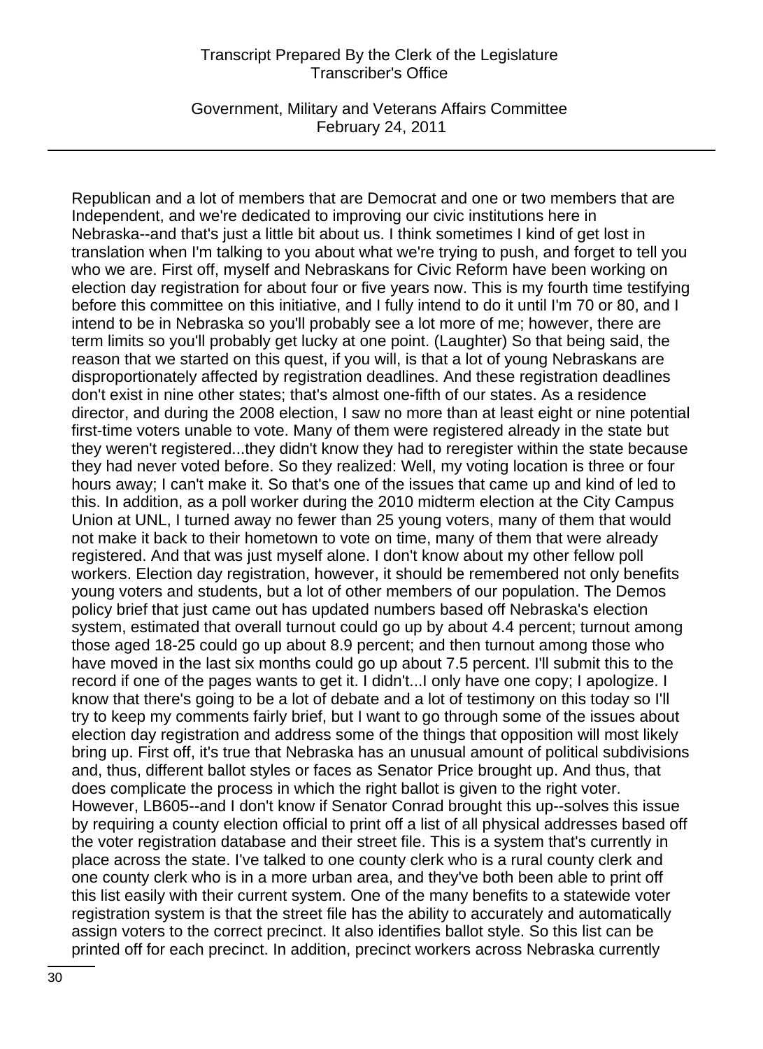Republican and a lot of members that are Democrat and one or two members that are Independent, and we're dedicated to improving our civic institutions here in Nebraska--and that's just a little bit about us. I think sometimes I kind of get lost in translation when I'm talking to you about what we're trying to push, and forget to tell you who we are. First off, myself and Nebraskans for Civic Reform have been working on election day registration for about four or five years now. This is my fourth time testifying before this committee on this initiative, and I fully intend to do it until I'm 70 or 80, and I intend to be in Nebraska so you'll probably see a lot more of me; however, there are term limits so you'll probably get lucky at one point. (Laughter) So that being said, the reason that we started on this quest, if you will, is that a lot of young Nebraskans are disproportionately affected by registration deadlines. And these registration deadlines don't exist in nine other states; that's almost one-fifth of our states. As a residence director, and during the 2008 election, I saw no more than at least eight or nine potential first-time voters unable to vote. Many of them were registered already in the state but they weren't registered...they didn't know they had to reregister within the state because they had never voted before. So they realized: Well, my voting location is three or four hours away; I can't make it. So that's one of the issues that came up and kind of led to this. In addition, as a poll worker during the 2010 midterm election at the City Campus Union at UNL, I turned away no fewer than 25 young voters, many of them that would not make it back to their hometown to vote on time, many of them that were already registered. And that was just myself alone. I don't know about my other fellow poll workers. Election day registration, however, it should be remembered not only benefits young voters and students, but a lot of other members of our population. The Demos policy brief that just came out has updated numbers based off Nebraska's election system, estimated that overall turnout could go up by about 4.4 percent; turnout among those aged 18-25 could go up about 8.9 percent; and then turnout among those who have moved in the last six months could go up about 7.5 percent. I'll submit this to the record if one of the pages wants to get it. I didn't...I only have one copy; I apologize. I know that there's going to be a lot of debate and a lot of testimony on this today so I'll try to keep my comments fairly brief, but I want to go through some of the issues about election day registration and address some of the things that opposition will most likely bring up. First off, it's true that Nebraska has an unusual amount of political subdivisions and, thus, different ballot styles or faces as Senator Price brought up. And thus, that does complicate the process in which the right ballot is given to the right voter. However, LB605--and I don't know if Senator Conrad brought this up--solves this issue by requiring a county election official to print off a list of all physical addresses based off the voter registration database and their street file. This is a system that's currently in place across the state. I've talked to one county clerk who is a rural county clerk and one county clerk who is in a more urban area, and they've both been able to print off this list easily with their current system. One of the many benefits to a statewide voter registration system is that the street file has the ability to accurately and automatically assign voters to the correct precinct. It also identifies ballot style. So this list can be printed off for each precinct. In addition, precinct workers across Nebraska currently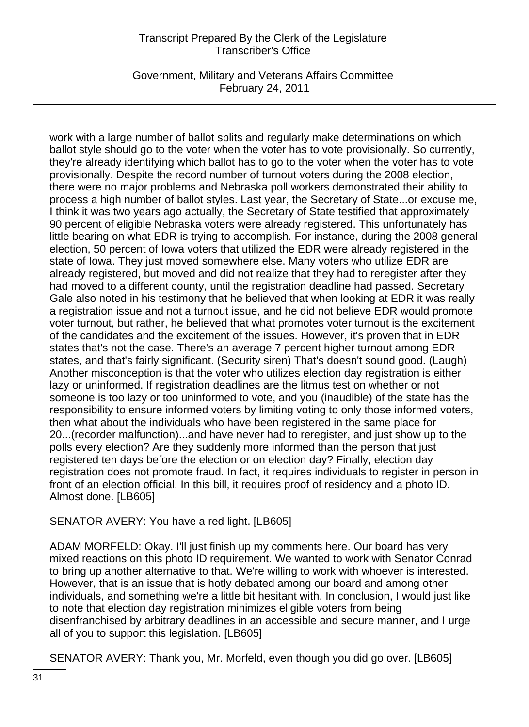work with a large number of ballot splits and regularly make determinations on which ballot style should go to the voter when the voter has to vote provisionally. So currently, they're already identifying which ballot has to go to the voter when the voter has to vote provisionally. Despite the record number of turnout voters during the 2008 election, there were no major problems and Nebraska poll workers demonstrated their ability to process a high number of ballot styles. Last year, the Secretary of State...or excuse me, I think it was two years ago actually, the Secretary of State testified that approximately 90 percent of eligible Nebraska voters were already registered. This unfortunately has little bearing on what EDR is trying to accomplish. For instance, during the 2008 general election, 50 percent of Iowa voters that utilized the EDR were already registered in the state of Iowa. They just moved somewhere else. Many voters who utilize EDR are already registered, but moved and did not realize that they had to reregister after they had moved to a different county, until the registration deadline had passed. Secretary Gale also noted in his testimony that he believed that when looking at EDR it was really a registration issue and not a turnout issue, and he did not believe EDR would promote voter turnout, but rather, he believed that what promotes voter turnout is the excitement of the candidates and the excitement of the issues. However, it's proven that in EDR states that's not the case. There's an average 7 percent higher turnout among EDR states, and that's fairly significant. (Security siren) That's doesn't sound good. (Laugh) Another misconception is that the voter who utilizes election day registration is either lazy or uninformed. If registration deadlines are the litmus test on whether or not someone is too lazy or too uninformed to vote, and you (inaudible) of the state has the responsibility to ensure informed voters by limiting voting to only those informed voters, then what about the individuals who have been registered in the same place for 20...(recorder malfunction)...and have never had to reregister, and just show up to the polls every election? Are they suddenly more informed than the person that just registered ten days before the election or on election day? Finally, election day registration does not promote fraud. In fact, it requires individuals to register in person in front of an election official. In this bill, it requires proof of residency and a photo ID. Almost done. [LB605]

SENATOR AVERY: You have a red light. [LB605]

ADAM MORFELD: Okay. I'll just finish up my comments here. Our board has very mixed reactions on this photo ID requirement. We wanted to work with Senator Conrad to bring up another alternative to that. We're willing to work with whoever is interested. However, that is an issue that is hotly debated among our board and among other individuals, and something we're a little bit hesitant with. In conclusion, I would just like to note that election day registration minimizes eligible voters from being disenfranchised by arbitrary deadlines in an accessible and secure manner, and I urge all of you to support this legislation. [LB605]

SENATOR AVERY: Thank you, Mr. Morfeld, even though you did go over. [LB605]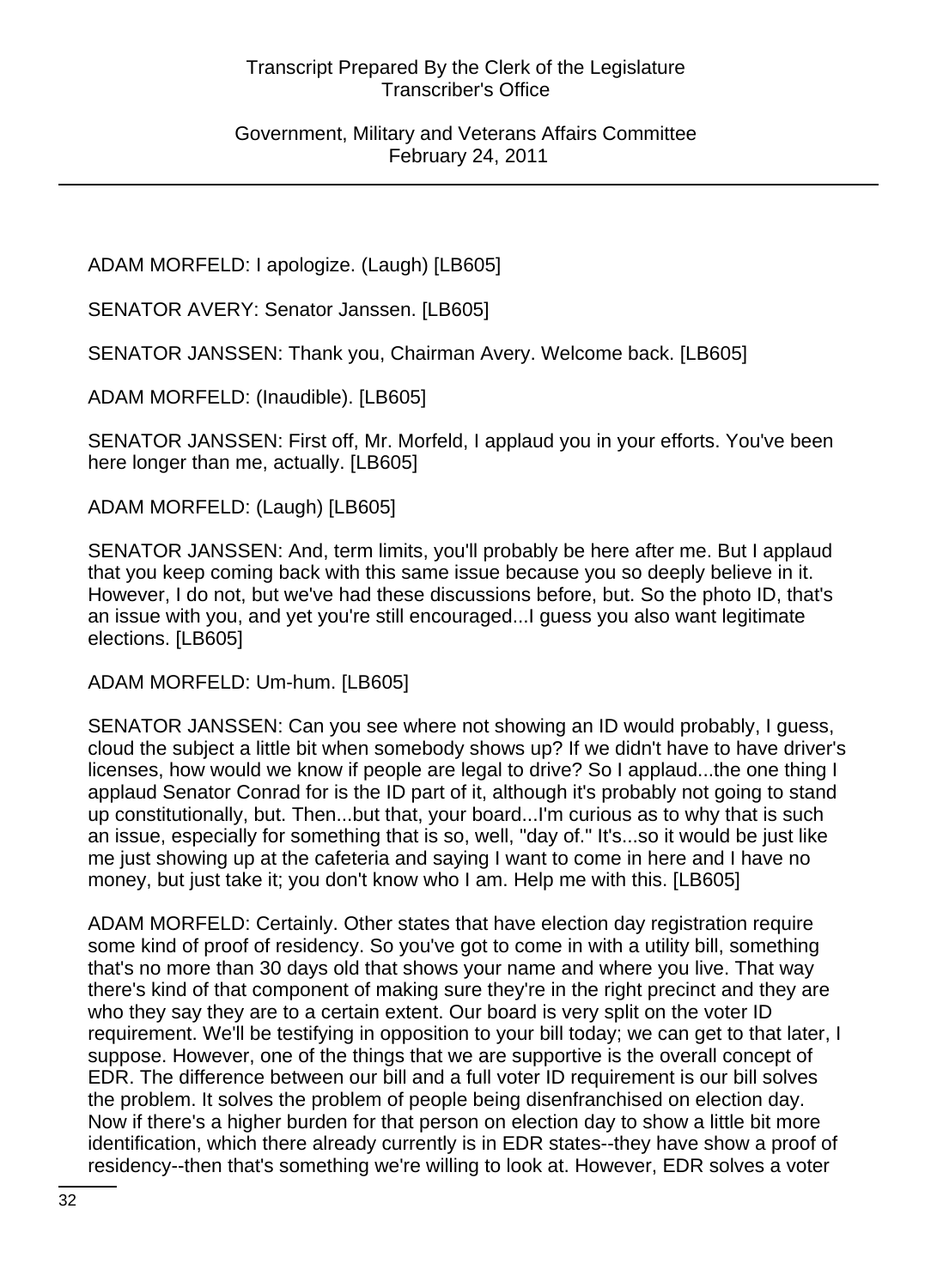ADAM MORFELD: I apologize. (Laugh) [LB605]

SENATOR AVERY: Senator Janssen. [LB605]

SENATOR JANSSEN: Thank you, Chairman Avery. Welcome back. [LB605]

ADAM MORFELD: (Inaudible). [LB605]

SENATOR JANSSEN: First off, Mr. Morfeld, I applaud you in your efforts. You've been here longer than me, actually. [LB605]

ADAM MORFELD: (Laugh) [LB605]

SENATOR JANSSEN: And, term limits, you'll probably be here after me. But I applaud that you keep coming back with this same issue because you so deeply believe in it. However, I do not, but we've had these discussions before, but. So the photo ID, that's an issue with you, and yet you're still encouraged...I guess you also want legitimate elections. [LB605]

ADAM MORFELD: Um-hum. [LB605]

SENATOR JANSSEN: Can you see where not showing an ID would probably, I guess, cloud the subject a little bit when somebody shows up? If we didn't have to have driver's licenses, how would we know if people are legal to drive? So I applaud...the one thing I applaud Senator Conrad for is the ID part of it, although it's probably not going to stand up constitutionally, but. Then...but that, your board...I'm curious as to why that is such an issue, especially for something that is so, well, "day of." It's...so it would be just like me just showing up at the cafeteria and saying I want to come in here and I have no money, but just take it; you don't know who I am. Help me with this. [LB605]

ADAM MORFELD: Certainly. Other states that have election day registration require some kind of proof of residency. So you've got to come in with a utility bill, something that's no more than 30 days old that shows your name and where you live. That way there's kind of that component of making sure they're in the right precinct and they are who they say they are to a certain extent. Our board is very split on the voter ID requirement. We'll be testifying in opposition to your bill today; we can get to that later, I suppose. However, one of the things that we are supportive is the overall concept of EDR. The difference between our bill and a full voter ID requirement is our bill solves the problem. It solves the problem of people being disenfranchised on election day. Now if there's a higher burden for that person on election day to show a little bit more identification, which there already currently is in EDR states--they have show a proof of residency--then that's something we're willing to look at. However, EDR solves a voter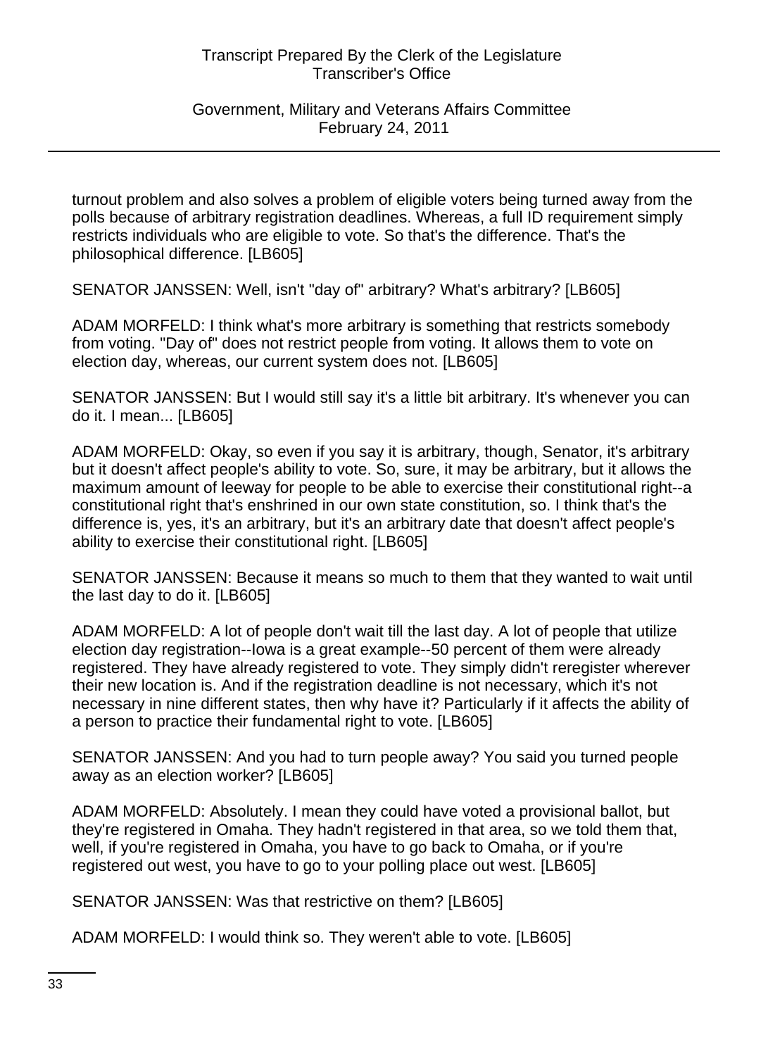turnout problem and also solves a problem of eligible voters being turned away from the polls because of arbitrary registration deadlines. Whereas, a full ID requirement simply restricts individuals who are eligible to vote. So that's the difference. That's the philosophical difference. [LB605]

SENATOR JANSSEN: Well, isn't "day of" arbitrary? What's arbitrary? [LB605]

ADAM MORFELD: I think what's more arbitrary is something that restricts somebody from voting. "Day of" does not restrict people from voting. It allows them to vote on election day, whereas, our current system does not. [LB605]

SENATOR JANSSEN: But I would still say it's a little bit arbitrary. It's whenever you can do it. I mean... [LB605]

ADAM MORFELD: Okay, so even if you say it is arbitrary, though, Senator, it's arbitrary but it doesn't affect people's ability to vote. So, sure, it may be arbitrary, but it allows the maximum amount of leeway for people to be able to exercise their constitutional right--a constitutional right that's enshrined in our own state constitution, so. I think that's the difference is, yes, it's an arbitrary, but it's an arbitrary date that doesn't affect people's ability to exercise their constitutional right. [LB605]

SENATOR JANSSEN: Because it means so much to them that they wanted to wait until the last day to do it. [LB605]

ADAM MORFELD: A lot of people don't wait till the last day. A lot of people that utilize election day registration--Iowa is a great example--50 percent of them were already registered. They have already registered to vote. They simply didn't reregister wherever their new location is. And if the registration deadline is not necessary, which it's not necessary in nine different states, then why have it? Particularly if it affects the ability of a person to practice their fundamental right to vote. [LB605]

SENATOR JANSSEN: And you had to turn people away? You said you turned people away as an election worker? [LB605]

ADAM MORFELD: Absolutely. I mean they could have voted a provisional ballot, but they're registered in Omaha. They hadn't registered in that area, so we told them that, well, if you're registered in Omaha, you have to go back to Omaha, or if you're registered out west, you have to go to your polling place out west. [LB605]

SENATOR JANSSEN: Was that restrictive on them? [LB605]

ADAM MORFELD: I would think so. They weren't able to vote. [LB605]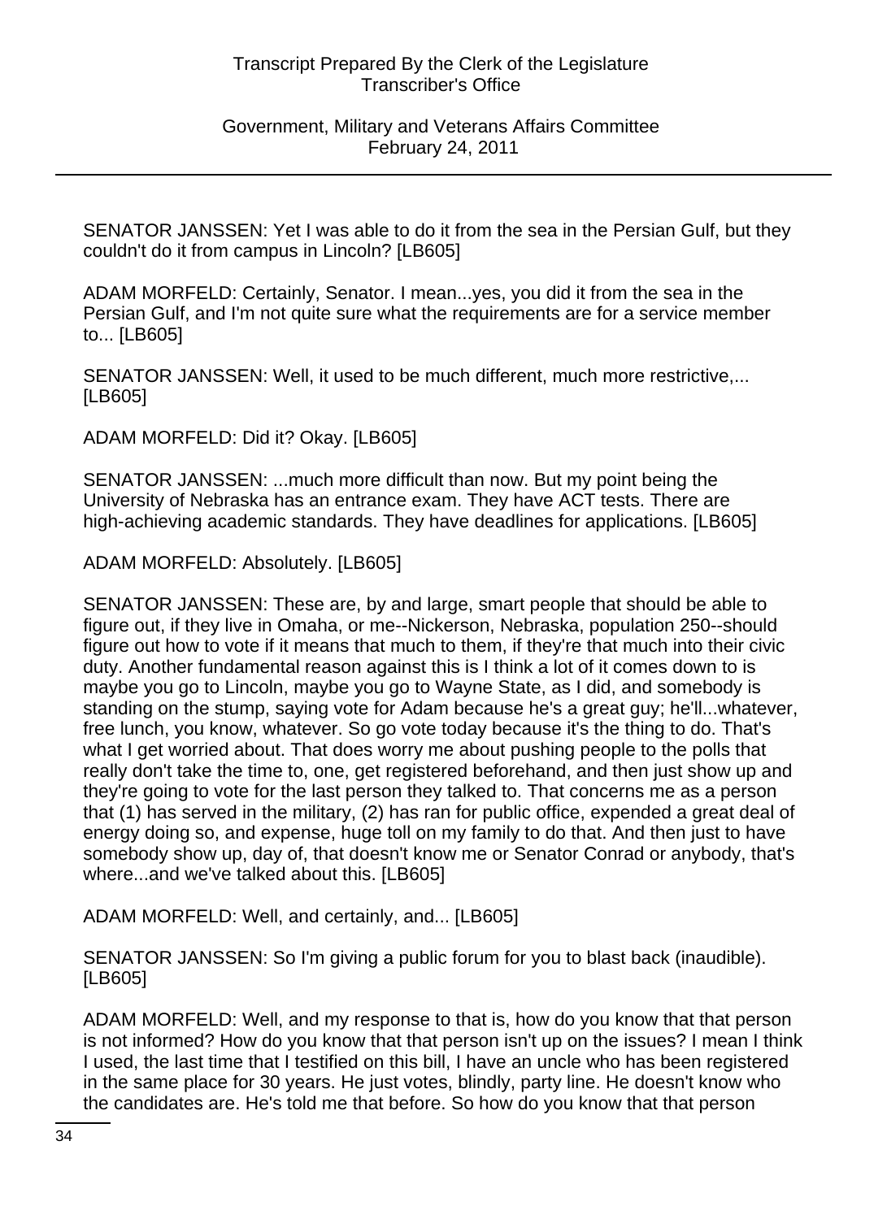SENATOR JANSSEN: Yet I was able to do it from the sea in the Persian Gulf, but they couldn't do it from campus in Lincoln? [LB605]

ADAM MORFELD: Certainly, Senator. I mean...yes, you did it from the sea in the Persian Gulf, and I'm not quite sure what the requirements are for a service member to... [LB605]

SENATOR JANSSEN: Well, it used to be much different, much more restrictive,... [LB605]

ADAM MORFELD: Did it? Okay. [LB605]

SENATOR JANSSEN: ...much more difficult than now. But my point being the University of Nebraska has an entrance exam. They have ACT tests. There are high-achieving academic standards. They have deadlines for applications. [LB605]

ADAM MORFELD: Absolutely. [LB605]

SENATOR JANSSEN: These are, by and large, smart people that should be able to figure out, if they live in Omaha, or me--Nickerson, Nebraska, population 250--should figure out how to vote if it means that much to them, if they're that much into their civic duty. Another fundamental reason against this is I think a lot of it comes down to is maybe you go to Lincoln, maybe you go to Wayne State, as I did, and somebody is standing on the stump, saying vote for Adam because he's a great guy; he'll...whatever, free lunch, you know, whatever. So go vote today because it's the thing to do. That's what I get worried about. That does worry me about pushing people to the polls that really don't take the time to, one, get registered beforehand, and then just show up and they're going to vote for the last person they talked to. That concerns me as a person that (1) has served in the military, (2) has ran for public office, expended a great deal of energy doing so, and expense, huge toll on my family to do that. And then just to have somebody show up, day of, that doesn't know me or Senator Conrad or anybody, that's where...and we've talked about this. [LB605]

ADAM MORFELD: Well, and certainly, and... [LB605]

SENATOR JANSSEN: So I'm giving a public forum for you to blast back (inaudible). [LB605]

ADAM MORFELD: Well, and my response to that is, how do you know that that person is not informed? How do you know that that person isn't up on the issues? I mean I think I used, the last time that I testified on this bill, I have an uncle who has been registered in the same place for 30 years. He just votes, blindly, party line. He doesn't know who the candidates are. He's told me that before. So how do you know that that person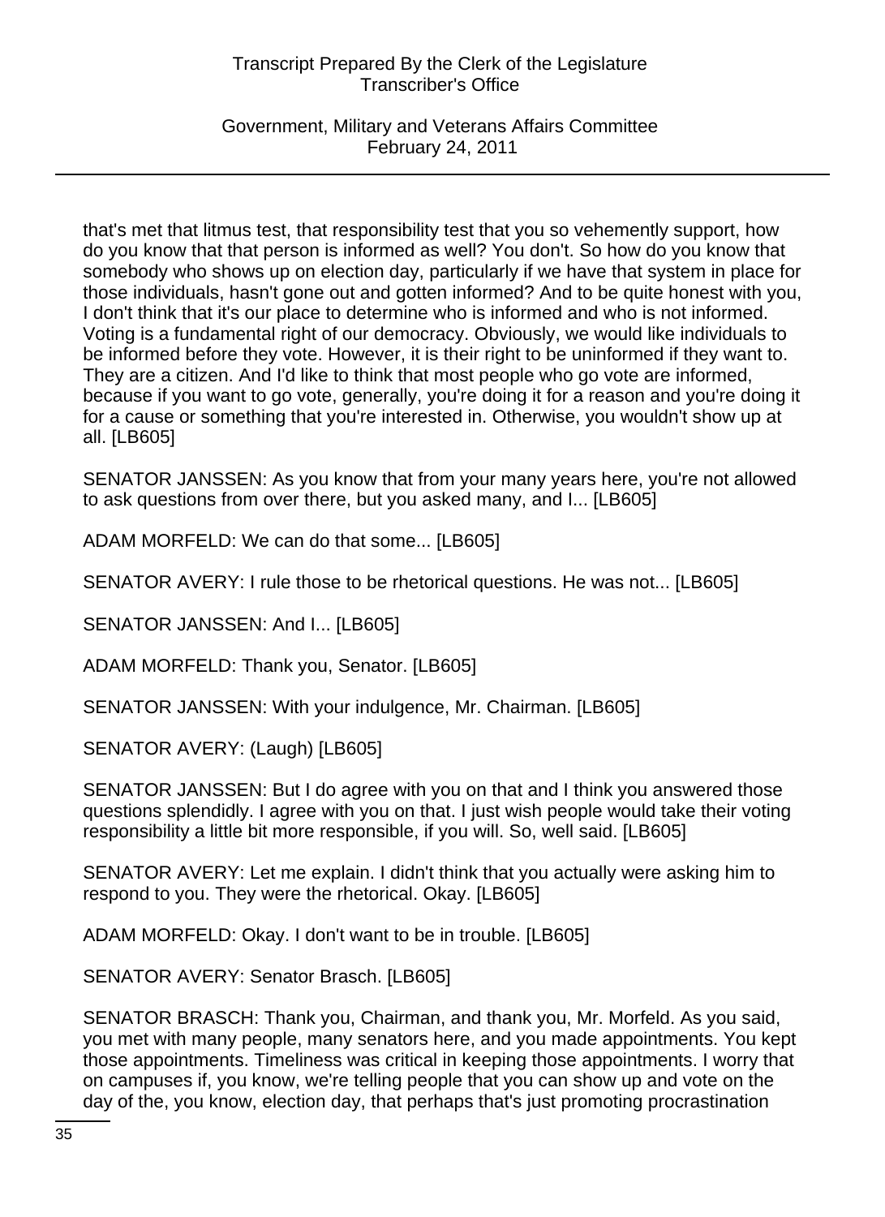that's met that litmus test, that responsibility test that you so vehemently support, how do you know that that person is informed as well? You don't. So how do you know that somebody who shows up on election day, particularly if we have that system in place for those individuals, hasn't gone out and gotten informed? And to be quite honest with you, I don't think that it's our place to determine who is informed and who is not informed. Voting is a fundamental right of our democracy. Obviously, we would like individuals to be informed before they vote. However, it is their right to be uninformed if they want to. They are a citizen. And I'd like to think that most people who go vote are informed, because if you want to go vote, generally, you're doing it for a reason and you're doing it for a cause or something that you're interested in. Otherwise, you wouldn't show up at all. [LB605]

SENATOR JANSSEN: As you know that from your many years here, you're not allowed to ask questions from over there, but you asked many, and I... [LB605]

ADAM MORFELD: We can do that some... [LB605]

SENATOR AVERY: I rule those to be rhetorical questions. He was not... [LB605]

SENATOR JANSSEN: And I... [LB605]

ADAM MORFELD: Thank you, Senator. [LB605]

SENATOR JANSSEN: With your indulgence, Mr. Chairman. [LB605]

SENATOR AVERY: (Laugh) [LB605]

SENATOR JANSSEN: But I do agree with you on that and I think you answered those questions splendidly. I agree with you on that. I just wish people would take their voting responsibility a little bit more responsible, if you will. So, well said. [LB605]

SENATOR AVERY: Let me explain. I didn't think that you actually were asking him to respond to you. They were the rhetorical. Okay. [LB605]

ADAM MORFELD: Okay. I don't want to be in trouble. [LB605]

SENATOR AVERY: Senator Brasch. [LB605]

SENATOR BRASCH: Thank you, Chairman, and thank you, Mr. Morfeld. As you said, you met with many people, many senators here, and you made appointments. You kept those appointments. Timeliness was critical in keeping those appointments. I worry that on campuses if, you know, we're telling people that you can show up and vote on the day of the, you know, election day, that perhaps that's just promoting procrastination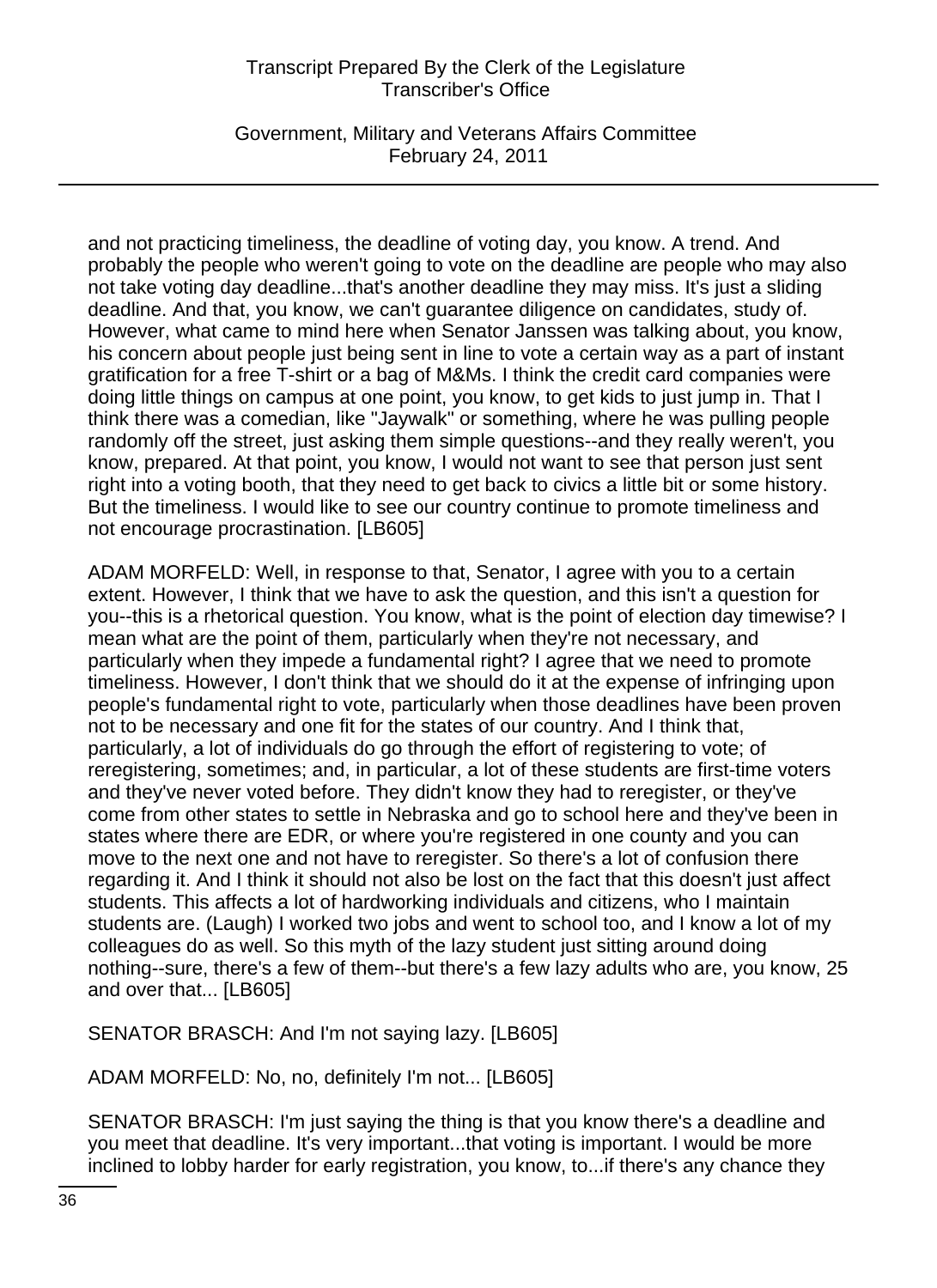and not practicing timeliness, the deadline of voting day, you know. A trend. And probably the people who weren't going to vote on the deadline are people who may also not take voting day deadline...that's another deadline they may miss. It's just a sliding deadline. And that, you know, we can't guarantee diligence on candidates, study of. However, what came to mind here when Senator Janssen was talking about, you know, his concern about people just being sent in line to vote a certain way as a part of instant gratification for a free T-shirt or a bag of M&Ms. I think the credit card companies were doing little things on campus at one point, you know, to get kids to just jump in. That I think there was a comedian, like "Jaywalk" or something, where he was pulling people randomly off the street, just asking them simple questions--and they really weren't, you know, prepared. At that point, you know, I would not want to see that person just sent right into a voting booth, that they need to get back to civics a little bit or some history. But the timeliness. I would like to see our country continue to promote timeliness and not encourage procrastination. [LB605]

ADAM MORFELD: Well, in response to that, Senator, I agree with you to a certain extent. However, I think that we have to ask the question, and this isn't a question for you--this is a rhetorical question. You know, what is the point of election day timewise? I mean what are the point of them, particularly when they're not necessary, and particularly when they impede a fundamental right? I agree that we need to promote timeliness. However, I don't think that we should do it at the expense of infringing upon people's fundamental right to vote, particularly when those deadlines have been proven not to be necessary and one fit for the states of our country. And I think that, particularly, a lot of individuals do go through the effort of registering to vote; of reregistering, sometimes; and, in particular, a lot of these students are first-time voters and they've never voted before. They didn't know they had to reregister, or they've come from other states to settle in Nebraska and go to school here and they've been in states where there are EDR, or where you're registered in one county and you can move to the next one and not have to reregister. So there's a lot of confusion there regarding it. And I think it should not also be lost on the fact that this doesn't just affect students. This affects a lot of hardworking individuals and citizens, who I maintain students are. (Laugh) I worked two jobs and went to school too, and I know a lot of my colleagues do as well. So this myth of the lazy student just sitting around doing nothing--sure, there's a few of them--but there's a few lazy adults who are, you know, 25 and over that... [LB605]

SENATOR BRASCH: And I'm not saying lazy. [LB605]

ADAM MORFELD: No, no, definitely I'm not... [LB605]

SENATOR BRASCH: I'm just saying the thing is that you know there's a deadline and you meet that deadline. It's very important...that voting is important. I would be more inclined to lobby harder for early registration, you know, to...if there's any chance they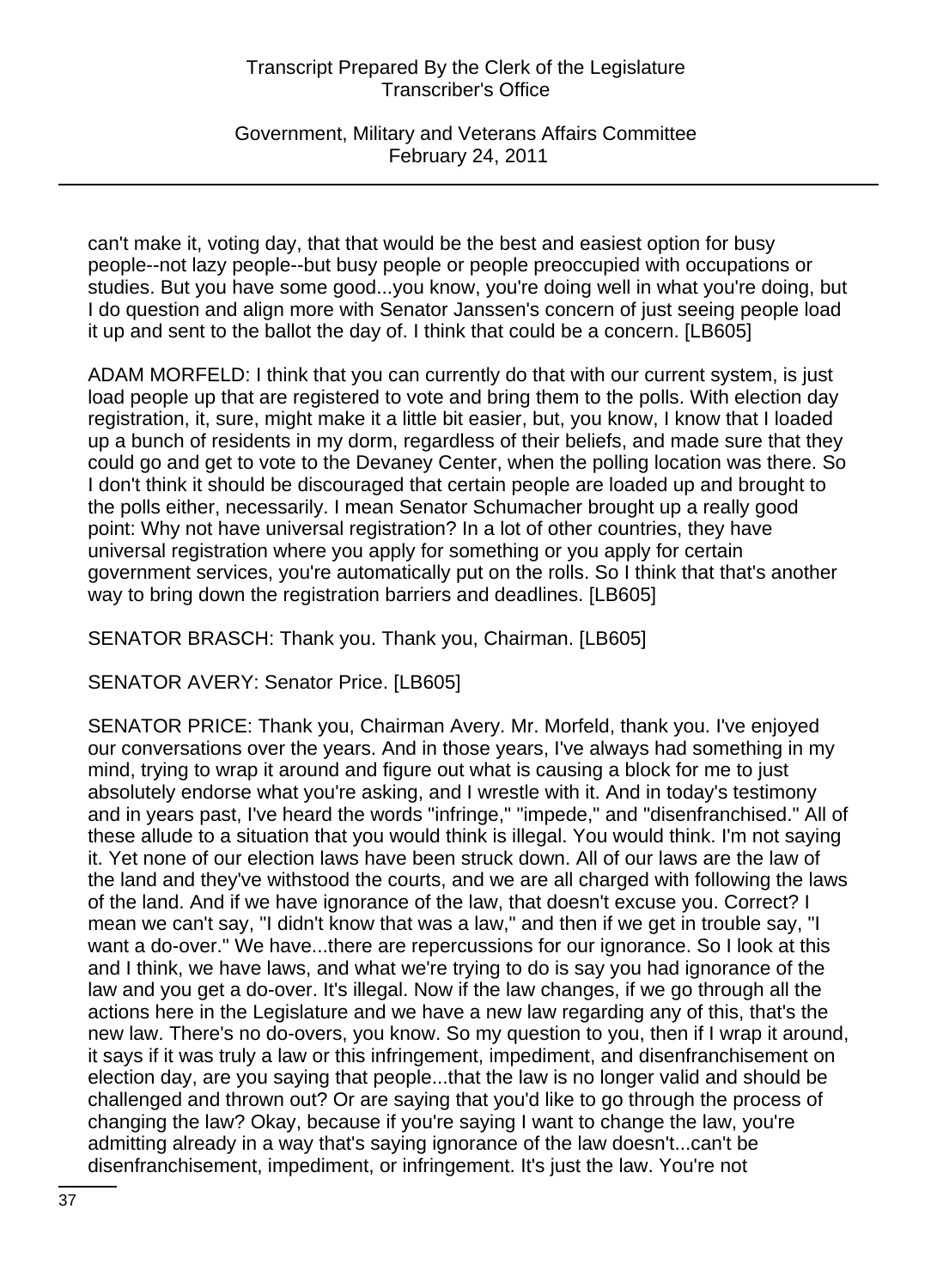can't make it, voting day, that that would be the best and easiest option for busy people--not lazy people--but busy people or people preoccupied with occupations or studies. But you have some good...you know, you're doing well in what you're doing, but I do question and align more with Senator Janssen's concern of just seeing people load it up and sent to the ballot the day of. I think that could be a concern. [LB605]

ADAM MORFELD: I think that you can currently do that with our current system, is just load people up that are registered to vote and bring them to the polls. With election day registration, it, sure, might make it a little bit easier, but, you know, I know that I loaded up a bunch of residents in my dorm, regardless of their beliefs, and made sure that they could go and get to vote to the Devaney Center, when the polling location was there. So I don't think it should be discouraged that certain people are loaded up and brought to the polls either, necessarily. I mean Senator Schumacher brought up a really good point: Why not have universal registration? In a lot of other countries, they have universal registration where you apply for something or you apply for certain government services, you're automatically put on the rolls. So I think that that's another way to bring down the registration barriers and deadlines. [LB605]

SENATOR BRASCH: Thank you. Thank you, Chairman. [LB605]

SENATOR AVERY: Senator Price. [LB605]

SENATOR PRICE: Thank you, Chairman Avery. Mr. Morfeld, thank you. I've enjoyed our conversations over the years. And in those years, I've always had something in my mind, trying to wrap it around and figure out what is causing a block for me to just absolutely endorse what you're asking, and I wrestle with it. And in today's testimony and in years past, I've heard the words "infringe," "impede," and "disenfranchised." All of these allude to a situation that you would think is illegal. You would think. I'm not saying it. Yet none of our election laws have been struck down. All of our laws are the law of the land and they've withstood the courts, and we are all charged with following the laws of the land. And if we have ignorance of the law, that doesn't excuse you. Correct? I mean we can't say, "I didn't know that was a law," and then if we get in trouble say, "I want a do-over." We have...there are repercussions for our ignorance. So I look at this and I think, we have laws, and what we're trying to do is say you had ignorance of the law and you get a do-over. It's illegal. Now if the law changes, if we go through all the actions here in the Legislature and we have a new law regarding any of this, that's the new law. There's no do-overs, you know. So my question to you, then if I wrap it around, it says if it was truly a law or this infringement, impediment, and disenfranchisement on election day, are you saying that people...that the law is no longer valid and should be challenged and thrown out? Or are saying that you'd like to go through the process of changing the law? Okay, because if you're saying I want to change the law, you're admitting already in a way that's saying ignorance of the law doesn't...can't be disenfranchisement, impediment, or infringement. It's just the law. You're not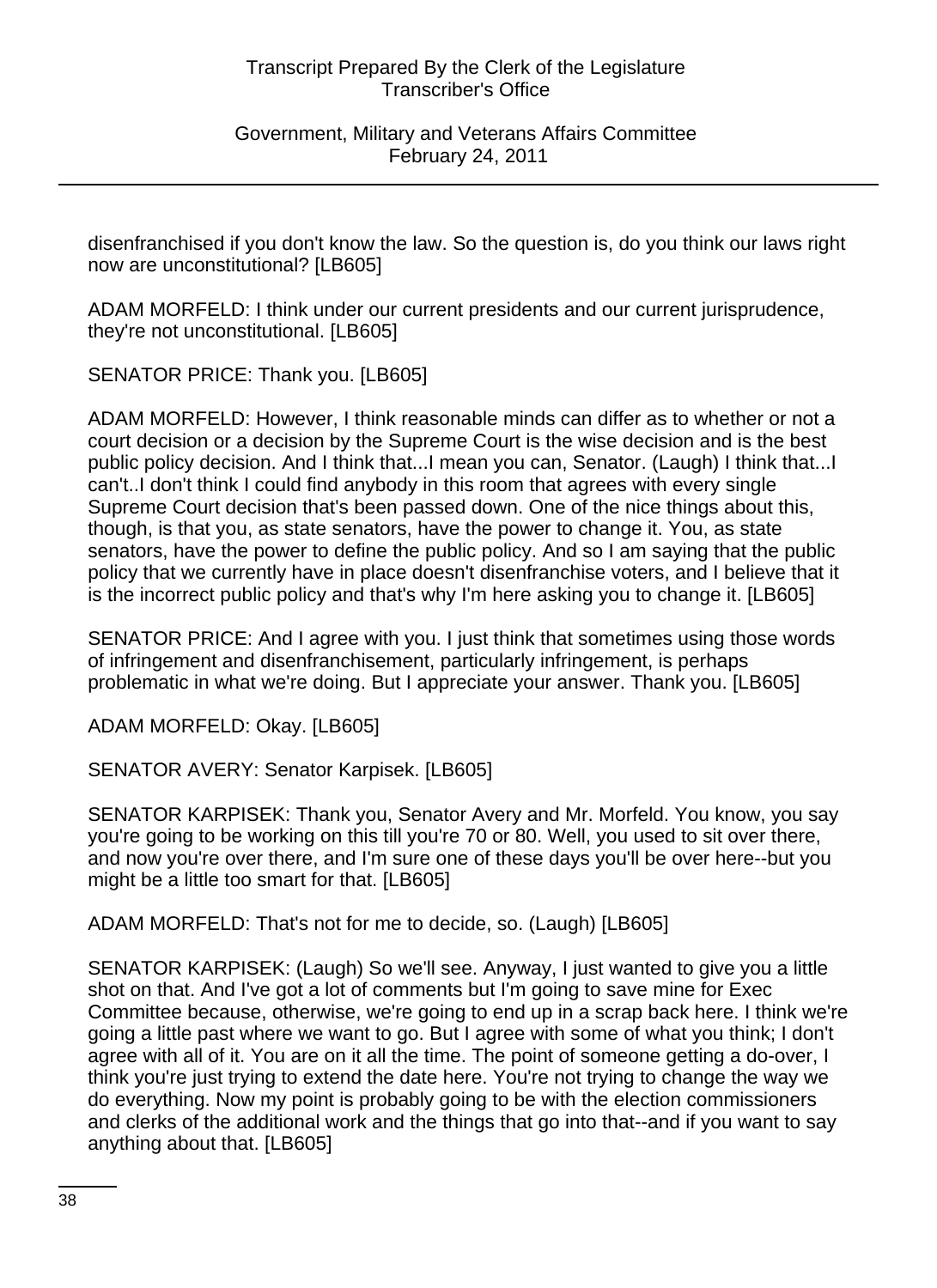disenfranchised if you don't know the law. So the question is, do you think our laws right now are unconstitutional? [LB605]

ADAM MORFELD: I think under our current presidents and our current jurisprudence, they're not unconstitutional. [LB605]

SENATOR PRICE: Thank you. [LB605]

ADAM MORFELD: However, I think reasonable minds can differ as to whether or not a court decision or a decision by the Supreme Court is the wise decision and is the best public policy decision. And I think that...I mean you can, Senator. (Laugh) I think that...I can't..I don't think I could find anybody in this room that agrees with every single Supreme Court decision that's been passed down. One of the nice things about this, though, is that you, as state senators, have the power to change it. You, as state senators, have the power to define the public policy. And so I am saying that the public policy that we currently have in place doesn't disenfranchise voters, and I believe that it is the incorrect public policy and that's why I'm here asking you to change it. [LB605]

SENATOR PRICE: And I agree with you. I just think that sometimes using those words of infringement and disenfranchisement, particularly infringement, is perhaps problematic in what we're doing. But I appreciate your answer. Thank you. [LB605]

ADAM MORFELD: Okay. [LB605]

SENATOR AVERY: Senator Karpisek. [LB605]

SENATOR KARPISEK: Thank you, Senator Avery and Mr. Morfeld. You know, you say you're going to be working on this till you're 70 or 80. Well, you used to sit over there, and now you're over there, and I'm sure one of these days you'll be over here--but you might be a little too smart for that. [LB605]

ADAM MORFELD: That's not for me to decide, so. (Laugh) [LB605]

SENATOR KARPISEK: (Laugh) So we'll see. Anyway, I just wanted to give you a little shot on that. And I've got a lot of comments but I'm going to save mine for Exec Committee because, otherwise, we're going to end up in a scrap back here. I think we're going a little past where we want to go. But I agree with some of what you think; I don't agree with all of it. You are on it all the time. The point of someone getting a do-over, I think you're just trying to extend the date here. You're not trying to change the way we do everything. Now my point is probably going to be with the election commissioners and clerks of the additional work and the things that go into that--and if you want to say anything about that. [LB605]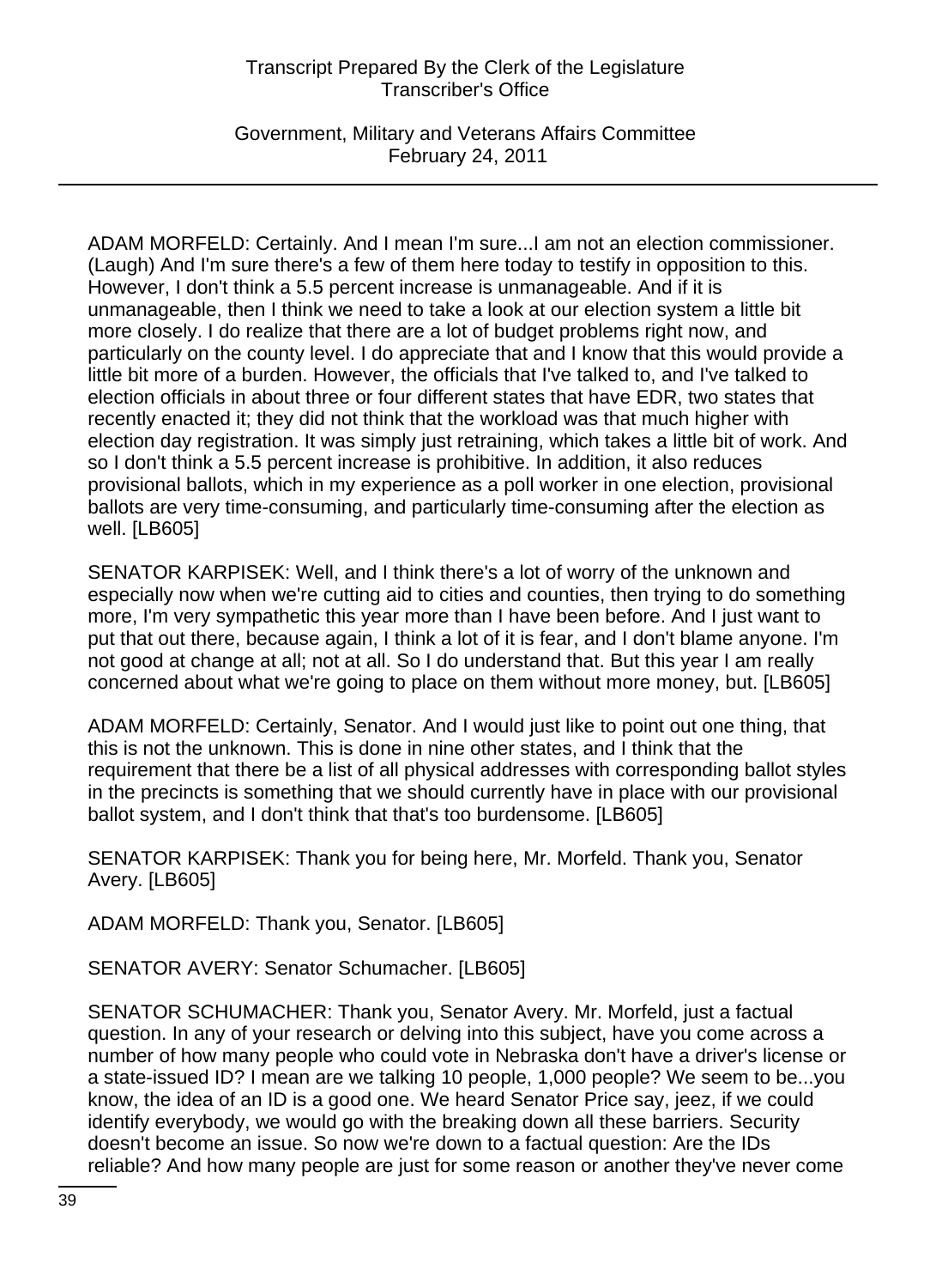ADAM MORFELD: Certainly. And I mean I'm sure...I am not an election commissioner. (Laugh) And I'm sure there's a few of them here today to testify in opposition to this. However, I don't think a 5.5 percent increase is unmanageable. And if it is unmanageable, then I think we need to take a look at our election system a little bit more closely. I do realize that there are a lot of budget problems right now, and particularly on the county level. I do appreciate that and I know that this would provide a little bit more of a burden. However, the officials that I've talked to, and I've talked to election officials in about three or four different states that have EDR, two states that recently enacted it; they did not think that the workload was that much higher with election day registration. It was simply just retraining, which takes a little bit of work. And so I don't think a 5.5 percent increase is prohibitive. In addition, it also reduces provisional ballots, which in my experience as a poll worker in one election, provisional ballots are very time-consuming, and particularly time-consuming after the election as well. [LB605]

SENATOR KARPISEK: Well, and I think there's a lot of worry of the unknown and especially now when we're cutting aid to cities and counties, then trying to do something more, I'm very sympathetic this year more than I have been before. And I just want to put that out there, because again, I think a lot of it is fear, and I don't blame anyone. I'm not good at change at all; not at all. So I do understand that. But this year I am really concerned about what we're going to place on them without more money, but. [LB605]

ADAM MORFELD: Certainly, Senator. And I would just like to point out one thing, that this is not the unknown. This is done in nine other states, and I think that the requirement that there be a list of all physical addresses with corresponding ballot styles in the precincts is something that we should currently have in place with our provisional ballot system, and I don't think that that's too burdensome. [LB605]

SENATOR KARPISEK: Thank you for being here, Mr. Morfeld. Thank you, Senator Avery. [LB605]

ADAM MORFELD: Thank you, Senator. [LB605]

SENATOR AVERY: Senator Schumacher. [LB605]

SENATOR SCHUMACHER: Thank you, Senator Avery. Mr. Morfeld, just a factual question. In any of your research or delving into this subject, have you come across a number of how many people who could vote in Nebraska don't have a driver's license or a state-issued ID? I mean are we talking 10 people, 1,000 people? We seem to be...you know, the idea of an ID is a good one. We heard Senator Price say, jeez, if we could identify everybody, we would go with the breaking down all these barriers. Security doesn't become an issue. So now we're down to a factual question: Are the IDs reliable? And how many people are just for some reason or another they've never come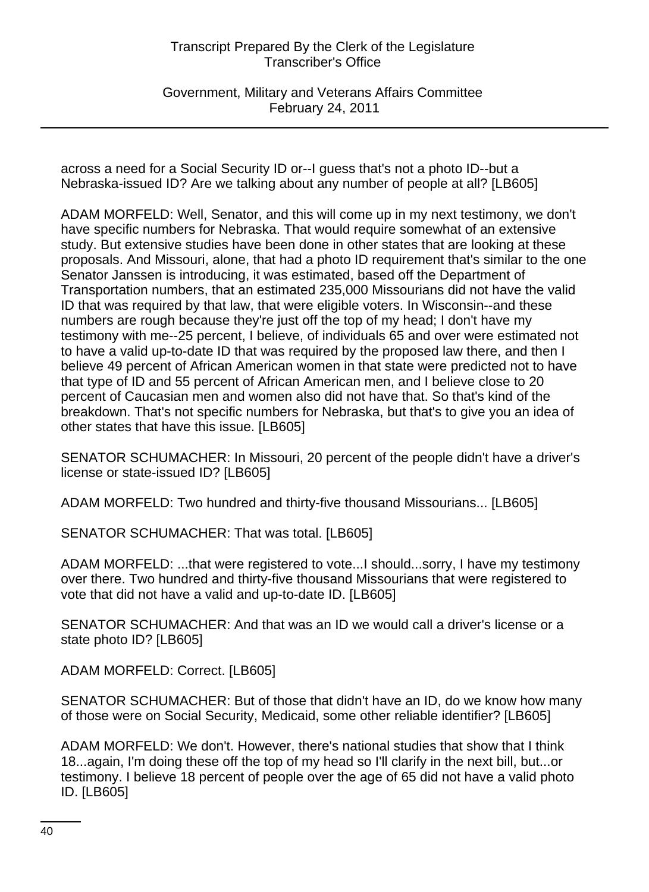across a need for a Social Security ID or--I guess that's not a photo ID--but a Nebraska-issued ID? Are we talking about any number of people at all? [LB605]

ADAM MORFELD: Well, Senator, and this will come up in my next testimony, we don't have specific numbers for Nebraska. That would require somewhat of an extensive study. But extensive studies have been done in other states that are looking at these proposals. And Missouri, alone, that had a photo ID requirement that's similar to the one Senator Janssen is introducing, it was estimated, based off the Department of Transportation numbers, that an estimated 235,000 Missourians did not have the valid ID that was required by that law, that were eligible voters. In Wisconsin--and these numbers are rough because they're just off the top of my head; I don't have my testimony with me--25 percent, I believe, of individuals 65 and over were estimated not to have a valid up-to-date ID that was required by the proposed law there, and then I believe 49 percent of African American women in that state were predicted not to have that type of ID and 55 percent of African American men, and I believe close to 20 percent of Caucasian men and women also did not have that. So that's kind of the breakdown. That's not specific numbers for Nebraska, but that's to give you an idea of other states that have this issue. [LB605]

SENATOR SCHUMACHER: In Missouri, 20 percent of the people didn't have a driver's license or state-issued ID? [LB605]

ADAM MORFELD: Two hundred and thirty-five thousand Missourians... [LB605]

SENATOR SCHUMACHER: That was total. [LB605]

ADAM MORFELD: ...that were registered to vote...I should...sorry, I have my testimony over there. Two hundred and thirty-five thousand Missourians that were registered to vote that did not have a valid and up-to-date ID. [LB605]

SENATOR SCHUMACHER: And that was an ID we would call a driver's license or a state photo ID? [LB605]

ADAM MORFELD: Correct. [LB605]

SENATOR SCHUMACHER: But of those that didn't have an ID, do we know how many of those were on Social Security, Medicaid, some other reliable identifier? [LB605]

ADAM MORFELD: We don't. However, there's national studies that show that I think 18...again, I'm doing these off the top of my head so I'll clarify in the next bill, but...or testimony. I believe 18 percent of people over the age of 65 did not have a valid photo ID. [LB605]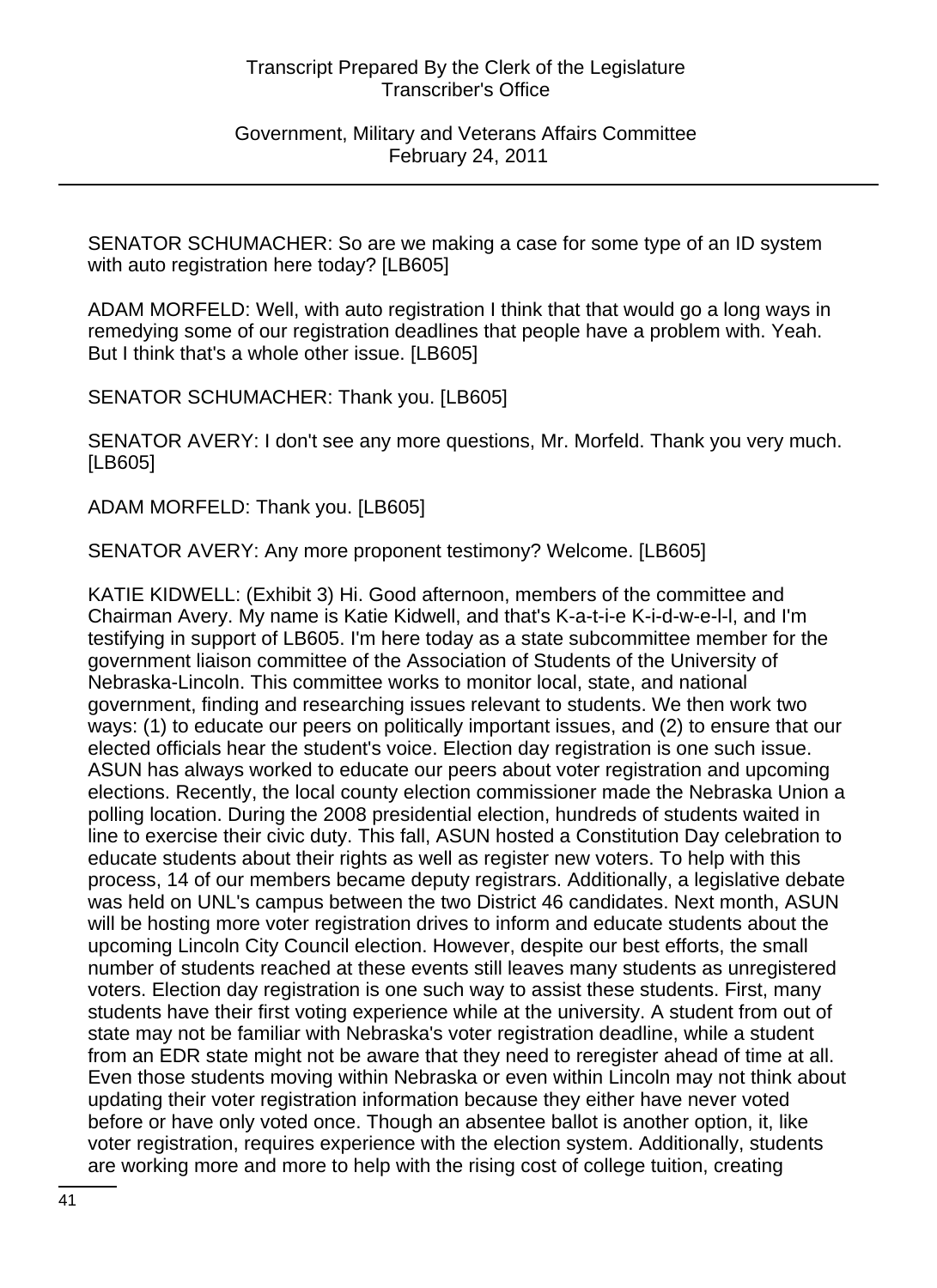SENATOR SCHUMACHER: So are we making a case for some type of an ID system with auto registration here today? [LB605]

ADAM MORFELD: Well, with auto registration I think that that would go a long ways in remedying some of our registration deadlines that people have a problem with. Yeah. But I think that's a whole other issue. [LB605]

SENATOR SCHUMACHER: Thank you. [LB605]

SENATOR AVERY: I don't see any more questions, Mr. Morfeld. Thank you very much. [LB605]

ADAM MORFELD: Thank you. [LB605]

SENATOR AVERY: Any more proponent testimony? Welcome. [LB605]

KATIE KIDWELL: (Exhibit 3) Hi. Good afternoon, members of the committee and Chairman Avery. My name is Katie Kidwell, and that's K-a-t-i-e K-i-d-w-e-l-l, and I'm testifying in support of LB605. I'm here today as a state subcommittee member for the government liaison committee of the Association of Students of the University of Nebraska-Lincoln. This committee works to monitor local, state, and national government, finding and researching issues relevant to students. We then work two ways: (1) to educate our peers on politically important issues, and (2) to ensure that our elected officials hear the student's voice. Election day registration is one such issue. ASUN has always worked to educate our peers about voter registration and upcoming elections. Recently, the local county election commissioner made the Nebraska Union a polling location. During the 2008 presidential election, hundreds of students waited in line to exercise their civic duty. This fall, ASUN hosted a Constitution Day celebration to educate students about their rights as well as register new voters. To help with this process, 14 of our members became deputy registrars. Additionally, a legislative debate was held on UNL's campus between the two District 46 candidates. Next month, ASUN will be hosting more voter registration drives to inform and educate students about the upcoming Lincoln City Council election. However, despite our best efforts, the small number of students reached at these events still leaves many students as unregistered voters. Election day registration is one such way to assist these students. First, many students have their first voting experience while at the university. A student from out of state may not be familiar with Nebraska's voter registration deadline, while a student from an EDR state might not be aware that they need to reregister ahead of time at all. Even those students moving within Nebraska or even within Lincoln may not think about updating their voter registration information because they either have never voted before or have only voted once. Though an absentee ballot is another option, it, like voter registration, requires experience with the election system. Additionally, students are working more and more to help with the rising cost of college tuition, creating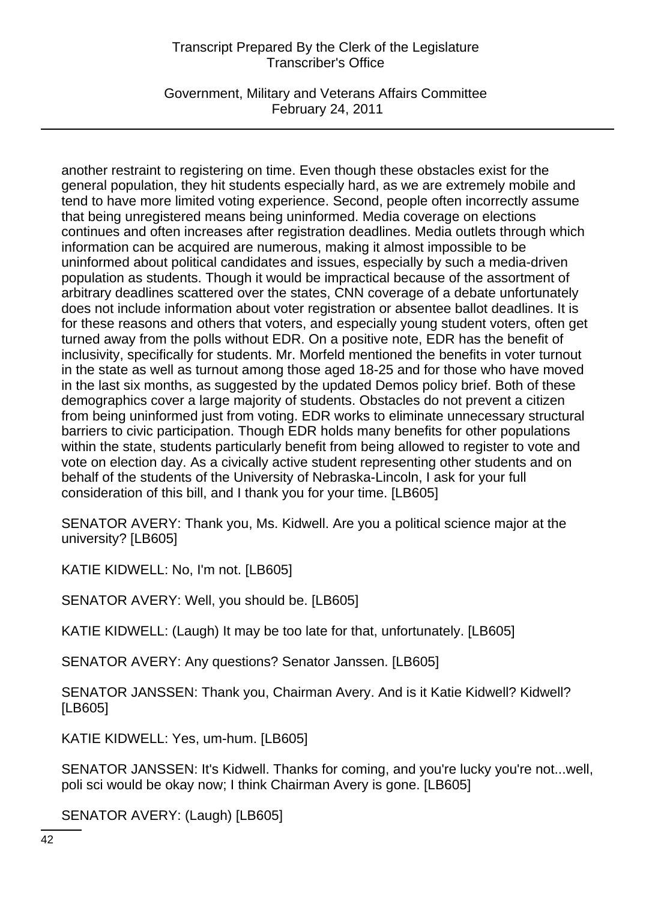another restraint to registering on time. Even though these obstacles exist for the general population, they hit students especially hard, as we are extremely mobile and tend to have more limited voting experience. Second, people often incorrectly assume that being unregistered means being uninformed. Media coverage on elections continues and often increases after registration deadlines. Media outlets through which information can be acquired are numerous, making it almost impossible to be uninformed about political candidates and issues, especially by such a media-driven population as students. Though it would be impractical because of the assortment of arbitrary deadlines scattered over the states, CNN coverage of a debate unfortunately does not include information about voter registration or absentee ballot deadlines. It is for these reasons and others that voters, and especially young student voters, often get turned away from the polls without EDR. On a positive note, EDR has the benefit of inclusivity, specifically for students. Mr. Morfeld mentioned the benefits in voter turnout in the state as well as turnout among those aged 18-25 and for those who have moved in the last six months, as suggested by the updated Demos policy brief. Both of these demographics cover a large majority of students. Obstacles do not prevent a citizen from being uninformed just from voting. EDR works to eliminate unnecessary structural barriers to civic participation. Though EDR holds many benefits for other populations within the state, students particularly benefit from being allowed to register to vote and vote on election day. As a civically active student representing other students and on behalf of the students of the University of Nebraska-Lincoln, I ask for your full consideration of this bill, and I thank you for your time. [LB605]

SENATOR AVERY: Thank you, Ms. Kidwell. Are you a political science major at the university? [LB605]

KATIE KIDWELL: No, I'm not. [LB605]

SENATOR AVERY: Well, you should be. [LB605]

KATIE KIDWELL: (Laugh) It may be too late for that, unfortunately. [LB605]

SENATOR AVERY: Any questions? Senator Janssen. [LB605]

SENATOR JANSSEN: Thank you, Chairman Avery. And is it Katie Kidwell? Kidwell? [LB605]

KATIE KIDWELL: Yes, um-hum. [LB605]

SENATOR JANSSEN: It's Kidwell. Thanks for coming, and you're lucky you're not...well, poli sci would be okay now; I think Chairman Avery is gone. [LB605]

SENATOR AVERY: (Laugh) [LB605]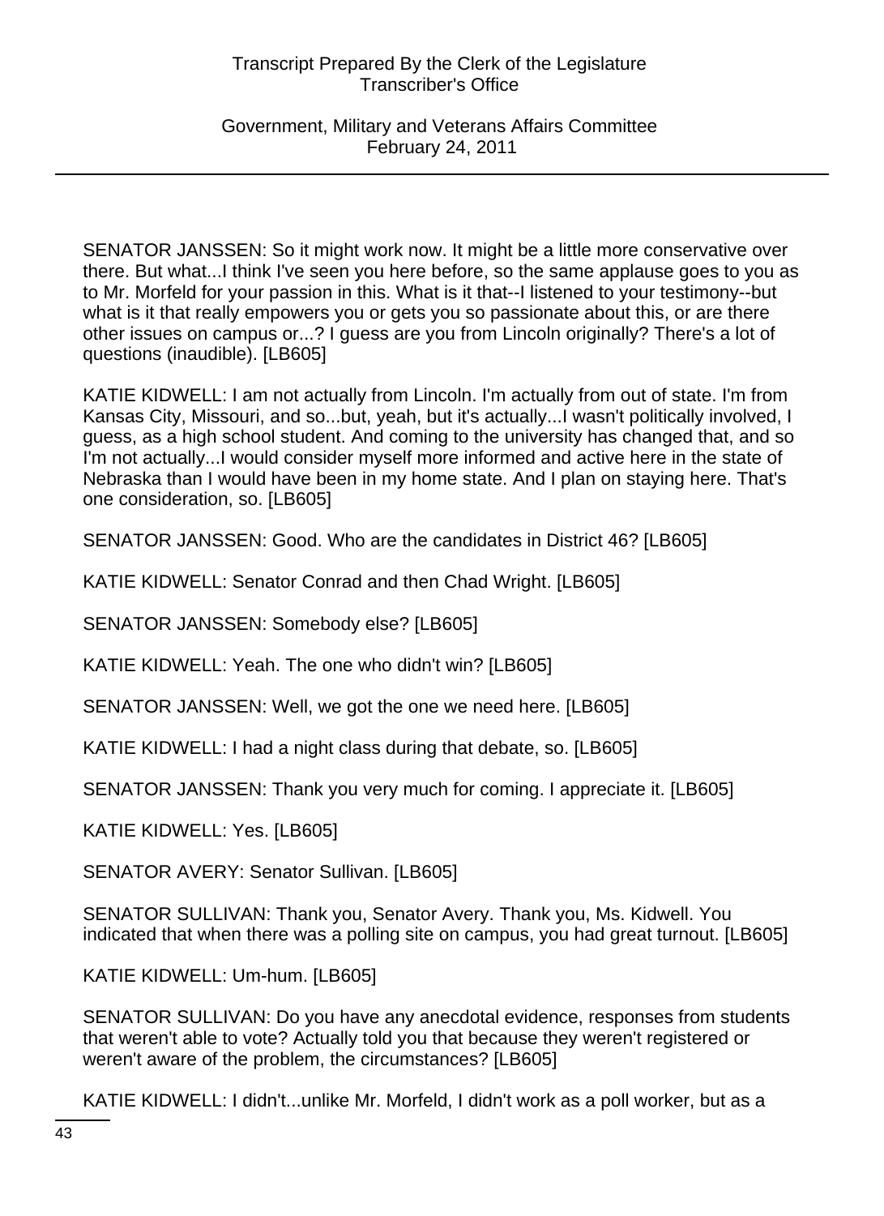SENATOR JANSSEN: So it might work now. It might be a little more conservative over there. But what...I think I've seen you here before, so the same applause goes to you as to Mr. Morfeld for your passion in this. What is it that--I listened to your testimony--but what is it that really empowers you or gets you so passionate about this, or are there other issues on campus or...? I guess are you from Lincoln originally? There's a lot of questions (inaudible). [LB605]

KATIE KIDWELL: I am not actually from Lincoln. I'm actually from out of state. I'm from Kansas City, Missouri, and so...but, yeah, but it's actually...I wasn't politically involved, I guess, as a high school student. And coming to the university has changed that, and so I'm not actually...I would consider myself more informed and active here in the state of Nebraska than I would have been in my home state. And I plan on staying here. That's one consideration, so. [LB605]

SENATOR JANSSEN: Good. Who are the candidates in District 46? [LB605]

KATIE KIDWELL: Senator Conrad and then Chad Wright. [LB605]

SENATOR JANSSEN: Somebody else? [LB605]

KATIE KIDWELL: Yeah. The one who didn't win? [LB605]

SENATOR JANSSEN: Well, we got the one we need here. [LB605]

KATIE KIDWELL: I had a night class during that debate, so. [LB605]

SENATOR JANSSEN: Thank you very much for coming. I appreciate it. [LB605]

KATIE KIDWELL: Yes. [LB605]

SENATOR AVERY: Senator Sullivan. [LB605]

SENATOR SULLIVAN: Thank you, Senator Avery. Thank you, Ms. Kidwell. You indicated that when there was a polling site on campus, you had great turnout. [LB605]

KATIE KIDWELL: Um-hum. [LB605]

SENATOR SULLIVAN: Do you have any anecdotal evidence, responses from students that weren't able to vote? Actually told you that because they weren't registered or weren't aware of the problem, the circumstances? [LB605]

KATIE KIDWELL: I didn't...unlike Mr. Morfeld, I didn't work as a poll worker, but as a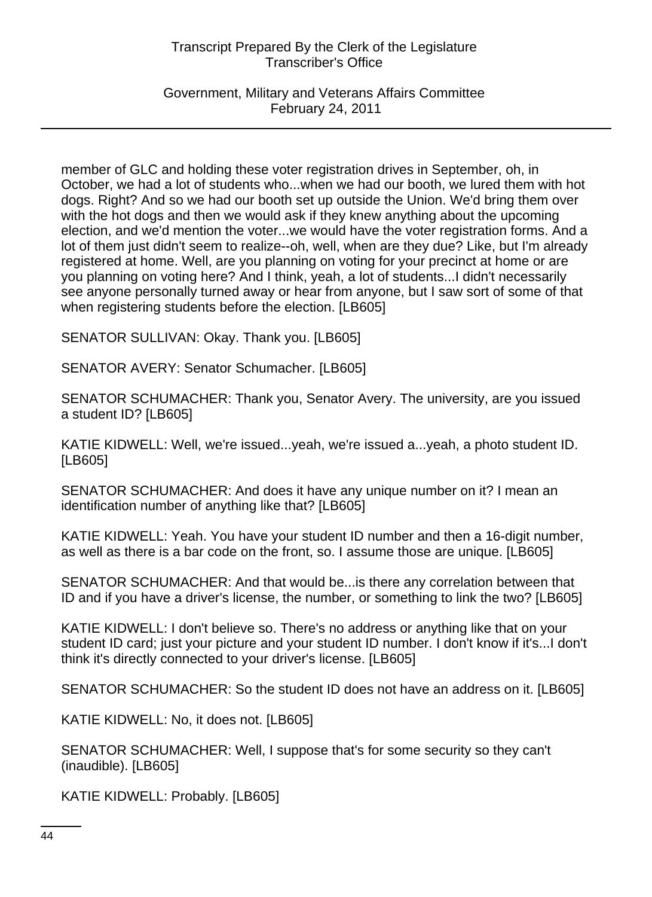member of GLC and holding these voter registration drives in September, oh, in October, we had a lot of students who...when we had our booth, we lured them with hot dogs. Right? And so we had our booth set up outside the Union. We'd bring them over with the hot dogs and then we would ask if they knew anything about the upcoming election, and we'd mention the voter...we would have the voter registration forms. And a lot of them just didn't seem to realize--oh, well, when are they due? Like, but I'm already registered at home. Well, are you planning on voting for your precinct at home or are you planning on voting here? And I think, yeah, a lot of students...I didn't necessarily see anyone personally turned away or hear from anyone, but I saw sort of some of that when registering students before the election. [LB605]

SENATOR SULLIVAN: Okay. Thank you. [LB605]

SENATOR AVERY: Senator Schumacher. [LB605]

SENATOR SCHUMACHER: Thank you, Senator Avery. The university, are you issued a student ID? [LB605]

KATIE KIDWELL: Well, we're issued...yeah, we're issued a...yeah, a photo student ID. [LB605]

SENATOR SCHUMACHER: And does it have any unique number on it? I mean an identification number of anything like that? [LB605]

KATIE KIDWELL: Yeah. You have your student ID number and then a 16-digit number, as well as there is a bar code on the front, so. I assume those are unique. [LB605]

SENATOR SCHUMACHER: And that would be...is there any correlation between that ID and if you have a driver's license, the number, or something to link the two? [LB605]

KATIE KIDWELL: I don't believe so. There's no address or anything like that on your student ID card; just your picture and your student ID number. I don't know if it's...I don't think it's directly connected to your driver's license. [LB605]

SENATOR SCHUMACHER: So the student ID does not have an address on it. [LB605]

KATIE KIDWELL: No, it does not. [LB605]

SENATOR SCHUMACHER: Well, I suppose that's for some security so they can't (inaudible). [LB605]

KATIE KIDWELL: Probably. [LB605]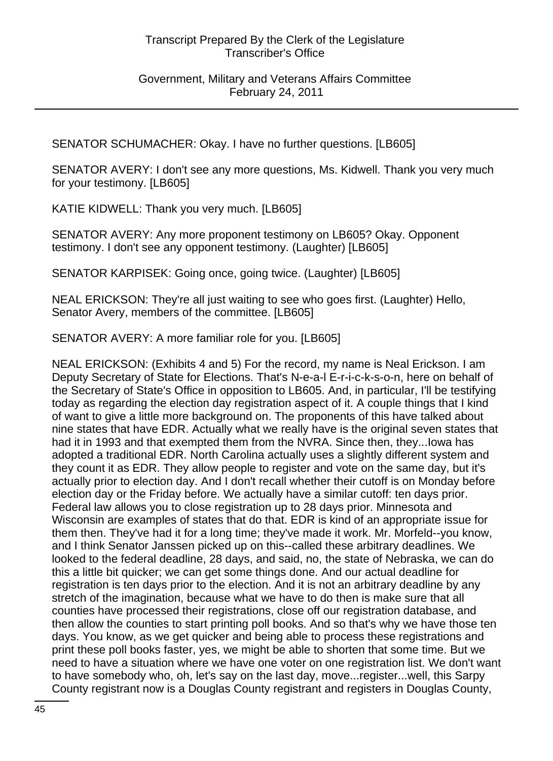SENATOR SCHUMACHER: Okay. I have no further questions. [LB605]

SENATOR AVERY: I don't see any more questions, Ms. Kidwell. Thank you very much for your testimony. [LB605]

KATIE KIDWELL: Thank you very much. [LB605]

SENATOR AVERY: Any more proponent testimony on LB605? Okay. Opponent testimony. I don't see any opponent testimony. (Laughter) [LB605]

SENATOR KARPISEK: Going once, going twice. (Laughter) [LB605]

NEAL ERICKSON: They're all just waiting to see who goes first. (Laughter) Hello, Senator Avery, members of the committee. [LB605]

SENATOR AVERY: A more familiar role for you. [LB605]

NEAL ERICKSON: (Exhibits 4 and 5) For the record, my name is Neal Erickson. I am Deputy Secretary of State for Elections. That's N-e-a-l E-r-i-c-k-s-o-n, here on behalf of the Secretary of State's Office in opposition to LB605. And, in particular, I'll be testifying today as regarding the election day registration aspect of it. A couple things that I kind of want to give a little more background on. The proponents of this have talked about nine states that have EDR. Actually what we really have is the original seven states that had it in 1993 and that exempted them from the NVRA. Since then, they...Iowa has adopted a traditional EDR. North Carolina actually uses a slightly different system and they count it as EDR. They allow people to register and vote on the same day, but it's actually prior to election day. And I don't recall whether their cutoff is on Monday before election day or the Friday before. We actually have a similar cutoff: ten days prior. Federal law allows you to close registration up to 28 days prior. Minnesota and Wisconsin are examples of states that do that. EDR is kind of an appropriate issue for them then. They've had it for a long time; they've made it work. Mr. Morfeld--you know, and I think Senator Janssen picked up on this--called these arbitrary deadlines. We looked to the federal deadline, 28 days, and said, no, the state of Nebraska, we can do this a little bit quicker; we can get some things done. And our actual deadline for registration is ten days prior to the election. And it is not an arbitrary deadline by any stretch of the imagination, because what we have to do then is make sure that all counties have processed their registrations, close off our registration database, and then allow the counties to start printing poll books. And so that's why we have those ten days. You know, as we get quicker and being able to process these registrations and print these poll books faster, yes, we might be able to shorten that some time. But we need to have a situation where we have one voter on one registration list. We don't want to have somebody who, oh, let's say on the last day, move...register...well, this Sarpy County registrant now is a Douglas County registrant and registers in Douglas County,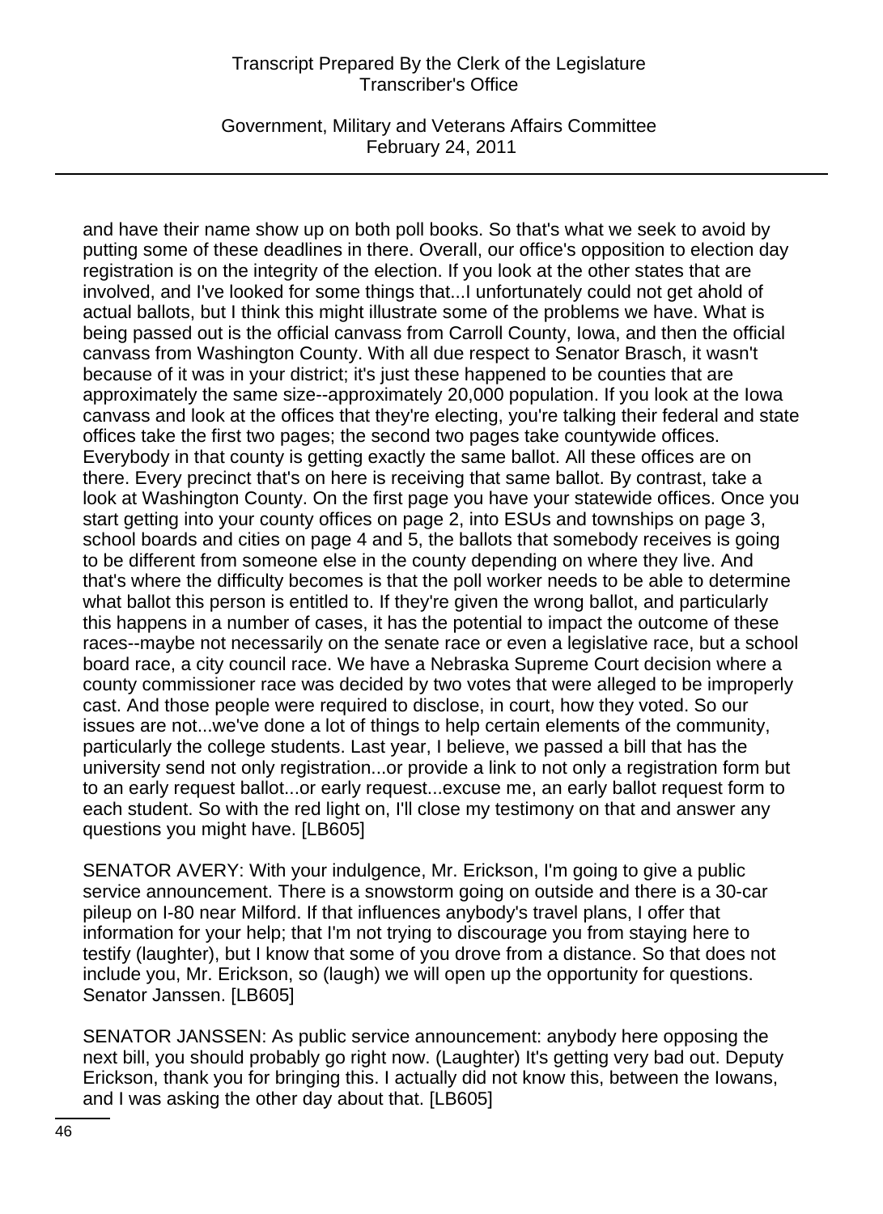and have their name show up on both poll books. So that's what we seek to avoid by putting some of these deadlines in there. Overall, our office's opposition to election day registration is on the integrity of the election. If you look at the other states that are involved, and I've looked for some things that...I unfortunately could not get ahold of actual ballots, but I think this might illustrate some of the problems we have. What is being passed out is the official canvass from Carroll County, Iowa, and then the official canvass from Washington County. With all due respect to Senator Brasch, it wasn't because of it was in your district; it's just these happened to be counties that are approximately the same size--approximately 20,000 population. If you look at the Iowa canvass and look at the offices that they're electing, you're talking their federal and state offices take the first two pages; the second two pages take countywide offices. Everybody in that county is getting exactly the same ballot. All these offices are on there. Every precinct that's on here is receiving that same ballot. By contrast, take a look at Washington County. On the first page you have your statewide offices. Once you start getting into your county offices on page 2, into ESUs and townships on page 3, school boards and cities on page 4 and 5, the ballots that somebody receives is going to be different from someone else in the county depending on where they live. And that's where the difficulty becomes is that the poll worker needs to be able to determine what ballot this person is entitled to. If they're given the wrong ballot, and particularly this happens in a number of cases, it has the potential to impact the outcome of these races--maybe not necessarily on the senate race or even a legislative race, but a school board race, a city council race. We have a Nebraska Supreme Court decision where a county commissioner race was decided by two votes that were alleged to be improperly cast. And those people were required to disclose, in court, how they voted. So our issues are not...we've done a lot of things to help certain elements of the community, particularly the college students. Last year, I believe, we passed a bill that has the university send not only registration...or provide a link to not only a registration form but to an early request ballot...or early request...excuse me, an early ballot request form to each student. So with the red light on, I'll close my testimony on that and answer any questions you might have. [LB605]

SENATOR AVERY: With your indulgence, Mr. Erickson, I'm going to give a public service announcement. There is a snowstorm going on outside and there is a 30-car pileup on I-80 near Milford. If that influences anybody's travel plans, I offer that information for your help; that I'm not trying to discourage you from staying here to testify (laughter), but I know that some of you drove from a distance. So that does not include you, Mr. Erickson, so (laugh) we will open up the opportunity for questions. Senator Janssen. [LB605]

SENATOR JANSSEN: As public service announcement: anybody here opposing the next bill, you should probably go right now. (Laughter) It's getting very bad out. Deputy Erickson, thank you for bringing this. I actually did not know this, between the Iowans, and I was asking the other day about that. [LB605]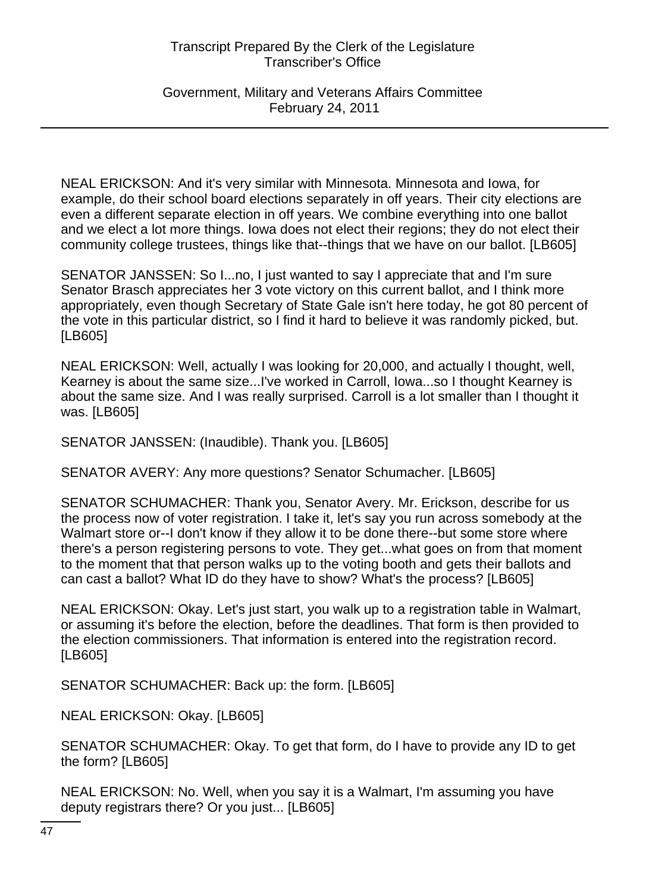NEAL ERICKSON: And it's very similar with Minnesota. Minnesota and Iowa, for example, do their school board elections separately in off years. Their city elections are even a different separate election in off years. We combine everything into one ballot and we elect a lot more things. Iowa does not elect their regions; they do not elect their community college trustees, things like that--things that we have on our ballot. [LB605]

SENATOR JANSSEN: So I...no, I just wanted to say I appreciate that and I'm sure Senator Brasch appreciates her 3 vote victory on this current ballot, and I think more appropriately, even though Secretary of State Gale isn't here today, he got 80 percent of the vote in this particular district, so I find it hard to believe it was randomly picked, but. [LB605]

NEAL ERICKSON: Well, actually I was looking for 20,000, and actually I thought, well, Kearney is about the same size...I've worked in Carroll, Iowa...so I thought Kearney is about the same size. And I was really surprised. Carroll is a lot smaller than I thought it was. [LB605]

SENATOR JANSSEN: (Inaudible). Thank you. [LB605]

SENATOR AVERY: Any more questions? Senator Schumacher. [LB605]

SENATOR SCHUMACHER: Thank you, Senator Avery. Mr. Erickson, describe for us the process now of voter registration. I take it, let's say you run across somebody at the Walmart store or--I don't know if they allow it to be done there--but some store where there's a person registering persons to vote. They get...what goes on from that moment to the moment that that person walks up to the voting booth and gets their ballots and can cast a ballot? What ID do they have to show? What's the process? [LB605]

NEAL ERICKSON: Okay. Let's just start, you walk up to a registration table in Walmart, or assuming it's before the election, before the deadlines. That form is then provided to the election commissioners. That information is entered into the registration record. [LB605]

SENATOR SCHUMACHER: Back up: the form. [LB605]

NEAL ERICKSON: Okay. [LB605]

SENATOR SCHUMACHER: Okay. To get that form, do I have to provide any ID to get the form? [LB605]

NEAL ERICKSON: No. Well, when you say it is a Walmart, I'm assuming you have deputy registrars there? Or you just... [LB605]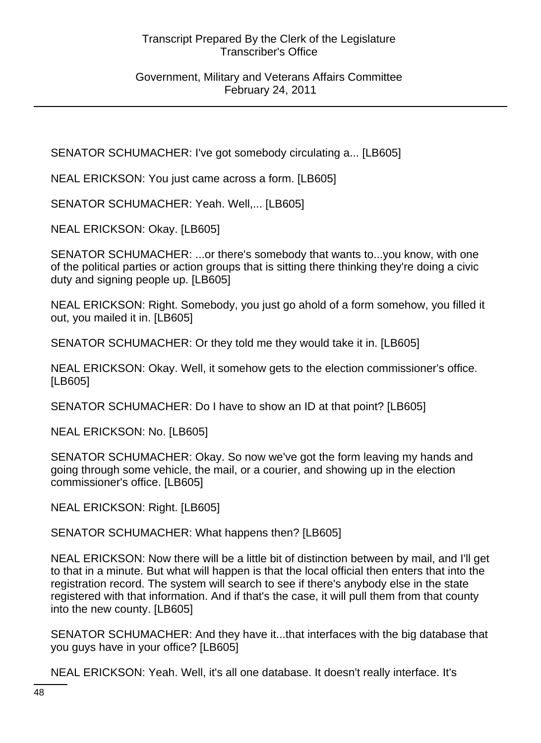SENATOR SCHUMACHER: I've got somebody circulating a... [LB605]

NEAL ERICKSON: You just came across a form. [LB605]

SENATOR SCHUMACHER: Yeah. Well,... [LB605]

NEAL ERICKSON: Okay. [LB605]

SENATOR SCHUMACHER: ...or there's somebody that wants to...you know, with one of the political parties or action groups that is sitting there thinking they're doing a civic duty and signing people up. [LB605]

NEAL ERICKSON: Right. Somebody, you just go ahold of a form somehow, you filled it out, you mailed it in. [LB605]

SENATOR SCHUMACHER: Or they told me they would take it in. [LB605]

NEAL ERICKSON: Okay. Well, it somehow gets to the election commissioner's office. [LB605]

SENATOR SCHUMACHER: Do I have to show an ID at that point? [LB605]

NEAL ERICKSON: No. [LB605]

SENATOR SCHUMACHER: Okay. So now we've got the form leaving my hands and going through some vehicle, the mail, or a courier, and showing up in the election commissioner's office. [LB605]

NEAL ERICKSON: Right. [LB605]

SENATOR SCHUMACHER: What happens then? [LB605]

NEAL ERICKSON: Now there will be a little bit of distinction between by mail, and I'll get to that in a minute. But what will happen is that the local official then enters that into the registration record. The system will search to see if there's anybody else in the state registered with that information. And if that's the case, it will pull them from that county into the new county. [LB605]

SENATOR SCHUMACHER: And they have it...that interfaces with the big database that you guys have in your office? [LB605]

NEAL ERICKSON: Yeah. Well, it's all one database. It doesn't really interface. It's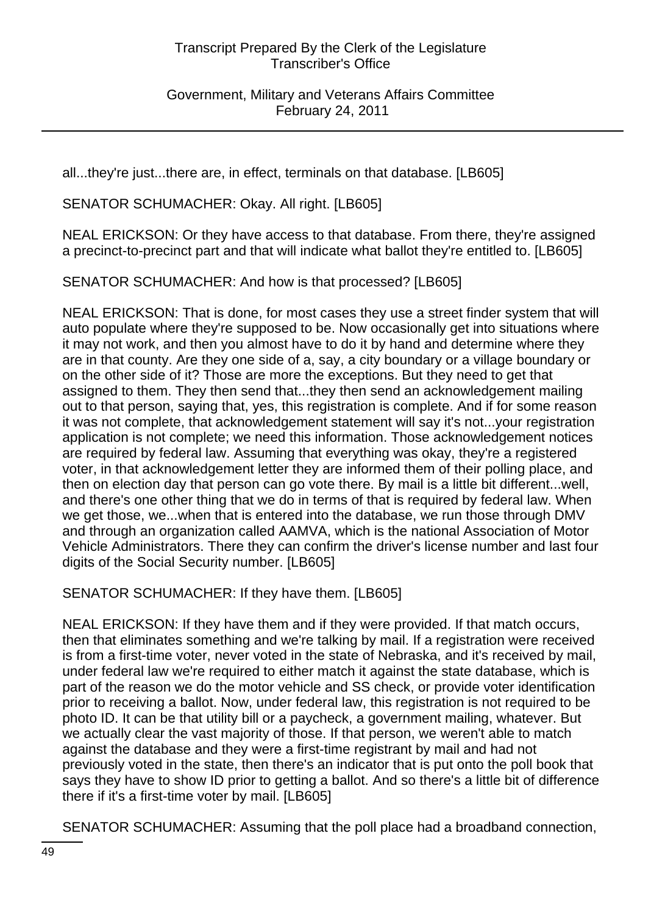all...they're just...there are, in effect, terminals on that database. [LB605]

SENATOR SCHUMACHER: Okay. All right. [LB605]

NEAL ERICKSON: Or they have access to that database. From there, they're assigned a precinct-to-precinct part and that will indicate what ballot they're entitled to. [LB605]

SENATOR SCHUMACHER: And how is that processed? [LB605]

NEAL ERICKSON: That is done, for most cases they use a street finder system that will auto populate where they're supposed to be. Now occasionally get into situations where it may not work, and then you almost have to do it by hand and determine where they are in that county. Are they one side of a, say, a city boundary or a village boundary or on the other side of it? Those are more the exceptions. But they need to get that assigned to them. They then send that...they then send an acknowledgement mailing out to that person, saying that, yes, this registration is complete. And if for some reason it was not complete, that acknowledgement statement will say it's not...your registration application is not complete; we need this information. Those acknowledgement notices are required by federal law. Assuming that everything was okay, they're a registered voter, in that acknowledgement letter they are informed them of their polling place, and then on election day that person can go vote there. By mail is a little bit different...well, and there's one other thing that we do in terms of that is required by federal law. When we get those, we...when that is entered into the database, we run those through DMV and through an organization called AAMVA, which is the national Association of Motor Vehicle Administrators. There they can confirm the driver's license number and last four digits of the Social Security number. [LB605]

SENATOR SCHUMACHER: If they have them. [LB605]

NEAL ERICKSON: If they have them and if they were provided. If that match occurs, then that eliminates something and we're talking by mail. If a registration were received is from a first-time voter, never voted in the state of Nebraska, and it's received by mail, under federal law we're required to either match it against the state database, which is part of the reason we do the motor vehicle and SS check, or provide voter identification prior to receiving a ballot. Now, under federal law, this registration is not required to be photo ID. It can be that utility bill or a paycheck, a government mailing, whatever. But we actually clear the vast majority of those. If that person, we weren't able to match against the database and they were a first-time registrant by mail and had not previously voted in the state, then there's an indicator that is put onto the poll book that says they have to show ID prior to getting a ballot. And so there's a little bit of difference there if it's a first-time voter by mail. [LB605]

SENATOR SCHUMACHER: Assuming that the poll place had a broadband connection,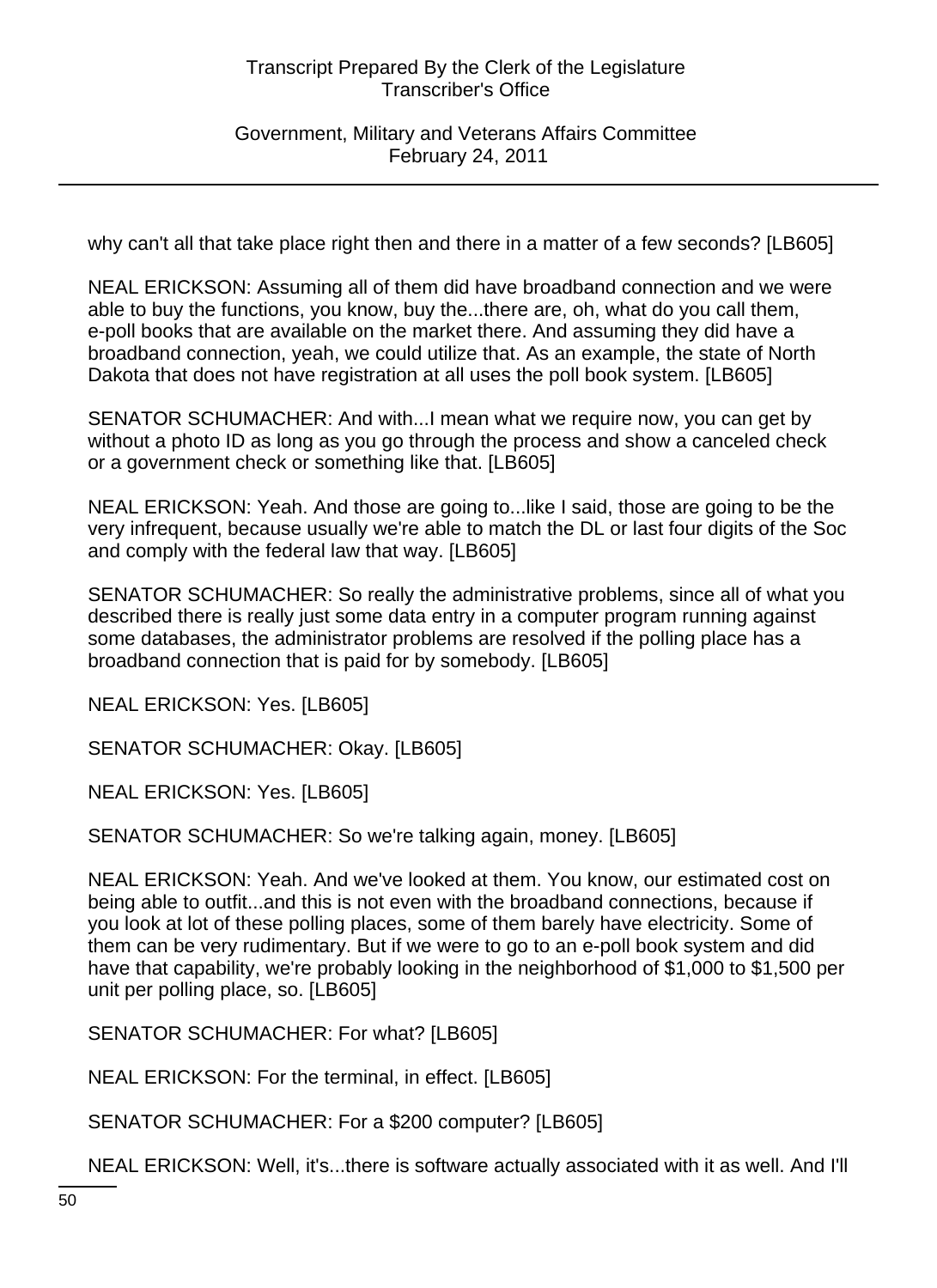why can't all that take place right then and there in a matter of a few seconds? [LB605]

NEAL ERICKSON: Assuming all of them did have broadband connection and we were able to buy the functions, you know, buy the...there are, oh, what do you call them, e-poll books that are available on the market there. And assuming they did have a broadband connection, yeah, we could utilize that. As an example, the state of North Dakota that does not have registration at all uses the poll book system. [LB605]

SENATOR SCHUMACHER: And with...I mean what we require now, you can get by without a photo ID as long as you go through the process and show a canceled check or a government check or something like that. [LB605]

NEAL ERICKSON: Yeah. And those are going to...like I said, those are going to be the very infrequent, because usually we're able to match the DL or last four digits of the Soc and comply with the federal law that way. [LB605]

SENATOR SCHUMACHER: So really the administrative problems, since all of what you described there is really just some data entry in a computer program running against some databases, the administrator problems are resolved if the polling place has a broadband connection that is paid for by somebody. [LB605]

NEAL ERICKSON: Yes. [LB605]

SENATOR SCHUMACHER: Okay. [LB605]

NEAL ERICKSON: Yes. [LB605]

SENATOR SCHUMACHER: So we're talking again, money. [LB605]

NEAL ERICKSON: Yeah. And we've looked at them. You know, our estimated cost on being able to outfit...and this is not even with the broadband connections, because if you look at lot of these polling places, some of them barely have electricity. Some of them can be very rudimentary. But if we were to go to an e-poll book system and did have that capability, we're probably looking in the neighborhood of $1,000 to $1,500 per unit per polling place, so. [LB605]

SENATOR SCHUMACHER: For what? [LB605]

NEAL ERICKSON: For the terminal, in effect. [LB605]

SENATOR SCHUMACHER: For a $200 computer? [LB605]

NEAL ERICKSON: Well, it's...there is software actually associated with it as well. And I'll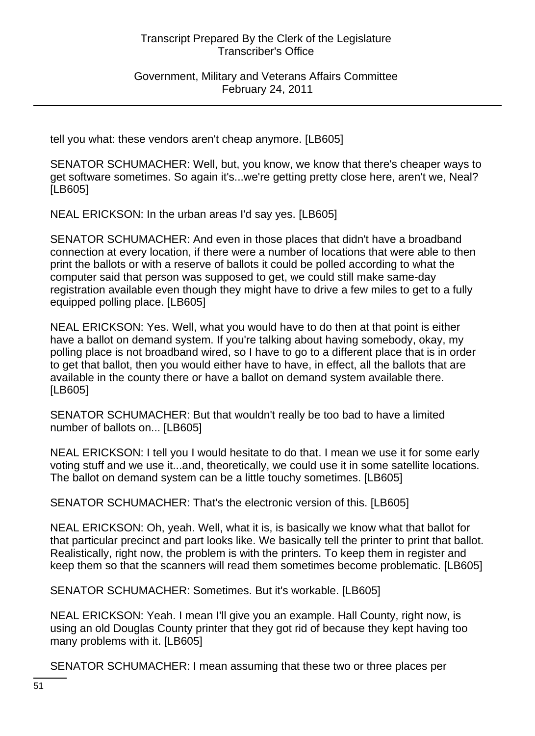tell you what: these vendors aren't cheap anymore. [LB605]

SENATOR SCHUMACHER: Well, but, you know, we know that there's cheaper ways to get software sometimes. So again it's...we're getting pretty close here, aren't we, Neal? [LB605]

NEAL ERICKSON: In the urban areas I'd say yes. [LB605]

SENATOR SCHUMACHER: And even in those places that didn't have a broadband connection at every location, if there were a number of locations that were able to then print the ballots or with a reserve of ballots it could be polled according to what the computer said that person was supposed to get, we could still make same-day registration available even though they might have to drive a few miles to get to a fully equipped polling place. [LB605]

NEAL ERICKSON: Yes. Well, what you would have to do then at that point is either have a ballot on demand system. If you're talking about having somebody, okay, my polling place is not broadband wired, so I have to go to a different place that is in order to get that ballot, then you would either have to have, in effect, all the ballots that are available in the county there or have a ballot on demand system available there. [LB605]

SENATOR SCHUMACHER: But that wouldn't really be too bad to have a limited number of ballots on... [LB605]

NEAL ERICKSON: I tell you I would hesitate to do that. I mean we use it for some early voting stuff and we use it...and, theoretically, we could use it in some satellite locations. The ballot on demand system can be a little touchy sometimes. [LB605]

SENATOR SCHUMACHER: That's the electronic version of this. [LB605]

NEAL ERICKSON: Oh, yeah. Well, what it is, is basically we know what that ballot for that particular precinct and part looks like. We basically tell the printer to print that ballot. Realistically, right now, the problem is with the printers. To keep them in register and keep them so that the scanners will read them sometimes become problematic. [LB605]

SENATOR SCHUMACHER: Sometimes. But it's workable. [LB605]

NEAL ERICKSON: Yeah. I mean I'll give you an example. Hall County, right now, is using an old Douglas County printer that they got rid of because they kept having too many problems with it. [LB605]

SENATOR SCHUMACHER: I mean assuming that these two or three places per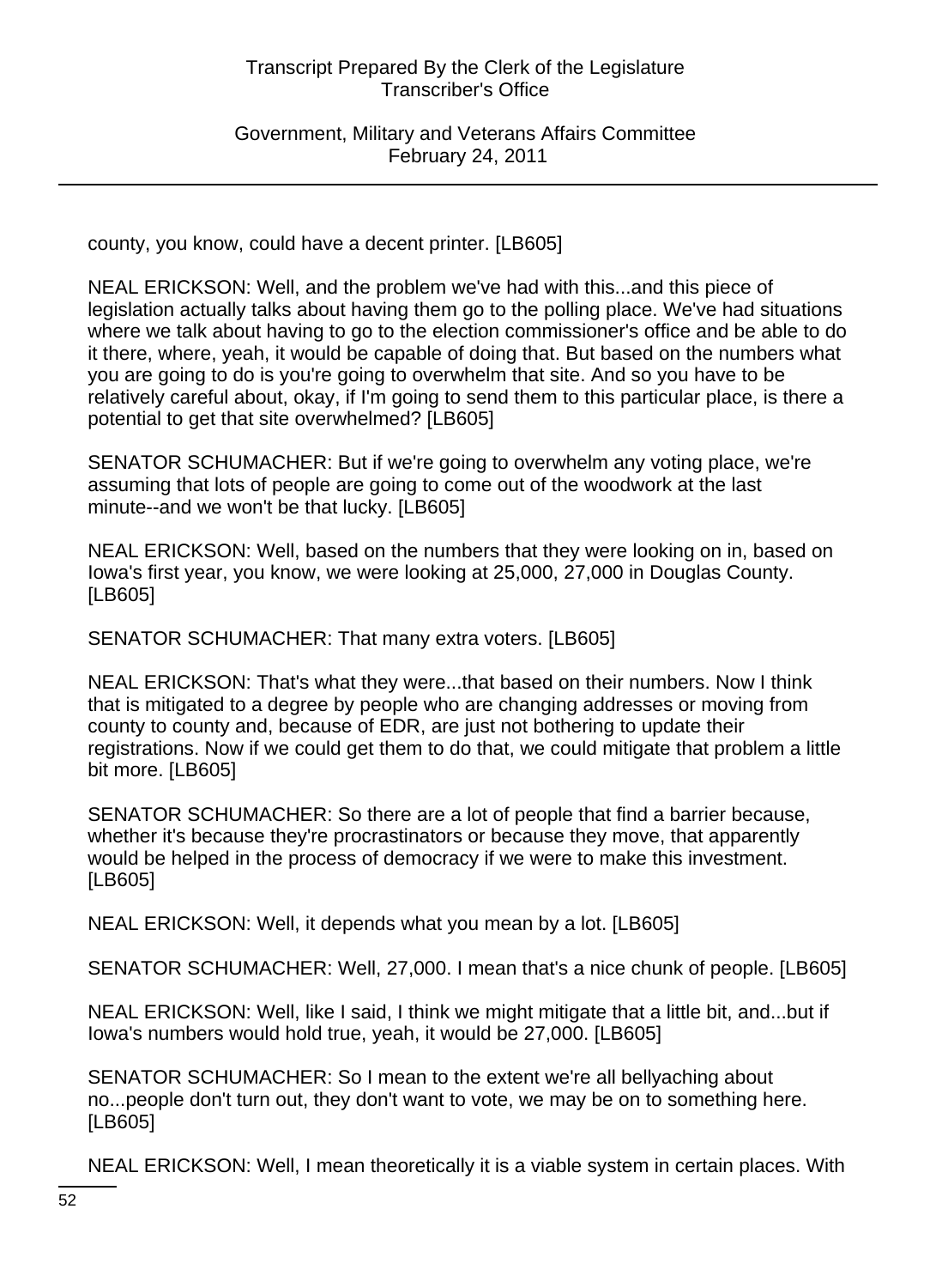county, you know, could have a decent printer. [LB605]

NEAL ERICKSON: Well, and the problem we've had with this...and this piece of legislation actually talks about having them go to the polling place. We've had situations where we talk about having to go to the election commissioner's office and be able to do it there, where, yeah, it would be capable of doing that. But based on the numbers what you are going to do is you're going to overwhelm that site. And so you have to be relatively careful about, okay, if I'm going to send them to this particular place, is there a potential to get that site overwhelmed? [LB605]

SENATOR SCHUMACHER: But if we're going to overwhelm any voting place, we're assuming that lots of people are going to come out of the woodwork at the last minute--and we won't be that lucky. [LB605]

NEAL ERICKSON: Well, based on the numbers that they were looking on in, based on Iowa's first year, you know, we were looking at 25,000, 27,000 in Douglas County. [LB605]

SENATOR SCHUMACHER: That many extra voters. [LB605]

NEAL ERICKSON: That's what they were...that based on their numbers. Now I think that is mitigated to a degree by people who are changing addresses or moving from county to county and, because of EDR, are just not bothering to update their registrations. Now if we could get them to do that, we could mitigate that problem a little bit more. [LB605]

SENATOR SCHUMACHER: So there are a lot of people that find a barrier because, whether it's because they're procrastinators or because they move, that apparently would be helped in the process of democracy if we were to make this investment. [LB605]

NEAL ERICKSON: Well, it depends what you mean by a lot. [LB605]

SENATOR SCHUMACHER: Well, 27,000. I mean that's a nice chunk of people. [LB605]

NEAL ERICKSON: Well, like I said, I think we might mitigate that a little bit, and...but if Iowa's numbers would hold true, yeah, it would be 27,000. [LB605]

SENATOR SCHUMACHER: So I mean to the extent we're all bellyaching about no...people don't turn out, they don't want to vote, we may be on to something here. [LB605]

NEAL ERICKSON: Well, I mean theoretically it is a viable system in certain places. With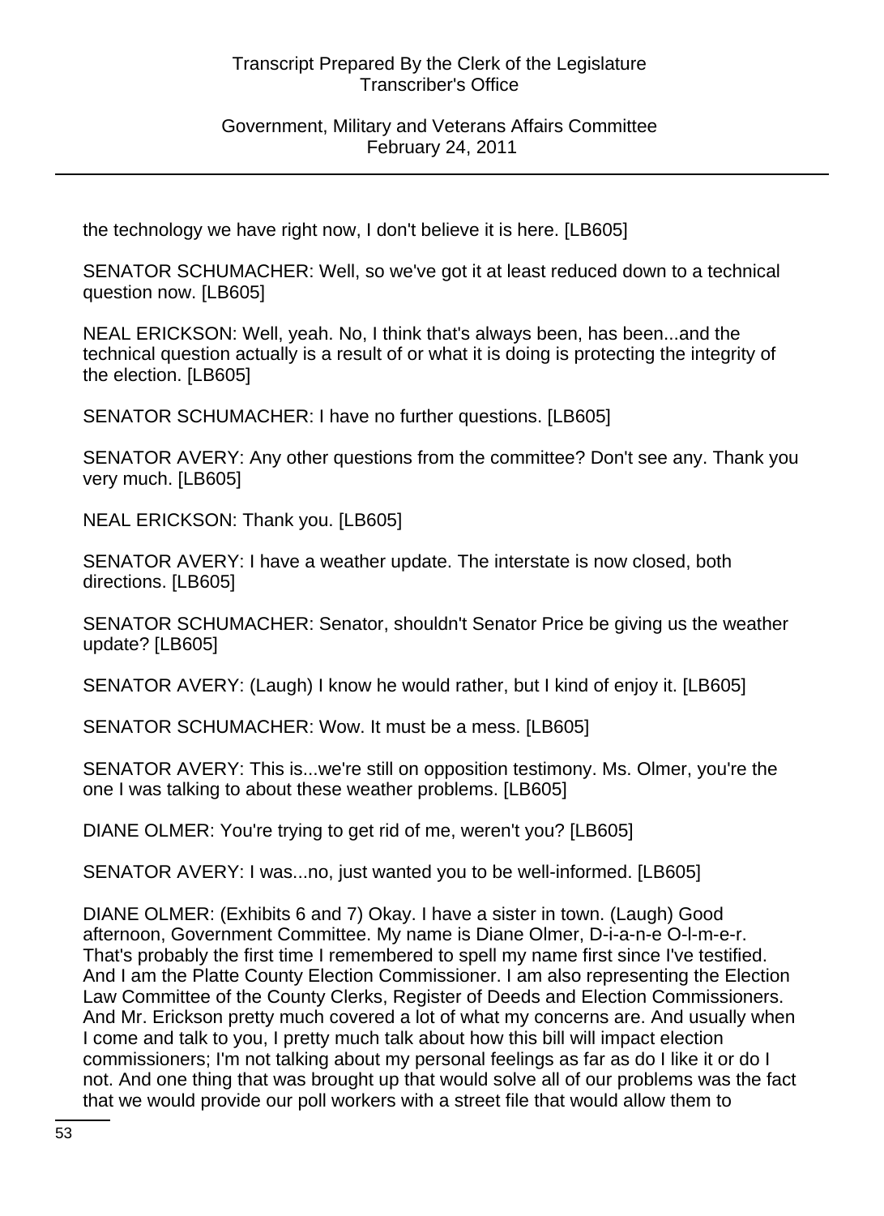the technology we have right now, I don't believe it is here. [LB605]

SENATOR SCHUMACHER: Well, so we've got it at least reduced down to a technical question now. [LB605]

NEAL ERICKSON: Well, yeah. No, I think that's always been, has been...and the technical question actually is a result of or what it is doing is protecting the integrity of the election. [LB605]

SENATOR SCHUMACHER: I have no further questions. [LB605]

SENATOR AVERY: Any other questions from the committee? Don't see any. Thank you very much. [LB605]

NEAL ERICKSON: Thank you. [LB605]

SENATOR AVERY: I have a weather update. The interstate is now closed, both directions. [LB605]

SENATOR SCHUMACHER: Senator, shouldn't Senator Price be giving us the weather update? [LB605]

SENATOR AVERY: (Laugh) I know he would rather, but I kind of enjoy it. [LB605]

SENATOR SCHUMACHER: Wow. It must be a mess. [LB605]

SENATOR AVERY: This is...we're still on opposition testimony. Ms. Olmer, you're the one I was talking to about these weather problems. [LB605]

DIANE OLMER: You're trying to get rid of me, weren't you? [LB605]

SENATOR AVERY: I was...no, just wanted you to be well-informed. [LB605]

DIANE OLMER: (Exhibits 6 and 7) Okay. I have a sister in town. (Laugh) Good afternoon, Government Committee. My name is Diane Olmer, D-i-a-n-e O-l-m-e-r. That's probably the first time I remembered to spell my name first since I've testified. And I am the Platte County Election Commissioner. I am also representing the Election Law Committee of the County Clerks, Register of Deeds and Election Commissioners. And Mr. Erickson pretty much covered a lot of what my concerns are. And usually when I come and talk to you, I pretty much talk about how this bill will impact election commissioners; I'm not talking about my personal feelings as far as do I like it or do I not. And one thing that was brought up that would solve all of our problems was the fact that we would provide our poll workers with a street file that would allow them to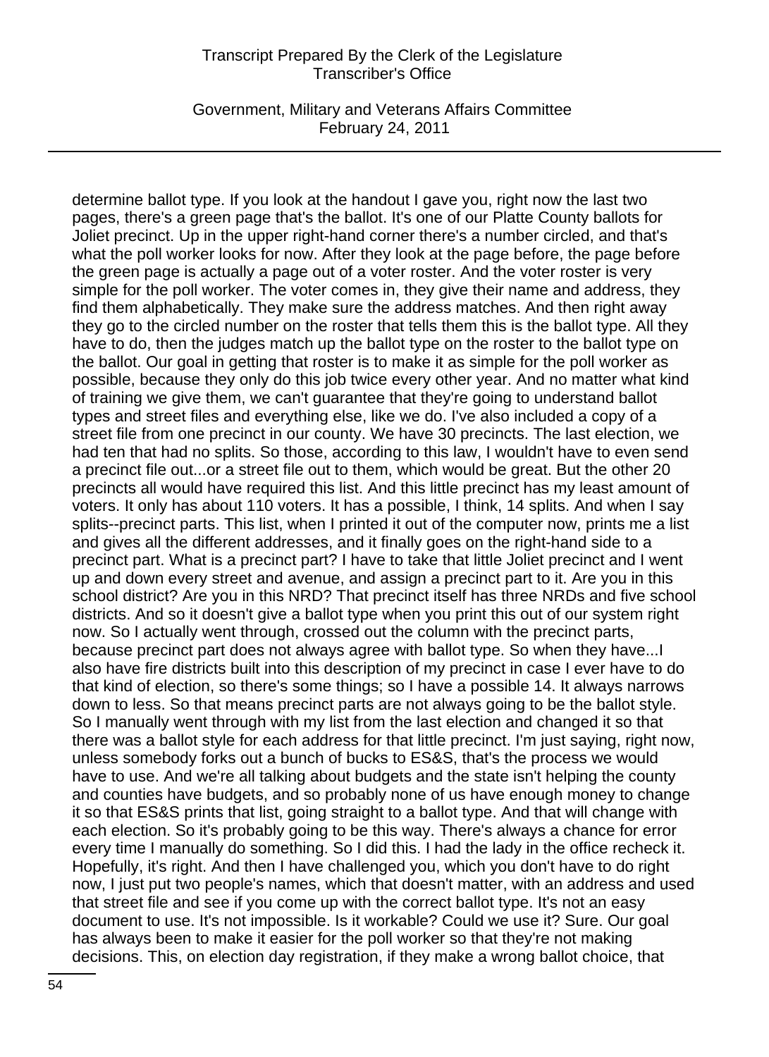determine ballot type. If you look at the handout I gave you, right now the last two pages, there's a green page that's the ballot. It's one of our Platte County ballots for Joliet precinct. Up in the upper right-hand corner there's a number circled, and that's what the poll worker looks for now. After they look at the page before, the page before the green page is actually a page out of a voter roster. And the voter roster is very simple for the poll worker. The voter comes in, they give their name and address, they find them alphabetically. They make sure the address matches. And then right away they go to the circled number on the roster that tells them this is the ballot type. All they have to do, then the judges match up the ballot type on the roster to the ballot type on the ballot. Our goal in getting that roster is to make it as simple for the poll worker as possible, because they only do this job twice every other year. And no matter what kind of training we give them, we can't guarantee that they're going to understand ballot types and street files and everything else, like we do. I've also included a copy of a street file from one precinct in our county. We have 30 precincts. The last election, we had ten that had no splits. So those, according to this law, I wouldn't have to even send a precinct file out...or a street file out to them, which would be great. But the other 20 precincts all would have required this list. And this little precinct has my least amount of voters. It only has about 110 voters. It has a possible, I think, 14 splits. And when I say splits--precinct parts. This list, when I printed it out of the computer now, prints me a list and gives all the different addresses, and it finally goes on the right-hand side to a precinct part. What is a precinct part? I have to take that little Joliet precinct and I went up and down every street and avenue, and assign a precinct part to it. Are you in this school district? Are you in this NRD? That precinct itself has three NRDs and five school districts. And so it doesn't give a ballot type when you print this out of our system right now. So I actually went through, crossed out the column with the precinct parts, because precinct part does not always agree with ballot type. So when they have...I also have fire districts built into this description of my precinct in case I ever have to do that kind of election, so there's some things; so I have a possible 14. It always narrows down to less. So that means precinct parts are not always going to be the ballot style. So I manually went through with my list from the last election and changed it so that there was a ballot style for each address for that little precinct. I'm just saying, right now, unless somebody forks out a bunch of bucks to ES&S, that's the process we would have to use. And we're all talking about budgets and the state isn't helping the county and counties have budgets, and so probably none of us have enough money to change it so that ES&S prints that list, going straight to a ballot type. And that will change with each election. So it's probably going to be this way. There's always a chance for error every time I manually do something. So I did this. I had the lady in the office recheck it. Hopefully, it's right. And then I have challenged you, which you don't have to do right now, I just put two people's names, which that doesn't matter, with an address and used that street file and see if you come up with the correct ballot type. It's not an easy document to use. It's not impossible. Is it workable? Could we use it? Sure. Our goal has always been to make it easier for the poll worker so that they're not making decisions. This, on election day registration, if they make a wrong ballot choice, that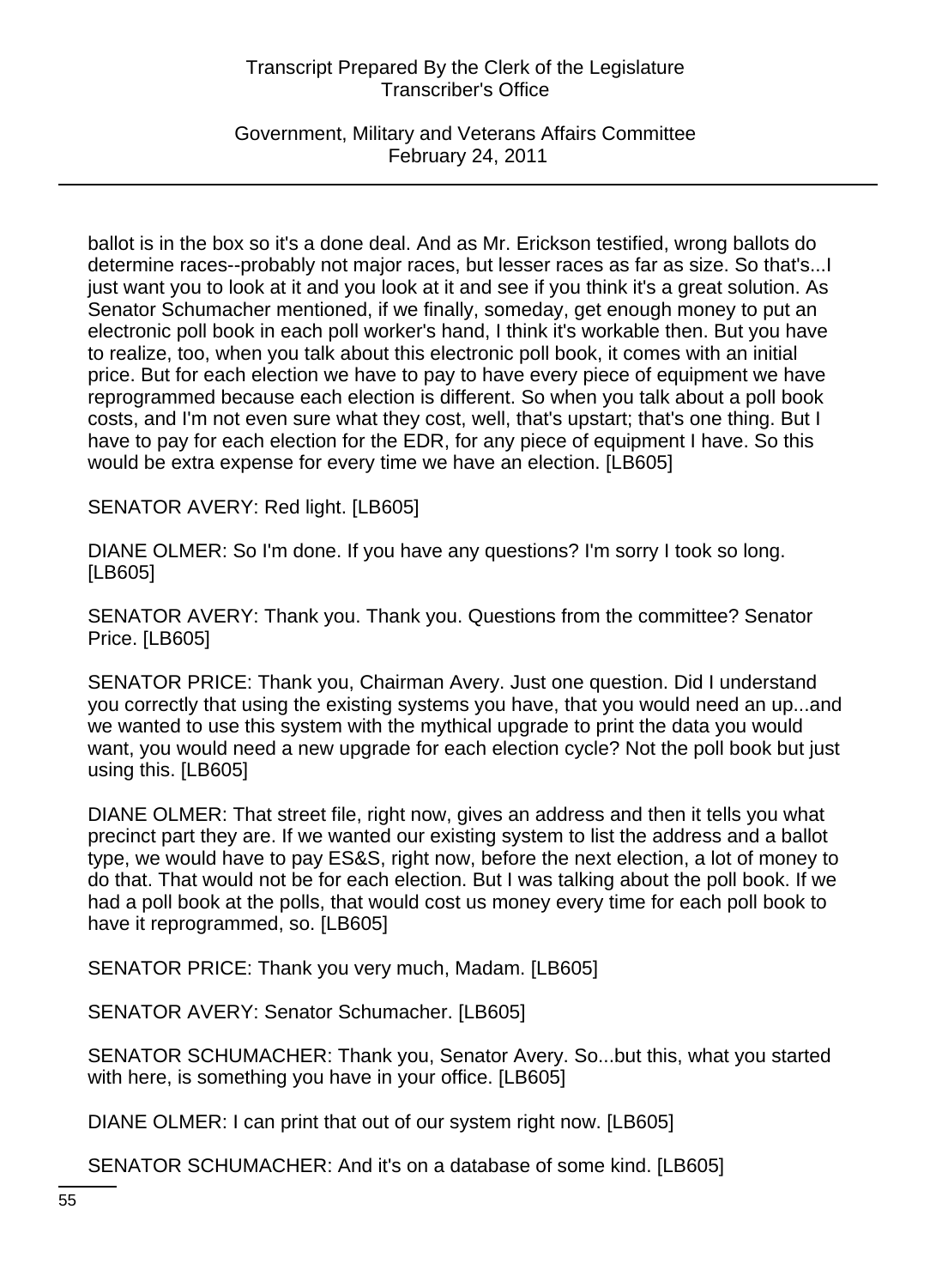ballot is in the box so it's a done deal. And as Mr. Erickson testified, wrong ballots do determine races--probably not major races, but lesser races as far as size. So that's...I just want you to look at it and you look at it and see if you think it's a great solution. As Senator Schumacher mentioned, if we finally, someday, get enough money to put an electronic poll book in each poll worker's hand, I think it's workable then. But you have to realize, too, when you talk about this electronic poll book, it comes with an initial price. But for each election we have to pay to have every piece of equipment we have reprogrammed because each election is different. So when you talk about a poll book costs, and I'm not even sure what they cost, well, that's upstart; that's one thing. But I have to pay for each election for the EDR, for any piece of equipment I have. So this would be extra expense for every time we have an election. [LB605]

SENATOR AVERY: Red light. [LB605]

DIANE OLMER: So I'm done. If you have any questions? I'm sorry I took so long. [LB605]

SENATOR AVERY: Thank you. Thank you. Questions from the committee? Senator Price. [LB605]

SENATOR PRICE: Thank you, Chairman Avery. Just one question. Did I understand you correctly that using the existing systems you have, that you would need an up...and we wanted to use this system with the mythical upgrade to print the data you would want, you would need a new upgrade for each election cycle? Not the poll book but just using this. [LB605]

DIANE OLMER: That street file, right now, gives an address and then it tells you what precinct part they are. If we wanted our existing system to list the address and a ballot type, we would have to pay ES&S, right now, before the next election, a lot of money to do that. That would not be for each election. But I was talking about the poll book. If we had a poll book at the polls, that would cost us money every time for each poll book to have it reprogrammed, so. [LB605]

SENATOR PRICE: Thank you very much, Madam. [LB605]

SENATOR AVERY: Senator Schumacher. [LB605]

SENATOR SCHUMACHER: Thank you, Senator Avery. So...but this, what you started with here, is something you have in your office. [LB605]

DIANE OLMER: I can print that out of our system right now. [LB605]

SENATOR SCHUMACHER: And it's on a database of some kind. [LB605]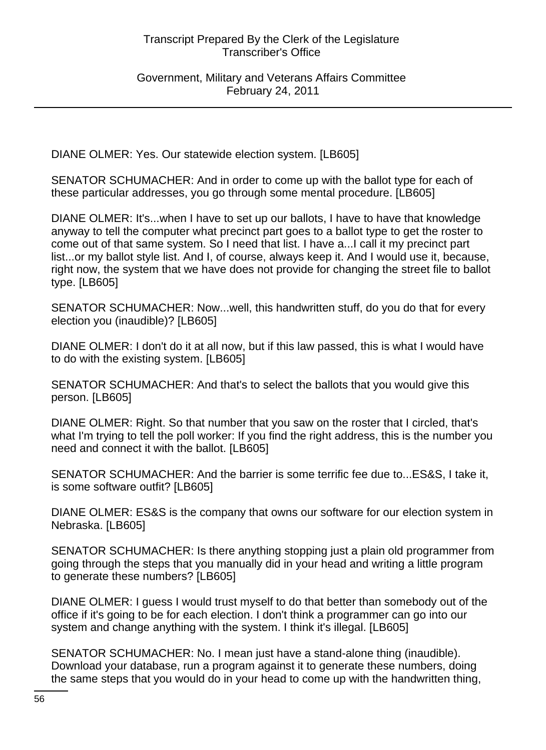DIANE OLMER: Yes. Our statewide election system. [LB605]

SENATOR SCHUMACHER: And in order to come up with the ballot type for each of these particular addresses, you go through some mental procedure. [LB605]

DIANE OLMER: It's...when I have to set up our ballots, I have to have that knowledge anyway to tell the computer what precinct part goes to a ballot type to get the roster to come out of that same system. So I need that list. I have a...I call it my precinct part list...or my ballot style list. And I, of course, always keep it. And I would use it, because, right now, the system that we have does not provide for changing the street file to ballot type. [LB605]

SENATOR SCHUMACHER: Now...well, this handwritten stuff, do you do that for every election you (inaudible)? [LB605]

DIANE OLMER: I don't do it at all now, but if this law passed, this is what I would have to do with the existing system. [LB605]

SENATOR SCHUMACHER: And that's to select the ballots that you would give this person. [LB605]

DIANE OLMER: Right. So that number that you saw on the roster that I circled, that's what I'm trying to tell the poll worker: If you find the right address, this is the number you need and connect it with the ballot. [LB605]

SENATOR SCHUMACHER: And the barrier is some terrific fee due to...ES&S, I take it, is some software outfit? [LB605]

DIANE OLMER: ES&S is the company that owns our software for our election system in Nebraska. [LB605]

SENATOR SCHUMACHER: Is there anything stopping just a plain old programmer from going through the steps that you manually did in your head and writing a little program to generate these numbers? [LB605]

DIANE OLMER: I guess I would trust myself to do that better than somebody out of the office if it's going to be for each election. I don't think a programmer can go into our system and change anything with the system. I think it's illegal. [LB605]

SENATOR SCHUMACHER: No. I mean just have a stand-alone thing (inaudible). Download your database, run a program against it to generate these numbers, doing the same steps that you would do in your head to come up with the handwritten thing,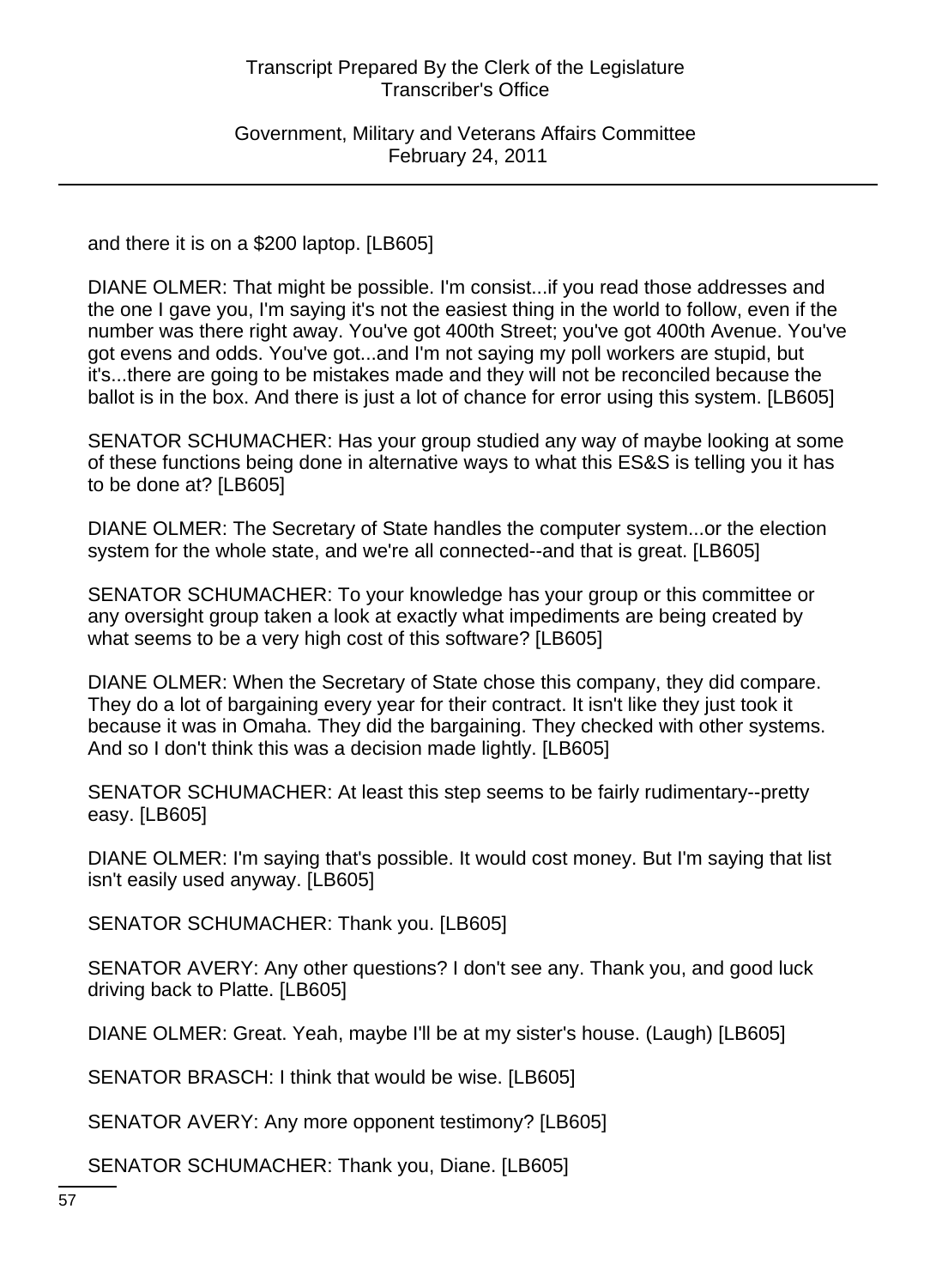and there it is on a $200 laptop. [LB605]

DIANE OLMER: That might be possible. I'm consist...if you read those addresses and the one I gave you, I'm saying it's not the easiest thing in the world to follow, even if the number was there right away. You've got 400th Street; you've got 400th Avenue. You've got evens and odds. You've got...and I'm not saying my poll workers are stupid, but it's...there are going to be mistakes made and they will not be reconciled because the ballot is in the box. And there is just a lot of chance for error using this system. [LB605]

SENATOR SCHUMACHER: Has your group studied any way of maybe looking at some of these functions being done in alternative ways to what this ES&S is telling you it has to be done at? [LB605]

DIANE OLMER: The Secretary of State handles the computer system...or the election system for the whole state, and we're all connected--and that is great. [LB605]

SENATOR SCHUMACHER: To your knowledge has your group or this committee or any oversight group taken a look at exactly what impediments are being created by what seems to be a very high cost of this software? [LB605]

DIANE OLMER: When the Secretary of State chose this company, they did compare. They do a lot of bargaining every year for their contract. It isn't like they just took it because it was in Omaha. They did the bargaining. They checked with other systems. And so I don't think this was a decision made lightly. [LB605]

SENATOR SCHUMACHER: At least this step seems to be fairly rudimentary--pretty easy. [LB605]

DIANE OLMER: I'm saying that's possible. It would cost money. But I'm saying that list isn't easily used anyway. [LB605]

SENATOR SCHUMACHER: Thank you. [LB605]

SENATOR AVERY: Any other questions? I don't see any. Thank you, and good luck driving back to Platte. [LB605]

DIANE OLMER: Great. Yeah, maybe I'll be at my sister's house. (Laugh) [LB605]

SENATOR BRASCH: I think that would be wise. [LB605]

SENATOR AVERY: Any more opponent testimony? [LB605]

SENATOR SCHUMACHER: Thank you, Diane. [LB605]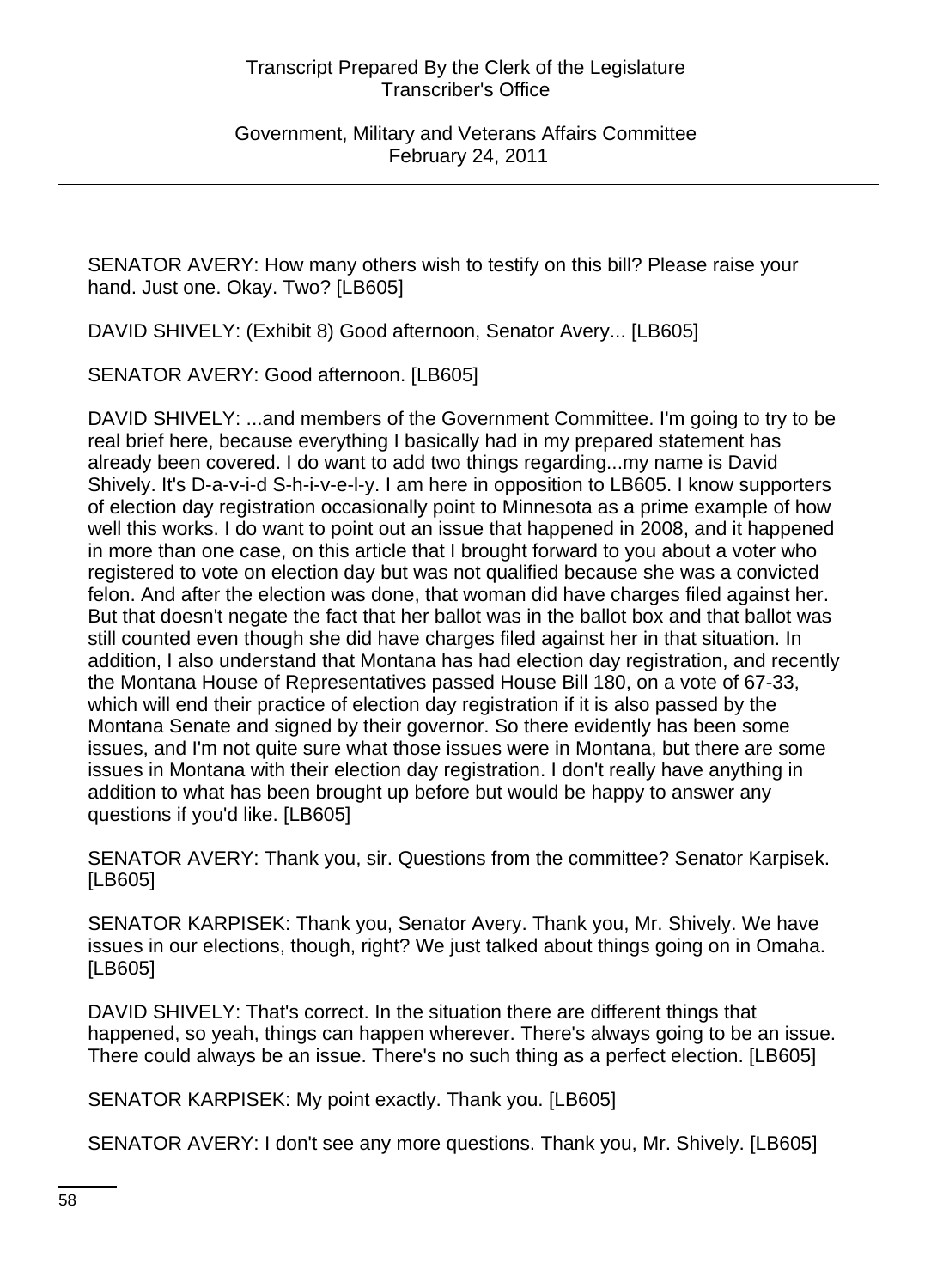SENATOR AVERY: How many others wish to testify on this bill? Please raise your hand. Just one. Okay. Two? [LB605]

DAVID SHIVELY: (Exhibit 8) Good afternoon, Senator Avery... [LB605]

SENATOR AVERY: Good afternoon. [LB605]

DAVID SHIVELY: ...and members of the Government Committee. I'm going to try to be real brief here, because everything I basically had in my prepared statement has already been covered. I do want to add two things regarding...my name is David Shively. It's D-a-v-i-d S-h-i-v-e-l-y. I am here in opposition to LB605. I know supporters of election day registration occasionally point to Minnesota as a prime example of how well this works. I do want to point out an issue that happened in 2008, and it happened in more than one case, on this article that I brought forward to you about a voter who registered to vote on election day but was not qualified because she was a convicted felon. And after the election was done, that woman did have charges filed against her. But that doesn't negate the fact that her ballot was in the ballot box and that ballot was still counted even though she did have charges filed against her in that situation. In addition, I also understand that Montana has had election day registration, and recently the Montana House of Representatives passed House Bill 180, on a vote of 67-33, which will end their practice of election day registration if it is also passed by the Montana Senate and signed by their governor. So there evidently has been some issues, and I'm not quite sure what those issues were in Montana, but there are some issues in Montana with their election day registration. I don't really have anything in addition to what has been brought up before but would be happy to answer any questions if you'd like. [LB605]

SENATOR AVERY: Thank you, sir. Questions from the committee? Senator Karpisek. [LB605]

SENATOR KARPISEK: Thank you, Senator Avery. Thank you, Mr. Shively. We have issues in our elections, though, right? We just talked about things going on in Omaha. [LB605]

DAVID SHIVELY: That's correct. In the situation there are different things that happened, so yeah, things can happen wherever. There's always going to be an issue. There could always be an issue. There's no such thing as a perfect election. [LB605]

SENATOR KARPISEK: My point exactly. Thank you. [LB605]

SENATOR AVERY: I don't see any more questions. Thank you, Mr. Shively. [LB605]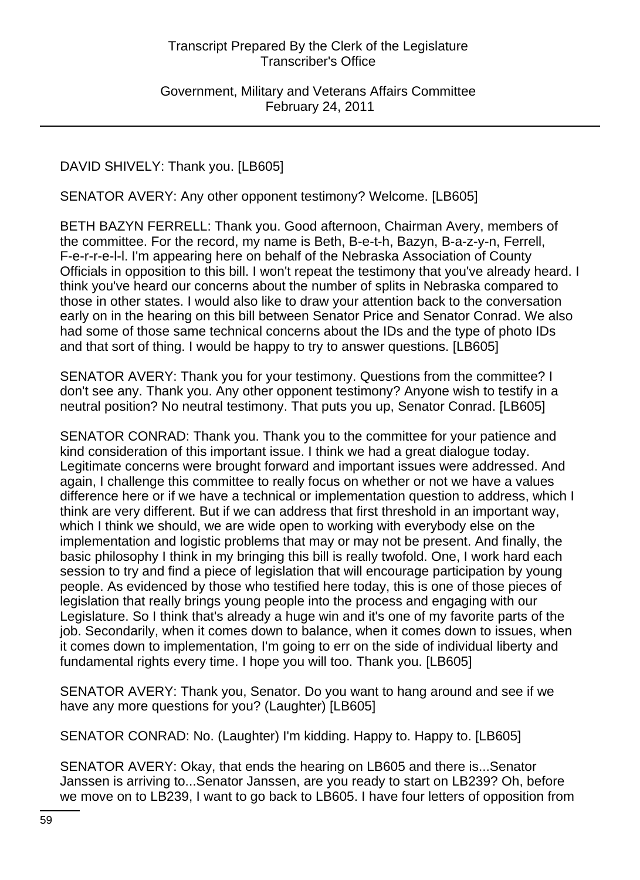DAVID SHIVELY: Thank you. [LB605]

SENATOR AVERY: Any other opponent testimony? Welcome. [LB605]

BETH BAZYN FERRELL: Thank you. Good afternoon, Chairman Avery, members of the committee. For the record, my name is Beth, B-e-t-h, Bazyn, B-a-z-y-n, Ferrell, F-e-r-r-e-l-l. I'm appearing here on behalf of the Nebraska Association of County Officials in opposition to this bill. I won't repeat the testimony that you've already heard. I think you've heard our concerns about the number of splits in Nebraska compared to those in other states. I would also like to draw your attention back to the conversation early on in the hearing on this bill between Senator Price and Senator Conrad. We also had some of those same technical concerns about the IDs and the type of photo IDs and that sort of thing. I would be happy to try to answer questions. [LB605]

SENATOR AVERY: Thank you for your testimony. Questions from the committee? I don't see any. Thank you. Any other opponent testimony? Anyone wish to testify in a neutral position? No neutral testimony. That puts you up, Senator Conrad. [LB605]

SENATOR CONRAD: Thank you. Thank you to the committee for your patience and kind consideration of this important issue. I think we had a great dialogue today. Legitimate concerns were brought forward and important issues were addressed. And again, I challenge this committee to really focus on whether or not we have a values difference here or if we have a technical or implementation question to address, which I think are very different. But if we can address that first threshold in an important way, which I think we should, we are wide open to working with everybody else on the implementation and logistic problems that may or may not be present. And finally, the basic philosophy I think in my bringing this bill is really twofold. One, I work hard each session to try and find a piece of legislation that will encourage participation by young people. As evidenced by those who testified here today, this is one of those pieces of legislation that really brings young people into the process and engaging with our Legislature. So I think that's already a huge win and it's one of my favorite parts of the job. Secondarily, when it comes down to balance, when it comes down to issues, when it comes down to implementation, I'm going to err on the side of individual liberty and fundamental rights every time. I hope you will too. Thank you. [LB605]

SENATOR AVERY: Thank you, Senator. Do you want to hang around and see if we have any more questions for you? (Laughter) [LB605]

SENATOR CONRAD: No. (Laughter) I'm kidding. Happy to. Happy to. [LB605]

SENATOR AVERY: Okay, that ends the hearing on LB605 and there is...Senator Janssen is arriving to...Senator Janssen, are you ready to start on LB239? Oh, before we move on to LB239, I want to go back to LB605. I have four letters of opposition from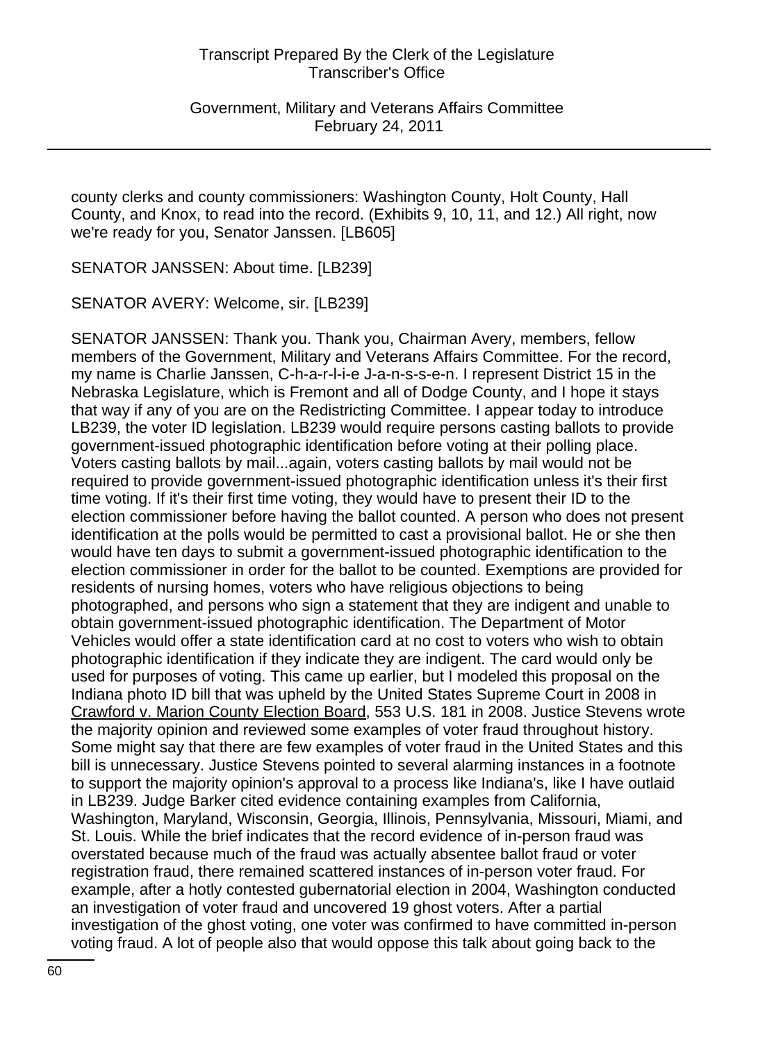county clerks and county commissioners: Washington County, Holt County, Hall County, and Knox, to read into the record. (Exhibits 9, 10, 11, and 12.) All right, now we're ready for you, Senator Janssen. [LB605]

SENATOR JANSSEN: About time. [LB239]

SENATOR AVERY: Welcome, sir. [LB239]

SENATOR JANSSEN: Thank you. Thank you, Chairman Avery, members, fellow members of the Government, Military and Veterans Affairs Committee. For the record, my name is Charlie Janssen, C-h-a-r-l-i-e J-a-n-s-s-e-n. I represent District 15 in the Nebraska Legislature, which is Fremont and all of Dodge County, and I hope it stays that way if any of you are on the Redistricting Committee. I appear today to introduce LB239, the voter ID legislation. LB239 would require persons casting ballots to provide government-issued photographic identification before voting at their polling place. Voters casting ballots by mail...again, voters casting ballots by mail would not be required to provide government-issued photographic identification unless it's their first time voting. If it's their first time voting, they would have to present their ID to the election commissioner before having the ballot counted. A person who does not present identification at the polls would be permitted to cast a provisional ballot. He or she then would have ten days to submit a government-issued photographic identification to the election commissioner in order for the ballot to be counted. Exemptions are provided for residents of nursing homes, voters who have religious objections to being photographed, and persons who sign a statement that they are indigent and unable to obtain government-issued photographic identification. The Department of Motor Vehicles would offer a state identification card at no cost to voters who wish to obtain photographic identification if they indicate they are indigent. The card would only be used for purposes of voting. This came up earlier, but I modeled this proposal on the Indiana photo ID bill that was upheld by the United States Supreme Court in 2008 in Crawford v. Marion County Election Board, 553 U.S. 181 in 2008. Justice Stevens wrote the majority opinion and reviewed some examples of voter fraud throughout history. Some might say that there are few examples of voter fraud in the United States and this bill is unnecessary. Justice Stevens pointed to several alarming instances in a footnote to support the majority opinion's approval to a process like Indiana's, like I have outlaid in LB239. Judge Barker cited evidence containing examples from California, Washington, Maryland, Wisconsin, Georgia, Illinois, Pennsylvania, Missouri, Miami, and St. Louis. While the brief indicates that the record evidence of in-person fraud was overstated because much of the fraud was actually absentee ballot fraud or voter registration fraud, there remained scattered instances of in-person voter fraud. For example, after a hotly contested gubernatorial election in 2004, Washington conducted an investigation of voter fraud and uncovered 19 ghost voters. After a partial investigation of the ghost voting, one voter was confirmed to have committed in-person voting fraud. A lot of people also that would oppose this talk about going back to the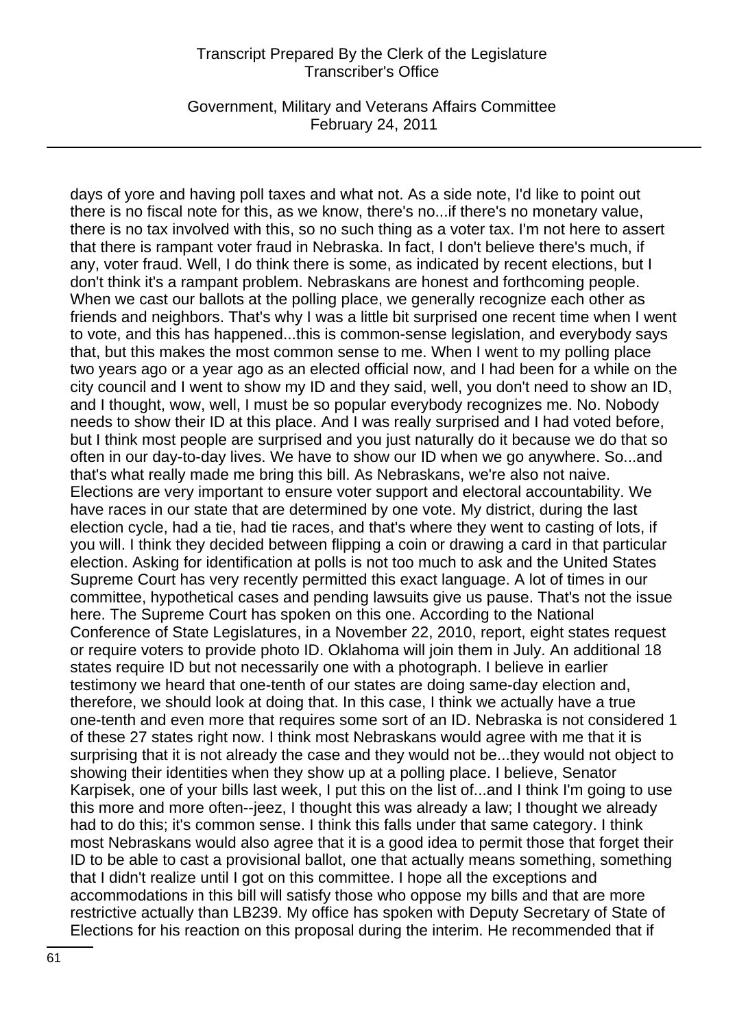days of yore and having poll taxes and what not. As a side note, I'd like to point out there is no fiscal note for this, as we know, there's no...if there's no monetary value, there is no tax involved with this, so no such thing as a voter tax. I'm not here to assert that there is rampant voter fraud in Nebraska. In fact, I don't believe there's much, if any, voter fraud. Well, I do think there is some, as indicated by recent elections, but I don't think it's a rampant problem. Nebraskans are honest and forthcoming people. When we cast our ballots at the polling place, we generally recognize each other as friends and neighbors. That's why I was a little bit surprised one recent time when I went to vote, and this has happened...this is common-sense legislation, and everybody says that, but this makes the most common sense to me. When I went to my polling place two years ago or a year ago as an elected official now, and I had been for a while on the city council and I went to show my ID and they said, well, you don't need to show an ID, and I thought, wow, well, I must be so popular everybody recognizes me. No. Nobody needs to show their ID at this place. And I was really surprised and I had voted before, but I think most people are surprised and you just naturally do it because we do that so often in our day-to-day lives. We have to show our ID when we go anywhere. So...and that's what really made me bring this bill. As Nebraskans, we're also not naive. Elections are very important to ensure voter support and electoral accountability. We have races in our state that are determined by one vote. My district, during the last election cycle, had a tie, had tie races, and that's where they went to casting of lots, if you will. I think they decided between flipping a coin or drawing a card in that particular election. Asking for identification at polls is not too much to ask and the United States Supreme Court has very recently permitted this exact language. A lot of times in our committee, hypothetical cases and pending lawsuits give us pause. That's not the issue here. The Supreme Court has spoken on this one. According to the National Conference of State Legislatures, in a November 22, 2010, report, eight states request or require voters to provide photo ID. Oklahoma will join them in July. An additional 18 states require ID but not necessarily one with a photograph. I believe in earlier testimony we heard that one-tenth of our states are doing same-day election and, therefore, we should look at doing that. In this case, I think we actually have a true one-tenth and even more that requires some sort of an ID. Nebraska is not considered 1 of these 27 states right now. I think most Nebraskans would agree with me that it is surprising that it is not already the case and they would not be...they would not object to showing their identities when they show up at a polling place. I believe, Senator Karpisek, one of your bills last week, I put this on the list of...and I think I'm going to use this more and more often--jeez, I thought this was already a law; I thought we already had to do this; it's common sense. I think this falls under that same category. I think most Nebraskans would also agree that it is a good idea to permit those that forget their ID to be able to cast a provisional ballot, one that actually means something, something that I didn't realize until I got on this committee. I hope all the exceptions and accommodations in this bill will satisfy those who oppose my bills and that are more restrictive actually than LB239. My office has spoken with Deputy Secretary of State of Elections for his reaction on this proposal during the interim. He recommended that if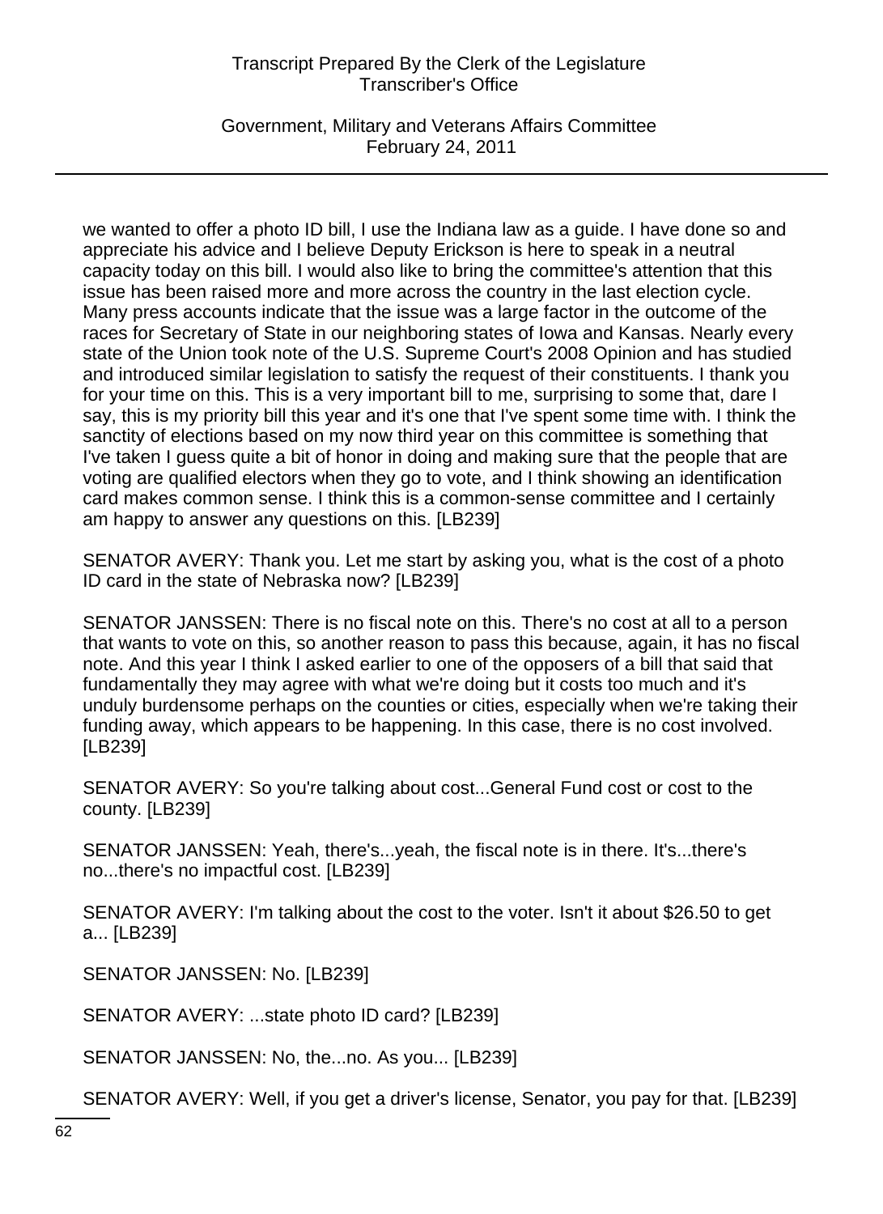we wanted to offer a photo ID bill, I use the Indiana law as a guide. I have done so and appreciate his advice and I believe Deputy Erickson is here to speak in a neutral capacity today on this bill. I would also like to bring the committee's attention that this issue has been raised more and more across the country in the last election cycle. Many press accounts indicate that the issue was a large factor in the outcome of the races for Secretary of State in our neighboring states of Iowa and Kansas. Nearly every state of the Union took note of the U.S. Supreme Court's 2008 Opinion and has studied and introduced similar legislation to satisfy the request of their constituents. I thank you for your time on this. This is a very important bill to me, surprising to some that, dare I say, this is my priority bill this year and it's one that I've spent some time with. I think the sanctity of elections based on my now third year on this committee is something that I've taken I guess quite a bit of honor in doing and making sure that the people that are voting are qualified electors when they go to vote, and I think showing an identification card makes common sense. I think this is a common-sense committee and I certainly am happy to answer any questions on this. [LB239]

SENATOR AVERY: Thank you. Let me start by asking you, what is the cost of a photo ID card in the state of Nebraska now? [LB239]

SENATOR JANSSEN: There is no fiscal note on this. There's no cost at all to a person that wants to vote on this, so another reason to pass this because, again, it has no fiscal note. And this year I think I asked earlier to one of the opposers of a bill that said that fundamentally they may agree with what we're doing but it costs too much and it's unduly burdensome perhaps on the counties or cities, especially when we're taking their funding away, which appears to be happening. In this case, there is no cost involved. [LB239]

SENATOR AVERY: So you're talking about cost...General Fund cost or cost to the county. [LB239]

SENATOR JANSSEN: Yeah, there's...yeah, the fiscal note is in there. It's...there's no...there's no impactful cost. [LB239]

SENATOR AVERY: I'm talking about the cost to the voter. Isn't it about $26.50 to get a... [LB239]

SENATOR JANSSEN: No. [LB239]

SENATOR AVERY: ...state photo ID card? [LB239]

SENATOR JANSSEN: No, the...no. As you... [LB239]

SENATOR AVERY: Well, if you get a driver's license, Senator, you pay for that. [LB239]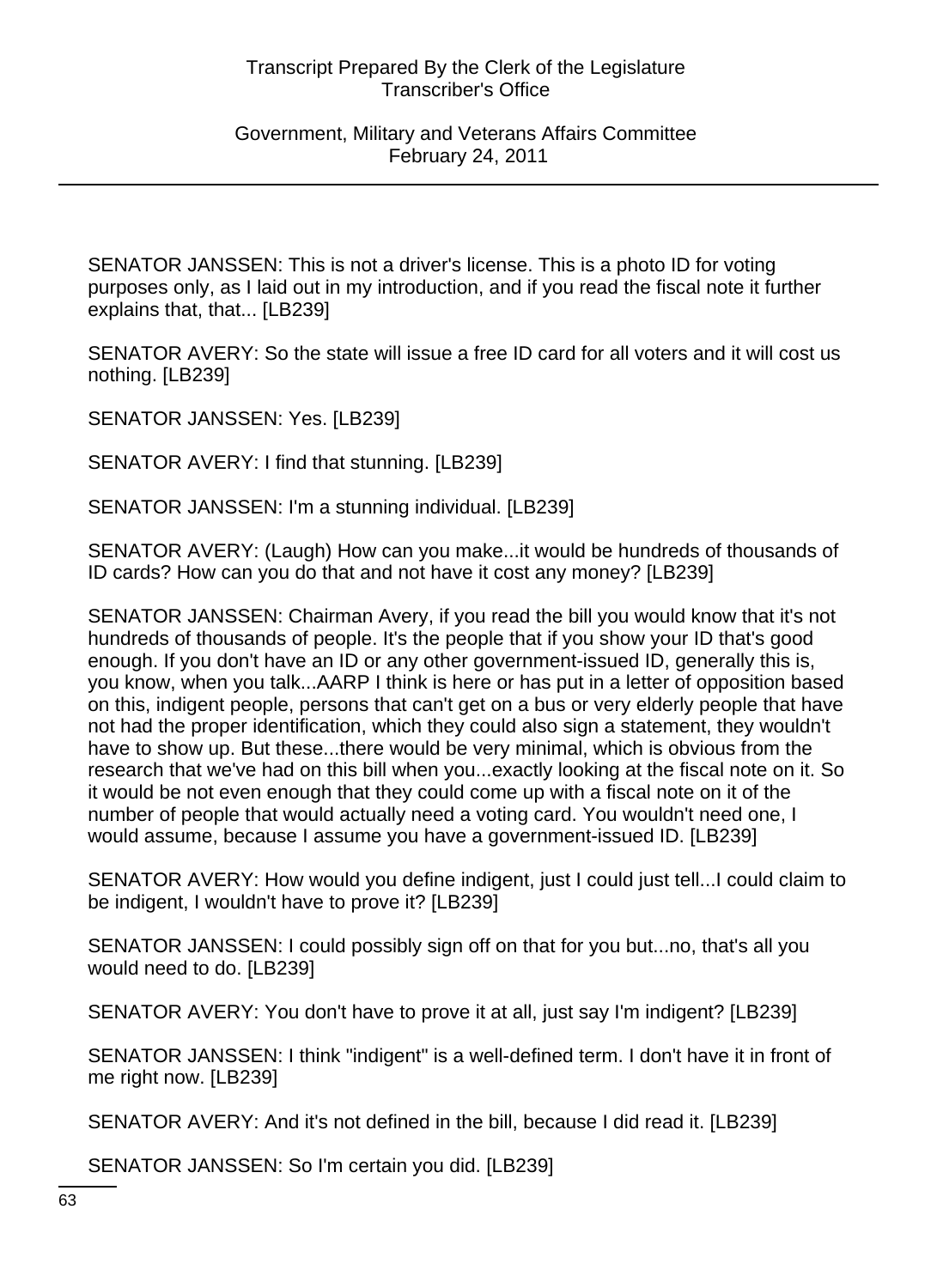SENATOR JANSSEN: This is not a driver's license. This is a photo ID for voting purposes only, as I laid out in my introduction, and if you read the fiscal note it further explains that, that... [LB239]

SENATOR AVERY: So the state will issue a free ID card for all voters and it will cost us nothing. [LB239]

SENATOR JANSSEN: Yes. [LB239]

SENATOR AVERY: I find that stunning. [LB239]

SENATOR JANSSEN: I'm a stunning individual. [LB239]

SENATOR AVERY: (Laugh) How can you make...it would be hundreds of thousands of ID cards? How can you do that and not have it cost any money? [LB239]

SENATOR JANSSEN: Chairman Avery, if you read the bill you would know that it's not hundreds of thousands of people. It's the people that if you show your ID that's good enough. If you don't have an ID or any other government-issued ID, generally this is, you know, when you talk...AARP I think is here or has put in a letter of opposition based on this, indigent people, persons that can't get on a bus or very elderly people that have not had the proper identification, which they could also sign a statement, they wouldn't have to show up. But these...there would be very minimal, which is obvious from the research that we've had on this bill when you...exactly looking at the fiscal note on it. So it would be not even enough that they could come up with a fiscal note on it of the number of people that would actually need a voting card. You wouldn't need one, I would assume, because I assume you have a government-issued ID. [LB239]

SENATOR AVERY: How would you define indigent, just I could just tell...I could claim to be indigent, I wouldn't have to prove it? [LB239]

SENATOR JANSSEN: I could possibly sign off on that for you but...no, that's all you would need to do. [LB239]

SENATOR AVERY: You don't have to prove it at all, just say I'm indigent? [LB239]

SENATOR JANSSEN: I think "indigent" is a well-defined term. I don't have it in front of me right now. [LB239]

SENATOR AVERY: And it's not defined in the bill, because I did read it. [LB239]

SENATOR JANSSEN: So I'm certain you did. [LB239]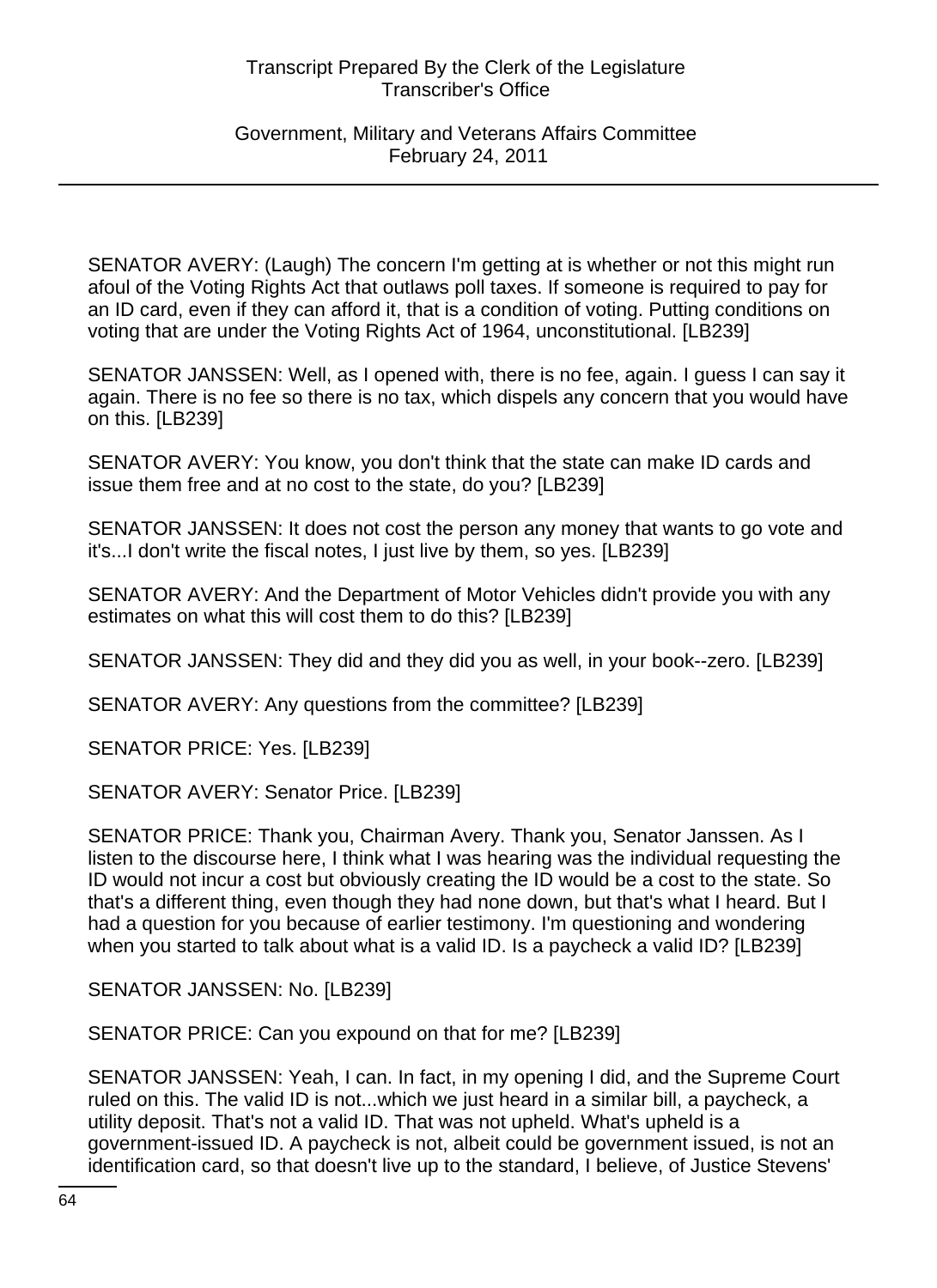SENATOR AVERY: (Laugh) The concern I'm getting at is whether or not this might run afoul of the Voting Rights Act that outlaws poll taxes. If someone is required to pay for an ID card, even if they can afford it, that is a condition of voting. Putting conditions on voting that are under the Voting Rights Act of 1964, unconstitutional. [LB239]

SENATOR JANSSEN: Well, as I opened with, there is no fee, again. I guess I can say it again. There is no fee so there is no tax, which dispels any concern that you would have on this. [LB239]

SENATOR AVERY: You know, you don't think that the state can make ID cards and issue them free and at no cost to the state, do you? [LB239]

SENATOR JANSSEN: It does not cost the person any money that wants to go vote and it's...I don't write the fiscal notes, I just live by them, so yes. [LB239]

SENATOR AVERY: And the Department of Motor Vehicles didn't provide you with any estimates on what this will cost them to do this? [LB239]

SENATOR JANSSEN: They did and they did you as well, in your book--zero. [LB239]

SENATOR AVERY: Any questions from the committee? [LB239]

SENATOR PRICE: Yes. [LB239]

SENATOR AVERY: Senator Price. [LB239]

SENATOR PRICE: Thank you, Chairman Avery. Thank you, Senator Janssen. As I listen to the discourse here, I think what I was hearing was the individual requesting the ID would not incur a cost but obviously creating the ID would be a cost to the state. So that's a different thing, even though they had none down, but that's what I heard. But I had a question for you because of earlier testimony. I'm questioning and wondering when you started to talk about what is a valid ID. Is a paycheck a valid ID? [LB239]

SENATOR JANSSEN: No. [LB239]

SENATOR PRICE: Can you expound on that for me? [LB239]

SENATOR JANSSEN: Yeah, I can. In fact, in my opening I did, and the Supreme Court ruled on this. The valid ID is not...which we just heard in a similar bill, a paycheck, a utility deposit. That's not a valid ID. That was not upheld. What's upheld is a government-issued ID. A paycheck is not, albeit could be government issued, is not an identification card, so that doesn't live up to the standard, I believe, of Justice Stevens'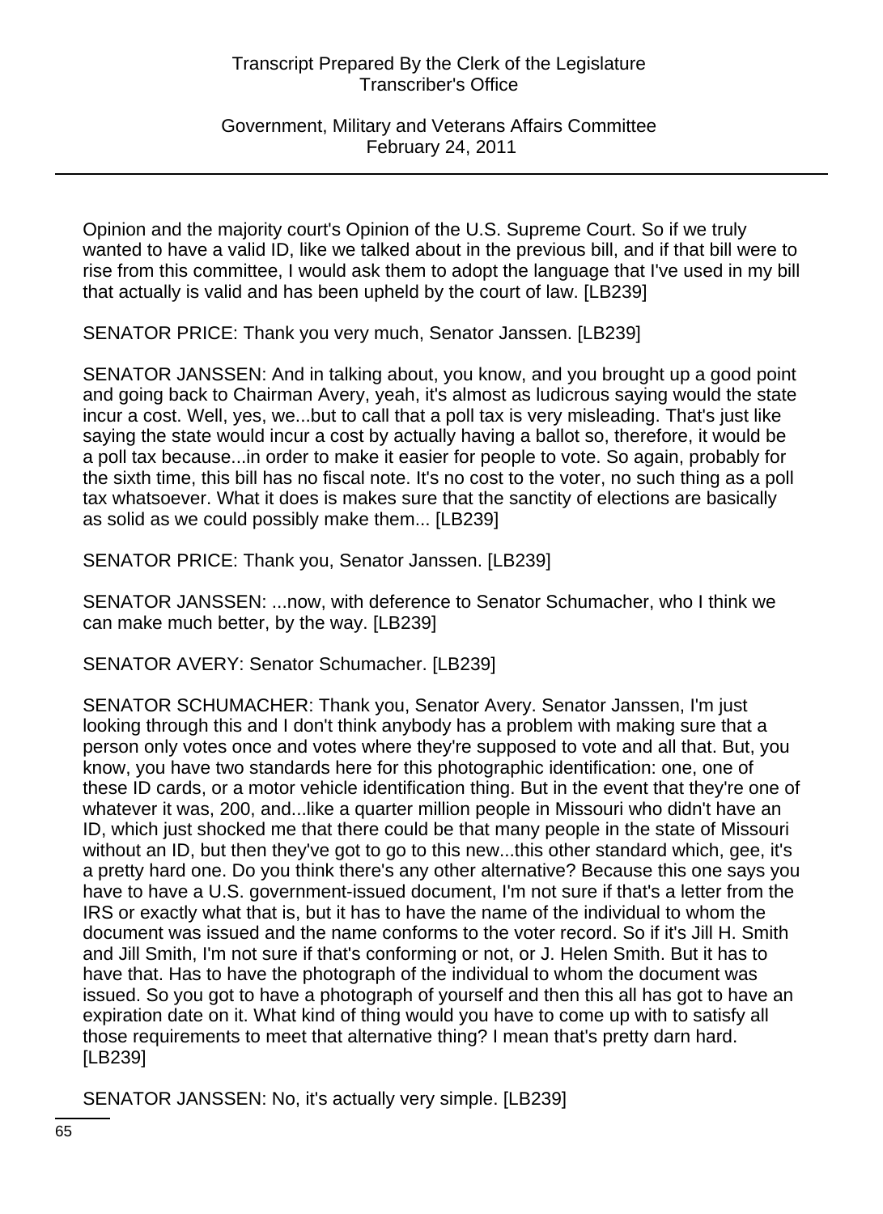Opinion and the majority court's Opinion of the U.S. Supreme Court. So if we truly wanted to have a valid ID, like we talked about in the previous bill, and if that bill were to rise from this committee, I would ask them to adopt the language that I've used in my bill that actually is valid and has been upheld by the court of law. [LB239]

SENATOR PRICE: Thank you very much, Senator Janssen. [LB239]

SENATOR JANSSEN: And in talking about, you know, and you brought up a good point and going back to Chairman Avery, yeah, it's almost as ludicrous saying would the state incur a cost. Well, yes, we...but to call that a poll tax is very misleading. That's just like saying the state would incur a cost by actually having a ballot so, therefore, it would be a poll tax because...in order to make it easier for people to vote. So again, probably for the sixth time, this bill has no fiscal note. It's no cost to the voter, no such thing as a poll tax whatsoever. What it does is makes sure that the sanctity of elections are basically as solid as we could possibly make them... [LB239]

SENATOR PRICE: Thank you, Senator Janssen. [LB239]

SENATOR JANSSEN: ...now, with deference to Senator Schumacher, who I think we can make much better, by the way. [LB239]

SENATOR AVERY: Senator Schumacher. [LB239]

SENATOR SCHUMACHER: Thank you, Senator Avery. Senator Janssen, I'm just looking through this and I don't think anybody has a problem with making sure that a person only votes once and votes where they're supposed to vote and all that. But, you know, you have two standards here for this photographic identification: one, one of these ID cards, or a motor vehicle identification thing. But in the event that they're one of whatever it was, 200, and...like a quarter million people in Missouri who didn't have an ID, which just shocked me that there could be that many people in the state of Missouri without an ID, but then they've got to go to this new...this other standard which, gee, it's a pretty hard one. Do you think there's any other alternative? Because this one says you have to have a U.S. government-issued document, I'm not sure if that's a letter from the IRS or exactly what that is, but it has to have the name of the individual to whom the document was issued and the name conforms to the voter record. So if it's Jill H. Smith and Jill Smith, I'm not sure if that's conforming or not, or J. Helen Smith. But it has to have that. Has to have the photograph of the individual to whom the document was issued. So you got to have a photograph of yourself and then this all has got to have an expiration date on it. What kind of thing would you have to come up with to satisfy all those requirements to meet that alternative thing? I mean that's pretty darn hard. [LB239]

SENATOR JANSSEN: No, it's actually very simple. [LB239]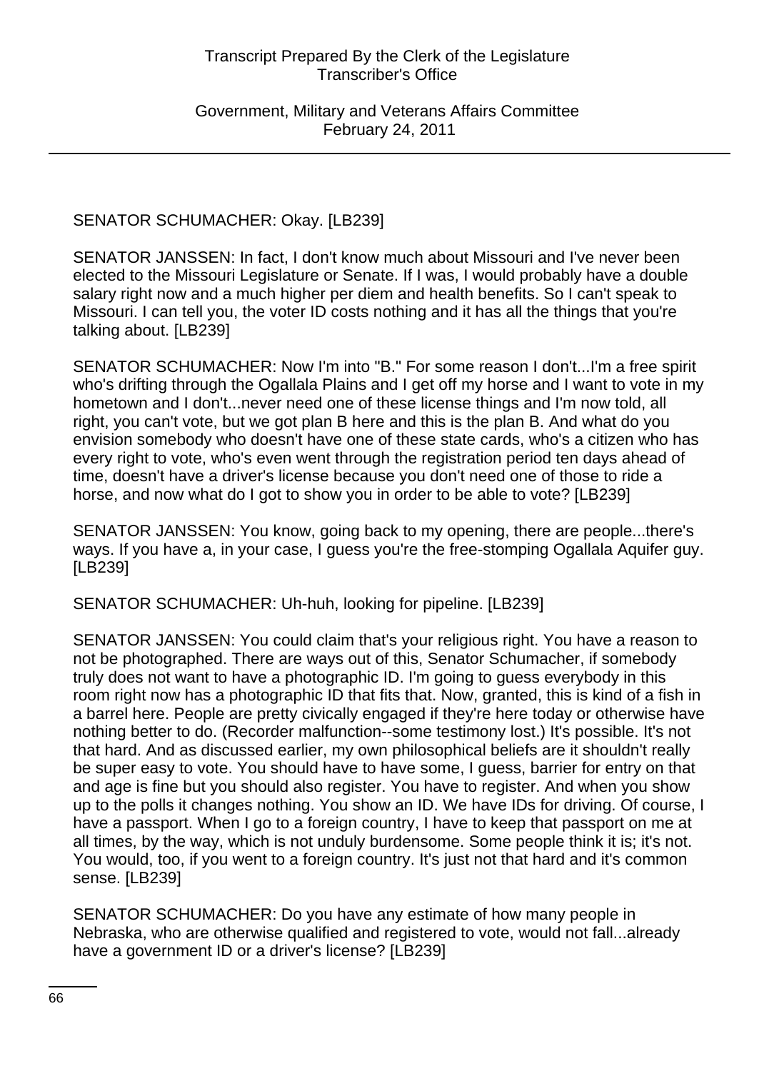SENATOR SCHUMACHER: Okay. [LB239]

SENATOR JANSSEN: In fact, I don't know much about Missouri and I've never been elected to the Missouri Legislature or Senate. If I was, I would probably have a double salary right now and a much higher per diem and health benefits. So I can't speak to Missouri. I can tell you, the voter ID costs nothing and it has all the things that you're talking about. [LB239]

SENATOR SCHUMACHER: Now I'm into "B." For some reason I don't...I'm a free spirit who's drifting through the Ogallala Plains and I get off my horse and I want to vote in my hometown and I don't...never need one of these license things and I'm now told, all right, you can't vote, but we got plan B here and this is the plan B. And what do you envision somebody who doesn't have one of these state cards, who's a citizen who has every right to vote, who's even went through the registration period ten days ahead of time, doesn't have a driver's license because you don't need one of those to ride a horse, and now what do I got to show you in order to be able to vote? [LB239]

SENATOR JANSSEN: You know, going back to my opening, there are people...there's ways. If you have a, in your case, I guess you're the free-stomping Ogallala Aquifer guy. [LB239]

SENATOR SCHUMACHER: Uh-huh, looking for pipeline. [LB239]

SENATOR JANSSEN: You could claim that's your religious right. You have a reason to not be photographed. There are ways out of this, Senator Schumacher, if somebody truly does not want to have a photographic ID. I'm going to guess everybody in this room right now has a photographic ID that fits that. Now, granted, this is kind of a fish in a barrel here. People are pretty civically engaged if they're here today or otherwise have nothing better to do. (Recorder malfunction--some testimony lost.) It's possible. It's not that hard. And as discussed earlier, my own philosophical beliefs are it shouldn't really be super easy to vote. You should have to have some, I guess, barrier for entry on that and age is fine but you should also register. You have to register. And when you show up to the polls it changes nothing. You show an ID. We have IDs for driving. Of course, I have a passport. When I go to a foreign country, I have to keep that passport on me at all times, by the way, which is not unduly burdensome. Some people think it is; it's not. You would, too, if you went to a foreign country. It's just not that hard and it's common sense. [LB239]

SENATOR SCHUMACHER: Do you have any estimate of how many people in Nebraska, who are otherwise qualified and registered to vote, would not fall...already have a government ID or a driver's license? [LB239]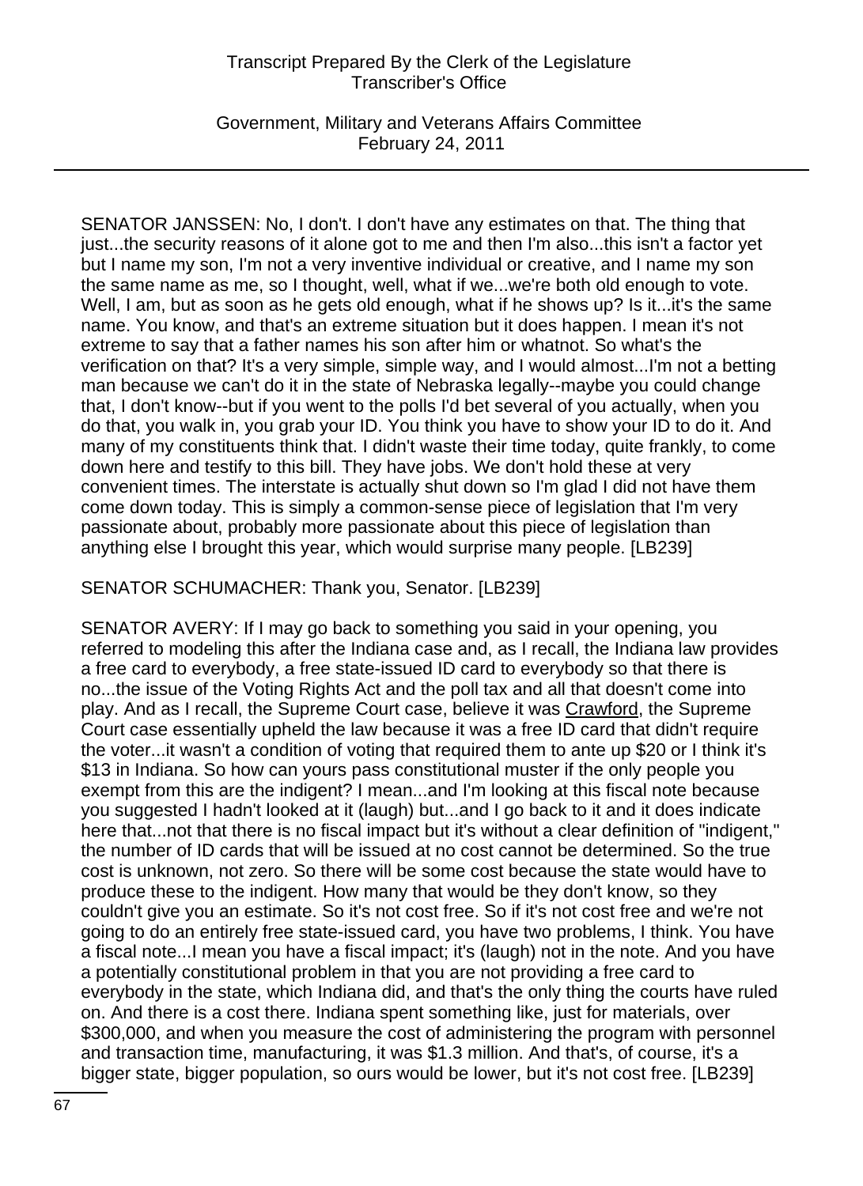SENATOR JANSSEN: No, I don't. I don't have any estimates on that. The thing that just...the security reasons of it alone got to me and then I'm also...this isn't a factor yet but I name my son, I'm not a very inventive individual or creative, and I name my son the same name as me, so I thought, well, what if we...we're both old enough to vote. Well, I am, but as soon as he gets old enough, what if he shows up? Is it...it's the same name. You know, and that's an extreme situation but it does happen. I mean it's not extreme to say that a father names his son after him or whatnot. So what's the verification on that? It's a very simple, simple way, and I would almost...I'm not a betting man because we can't do it in the state of Nebraska legally--maybe you could change that, I don't know--but if you went to the polls I'd bet several of you actually, when you do that, you walk in, you grab your ID. You think you have to show your ID to do it. And many of my constituents think that. I didn't waste their time today, quite frankly, to come down here and testify to this bill. They have jobs. We don't hold these at very convenient times. The interstate is actually shut down so I'm glad I did not have them come down today. This is simply a common-sense piece of legislation that I'm very passionate about, probably more passionate about this piece of legislation than anything else I brought this year, which would surprise many people. [LB239]

SENATOR SCHUMACHER: Thank you, Senator. [LB239]

SENATOR AVERY: If I may go back to something you said in your opening, you referred to modeling this after the Indiana case and, as I recall, the Indiana law provides a free card to everybody, a free state-issued ID card to everybody so that there is no...the issue of the Voting Rights Act and the poll tax and all that doesn't come into play. And as I recall, the Supreme Court case, believe it was Crawford, the Supreme Court case essentially upheld the law because it was a free ID card that didn't require the voter...it wasn't a condition of voting that required them to ante up $20 or I think it's $13 in Indiana. So how can yours pass constitutional muster if the only people you exempt from this are the indigent? I mean...and I'm looking at this fiscal note because you suggested I hadn't looked at it (laugh) but...and I go back to it and it does indicate here that...not that there is no fiscal impact but it's without a clear definition of "indigent," the number of ID cards that will be issued at no cost cannot be determined. So the true cost is unknown, not zero. So there will be some cost because the state would have to produce these to the indigent. How many that would be they don't know, so they couldn't give you an estimate. So it's not cost free. So if it's not cost free and we're not going to do an entirely free state-issued card, you have two problems, I think. You have a fiscal note...I mean you have a fiscal impact; it's (laugh) not in the note. And you have a potentially constitutional problem in that you are not providing a free card to everybody in the state, which Indiana did, and that's the only thing the courts have ruled on. And there is a cost there. Indiana spent something like, just for materials, over $300,000, and when you measure the cost of administering the program with personnel and transaction time, manufacturing, it was $1.3 million. And that's, of course, it's a bigger state, bigger population, so ours would be lower, but it's not cost free. [LB239]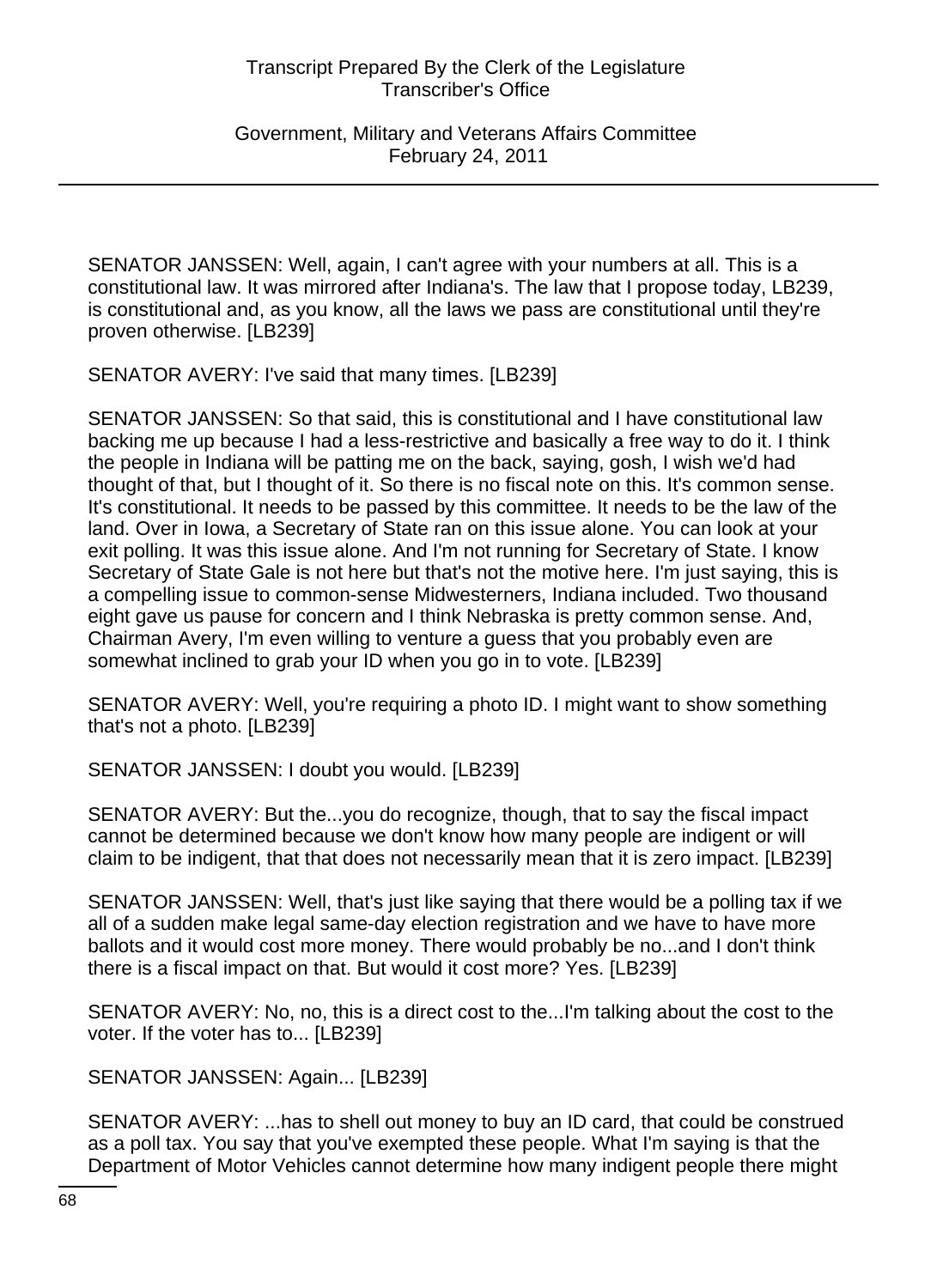SENATOR JANSSEN: Well, again, I can't agree with your numbers at all. This is a constitutional law. It was mirrored after Indiana's. The law that I propose today, LB239, is constitutional and, as you know, all the laws we pass are constitutional until they're proven otherwise. [LB239]

SENATOR AVERY: I've said that many times. [LB239]

SENATOR JANSSEN: So that said, this is constitutional and I have constitutional law backing me up because I had a less-restrictive and basically a free way to do it. I think the people in Indiana will be patting me on the back, saying, gosh, I wish we'd had thought of that, but I thought of it. So there is no fiscal note on this. It's common sense. It's constitutional. It needs to be passed by this committee. It needs to be the law of the land. Over in Iowa, a Secretary of State ran on this issue alone. You can look at your exit polling. It was this issue alone. And I'm not running for Secretary of State. I know Secretary of State Gale is not here but that's not the motive here. I'm just saying, this is a compelling issue to common-sense Midwesterners, Indiana included. Two thousand eight gave us pause for concern and I think Nebraska is pretty common sense. And, Chairman Avery, I'm even willing to venture a guess that you probably even are somewhat inclined to grab your ID when you go in to vote. [LB239]

SENATOR AVERY: Well, you're requiring a photo ID. I might want to show something that's not a photo. [LB239]

SENATOR JANSSEN: I doubt you would. [LB239]

SENATOR AVERY: But the...you do recognize, though, that to say the fiscal impact cannot be determined because we don't know how many people are indigent or will claim to be indigent, that that does not necessarily mean that it is zero impact. [LB239]

SENATOR JANSSEN: Well, that's just like saying that there would be a polling tax if we all of a sudden make legal same-day election registration and we have to have more ballots and it would cost more money. There would probably be no...and I don't think there is a fiscal impact on that. But would it cost more? Yes. [LB239]

SENATOR AVERY: No, no, this is a direct cost to the...I'm talking about the cost to the voter. If the voter has to... [LB239]

SENATOR JANSSEN: Again... [LB239]

SENATOR AVERY: ...has to shell out money to buy an ID card, that could be construed as a poll tax. You say that you've exempted these people. What I'm saying is that the Department of Motor Vehicles cannot determine how many indigent people there might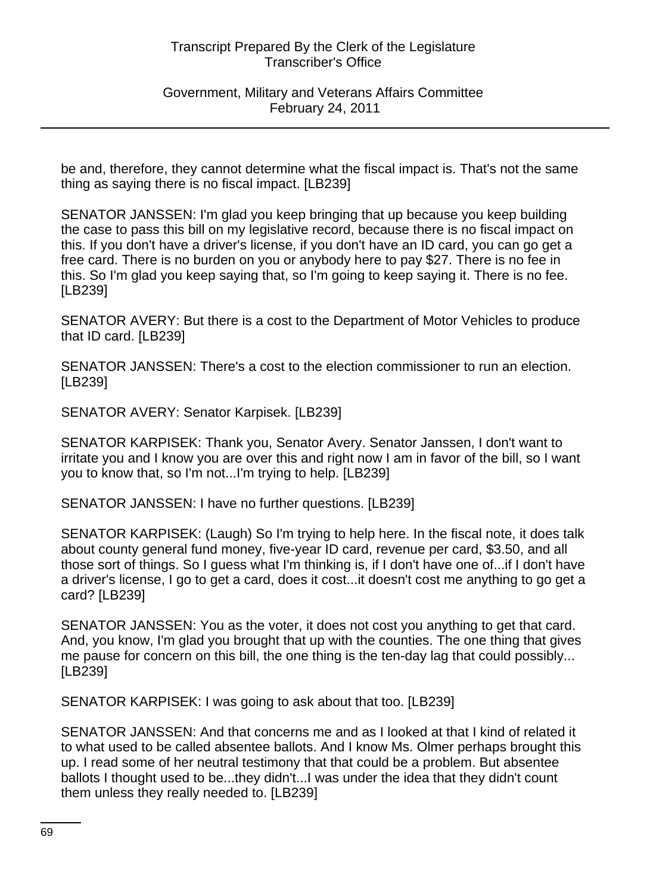be and, therefore, they cannot determine what the fiscal impact is. That's not the same thing as saying there is no fiscal impact. [LB239]

SENATOR JANSSEN: I'm glad you keep bringing that up because you keep building the case to pass this bill on my legislative record, because there is no fiscal impact on this. If you don't have a driver's license, if you don't have an ID card, you can go get a free card. There is no burden on you or anybody here to pay $27. There is no fee in this. So I'm glad you keep saying that, so I'm going to keep saying it. There is no fee. [LB239]

SENATOR AVERY: But there is a cost to the Department of Motor Vehicles to produce that ID card. [LB239]

SENATOR JANSSEN: There's a cost to the election commissioner to run an election. [LB239]

SENATOR AVERY: Senator Karpisek. [LB239]

SENATOR KARPISEK: Thank you, Senator Avery. Senator Janssen, I don't want to irritate you and I know you are over this and right now I am in favor of the bill, so I want you to know that, so I'm not...I'm trying to help. [LB239]

SENATOR JANSSEN: I have no further questions. [LB239]

SENATOR KARPISEK: (Laugh) So I'm trying to help here. In the fiscal note, it does talk about county general fund money, five-year ID card, revenue per card, $3.50, and all those sort of things. So I guess what I'm thinking is, if I don't have one of...if I don't have a driver's license, I go to get a card, does it cost...it doesn't cost me anything to go get a card? [LB239]

SENATOR JANSSEN: You as the voter, it does not cost you anything to get that card. And, you know, I'm glad you brought that up with the counties. The one thing that gives me pause for concern on this bill, the one thing is the ten-day lag that could possibly... [LB239]

SENATOR KARPISEK: I was going to ask about that too. [LB239]

SENATOR JANSSEN: And that concerns me and as I looked at that I kind of related it to what used to be called absentee ballots. And I know Ms. Olmer perhaps brought this up. I read some of her neutral testimony that that could be a problem. But absentee ballots I thought used to be...they didn't...I was under the idea that they didn't count them unless they really needed to. [LB239]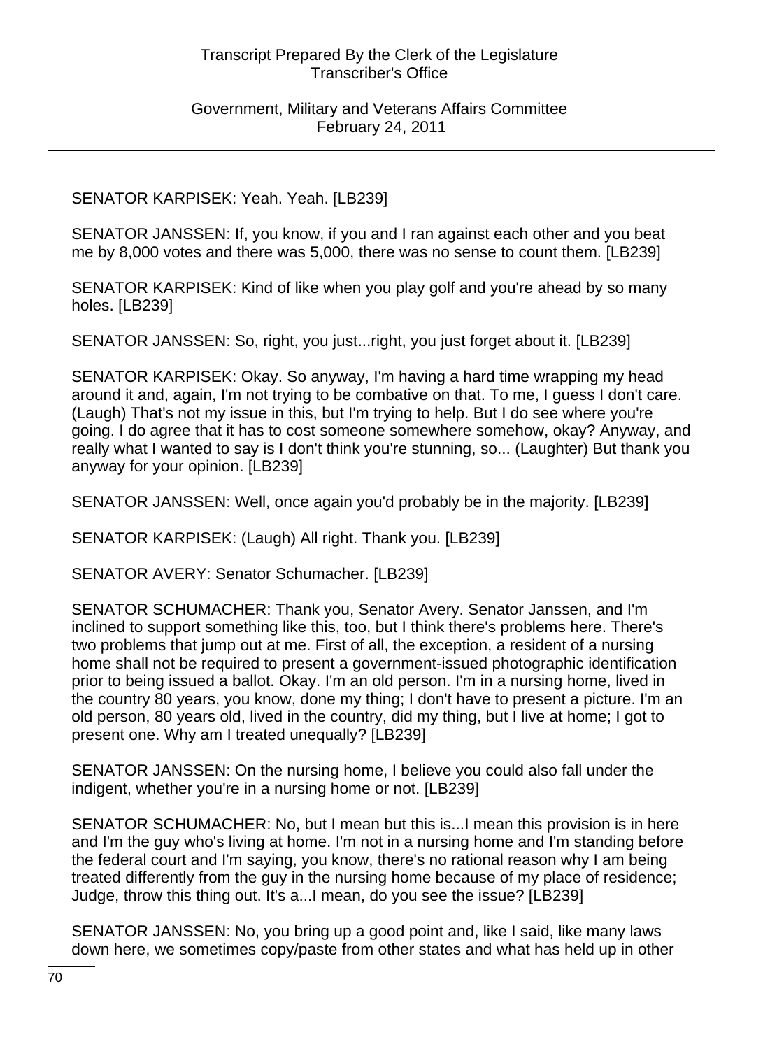SENATOR KARPISEK: Yeah. Yeah. [LB239]

SENATOR JANSSEN: If, you know, if you and I ran against each other and you beat me by 8,000 votes and there was 5,000, there was no sense to count them. [LB239]

SENATOR KARPISEK: Kind of like when you play golf and you're ahead by so many holes. [LB239]

SENATOR JANSSEN: So, right, you just...right, you just forget about it. [LB239]

SENATOR KARPISEK: Okay. So anyway, I'm having a hard time wrapping my head around it and, again, I'm not trying to be combative on that. To me, I guess I don't care. (Laugh) That's not my issue in this, but I'm trying to help. But I do see where you're going. I do agree that it has to cost someone somewhere somehow, okay? Anyway, and really what I wanted to say is I don't think you're stunning, so... (Laughter) But thank you anyway for your opinion. [LB239]

SENATOR JANSSEN: Well, once again you'd probably be in the majority. [LB239]

SENATOR KARPISEK: (Laugh) All right. Thank you. [LB239]

SENATOR AVERY: Senator Schumacher. [LB239]

SENATOR SCHUMACHER: Thank you, Senator Avery. Senator Janssen, and I'm inclined to support something like this, too, but I think there's problems here. There's two problems that jump out at me. First of all, the exception, a resident of a nursing home shall not be required to present a government-issued photographic identification prior to being issued a ballot. Okay. I'm an old person. I'm in a nursing home, lived in the country 80 years, you know, done my thing; I don't have to present a picture. I'm an old person, 80 years old, lived in the country, did my thing, but I live at home; I got to present one. Why am I treated unequally? [LB239]

SENATOR JANSSEN: On the nursing home, I believe you could also fall under the indigent, whether you're in a nursing home or not. [LB239]

SENATOR SCHUMACHER: No, but I mean but this is...I mean this provision is in here and I'm the guy who's living at home. I'm not in a nursing home and I'm standing before the federal court and I'm saying, you know, there's no rational reason why I am being treated differently from the guy in the nursing home because of my place of residence; Judge, throw this thing out. It's a...I mean, do you see the issue? [LB239]

SENATOR JANSSEN: No, you bring up a good point and, like I said, like many laws down here, we sometimes copy/paste from other states and what has held up in other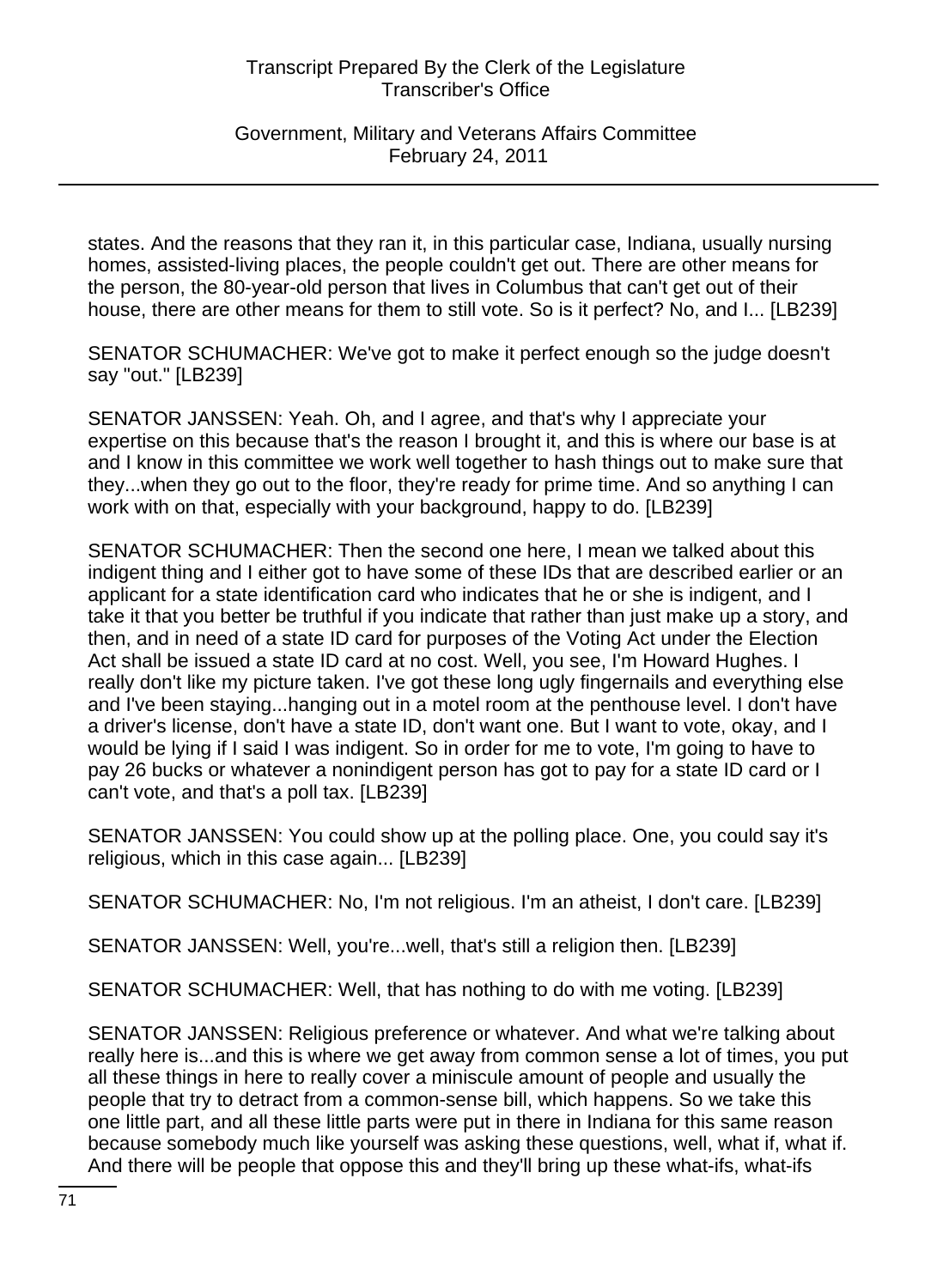states. And the reasons that they ran it, in this particular case, Indiana, usually nursing homes, assisted-living places, the people couldn't get out. There are other means for the person, the 80-year-old person that lives in Columbus that can't get out of their house, there are other means for them to still vote. So is it perfect? No, and I... [LB239]

SENATOR SCHUMACHER: We've got to make it perfect enough so the judge doesn't say "out." [LB239]

SENATOR JANSSEN: Yeah. Oh, and I agree, and that's why I appreciate your expertise on this because that's the reason I brought it, and this is where our base is at and I know in this committee we work well together to hash things out to make sure that they...when they go out to the floor, they're ready for prime time. And so anything I can work with on that, especially with your background, happy to do. [LB239]

SENATOR SCHUMACHER: Then the second one here, I mean we talked about this indigent thing and I either got to have some of these IDs that are described earlier or an applicant for a state identification card who indicates that he or she is indigent, and I take it that you better be truthful if you indicate that rather than just make up a story, and then, and in need of a state ID card for purposes of the Voting Act under the Election Act shall be issued a state ID card at no cost. Well, you see, I'm Howard Hughes. I really don't like my picture taken. I've got these long ugly fingernails and everything else and I've been staying...hanging out in a motel room at the penthouse level. I don't have a driver's license, don't have a state ID, don't want one. But I want to vote, okay, and I would be lying if I said I was indigent. So in order for me to vote, I'm going to have to pay 26 bucks or whatever a nonindigent person has got to pay for a state ID card or I can't vote, and that's a poll tax. [LB239]

SENATOR JANSSEN: You could show up at the polling place. One, you could say it's religious, which in this case again... [LB239]

SENATOR SCHUMACHER: No, I'm not religious. I'm an atheist, I don't care. [LB239]

SENATOR JANSSEN: Well, you're...well, that's still a religion then. [LB239]

SENATOR SCHUMACHER: Well, that has nothing to do with me voting. [LB239]

SENATOR JANSSEN: Religious preference or whatever. And what we're talking about really here is...and this is where we get away from common sense a lot of times, you put all these things in here to really cover a miniscule amount of people and usually the people that try to detract from a common-sense bill, which happens. So we take this one little part, and all these little parts were put in there in Indiana for this same reason because somebody much like yourself was asking these questions, well, what if, what if. And there will be people that oppose this and they'll bring up these what-ifs, what-ifs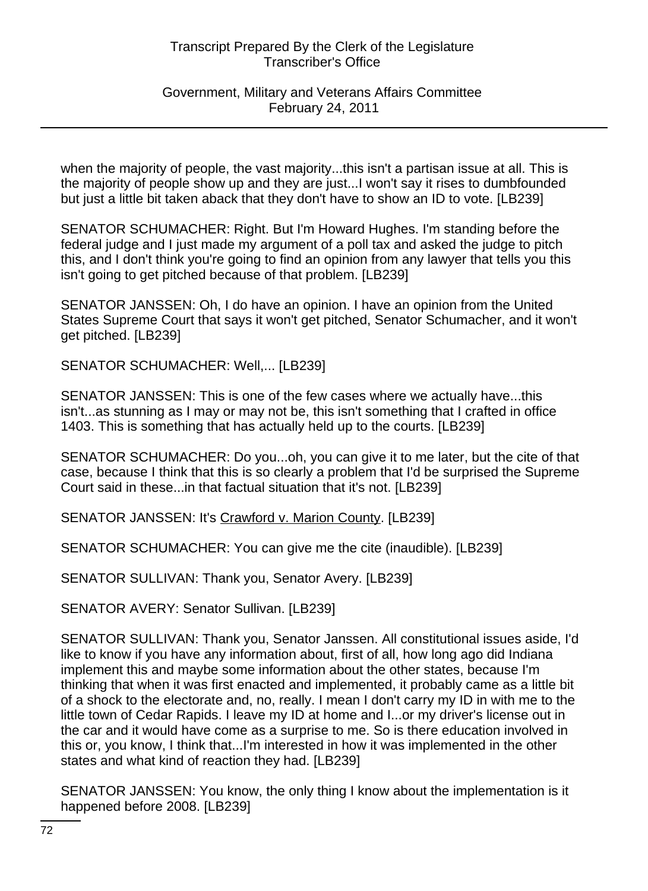when the majority of people, the vast majority...this isn't a partisan issue at all. This is the majority of people show up and they are just...I won't say it rises to dumbfounded but just a little bit taken aback that they don't have to show an ID to vote. [LB239]

SENATOR SCHUMACHER: Right. But I'm Howard Hughes. I'm standing before the federal judge and I just made my argument of a poll tax and asked the judge to pitch this, and I don't think you're going to find an opinion from any lawyer that tells you this isn't going to get pitched because of that problem. [LB239]

SENATOR JANSSEN: Oh, I do have an opinion. I have an opinion from the United States Supreme Court that says it won't get pitched, Senator Schumacher, and it won't get pitched. [LB239]

SENATOR SCHUMACHER: Well,... [LB239]

SENATOR JANSSEN: This is one of the few cases where we actually have...this isn't...as stunning as I may or may not be, this isn't something that I crafted in office 1403. This is something that has actually held up to the courts. [LB239]

SENATOR SCHUMACHER: Do you...oh, you can give it to me later, but the cite of that case, because I think that this is so clearly a problem that I'd be surprised the Supreme Court said in these...in that factual situation that it's not. [LB239]

SENATOR JANSSEN: It's Crawford v. Marion County. [LB239]

SENATOR SCHUMACHER: You can give me the cite (inaudible). [LB239]

SENATOR SULLIVAN: Thank you, Senator Avery. [LB239]

SENATOR AVERY: Senator Sullivan. [LB239]

SENATOR SULLIVAN: Thank you, Senator Janssen. All constitutional issues aside, I'd like to know if you have any information about, first of all, how long ago did Indiana implement this and maybe some information about the other states, because I'm thinking that when it was first enacted and implemented, it probably came as a little bit of a shock to the electorate and, no, really. I mean I don't carry my ID in with me to the little town of Cedar Rapids. I leave my ID at home and I...or my driver's license out in the car and it would have come as a surprise to me. So is there education involved in this or, you know, I think that...I'm interested in how it was implemented in the other states and what kind of reaction they had. [LB239]

SENATOR JANSSEN: You know, the only thing I know about the implementation is it happened before 2008. [LB239]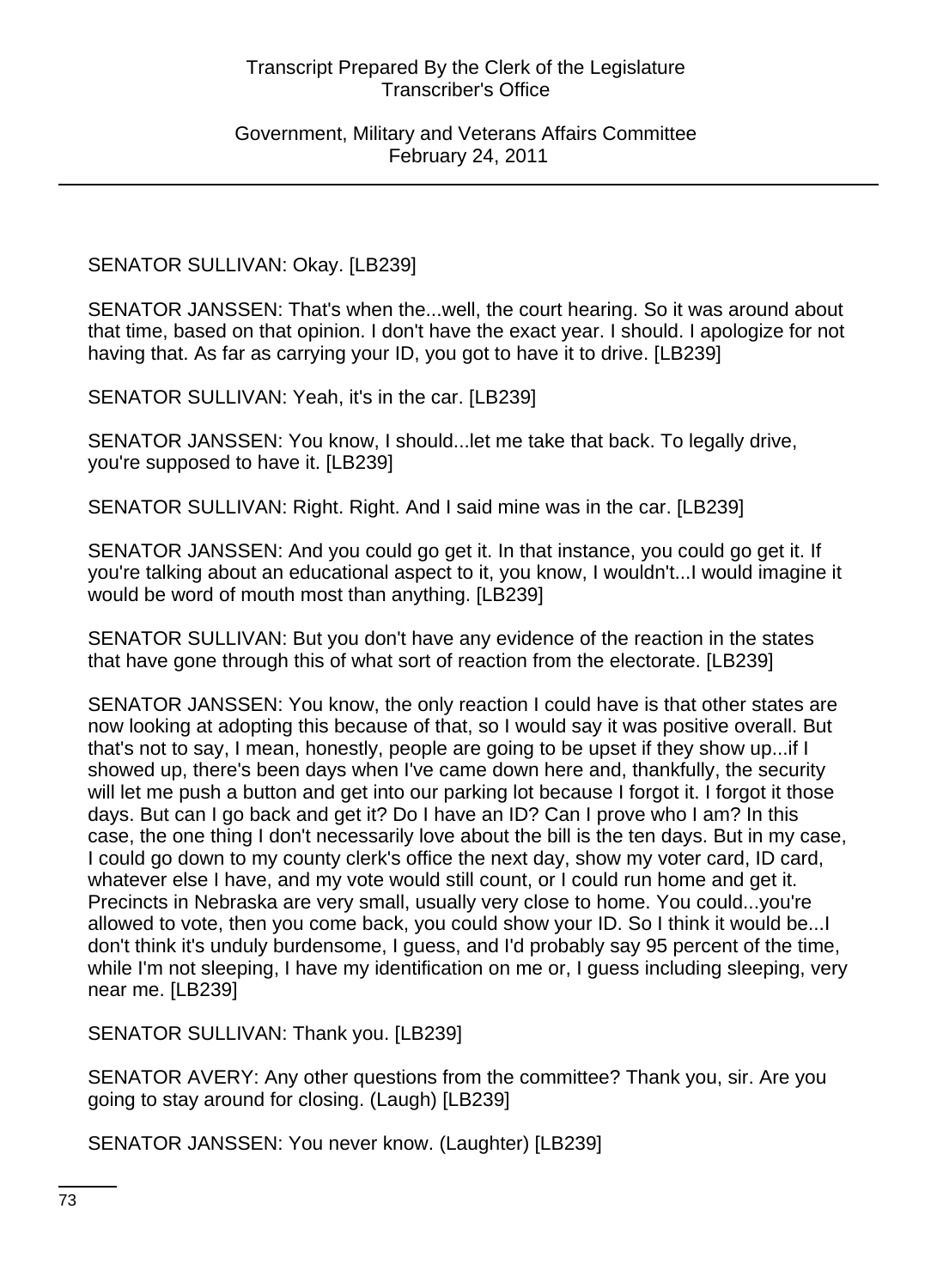SENATOR SULLIVAN: Okay. [LB239]

SENATOR JANSSEN: That's when the...well, the court hearing. So it was around about that time, based on that opinion. I don't have the exact year. I should. I apologize for not having that. As far as carrying your ID, you got to have it to drive. [LB239]

SENATOR SULLIVAN: Yeah, it's in the car. [LB239]

SENATOR JANSSEN: You know, I should...let me take that back. To legally drive, you're supposed to have it. [LB239]

SENATOR SULLIVAN: Right. Right. And I said mine was in the car. [LB239]

SENATOR JANSSEN: And you could go get it. In that instance, you could go get it. If you're talking about an educational aspect to it, you know, I wouldn't...I would imagine it would be word of mouth most than anything. [LB239]

SENATOR SULLIVAN: But you don't have any evidence of the reaction in the states that have gone through this of what sort of reaction from the electorate. [LB239]

SENATOR JANSSEN: You know, the only reaction I could have is that other states are now looking at adopting this because of that, so I would say it was positive overall. But that's not to say, I mean, honestly, people are going to be upset if they show up...if I showed up, there's been days when I've came down here and, thankfully, the security will let me push a button and get into our parking lot because I forgot it. I forgot it those days. But can I go back and get it? Do I have an ID? Can I prove who I am? In this case, the one thing I don't necessarily love about the bill is the ten days. But in my case, I could go down to my county clerk's office the next day, show my voter card, ID card, whatever else I have, and my vote would still count, or I could run home and get it. Precincts in Nebraska are very small, usually very close to home. You could...you're allowed to vote, then you come back, you could show your ID. So I think it would be...I don't think it's unduly burdensome, I guess, and I'd probably say 95 percent of the time, while I'm not sleeping, I have my identification on me or, I guess including sleeping, very near me. [LB239]

SENATOR SULLIVAN: Thank you. [LB239]

SENATOR AVERY: Any other questions from the committee? Thank you, sir. Are you going to stay around for closing. (Laugh) [LB239]

SENATOR JANSSEN: You never know. (Laughter) [LB239]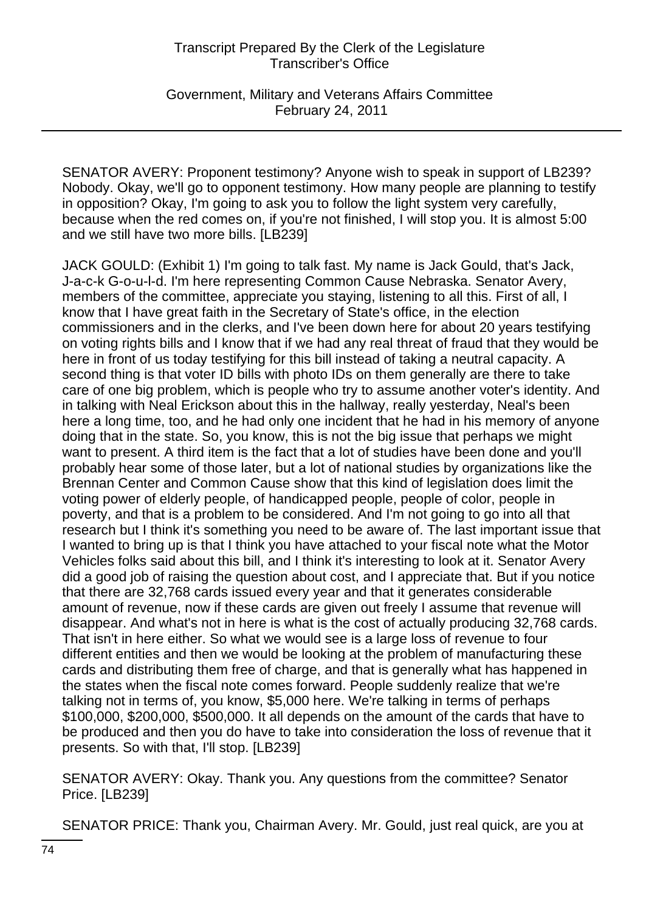SENATOR AVERY: Proponent testimony? Anyone wish to speak in support of LB239? Nobody. Okay, we'll go to opponent testimony. How many people are planning to testify in opposition? Okay, I'm going to ask you to follow the light system very carefully, because when the red comes on, if you're not finished, I will stop you. It is almost 5:00 and we still have two more bills. [LB239]

JACK GOULD: (Exhibit 1) I'm going to talk fast. My name is Jack Gould, that's Jack, J-a-c-k G-o-u-l-d. I'm here representing Common Cause Nebraska. Senator Avery, members of the committee, appreciate you staying, listening to all this. First of all, I know that I have great faith in the Secretary of State's office, in the election commissioners and in the clerks, and I've been down here for about 20 years testifying on voting rights bills and I know that if we had any real threat of fraud that they would be here in front of us today testifying for this bill instead of taking a neutral capacity. A second thing is that voter ID bills with photo IDs on them generally are there to take care of one big problem, which is people who try to assume another voter's identity. And in talking with Neal Erickson about this in the hallway, really yesterday, Neal's been here a long time, too, and he had only one incident that he had in his memory of anyone doing that in the state. So, you know, this is not the big issue that perhaps we might want to present. A third item is the fact that a lot of studies have been done and you'll probably hear some of those later, but a lot of national studies by organizations like the Brennan Center and Common Cause show that this kind of legislation does limit the voting power of elderly people, of handicapped people, people of color, people in poverty, and that is a problem to be considered. And I'm not going to go into all that research but I think it's something you need to be aware of. The last important issue that I wanted to bring up is that I think you have attached to your fiscal note what the Motor Vehicles folks said about this bill, and I think it's interesting to look at it. Senator Avery did a good job of raising the question about cost, and I appreciate that. But if you notice that there are 32,768 cards issued every year and that it generates considerable amount of revenue, now if these cards are given out freely I assume that revenue will disappear. And what's not in here is what is the cost of actually producing 32,768 cards. That isn't in here either. So what we would see is a large loss of revenue to four different entities and then we would be looking at the problem of manufacturing these cards and distributing them free of charge, and that is generally what has happened in the states when the fiscal note comes forward. People suddenly realize that we're talking not in terms of, you know, $5,000 here. We're talking in terms of perhaps $100,000, $200,000, $500,000. It all depends on the amount of the cards that have to be produced and then you do have to take into consideration the loss of revenue that it presents. So with that, I'll stop. [LB239]

SENATOR AVERY: Okay. Thank you. Any questions from the committee? Senator Price. [LB239]

SENATOR PRICE: Thank you, Chairman Avery. Mr. Gould, just real quick, are you at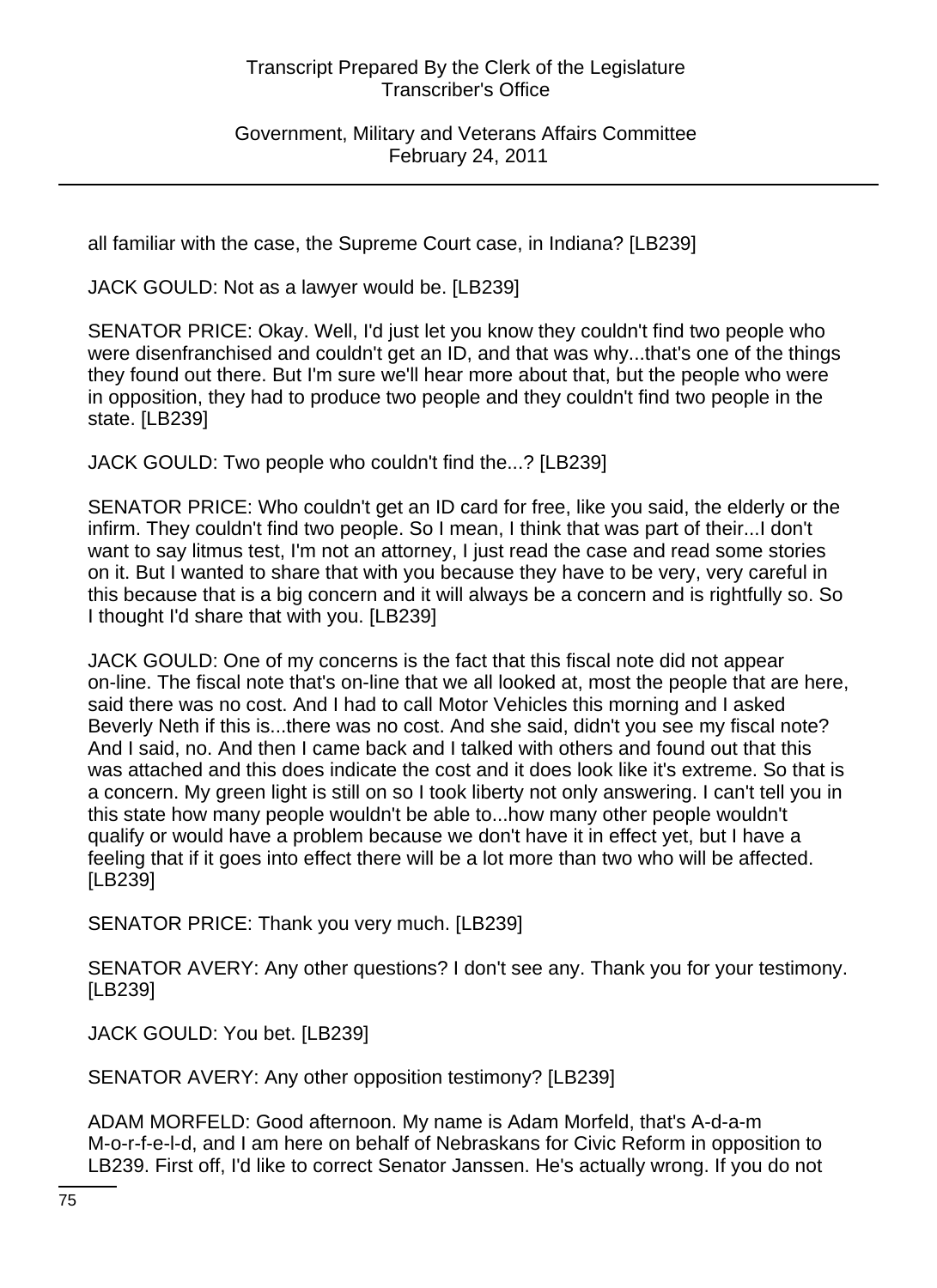all familiar with the case, the Supreme Court case, in Indiana? [LB239]

JACK GOULD: Not as a lawyer would be. [LB239]

SENATOR PRICE: Okay. Well, I'd just let you know they couldn't find two people who were disenfranchised and couldn't get an ID, and that was why...that's one of the things they found out there. But I'm sure we'll hear more about that, but the people who were in opposition, they had to produce two people and they couldn't find two people in the state. [LB239]

JACK GOULD: Two people who couldn't find the...? [LB239]

SENATOR PRICE: Who couldn't get an ID card for free, like you said, the elderly or the infirm. They couldn't find two people. So I mean, I think that was part of their...I don't want to say litmus test, I'm not an attorney, I just read the case and read some stories on it. But I wanted to share that with you because they have to be very, very careful in this because that is a big concern and it will always be a concern and is rightfully so. So I thought I'd share that with you. [LB239]

JACK GOULD: One of my concerns is the fact that this fiscal note did not appear on-line. The fiscal note that's on-line that we all looked at, most the people that are here, said there was no cost. And I had to call Motor Vehicles this morning and I asked Beverly Neth if this is...there was no cost. And she said, didn't you see my fiscal note? And I said, no. And then I came back and I talked with others and found out that this was attached and this does indicate the cost and it does look like it's extreme. So that is a concern. My green light is still on so I took liberty not only answering. I can't tell you in this state how many people wouldn't be able to...how many other people wouldn't qualify or would have a problem because we don't have it in effect yet, but I have a feeling that if it goes into effect there will be a lot more than two who will be affected. [LB239]

SENATOR PRICE: Thank you very much. [LB239]

SENATOR AVERY: Any other questions? I don't see any. Thank you for your testimony. [LB239]

JACK GOULD: You bet. [LB239]

SENATOR AVERY: Any other opposition testimony? [LB239]

ADAM MORFELD: Good afternoon. My name is Adam Morfeld, that's A-d-a-m M-o-r-f-e-l-d, and I am here on behalf of Nebraskans for Civic Reform in opposition to LB239. First off, I'd like to correct Senator Janssen. He's actually wrong. If you do not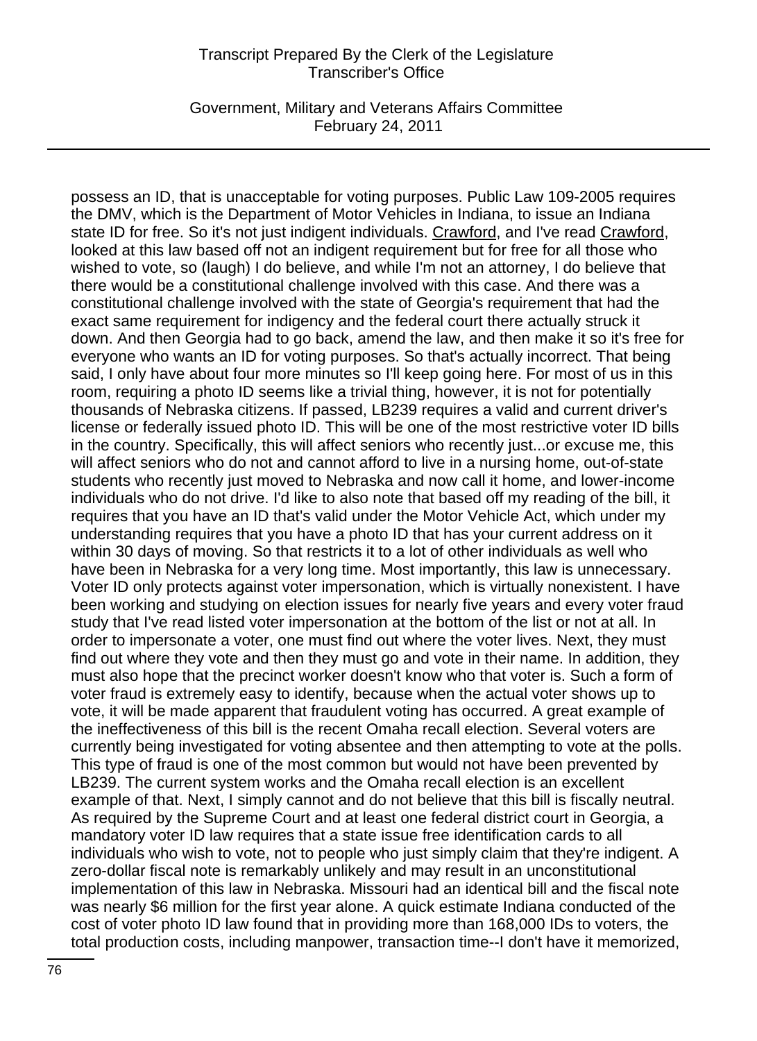possess an ID, that is unacceptable for voting purposes. Public Law 109-2005 requires the DMV, which is the Department of Motor Vehicles in Indiana, to issue an Indiana state ID for free. So it's not just indigent individuals. Crawford, and I've read Crawford, looked at this law based off not an indigent requirement but for free for all those who wished to vote, so (laugh) I do believe, and while I'm not an attorney, I do believe that there would be a constitutional challenge involved with this case. And there was a constitutional challenge involved with the state of Georgia's requirement that had the exact same requirement for indigency and the federal court there actually struck it down. And then Georgia had to go back, amend the law, and then make it so it's free for everyone who wants an ID for voting purposes. So that's actually incorrect. That being said, I only have about four more minutes so I'll keep going here. For most of us in this room, requiring a photo ID seems like a trivial thing, however, it is not for potentially thousands of Nebraska citizens. If passed, LB239 requires a valid and current driver's license or federally issued photo ID. This will be one of the most restrictive voter ID bills in the country. Specifically, this will affect seniors who recently just...or excuse me, this will affect seniors who do not and cannot afford to live in a nursing home, out-of-state students who recently just moved to Nebraska and now call it home, and lower-income individuals who do not drive. I'd like to also note that based off my reading of the bill, it requires that you have an ID that's valid under the Motor Vehicle Act, which under my understanding requires that you have a photo ID that has your current address on it within 30 days of moving. So that restricts it to a lot of other individuals as well who have been in Nebraska for a very long time. Most importantly, this law is unnecessary. Voter ID only protects against voter impersonation, which is virtually nonexistent. I have been working and studying on election issues for nearly five years and every voter fraud study that I've read listed voter impersonation at the bottom of the list or not at all. In order to impersonate a voter, one must find out where the voter lives. Next, they must find out where they vote and then they must go and vote in their name. In addition, they must also hope that the precinct worker doesn't know who that voter is. Such a form of voter fraud is extremely easy to identify, because when the actual voter shows up to vote, it will be made apparent that fraudulent voting has occurred. A great example of the ineffectiveness of this bill is the recent Omaha recall election. Several voters are currently being investigated for voting absentee and then attempting to vote at the polls. This type of fraud is one of the most common but would not have been prevented by LB239. The current system works and the Omaha recall election is an excellent example of that. Next, I simply cannot and do not believe that this bill is fiscally neutral. As required by the Supreme Court and at least one federal district court in Georgia, a mandatory voter ID law requires that a state issue free identification cards to all individuals who wish to vote, not to people who just simply claim that they're indigent. A zero-dollar fiscal note is remarkably unlikely and may result in an unconstitutional implementation of this law in Nebraska. Missouri had an identical bill and the fiscal note was nearly $6 million for the first year alone. A quick estimate Indiana conducted of the cost of voter photo ID law found that in providing more than 168,000 IDs to voters, the total production costs, including manpower, transaction time--I don't have it memorized,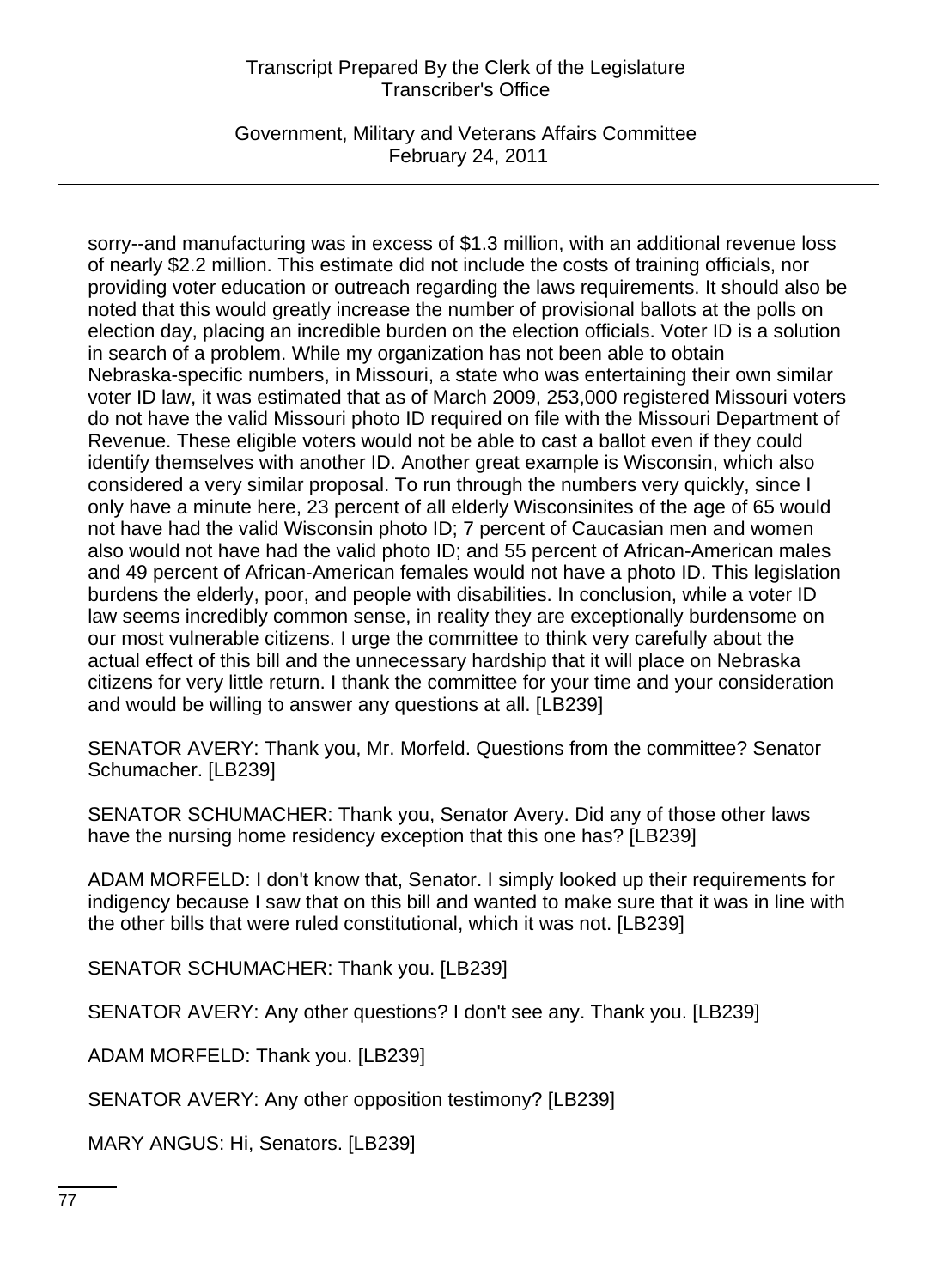sorry--and manufacturing was in excess of $1.3 million, with an additional revenue loss of nearly $2.2 million. This estimate did not include the costs of training officials, nor providing voter education or outreach regarding the laws requirements. It should also be noted that this would greatly increase the number of provisional ballots at the polls on election day, placing an incredible burden on the election officials. Voter ID is a solution in search of a problem. While my organization has not been able to obtain Nebraska-specific numbers, in Missouri, a state who was entertaining their own similar voter ID law, it was estimated that as of March 2009, 253,000 registered Missouri voters do not have the valid Missouri photo ID required on file with the Missouri Department of Revenue. These eligible voters would not be able to cast a ballot even if they could identify themselves with another ID. Another great example is Wisconsin, which also considered a very similar proposal. To run through the numbers very quickly, since I only have a minute here, 23 percent of all elderly Wisconsinites of the age of 65 would not have had the valid Wisconsin photo ID; 7 percent of Caucasian men and women also would not have had the valid photo ID; and 55 percent of African-American males and 49 percent of African-American females would not have a photo ID. This legislation burdens the elderly, poor, and people with disabilities. In conclusion, while a voter ID law seems incredibly common sense, in reality they are exceptionally burdensome on our most vulnerable citizens. I urge the committee to think very carefully about the actual effect of this bill and the unnecessary hardship that it will place on Nebraska citizens for very little return. I thank the committee for your time and your consideration and would be willing to answer any questions at all. [LB239]

SENATOR AVERY: Thank you, Mr. Morfeld. Questions from the committee? Senator Schumacher. [LB239]

SENATOR SCHUMACHER: Thank you, Senator Avery. Did any of those other laws have the nursing home residency exception that this one has? [LB239]

ADAM MORFELD: I don't know that, Senator. I simply looked up their requirements for indigency because I saw that on this bill and wanted to make sure that it was in line with the other bills that were ruled constitutional, which it was not. [LB239]

SENATOR SCHUMACHER: Thank you. [LB239]

SENATOR AVERY: Any other questions? I don't see any. Thank you. [LB239]

ADAM MORFELD: Thank you. [LB239]

SENATOR AVERY: Any other opposition testimony? [LB239]

MARY ANGUS: Hi, Senators. [LB239]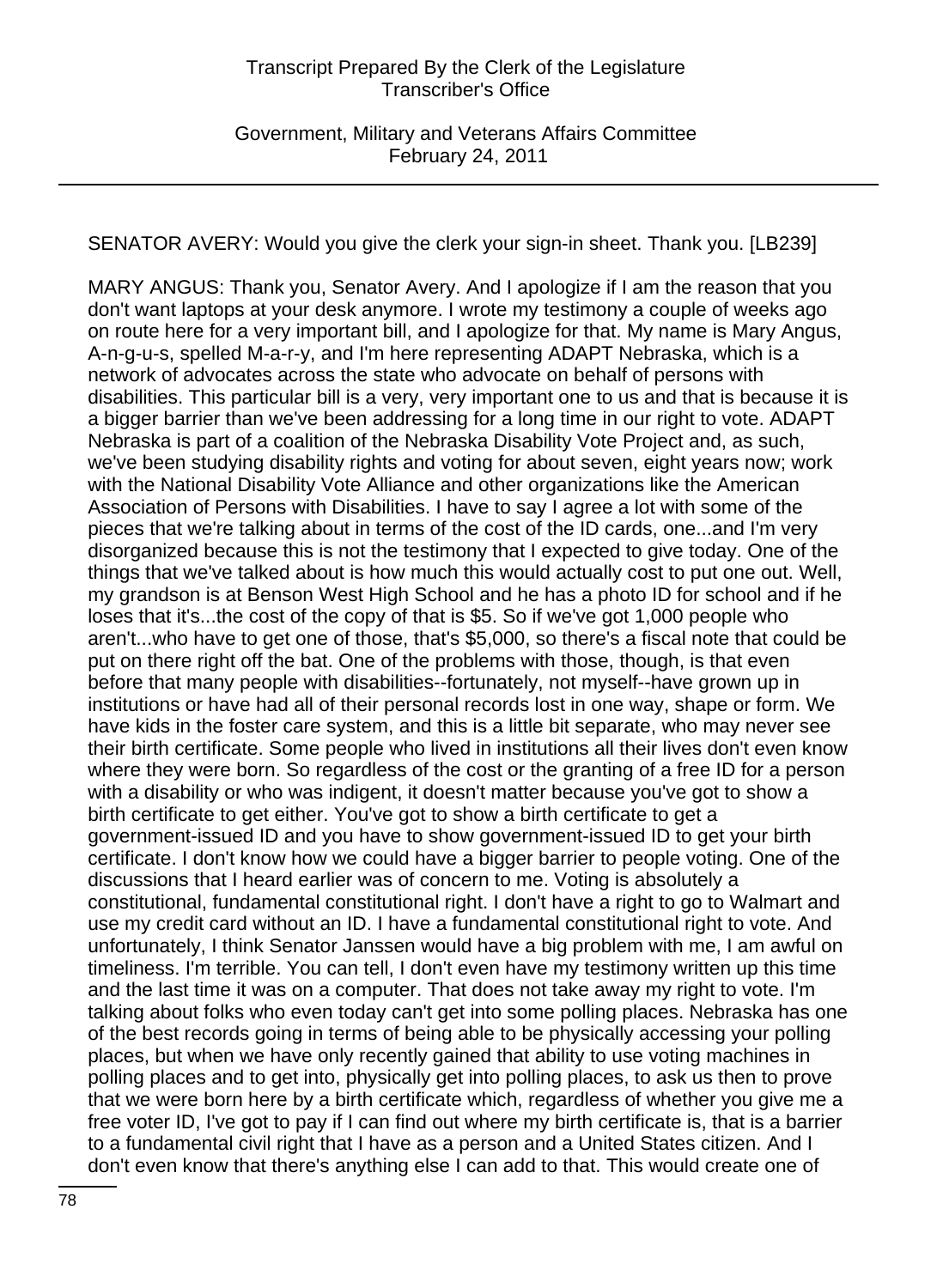SENATOR AVERY: Would you give the clerk your sign-in sheet. Thank you. [LB239]

MARY ANGUS: Thank you, Senator Avery. And I apologize if I am the reason that you don't want laptops at your desk anymore. I wrote my testimony a couple of weeks ago on route here for a very important bill, and I apologize for that. My name is Mary Angus, A-n-g-u-s, spelled M-a-r-y, and I'm here representing ADAPT Nebraska, which is a network of advocates across the state who advocate on behalf of persons with disabilities. This particular bill is a very, very important one to us and that is because it is a bigger barrier than we've been addressing for a long time in our right to vote. ADAPT Nebraska is part of a coalition of the Nebraska Disability Vote Project and, as such, we've been studying disability rights and voting for about seven, eight years now; work with the National Disability Vote Alliance and other organizations like the American Association of Persons with Disabilities. I have to say I agree a lot with some of the pieces that we're talking about in terms of the cost of the ID cards, one...and I'm very disorganized because this is not the testimony that I expected to give today. One of the things that we've talked about is how much this would actually cost to put one out. Well, my grandson is at Benson West High School and he has a photo ID for school and if he loses that it's...the cost of the copy of that is $5. So if we've got 1,000 people who aren't...who have to get one of those, that's $5,000, so there's a fiscal note that could be put on there right off the bat. One of the problems with those, though, is that even before that many people with disabilities--fortunately, not myself--have grown up in institutions or have had all of their personal records lost in one way, shape or form. We have kids in the foster care system, and this is a little bit separate, who may never see their birth certificate. Some people who lived in institutions all their lives don't even know where they were born. So regardless of the cost or the granting of a free ID for a person with a disability or who was indigent, it doesn't matter because you've got to show a birth certificate to get either. You've got to show a birth certificate to get a government-issued ID and you have to show government-issued ID to get your birth certificate. I don't know how we could have a bigger barrier to people voting. One of the discussions that I heard earlier was of concern to me. Voting is absolutely a constitutional, fundamental constitutional right. I don't have a right to go to Walmart and use my credit card without an ID. I have a fundamental constitutional right to vote. And unfortunately, I think Senator Janssen would have a big problem with me, I am awful on timeliness. I'm terrible. You can tell, I don't even have my testimony written up this time and the last time it was on a computer. That does not take away my right to vote. I'm talking about folks who even today can't get into some polling places. Nebraska has one of the best records going in terms of being able to be physically accessing your polling places, but when we have only recently gained that ability to use voting machines in polling places and to get into, physically get into polling places, to ask us then to prove that we were born here by a birth certificate which, regardless of whether you give me a free voter ID, I've got to pay if I can find out where my birth certificate is, that is a barrier to a fundamental civil right that I have as a person and a United States citizen. And I don't even know that there's anything else I can add to that. This would create one of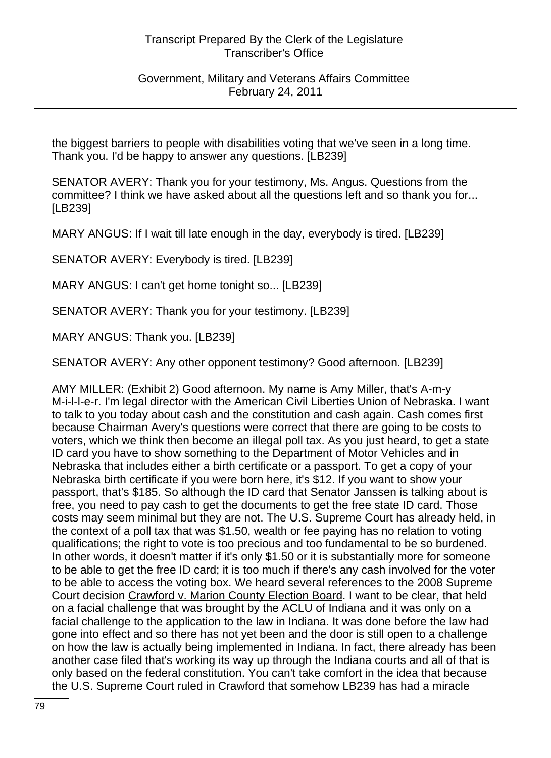the biggest barriers to people with disabilities voting that we've seen in a long time. Thank you. I'd be happy to answer any questions. [LB239]

SENATOR AVERY: Thank you for your testimony, Ms. Angus. Questions from the committee? I think we have asked about all the questions left and so thank you for... [LB239]

MARY ANGUS: If I wait till late enough in the day, everybody is tired. [LB239]

SENATOR AVERY: Everybody is tired. [LB239]

MARY ANGUS: I can't get home tonight so... [LB239]

SENATOR AVERY: Thank you for your testimony. [LB239]

MARY ANGUS: Thank you. [LB239]

SENATOR AVERY: Any other opponent testimony? Good afternoon. [LB239]

AMY MILLER: (Exhibit 2) Good afternoon. My name is Amy Miller, that's A-m-y M-i-l-l-e-r. I'm legal director with the American Civil Liberties Union of Nebraska. I want to talk to you today about cash and the constitution and cash again. Cash comes first because Chairman Avery's questions were correct that there are going to be costs to voters, which we think then become an illegal poll tax. As you just heard, to get a state ID card you have to show something to the Department of Motor Vehicles and in Nebraska that includes either a birth certificate or a passport. To get a copy of your Nebraska birth certificate if you were born here, it's $12. If you want to show your passport, that's $185. So although the ID card that Senator Janssen is talking about is free, you need to pay cash to get the documents to get the free state ID card. Those costs may seem minimal but they are not. The U.S. Supreme Court has already held, in the context of a poll tax that was $1.50, wealth or fee paying has no relation to voting qualifications; the right to vote is too precious and too fundamental to be so burdened. In other words, it doesn't matter if it's only $1.50 or it is substantially more for someone to be able to get the free ID card; it is too much if there's any cash involved for the voter to be able to access the voting box. We heard several references to the 2008 Supreme Court decision Crawford v. Marion County Election Board. I want to be clear, that held on a facial challenge that was brought by the ACLU of Indiana and it was only on a facial challenge to the application to the law in Indiana. It was done before the law had gone into effect and so there has not yet been and the door is still open to a challenge on how the law is actually being implemented in Indiana. In fact, there already has been another case filed that's working its way up through the Indiana courts and all of that is only based on the federal constitution. You can't take comfort in the idea that because the U.S. Supreme Court ruled in Crawford that somehow LB239 has had a miracle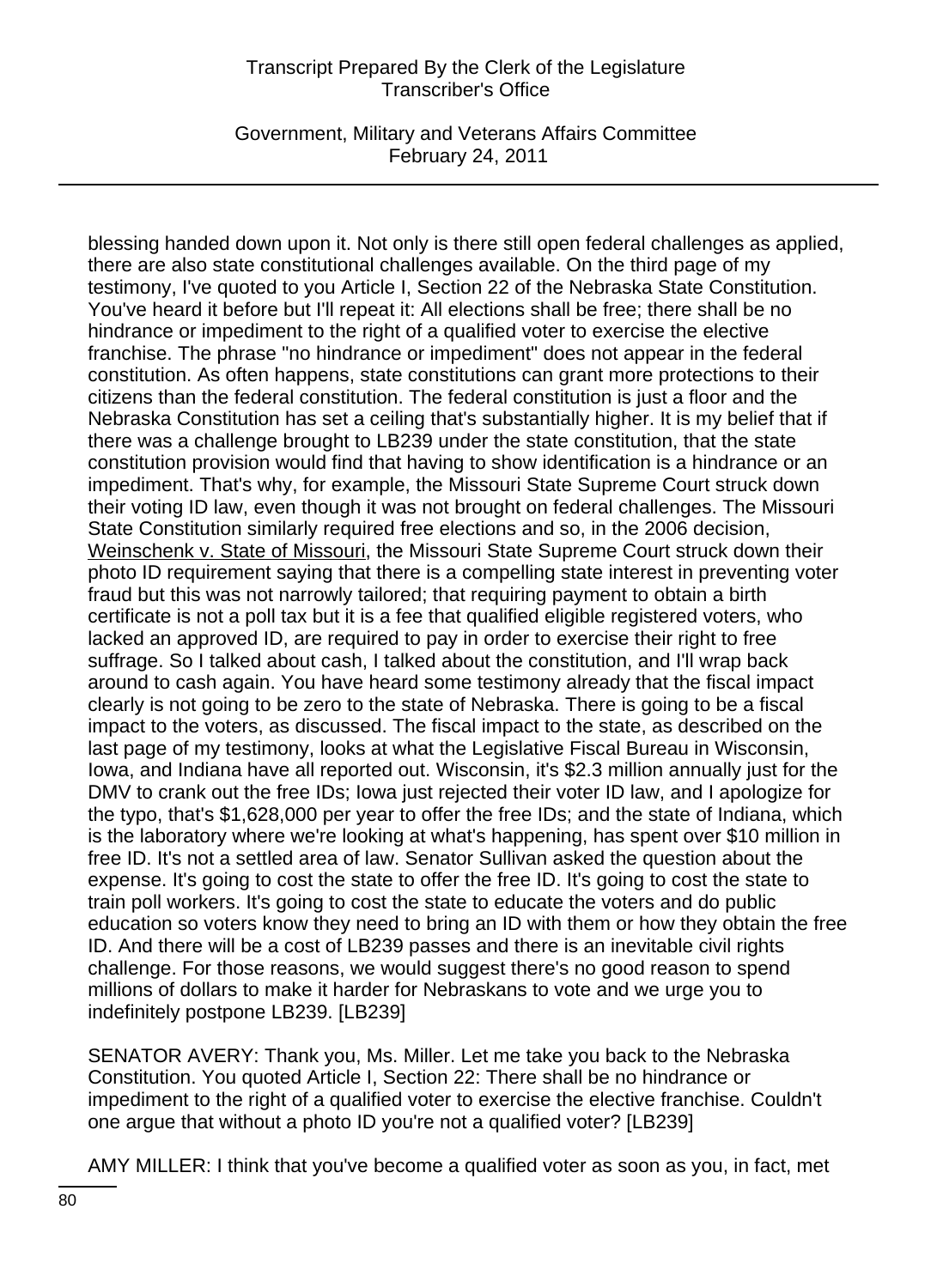blessing handed down upon it. Not only is there still open federal challenges as applied, there are also state constitutional challenges available. On the third page of my testimony, I've quoted to you Article I, Section 22 of the Nebraska State Constitution. You've heard it before but I'll repeat it: All elections shall be free; there shall be no hindrance or impediment to the right of a qualified voter to exercise the elective franchise. The phrase "no hindrance or impediment" does not appear in the federal constitution. As often happens, state constitutions can grant more protections to their citizens than the federal constitution. The federal constitution is just a floor and the Nebraska Constitution has set a ceiling that's substantially higher. It is my belief that if there was a challenge brought to LB239 under the state constitution, that the state constitution provision would find that having to show identification is a hindrance or an impediment. That's why, for example, the Missouri State Supreme Court struck down their voting ID law, even though it was not brought on federal challenges. The Missouri State Constitution similarly required free elections and so, in the 2006 decision, Weinschenk v. State of Missouri, the Missouri State Supreme Court struck down their photo ID requirement saying that there is a compelling state interest in preventing voter fraud but this was not narrowly tailored; that requiring payment to obtain a birth certificate is not a poll tax but it is a fee that qualified eligible registered voters, who lacked an approved ID, are required to pay in order to exercise their right to free suffrage. So I talked about cash, I talked about the constitution, and I'll wrap back around to cash again. You have heard some testimony already that the fiscal impact clearly is not going to be zero to the state of Nebraska. There is going to be a fiscal impact to the voters, as discussed. The fiscal impact to the state, as described on the last page of my testimony, looks at what the Legislative Fiscal Bureau in Wisconsin, Iowa, and Indiana have all reported out. Wisconsin, it's $2.3 million annually just for the DMV to crank out the free IDs; Iowa just rejected their voter ID law, and I apologize for the typo, that's $1,628,000 per year to offer the free IDs; and the state of Indiana, which is the laboratory where we're looking at what's happening, has spent over $10 million in free ID. It's not a settled area of law. Senator Sullivan asked the question about the expense. It's going to cost the state to offer the free ID. It's going to cost the state to train poll workers. It's going to cost the state to educate the voters and do public education so voters know they need to bring an ID with them or how they obtain the free ID. And there will be a cost of LB239 passes and there is an inevitable civil rights challenge. For those reasons, we would suggest there's no good reason to spend millions of dollars to make it harder for Nebraskans to vote and we urge you to indefinitely postpone LB239. [LB239]

SENATOR AVERY: Thank you, Ms. Miller. Let me take you back to the Nebraska Constitution. You quoted Article I, Section 22: There shall be no hindrance or impediment to the right of a qualified voter to exercise the elective franchise. Couldn't one argue that without a photo ID you're not a qualified voter? [LB239]

AMY MILLER: I think that you've become a qualified voter as soon as you, in fact, met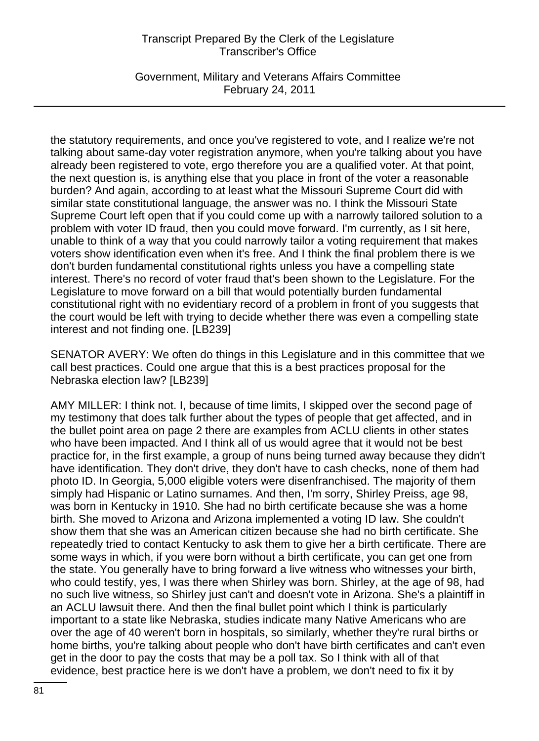the statutory requirements, and once you've registered to vote, and I realize we're not talking about same-day voter registration anymore, when you're talking about you have already been registered to vote, ergo therefore you are a qualified voter. At that point, the next question is, is anything else that you place in front of the voter a reasonable burden? And again, according to at least what the Missouri Supreme Court did with similar state constitutional language, the answer was no. I think the Missouri State Supreme Court left open that if you could come up with a narrowly tailored solution to a problem with voter ID fraud, then you could move forward. I'm currently, as I sit here, unable to think of a way that you could narrowly tailor a voting requirement that makes voters show identification even when it's free. And I think the final problem there is we don't burden fundamental constitutional rights unless you have a compelling state interest. There's no record of voter fraud that's been shown to the Legislature. For the Legislature to move forward on a bill that would potentially burden fundamental constitutional right with no evidentiary record of a problem in front of you suggests that the court would be left with trying to decide whether there was even a compelling state interest and not finding one. [LB239]

SENATOR AVERY: We often do things in this Legislature and in this committee that we call best practices. Could one argue that this is a best practices proposal for the Nebraska election law? [LB239]

AMY MILLER: I think not. I, because of time limits, I skipped over the second page of my testimony that does talk further about the types of people that get affected, and in the bullet point area on page 2 there are examples from ACLU clients in other states who have been impacted. And I think all of us would agree that it would not be best practice for, in the first example, a group of nuns being turned away because they didn't have identification. They don't drive, they don't have to cash checks, none of them had photo ID. In Georgia, 5,000 eligible voters were disenfranchised. The majority of them simply had Hispanic or Latino surnames. And then, I'm sorry, Shirley Preiss, age 98, was born in Kentucky in 1910. She had no birth certificate because she was a home birth. She moved to Arizona and Arizona implemented a voting ID law. She couldn't show them that she was an American citizen because she had no birth certificate. She repeatedly tried to contact Kentucky to ask them to give her a birth certificate. There are some ways in which, if you were born without a birth certificate, you can get one from the state. You generally have to bring forward a live witness who witnesses your birth, who could testify, yes, I was there when Shirley was born. Shirley, at the age of 98, had no such live witness, so Shirley just can't and doesn't vote in Arizona. She's a plaintiff in an ACLU lawsuit there. And then the final bullet point which I think is particularly important to a state like Nebraska, studies indicate many Native Americans who are over the age of 40 weren't born in hospitals, so similarly, whether they're rural births or home births, you're talking about people who don't have birth certificates and can't even get in the door to pay the costs that may be a poll tax. So I think with all of that evidence, best practice here is we don't have a problem, we don't need to fix it by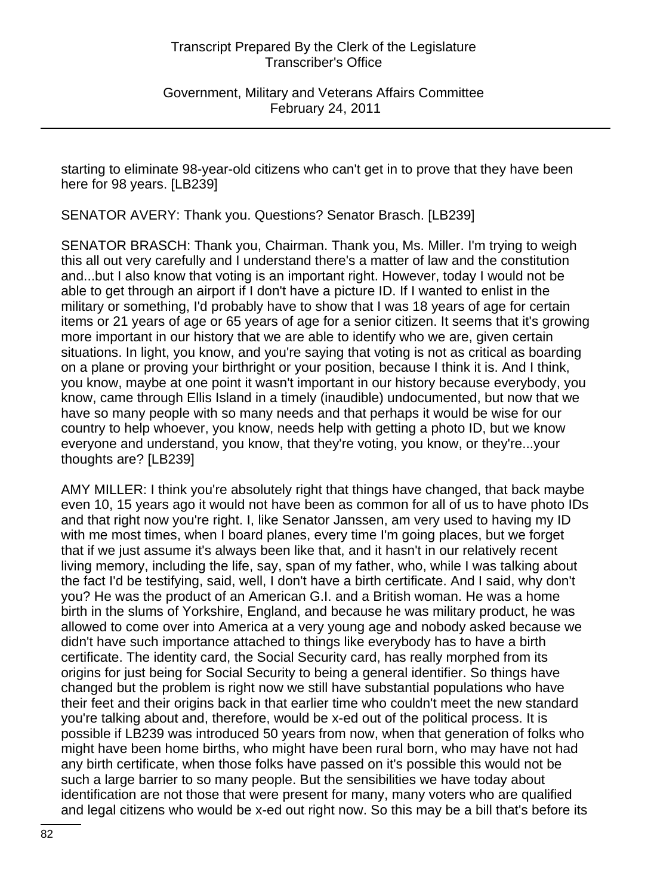starting to eliminate 98-year-old citizens who can't get in to prove that they have been here for 98 years. [LB239]

SENATOR AVERY: Thank you. Questions? Senator Brasch. [LB239]

SENATOR BRASCH: Thank you, Chairman. Thank you, Ms. Miller. I'm trying to weigh this all out very carefully and I understand there's a matter of law and the constitution and...but I also know that voting is an important right. However, today I would not be able to get through an airport if I don't have a picture ID. If I wanted to enlist in the military or something, I'd probably have to show that I was 18 years of age for certain items or 21 years of age or 65 years of age for a senior citizen. It seems that it's growing more important in our history that we are able to identify who we are, given certain situations. In light, you know, and you're saying that voting is not as critical as boarding on a plane or proving your birthright or your position, because I think it is. And I think, you know, maybe at one point it wasn't important in our history because everybody, you know, came through Ellis Island in a timely (inaudible) undocumented, but now that we have so many people with so many needs and that perhaps it would be wise for our country to help whoever, you know, needs help with getting a photo ID, but we know everyone and understand, you know, that they're voting, you know, or they're...your thoughts are? [LB239]

AMY MILLER: I think you're absolutely right that things have changed, that back maybe even 10, 15 years ago it would not have been as common for all of us to have photo IDs and that right now you're right. I, like Senator Janssen, am very used to having my ID with me most times, when I board planes, every time I'm going places, but we forget that if we just assume it's always been like that, and it hasn't in our relatively recent living memory, including the life, say, span of my father, who, while I was talking about the fact I'd be testifying, said, well, I don't have a birth certificate. And I said, why don't you? He was the product of an American G.I. and a British woman. He was a home birth in the slums of Yorkshire, England, and because he was military product, he was allowed to come over into America at a very young age and nobody asked because we didn't have such importance attached to things like everybody has to have a birth certificate. The identity card, the Social Security card, has really morphed from its origins for just being for Social Security to being a general identifier. So things have changed but the problem is right now we still have substantial populations who have their feet and their origins back in that earlier time who couldn't meet the new standard you're talking about and, therefore, would be x-ed out of the political process. It is possible if LB239 was introduced 50 years from now, when that generation of folks who might have been home births, who might have been rural born, who may have not had any birth certificate, when those folks have passed on it's possible this would not be such a large barrier to so many people. But the sensibilities we have today about identification are not those that were present for many, many voters who are qualified and legal citizens who would be x-ed out right now. So this may be a bill that's before its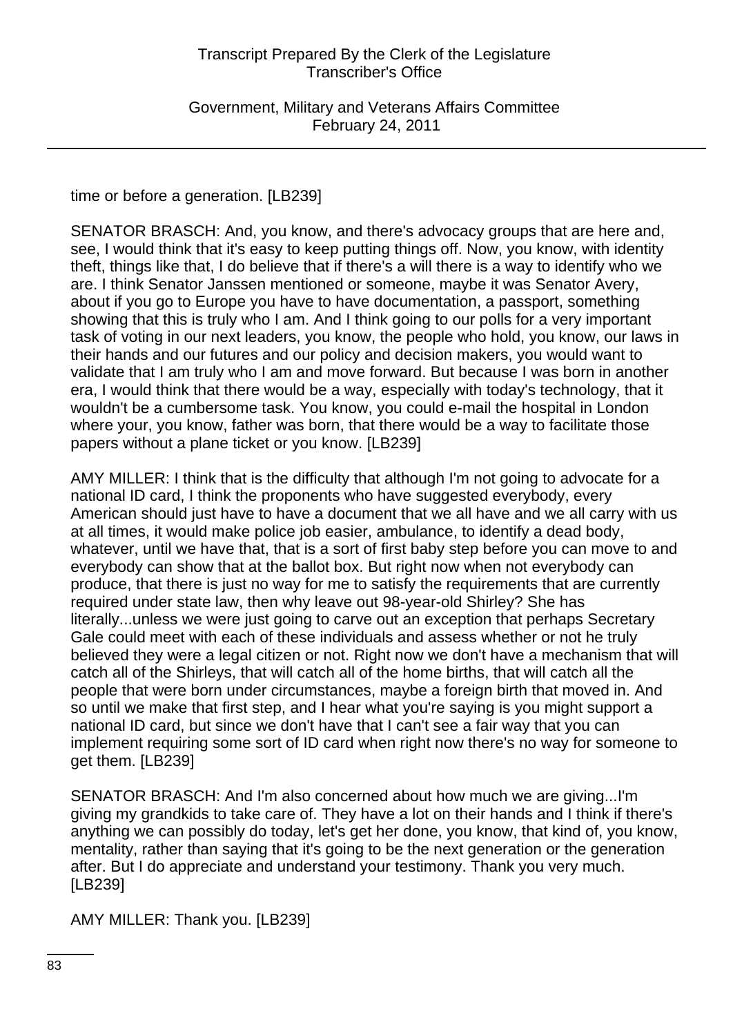time or before a generation. [LB239]

SENATOR BRASCH: And, you know, and there's advocacy groups that are here and, see, I would think that it's easy to keep putting things off. Now, you know, with identity theft, things like that, I do believe that if there's a will there is a way to identify who we are. I think Senator Janssen mentioned or someone, maybe it was Senator Avery, about if you go to Europe you have to have documentation, a passport, something showing that this is truly who I am. And I think going to our polls for a very important task of voting in our next leaders, you know, the people who hold, you know, our laws in their hands and our futures and our policy and decision makers, you would want to validate that I am truly who I am and move forward. But because I was born in another era, I would think that there would be a way, especially with today's technology, that it wouldn't be a cumbersome task. You know, you could e-mail the hospital in London where your, you know, father was born, that there would be a way to facilitate those papers without a plane ticket or you know. [LB239]

AMY MILLER: I think that is the difficulty that although I'm not going to advocate for a national ID card, I think the proponents who have suggested everybody, every American should just have to have a document that we all have and we all carry with us at all times, it would make police job easier, ambulance, to identify a dead body, whatever, until we have that, that is a sort of first baby step before you can move to and everybody can show that at the ballot box. But right now when not everybody can produce, that there is just no way for me to satisfy the requirements that are currently required under state law, then why leave out 98-year-old Shirley? She has literally...unless we were just going to carve out an exception that perhaps Secretary Gale could meet with each of these individuals and assess whether or not he truly believed they were a legal citizen or not. Right now we don't have a mechanism that will catch all of the Shirleys, that will catch all of the home births, that will catch all the people that were born under circumstances, maybe a foreign birth that moved in. And so until we make that first step, and I hear what you're saying is you might support a national ID card, but since we don't have that I can't see a fair way that you can implement requiring some sort of ID card when right now there's no way for someone to get them. [LB239]

SENATOR BRASCH: And I'm also concerned about how much we are giving...I'm giving my grandkids to take care of. They have a lot on their hands and I think if there's anything we can possibly do today, let's get her done, you know, that kind of, you know, mentality, rather than saying that it's going to be the next generation or the generation after. But I do appreciate and understand your testimony. Thank you very much. [LB239]

AMY MILLER: Thank you. [LB239]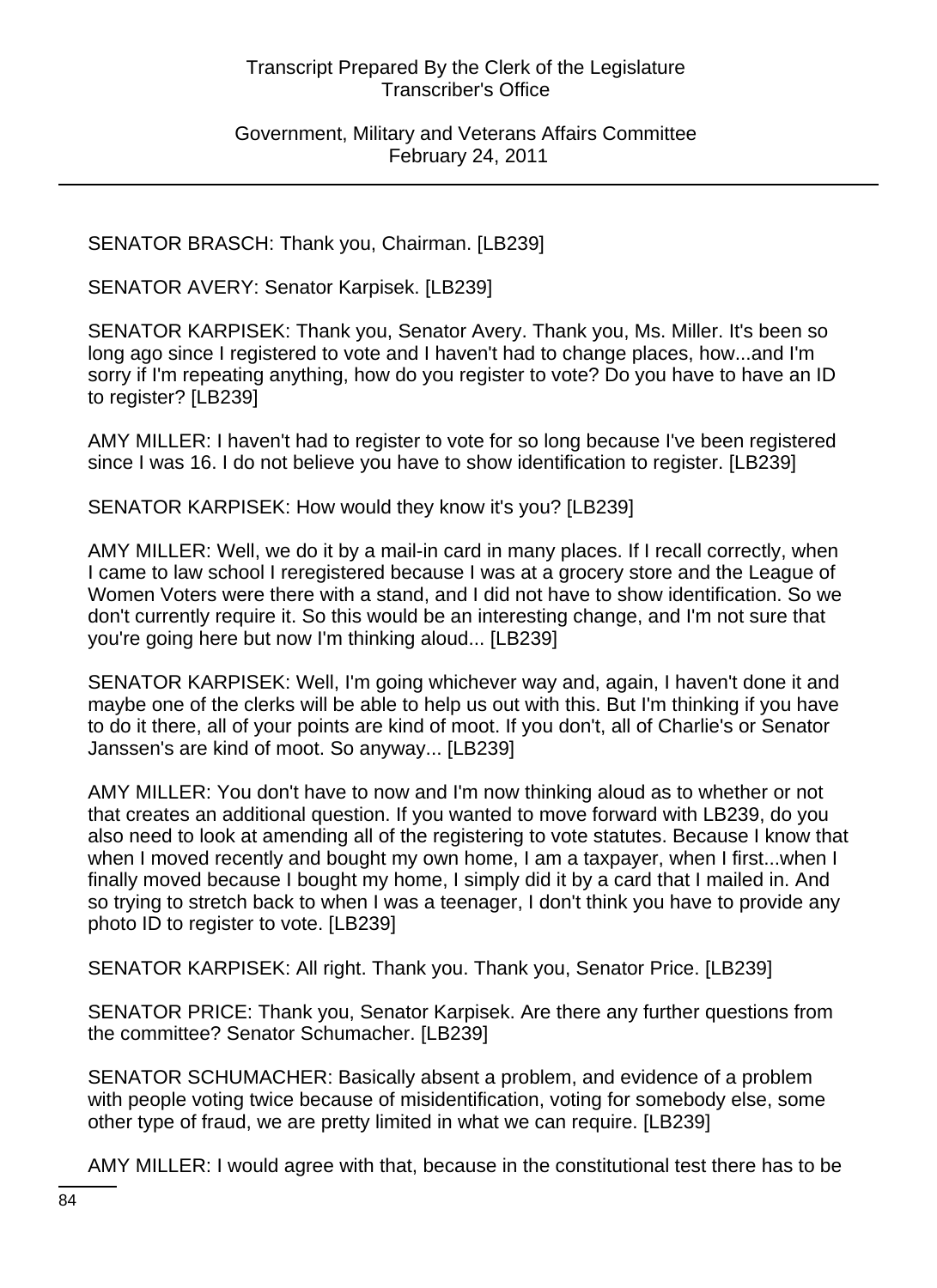SENATOR BRASCH: Thank you, Chairman. [LB239]

SENATOR AVERY: Senator Karpisek. [LB239]

SENATOR KARPISEK: Thank you, Senator Avery. Thank you, Ms. Miller. It's been so long ago since I registered to vote and I haven't had to change places, how...and I'm sorry if I'm repeating anything, how do you register to vote? Do you have to have an ID to register? [LB239]

AMY MILLER: I haven't had to register to vote for so long because I've been registered since I was 16. I do not believe you have to show identification to register. [LB239]

SENATOR KARPISEK: How would they know it's you? [LB239]

AMY MILLER: Well, we do it by a mail-in card in many places. If I recall correctly, when I came to law school I reregistered because I was at a grocery store and the League of Women Voters were there with a stand, and I did not have to show identification. So we don't currently require it. So this would be an interesting change, and I'm not sure that you're going here but now I'm thinking aloud... [LB239]

SENATOR KARPISEK: Well, I'm going whichever way and, again, I haven't done it and maybe one of the clerks will be able to help us out with this. But I'm thinking if you have to do it there, all of your points are kind of moot. If you don't, all of Charlie's or Senator Janssen's are kind of moot. So anyway... [LB239]

AMY MILLER: You don't have to now and I'm now thinking aloud as to whether or not that creates an additional question. If you wanted to move forward with LB239, do you also need to look at amending all of the registering to vote statutes. Because I know that when I moved recently and bought my own home, I am a taxpayer, when I first...when I finally moved because I bought my home, I simply did it by a card that I mailed in. And so trying to stretch back to when I was a teenager, I don't think you have to provide any photo ID to register to vote. [LB239]

SENATOR KARPISEK: All right. Thank you. Thank you, Senator Price. [LB239]

SENATOR PRICE: Thank you, Senator Karpisek. Are there any further questions from the committee? Senator Schumacher. [LB239]

SENATOR SCHUMACHER: Basically absent a problem, and evidence of a problem with people voting twice because of misidentification, voting for somebody else, some other type of fraud, we are pretty limited in what we can require. [LB239]

AMY MILLER: I would agree with that, because in the constitutional test there has to be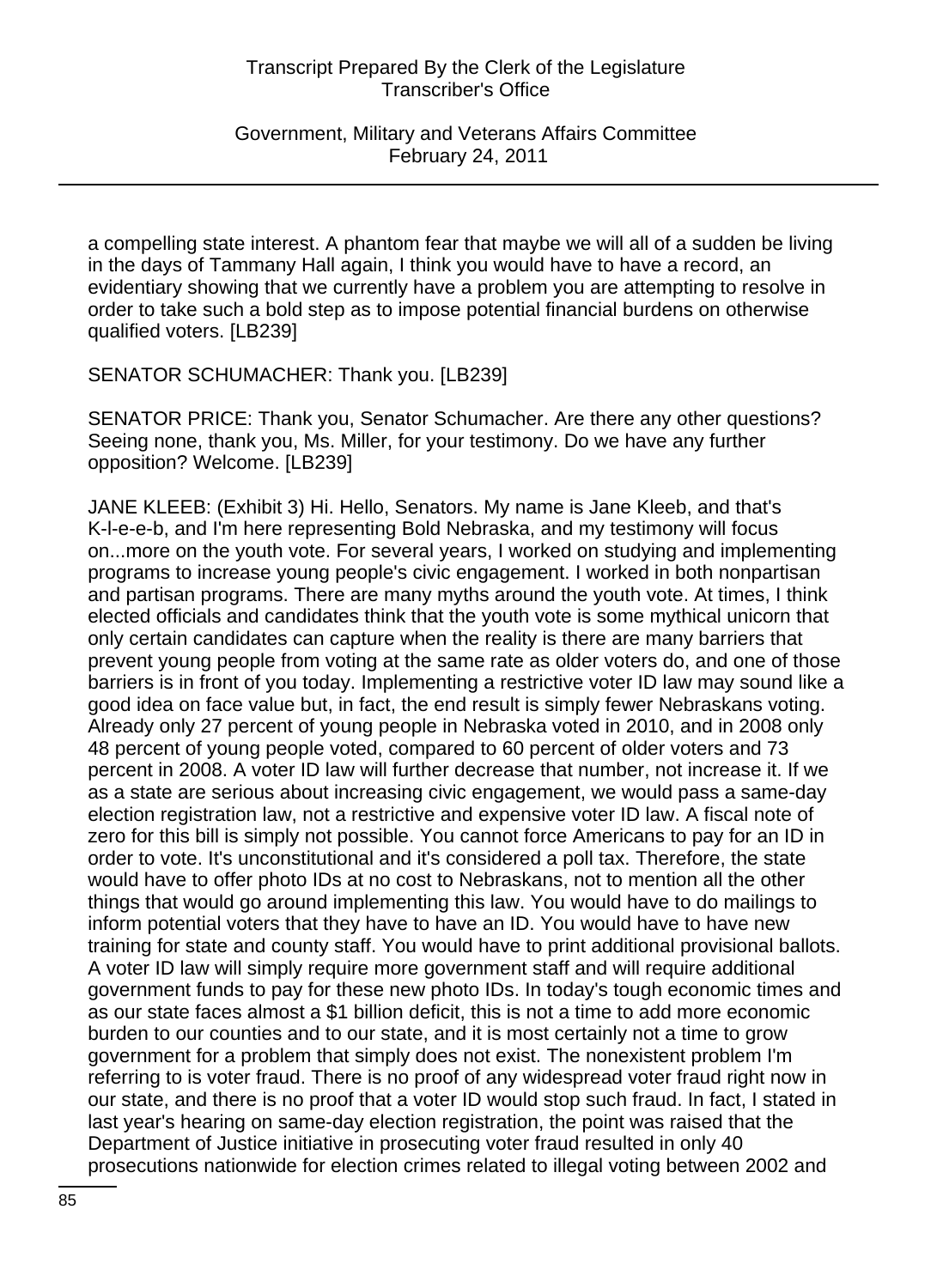a compelling state interest. A phantom fear that maybe we will all of a sudden be living in the days of Tammany Hall again, I think you would have to have a record, an evidentiary showing that we currently have a problem you are attempting to resolve in order to take such a bold step as to impose potential financial burdens on otherwise qualified voters. [LB239]

SENATOR SCHUMACHER: Thank you. [LB239]

SENATOR PRICE: Thank you, Senator Schumacher. Are there any other questions? Seeing none, thank you, Ms. Miller, for your testimony. Do we have any further opposition? Welcome. [LB239]

JANE KLEEB: (Exhibit 3) Hi. Hello, Senators. My name is Jane Kleeb, and that's K-l-e-e-b, and I'm here representing Bold Nebraska, and my testimony will focus on...more on the youth vote. For several years, I worked on studying and implementing programs to increase young people's civic engagement. I worked in both nonpartisan and partisan programs. There are many myths around the youth vote. At times, I think elected officials and candidates think that the youth vote is some mythical unicorn that only certain candidates can capture when the reality is there are many barriers that prevent young people from voting at the same rate as older voters do, and one of those barriers is in front of you today. Implementing a restrictive voter ID law may sound like a good idea on face value but, in fact, the end result is simply fewer Nebraskans voting. Already only 27 percent of young people in Nebraska voted in 2010, and in 2008 only 48 percent of young people voted, compared to 60 percent of older voters and 73 percent in 2008. A voter ID law will further decrease that number, not increase it. If we as a state are serious about increasing civic engagement, we would pass a same-day election registration law, not a restrictive and expensive voter ID law. A fiscal note of zero for this bill is simply not possible. You cannot force Americans to pay for an ID in order to vote. It's unconstitutional and it's considered a poll tax. Therefore, the state would have to offer photo IDs at no cost to Nebraskans, not to mention all the other things that would go around implementing this law. You would have to do mailings to inform potential voters that they have to have an ID. You would have to have new training for state and county staff. You would have to print additional provisional ballots. A voter ID law will simply require more government staff and will require additional government funds to pay for these new photo IDs. In today's tough economic times and as our state faces almost a $1 billion deficit, this is not a time to add more economic burden to our counties and to our state, and it is most certainly not a time to grow government for a problem that simply does not exist. The nonexistent problem I'm referring to is voter fraud. There is no proof of any widespread voter fraud right now in our state, and there is no proof that a voter ID would stop such fraud. In fact, I stated in last year's hearing on same-day election registration, the point was raised that the Department of Justice initiative in prosecuting voter fraud resulted in only 40 prosecutions nationwide for election crimes related to illegal voting between 2002 and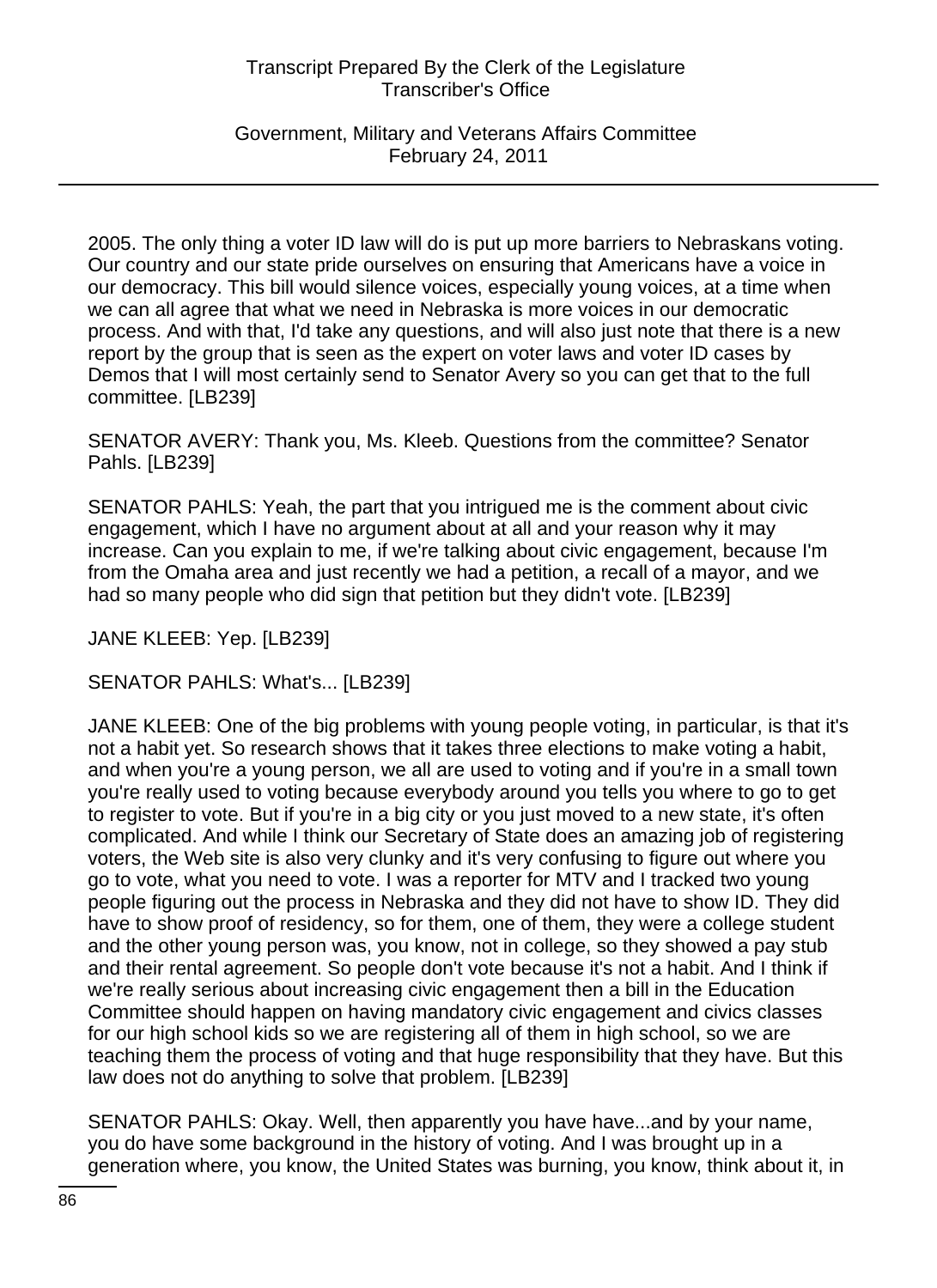2005. The only thing a voter ID law will do is put up more barriers to Nebraskans voting. Our country and our state pride ourselves on ensuring that Americans have a voice in our democracy. This bill would silence voices, especially young voices, at a time when we can all agree that what we need in Nebraska is more voices in our democratic process. And with that, I'd take any questions, and will also just note that there is a new report by the group that is seen as the expert on voter laws and voter ID cases by Demos that I will most certainly send to Senator Avery so you can get that to the full committee. [LB239]

SENATOR AVERY: Thank you, Ms. Kleeb. Questions from the committee? Senator Pahls. [LB239]

SENATOR PAHLS: Yeah, the part that you intrigued me is the comment about civic engagement, which I have no argument about at all and your reason why it may increase. Can you explain to me, if we're talking about civic engagement, because I'm from the Omaha area and just recently we had a petition, a recall of a mayor, and we had so many people who did sign that petition but they didn't vote. [LB239]

JANE KLEEB: Yep. [LB239]

SENATOR PAHLS: What's... [LB239]

JANE KLEEB: One of the big problems with young people voting, in particular, is that it's not a habit yet. So research shows that it takes three elections to make voting a habit, and when you're a young person, we all are used to voting and if you're in a small town you're really used to voting because everybody around you tells you where to go to get to register to vote. But if you're in a big city or you just moved to a new state, it's often complicated. And while I think our Secretary of State does an amazing job of registering voters, the Web site is also very clunky and it's very confusing to figure out where you go to vote, what you need to vote. I was a reporter for MTV and I tracked two young people figuring out the process in Nebraska and they did not have to show ID. They did have to show proof of residency, so for them, one of them, they were a college student and the other young person was, you know, not in college, so they showed a pay stub and their rental agreement. So people don't vote because it's not a habit. And I think if we're really serious about increasing civic engagement then a bill in the Education Committee should happen on having mandatory civic engagement and civics classes for our high school kids so we are registering all of them in high school, so we are teaching them the process of voting and that huge responsibility that they have. But this law does not do anything to solve that problem. [LB239]

SENATOR PAHLS: Okay. Well, then apparently you have have...and by your name, you do have some background in the history of voting. And I was brought up in a generation where, you know, the United States was burning, you know, think about it, in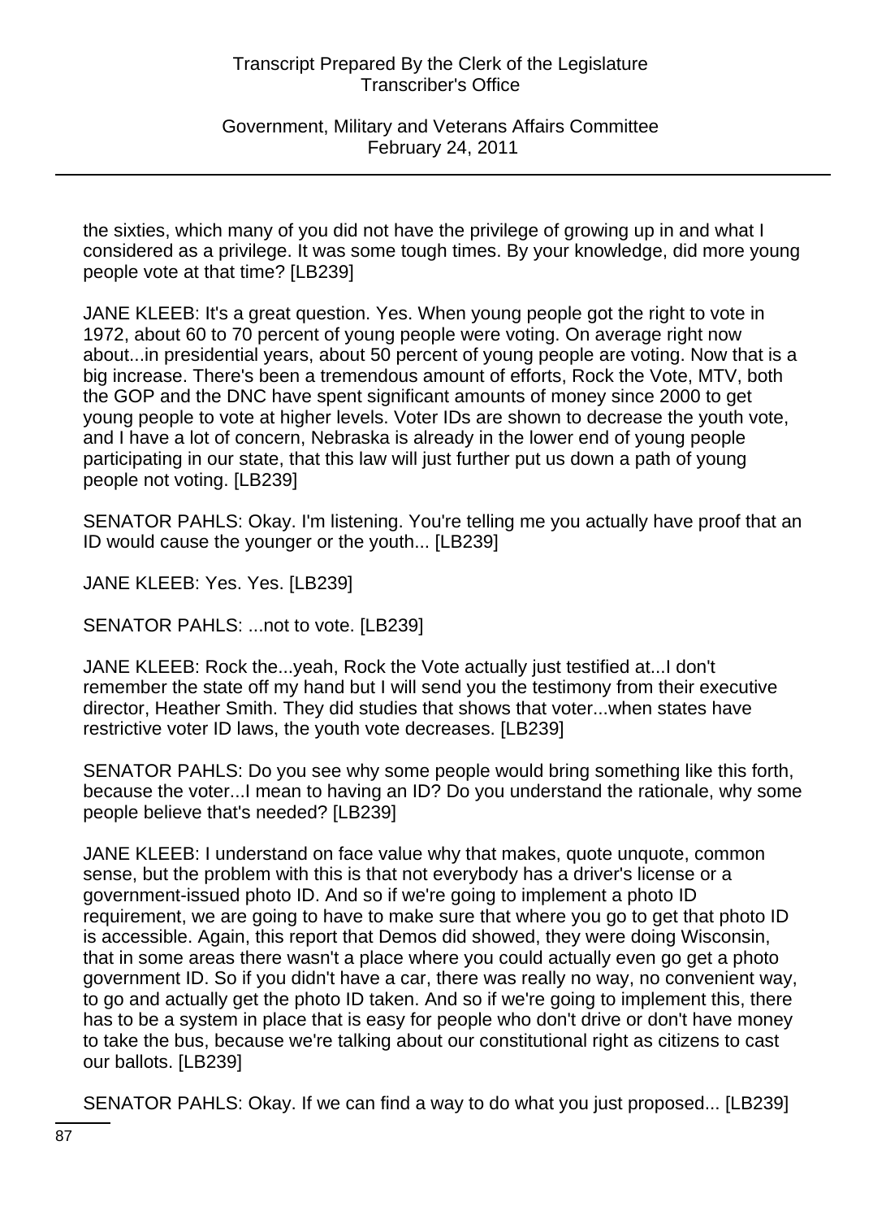the sixties, which many of you did not have the privilege of growing up in and what I considered as a privilege. It was some tough times. By your knowledge, did more young people vote at that time? [LB239]

JANE KLEEB: It's a great question. Yes. When young people got the right to vote in 1972, about 60 to 70 percent of young people were voting. On average right now about...in presidential years, about 50 percent of young people are voting. Now that is a big increase. There's been a tremendous amount of efforts, Rock the Vote, MTV, both the GOP and the DNC have spent significant amounts of money since 2000 to get young people to vote at higher levels. Voter IDs are shown to decrease the youth vote, and I have a lot of concern, Nebraska is already in the lower end of young people participating in our state, that this law will just further put us down a path of young people not voting. [LB239]

SENATOR PAHLS: Okay. I'm listening. You're telling me you actually have proof that an ID would cause the younger or the youth... [LB239]

JANE KLEEB: Yes. Yes. [LB239]

SENATOR PAHLS: ...not to vote. [LB239]

JANE KLEEB: Rock the...yeah, Rock the Vote actually just testified at...I don't remember the state off my hand but I will send you the testimony from their executive director, Heather Smith. They did studies that shows that voter...when states have restrictive voter ID laws, the youth vote decreases. [LB239]

SENATOR PAHLS: Do you see why some people would bring something like this forth, because the voter...I mean to having an ID? Do you understand the rationale, why some people believe that's needed? [LB239]

JANE KLEEB: I understand on face value why that makes, quote unquote, common sense, but the problem with this is that not everybody has a driver's license or a government-issued photo ID. And so if we're going to implement a photo ID requirement, we are going to have to make sure that where you go to get that photo ID is accessible. Again, this report that Demos did showed, they were doing Wisconsin, that in some areas there wasn't a place where you could actually even go get a photo government ID. So if you didn't have a car, there was really no way, no convenient way, to go and actually get the photo ID taken. And so if we're going to implement this, there has to be a system in place that is easy for people who don't drive or don't have money to take the bus, because we're talking about our constitutional right as citizens to cast our ballots. [LB239]

SENATOR PAHLS: Okay. If we can find a way to do what you just proposed... [LB239]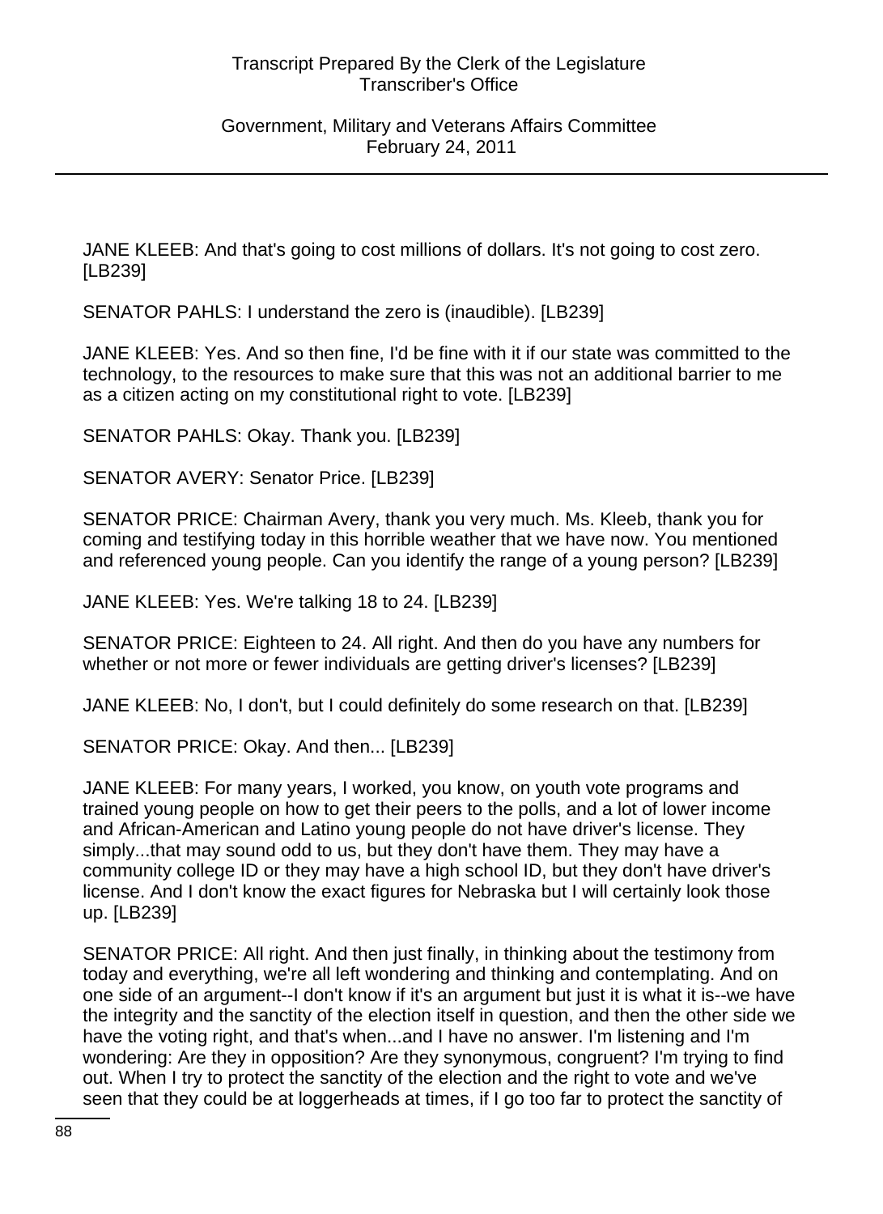JANE KLEEB: And that's going to cost millions of dollars. It's not going to cost zero. [LB239]

SENATOR PAHLS: I understand the zero is (inaudible). [LB239]

JANE KLEEB: Yes. And so then fine, I'd be fine with it if our state was committed to the technology, to the resources to make sure that this was not an additional barrier to me as a citizen acting on my constitutional right to vote. [LB239]

SENATOR PAHLS: Okay. Thank you. [LB239]

SENATOR AVERY: Senator Price. [LB239]

SENATOR PRICE: Chairman Avery, thank you very much. Ms. Kleeb, thank you for coming and testifying today in this horrible weather that we have now. You mentioned and referenced young people. Can you identify the range of a young person? [LB239]

JANE KLEEB: Yes. We're talking 18 to 24. [LB239]

SENATOR PRICE: Eighteen to 24. All right. And then do you have any numbers for whether or not more or fewer individuals are getting driver's licenses? [LB239]

JANE KLEEB: No, I don't, but I could definitely do some research on that. [LB239]

SENATOR PRICE: Okay. And then... [LB239]

JANE KLEEB: For many years, I worked, you know, on youth vote programs and trained young people on how to get their peers to the polls, and a lot of lower income and African-American and Latino young people do not have driver's license. They simply...that may sound odd to us, but they don't have them. They may have a community college ID or they may have a high school ID, but they don't have driver's license. And I don't know the exact figures for Nebraska but I will certainly look those up. [LB239]

SENATOR PRICE: All right. And then just finally, in thinking about the testimony from today and everything, we're all left wondering and thinking and contemplating. And on one side of an argument--I don't know if it's an argument but just it is what it is--we have the integrity and the sanctity of the election itself in question, and then the other side we have the voting right, and that's when...and I have no answer. I'm listening and I'm wondering: Are they in opposition? Are they synonymous, congruent? I'm trying to find out. When I try to protect the sanctity of the election and the right to vote and we've seen that they could be at loggerheads at times, if I go too far to protect the sanctity of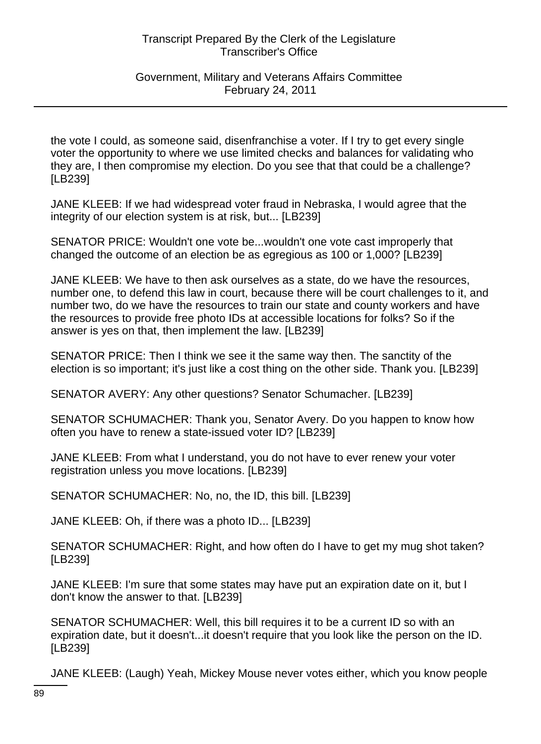the vote I could, as someone said, disenfranchise a voter. If I try to get every single voter the opportunity to where we use limited checks and balances for validating who they are, I then compromise my election. Do you see that that could be a challenge? [LB239]

JANE KLEEB: If we had widespread voter fraud in Nebraska, I would agree that the integrity of our election system is at risk, but... [LB239]

SENATOR PRICE: Wouldn't one vote be...wouldn't one vote cast improperly that changed the outcome of an election be as egregious as 100 or 1,000? [LB239]

JANE KLEEB: We have to then ask ourselves as a state, do we have the resources, number one, to defend this law in court, because there will be court challenges to it, and number two, do we have the resources to train our state and county workers and have the resources to provide free photo IDs at accessible locations for folks? So if the answer is yes on that, then implement the law. [LB239]

SENATOR PRICE: Then I think we see it the same way then. The sanctity of the election is so important; it's just like a cost thing on the other side. Thank you. [LB239]

SENATOR AVERY: Any other questions? Senator Schumacher. [LB239]

SENATOR SCHUMACHER: Thank you, Senator Avery. Do you happen to know how often you have to renew a state-issued voter ID? [LB239]

JANE KLEEB: From what I understand, you do not have to ever renew your voter registration unless you move locations. [LB239]

SENATOR SCHUMACHER: No, no, the ID, this bill. [LB239]

JANE KLEEB: Oh, if there was a photo ID... [LB239]

SENATOR SCHUMACHER: Right, and how often do I have to get my mug shot taken? [LB239]

JANE KLEEB: I'm sure that some states may have put an expiration date on it, but I don't know the answer to that. [LB239]

SENATOR SCHUMACHER: Well, this bill requires it to be a current ID so with an expiration date, but it doesn't...it doesn't require that you look like the person on the ID. [LB239]

JANE KLEEB: (Laugh) Yeah, Mickey Mouse never votes either, which you know people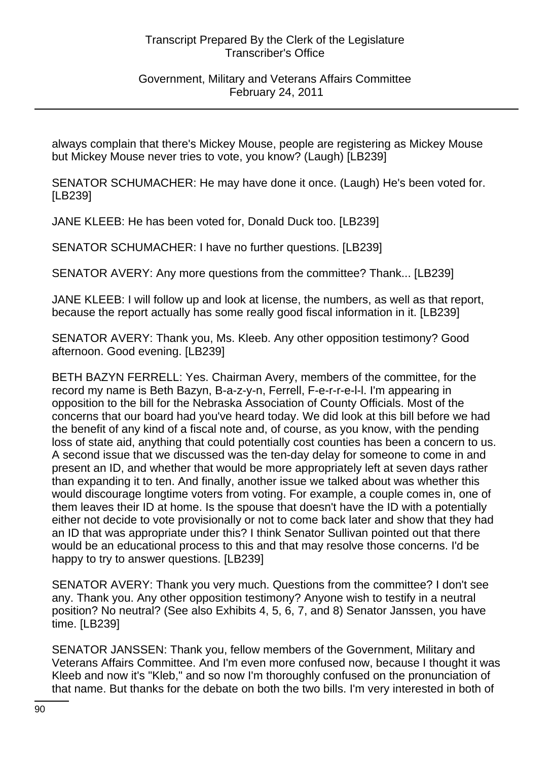always complain that there's Mickey Mouse, people are registering as Mickey Mouse but Mickey Mouse never tries to vote, you know? (Laugh) [LB239]

SENATOR SCHUMACHER: He may have done it once. (Laugh) He's been voted for. [LB239]

JANE KLEEB: He has been voted for, Donald Duck too. [LB239]

SENATOR SCHUMACHER: I have no further questions. [LB239]

SENATOR AVERY: Any more questions from the committee? Thank... [LB239]

JANE KLEEB: I will follow up and look at license, the numbers, as well as that report, because the report actually has some really good fiscal information in it. [LB239]

SENATOR AVERY: Thank you, Ms. Kleeb. Any other opposition testimony? Good afternoon. Good evening. [LB239]

BETH BAZYN FERRELL: Yes. Chairman Avery, members of the committee, for the record my name is Beth Bazyn, B-a-z-y-n, Ferrell, F-e-r-r-e-l-l. I'm appearing in opposition to the bill for the Nebraska Association of County Officials. Most of the concerns that our board had you've heard today. We did look at this bill before we had the benefit of any kind of a fiscal note and, of course, as you know, with the pending loss of state aid, anything that could potentially cost counties has been a concern to us. A second issue that we discussed was the ten-day delay for someone to come in and present an ID, and whether that would be more appropriately left at seven days rather than expanding it to ten. And finally, another issue we talked about was whether this would discourage longtime voters from voting. For example, a couple comes in, one of them leaves their ID at home. Is the spouse that doesn't have the ID with a potentially either not decide to vote provisionally or not to come back later and show that they had an ID that was appropriate under this? I think Senator Sullivan pointed out that there would be an educational process to this and that may resolve those concerns. I'd be happy to try to answer questions. [LB239]

SENATOR AVERY: Thank you very much. Questions from the committee? I don't see any. Thank you. Any other opposition testimony? Anyone wish to testify in a neutral position? No neutral? (See also Exhibits 4, 5, 6, 7, and 8) Senator Janssen, you have time. [LB239]

SENATOR JANSSEN: Thank you, fellow members of the Government, Military and Veterans Affairs Committee. And I'm even more confused now, because I thought it was Kleeb and now it's "Kleb," and so now I'm thoroughly confused on the pronunciation of that name. But thanks for the debate on both the two bills. I'm very interested in both of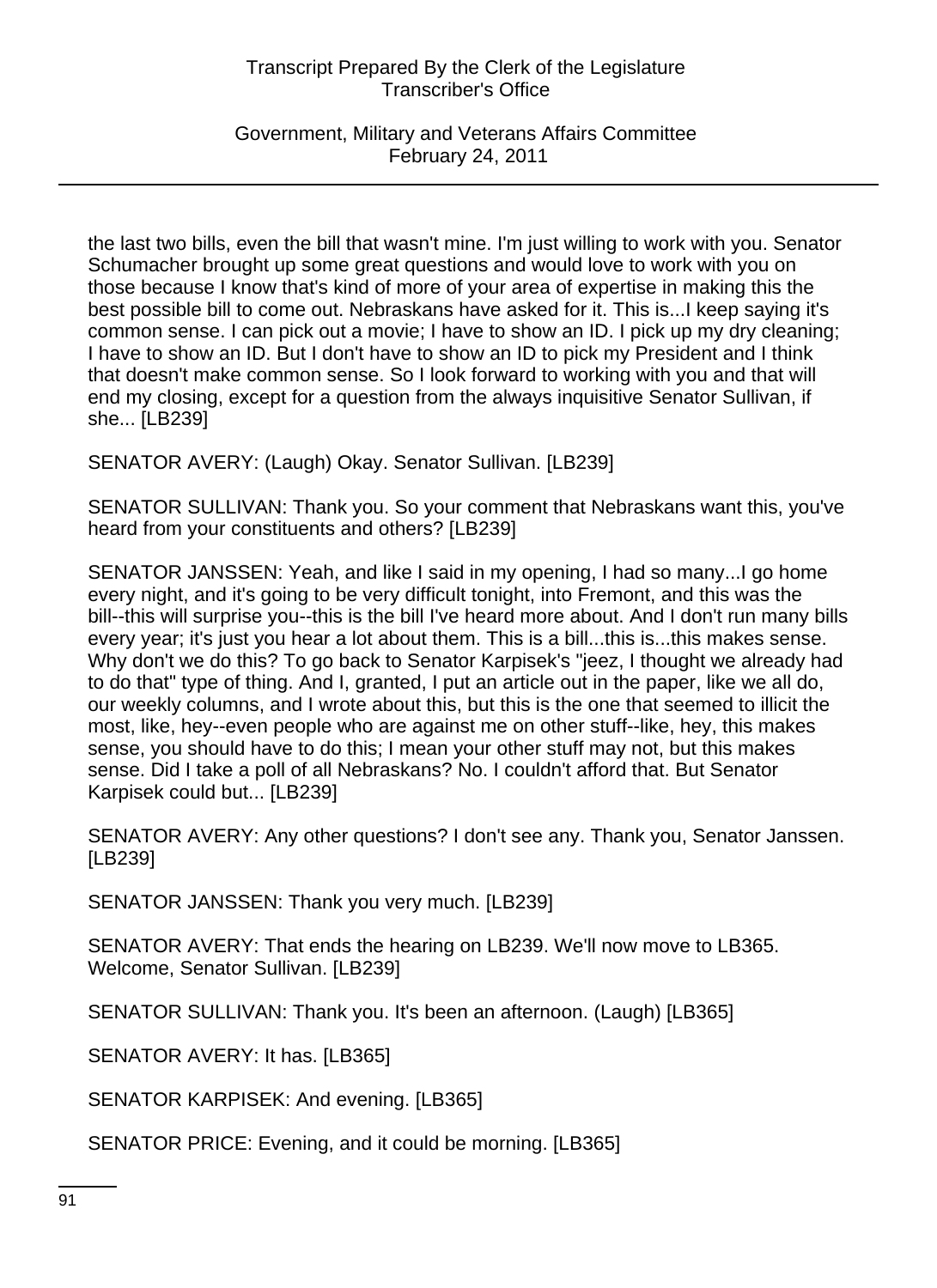the last two bills, even the bill that wasn't mine. I'm just willing to work with you. Senator Schumacher brought up some great questions and would love to work with you on those because I know that's kind of more of your area of expertise in making this the best possible bill to come out. Nebraskans have asked for it. This is...I keep saying it's common sense. I can pick out a movie; I have to show an ID. I pick up my dry cleaning; I have to show an ID. But I don't have to show an ID to pick my President and I think that doesn't make common sense. So I look forward to working with you and that will end my closing, except for a question from the always inquisitive Senator Sullivan, if she... [LB239]

SENATOR AVERY: (Laugh) Okay. Senator Sullivan. [LB239]

SENATOR SULLIVAN: Thank you. So your comment that Nebraskans want this, you've heard from your constituents and others? [LB239]

SENATOR JANSSEN: Yeah, and like I said in my opening, I had so many...I go home every night, and it's going to be very difficult tonight, into Fremont, and this was the bill--this will surprise you--this is the bill I've heard more about. And I don't run many bills every year; it's just you hear a lot about them. This is a bill...this is...this makes sense. Why don't we do this? To go back to Senator Karpisek's "jeez, I thought we already had to do that" type of thing. And I, granted, I put an article out in the paper, like we all do, our weekly columns, and I wrote about this, but this is the one that seemed to illicit the most, like, hey--even people who are against me on other stuff--like, hey, this makes sense, you should have to do this; I mean your other stuff may not, but this makes sense. Did I take a poll of all Nebraskans? No. I couldn't afford that. But Senator Karpisek could but... [LB239]

SENATOR AVERY: Any other questions? I don't see any. Thank you, Senator Janssen. [LB239]

SENATOR JANSSEN: Thank you very much. [LB239]

SENATOR AVERY: That ends the hearing on LB239. We'll now move to LB365. Welcome, Senator Sullivan. [LB239]

SENATOR SULLIVAN: Thank you. It's been an afternoon. (Laugh) [LB365]

SENATOR AVERY: It has. [LB365]

SENATOR KARPISEK: And evening. [LB365]

SENATOR PRICE: Evening, and it could be morning. [LB365]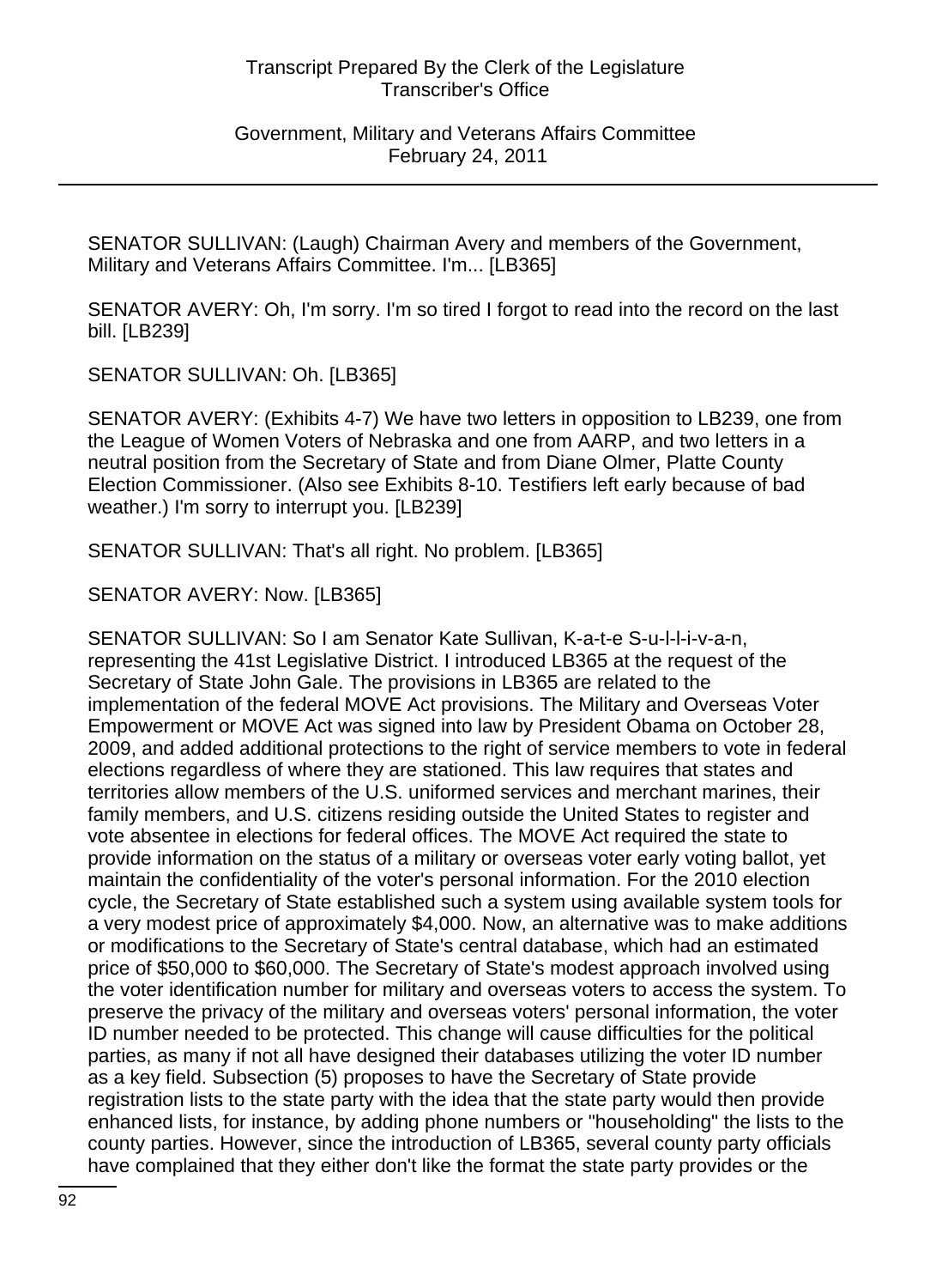SENATOR SULLIVAN: (Laugh) Chairman Avery and members of the Government, Military and Veterans Affairs Committee. I'm... [LB365]

SENATOR AVERY: Oh, I'm sorry. I'm so tired I forgot to read into the record on the last bill. [LB239]

SENATOR SULLIVAN: Oh. [LB365]

SENATOR AVERY: (Exhibits 4-7) We have two letters in opposition to LB239, one from the League of Women Voters of Nebraska and one from AARP, and two letters in a neutral position from the Secretary of State and from Diane Olmer, Platte County Election Commissioner. (Also see Exhibits 8-10. Testifiers left early because of bad weather.) I'm sorry to interrupt you. [LB239]

SENATOR SULLIVAN: That's all right. No problem. [LB365]

SENATOR AVERY: Now. [LB365]

SENATOR SULLIVAN: So I am Senator Kate Sullivan, K-a-t-e S-u-l-l-i-v-a-n, representing the 41st Legislative District. I introduced LB365 at the request of the Secretary of State John Gale. The provisions in LB365 are related to the implementation of the federal MOVE Act provisions. The Military and Overseas Voter Empowerment or MOVE Act was signed into law by President Obama on October 28, 2009, and added additional protections to the right of service members to vote in federal elections regardless of where they are stationed. This law requires that states and territories allow members of the U.S. uniformed services and merchant marines, their family members, and U.S. citizens residing outside the United States to register and vote absentee in elections for federal offices. The MOVE Act required the state to provide information on the status of a military or overseas voter early voting ballot, yet maintain the confidentiality of the voter's personal information. For the 2010 election cycle, the Secretary of State established such a system using available system tools for a very modest price of approximately $4,000. Now, an alternative was to make additions or modifications to the Secretary of State's central database, which had an estimated price of $50,000 to $60,000. The Secretary of State's modest approach involved using the voter identification number for military and overseas voters to access the system. To preserve the privacy of the military and overseas voters' personal information, the voter ID number needed to be protected. This change will cause difficulties for the political parties, as many if not all have designed their databases utilizing the voter ID number as a key field. Subsection (5) proposes to have the Secretary of State provide registration lists to the state party with the idea that the state party would then provide enhanced lists, for instance, by adding phone numbers or "householding" the lists to the county parties. However, since the introduction of LB365, several county party officials have complained that they either don't like the format the state party provides or the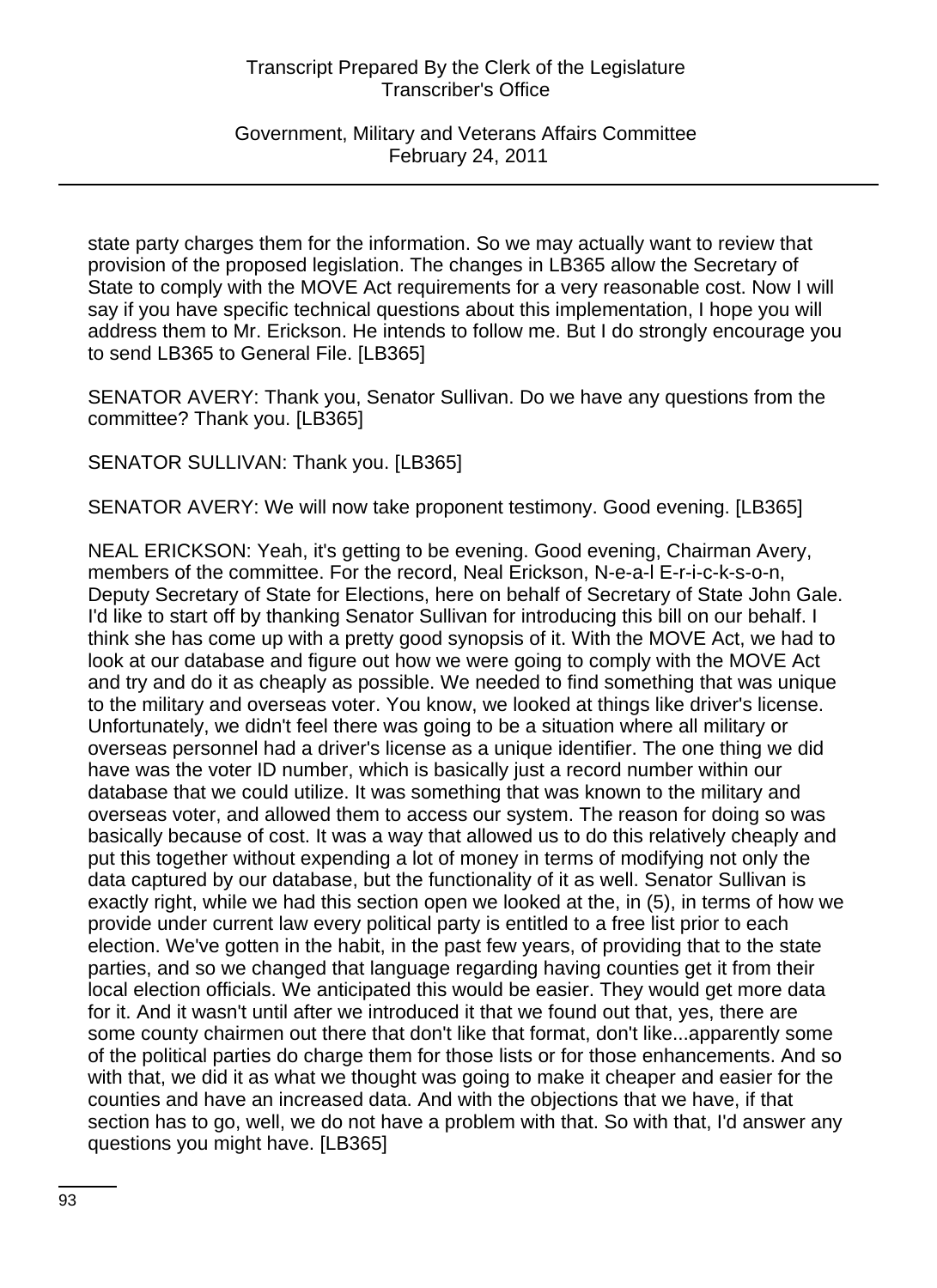state party charges them for the information. So we may actually want to review that provision of the proposed legislation. The changes in LB365 allow the Secretary of State to comply with the MOVE Act requirements for a very reasonable cost. Now I will say if you have specific technical questions about this implementation, I hope you will address them to Mr. Erickson. He intends to follow me. But I do strongly encourage you to send LB365 to General File. [LB365]

SENATOR AVERY: Thank you, Senator Sullivan. Do we have any questions from the committee? Thank you. [LB365]

SENATOR SULLIVAN: Thank you. [LB365]

SENATOR AVERY: We will now take proponent testimony. Good evening. [LB365]

NEAL ERICKSON: Yeah, it's getting to be evening. Good evening, Chairman Avery, members of the committee. For the record, Neal Erickson, N-e-a-l E-r-i-c-k-s-o-n, Deputy Secretary of State for Elections, here on behalf of Secretary of State John Gale. I'd like to start off by thanking Senator Sullivan for introducing this bill on our behalf. I think she has come up with a pretty good synopsis of it. With the MOVE Act, we had to look at our database and figure out how we were going to comply with the MOVE Act and try and do it as cheaply as possible. We needed to find something that was unique to the military and overseas voter. You know, we looked at things like driver's license. Unfortunately, we didn't feel there was going to be a situation where all military or overseas personnel had a driver's license as a unique identifier. The one thing we did have was the voter ID number, which is basically just a record number within our database that we could utilize. It was something that was known to the military and overseas voter, and allowed them to access our system. The reason for doing so was basically because of cost. It was a way that allowed us to do this relatively cheaply and put this together without expending a lot of money in terms of modifying not only the data captured by our database, but the functionality of it as well. Senator Sullivan is exactly right, while we had this section open we looked at the, in (5), in terms of how we provide under current law every political party is entitled to a free list prior to each election. We've gotten in the habit, in the past few years, of providing that to the state parties, and so we changed that language regarding having counties get it from their local election officials. We anticipated this would be easier. They would get more data for it. And it wasn't until after we introduced it that we found out that, yes, there are some county chairmen out there that don't like that format, don't like...apparently some of the political parties do charge them for those lists or for those enhancements. And so with that, we did it as what we thought was going to make it cheaper and easier for the counties and have an increased data. And with the objections that we have, if that section has to go, well, we do not have a problem with that. So with that, I'd answer any questions you might have. [LB365]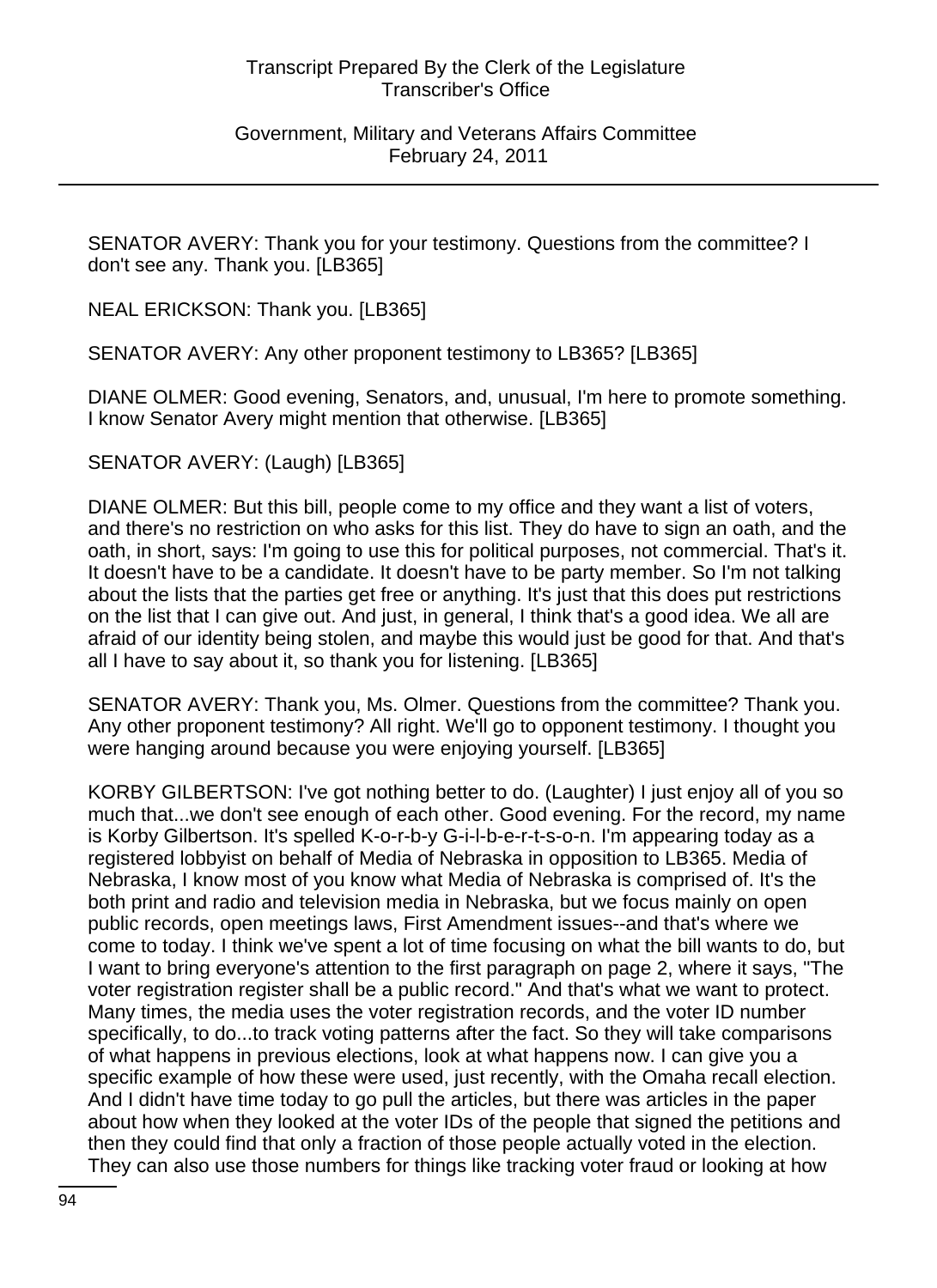SENATOR AVERY: Thank you for your testimony. Questions from the committee? I don't see any. Thank you. [LB365]

NEAL ERICKSON: Thank you. [LB365]

SENATOR AVERY: Any other proponent testimony to LB365? [LB365]

DIANE OLMER: Good evening, Senators, and, unusual, I'm here to promote something. I know Senator Avery might mention that otherwise. [LB365]

SENATOR AVERY: (Laugh) [LB365]

DIANE OLMER: But this bill, people come to my office and they want a list of voters, and there's no restriction on who asks for this list. They do have to sign an oath, and the oath, in short, says: I'm going to use this for political purposes, not commercial. That's it. It doesn't have to be a candidate. It doesn't have to be party member. So I'm not talking about the lists that the parties get free or anything. It's just that this does put restrictions on the list that I can give out. And just, in general, I think that's a good idea. We all are afraid of our identity being stolen, and maybe this would just be good for that. And that's all I have to say about it, so thank you for listening. [LB365]

SENATOR AVERY: Thank you, Ms. Olmer. Questions from the committee? Thank you. Any other proponent testimony? All right. We'll go to opponent testimony. I thought you were hanging around because you were enjoying yourself. [LB365]

KORBY GILBERTSON: I've got nothing better to do. (Laughter) I just enjoy all of you so much that...we don't see enough of each other. Good evening. For the record, my name is Korby Gilbertson. It's spelled K-o-r-b-y G-i-l-b-e-r-t-s-o-n. I'm appearing today as a registered lobbyist on behalf of Media of Nebraska in opposition to LB365. Media of Nebraska, I know most of you know what Media of Nebraska is comprised of. It's the both print and radio and television media in Nebraska, but we focus mainly on open public records, open meetings laws, First Amendment issues--and that's where we come to today. I think we've spent a lot of time focusing on what the bill wants to do, but I want to bring everyone's attention to the first paragraph on page 2, where it says, "The voter registration register shall be a public record." And that's what we want to protect. Many times, the media uses the voter registration records, and the voter ID number specifically, to do...to track voting patterns after the fact. So they will take comparisons of what happens in previous elections, look at what happens now. I can give you a specific example of how these were used, just recently, with the Omaha recall election. And I didn't have time today to go pull the articles, but there was articles in the paper about how when they looked at the voter IDs of the people that signed the petitions and then they could find that only a fraction of those people actually voted in the election. They can also use those numbers for things like tracking voter fraud or looking at how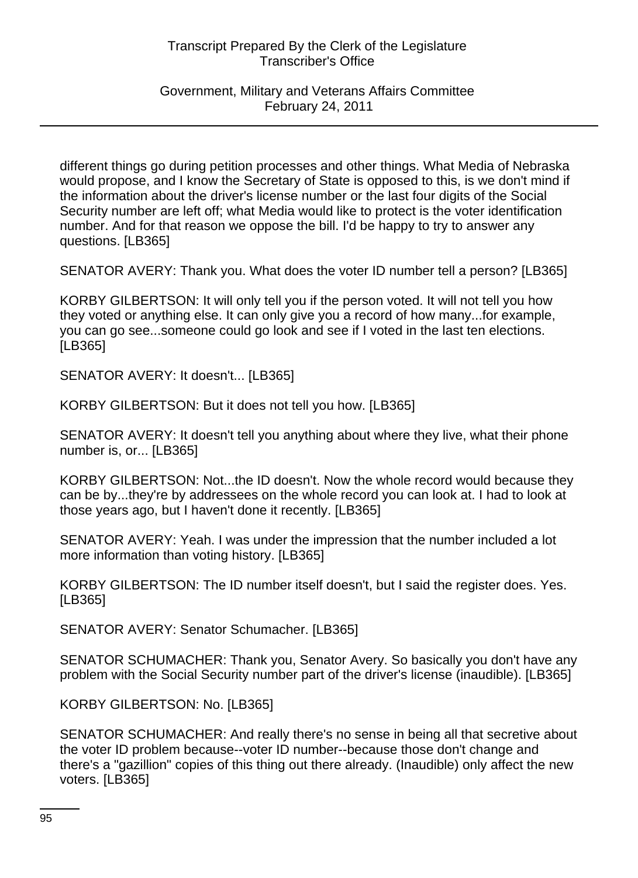different things go during petition processes and other things. What Media of Nebraska would propose, and I know the Secretary of State is opposed to this, is we don't mind if the information about the driver's license number or the last four digits of the Social Security number are left off; what Media would like to protect is the voter identification number. And for that reason we oppose the bill. I'd be happy to try to answer any questions. [LB365]

SENATOR AVERY: Thank you. What does the voter ID number tell a person? [LB365]

KORBY GILBERTSON: It will only tell you if the person voted. It will not tell you how they voted or anything else. It can only give you a record of how many...for example, you can go see...someone could go look and see if I voted in the last ten elections. [LB365]

SENATOR AVERY: It doesn't... [LB365]

KORBY GILBERTSON: But it does not tell you how. [LB365]

SENATOR AVERY: It doesn't tell you anything about where they live, what their phone number is, or... [LB365]

KORBY GILBERTSON: Not...the ID doesn't. Now the whole record would because they can be by...they're by addressees on the whole record you can look at. I had to look at those years ago, but I haven't done it recently. [LB365]

SENATOR AVERY: Yeah. I was under the impression that the number included a lot more information than voting history. [LB365]

KORBY GILBERTSON: The ID number itself doesn't, but I said the register does. Yes. [LB365]

SENATOR AVERY: Senator Schumacher. [LB365]

SENATOR SCHUMACHER: Thank you, Senator Avery. So basically you don't have any problem with the Social Security number part of the driver's license (inaudible). [LB365]

KORBY GILBERTSON: No. [LB365]

SENATOR SCHUMACHER: And really there's no sense in being all that secretive about the voter ID problem because--voter ID number--because those don't change and there's a "gazillion" copies of this thing out there already. (Inaudible) only affect the new voters. [LB365]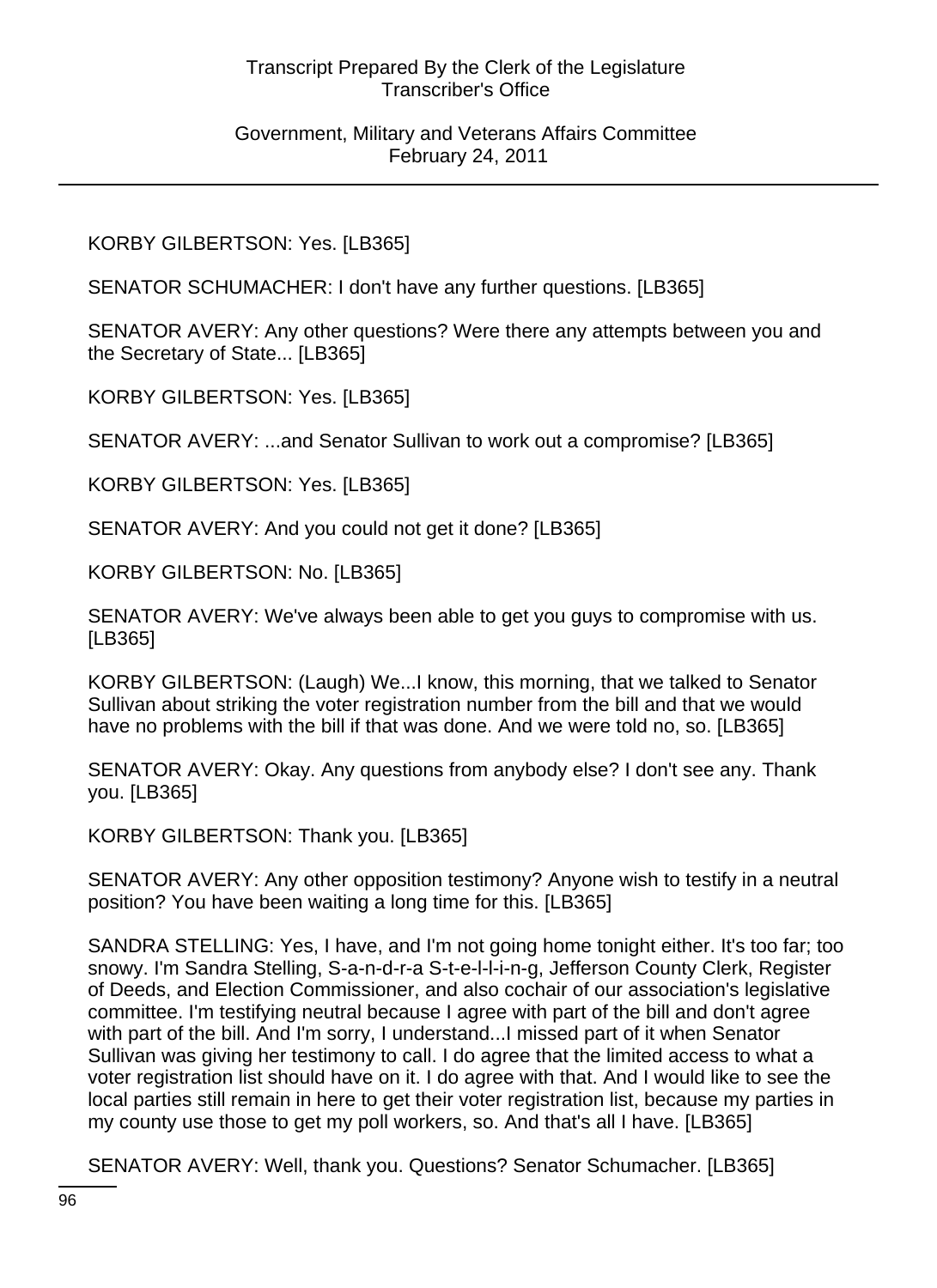KORBY GILBERTSON: Yes. [LB365]

SENATOR SCHUMACHER: I don't have any further questions. [LB365]

SENATOR AVERY: Any other questions? Were there any attempts between you and the Secretary of State... [LB365]

KORBY GILBERTSON: Yes. [LB365]

SENATOR AVERY: ...and Senator Sullivan to work out a compromise? [LB365]

KORBY GILBERTSON: Yes. [LB365]

SENATOR AVERY: And you could not get it done? [LB365]

KORBY GILBERTSON: No. [LB365]

SENATOR AVERY: We've always been able to get you guys to compromise with us. [LB365]

KORBY GILBERTSON: (Laugh) We...I know, this morning, that we talked to Senator Sullivan about striking the voter registration number from the bill and that we would have no problems with the bill if that was done. And we were told no, so. [LB365]

SENATOR AVERY: Okay. Any questions from anybody else? I don't see any. Thank you. [LB365]

KORBY GILBERTSON: Thank you. [LB365]

SENATOR AVERY: Any other opposition testimony? Anyone wish to testify in a neutral position? You have been waiting a long time for this. [LB365]

SANDRA STELLING: Yes, I have, and I'm not going home tonight either. It's too far; too snowy. I'm Sandra Stelling, S-a-n-d-r-a S-t-e-l-l-i-n-g, Jefferson County Clerk, Register of Deeds, and Election Commissioner, and also cochair of our association's legislative committee. I'm testifying neutral because I agree with part of the bill and don't agree with part of the bill. And I'm sorry, I understand...I missed part of it when Senator Sullivan was giving her testimony to call. I do agree that the limited access to what a voter registration list should have on it. I do agree with that. And I would like to see the local parties still remain in here to get their voter registration list, because my parties in my county use those to get my poll workers, so. And that's all I have. [LB365]

SENATOR AVERY: Well, thank you. Questions? Senator Schumacher. [LB365]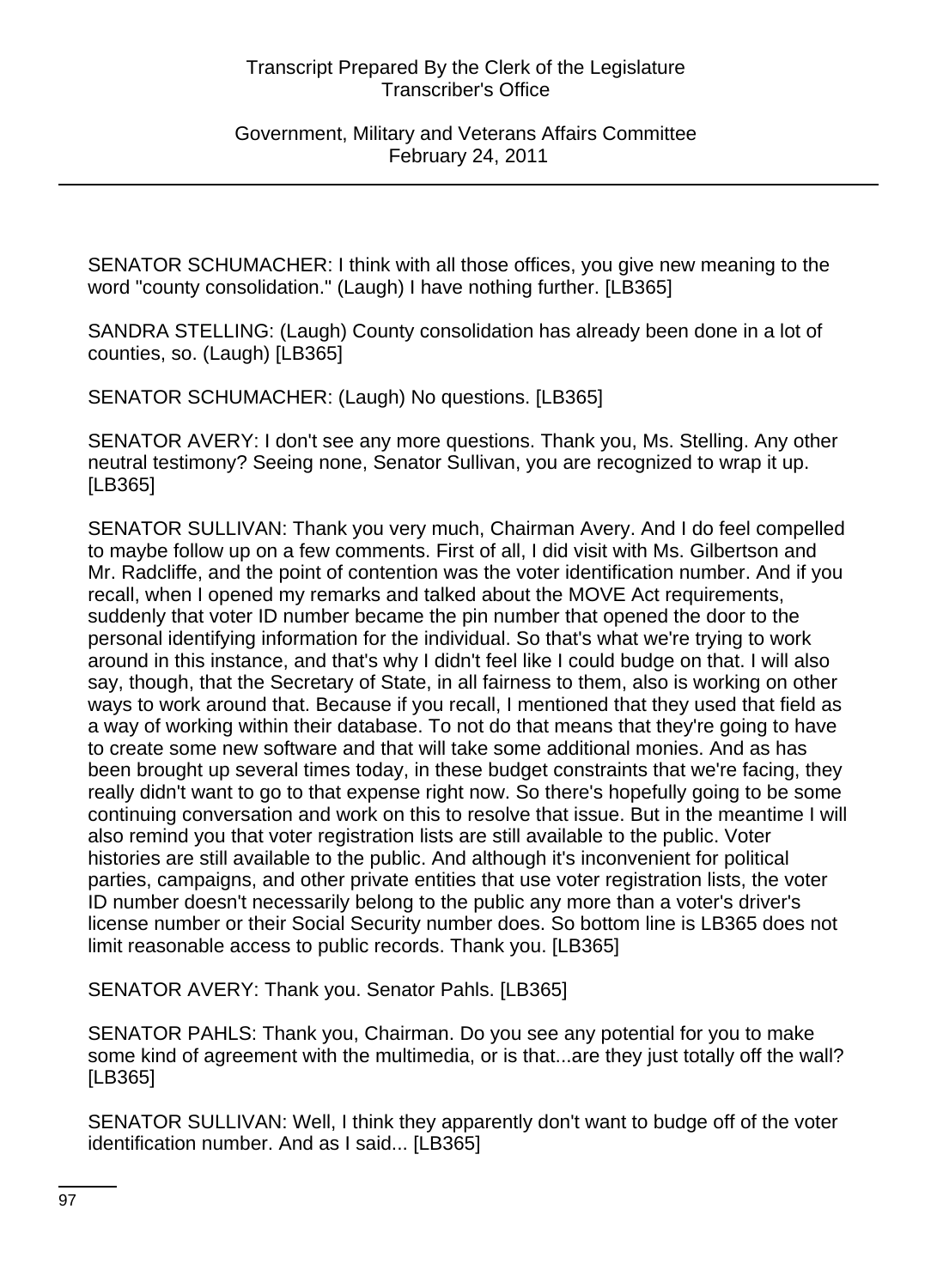SENATOR SCHUMACHER: I think with all those offices, you give new meaning to the word "county consolidation." (Laugh) I have nothing further. [LB365]

SANDRA STELLING: (Laugh) County consolidation has already been done in a lot of counties, so. (Laugh) [LB365]

SENATOR SCHUMACHER: (Laugh) No questions. [LB365]

SENATOR AVERY: I don't see any more questions. Thank you, Ms. Stelling. Any other neutral testimony? Seeing none, Senator Sullivan, you are recognized to wrap it up. [LB365]

SENATOR SULLIVAN: Thank you very much, Chairman Avery. And I do feel compelled to maybe follow up on a few comments. First of all, I did visit with Ms. Gilbertson and Mr. Radcliffe, and the point of contention was the voter identification number. And if you recall, when I opened my remarks and talked about the MOVE Act requirements, suddenly that voter ID number became the pin number that opened the door to the personal identifying information for the individual. So that's what we're trying to work around in this instance, and that's why I didn't feel like I could budge on that. I will also say, though, that the Secretary of State, in all fairness to them, also is working on other ways to work around that. Because if you recall, I mentioned that they used that field as a way of working within their database. To not do that means that they're going to have to create some new software and that will take some additional monies. And as has been brought up several times today, in these budget constraints that we're facing, they really didn't want to go to that expense right now. So there's hopefully going to be some continuing conversation and work on this to resolve that issue. But in the meantime I will also remind you that voter registration lists are still available to the public. Voter histories are still available to the public. And although it's inconvenient for political parties, campaigns, and other private entities that use voter registration lists, the voter ID number doesn't necessarily belong to the public any more than a voter's driver's license number or their Social Security number does. So bottom line is LB365 does not limit reasonable access to public records. Thank you. [LB365]

SENATOR AVERY: Thank you. Senator Pahls. [LB365]

SENATOR PAHLS: Thank you, Chairman. Do you see any potential for you to make some kind of agreement with the multimedia, or is that...are they just totally off the wall? [LB365]

SENATOR SULLIVAN: Well, I think they apparently don't want to budge off of the voter identification number. And as I said... [LB365]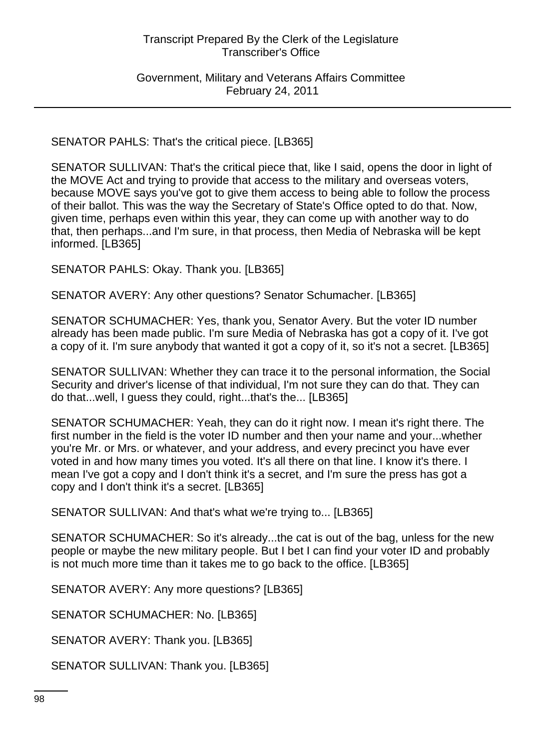SENATOR PAHLS: That's the critical piece. [LB365]

SENATOR SULLIVAN: That's the critical piece that, like I said, opens the door in light of the MOVE Act and trying to provide that access to the military and overseas voters, because MOVE says you've got to give them access to being able to follow the process of their ballot. This was the way the Secretary of State's Office opted to do that. Now, given time, perhaps even within this year, they can come up with another way to do that, then perhaps...and I'm sure, in that process, then Media of Nebraska will be kept informed. [LB365]

SENATOR PAHLS: Okay. Thank you. [LB365]

SENATOR AVERY: Any other questions? Senator Schumacher. [LB365]

SENATOR SCHUMACHER: Yes, thank you, Senator Avery. But the voter ID number already has been made public. I'm sure Media of Nebraska has got a copy of it. I've got a copy of it. I'm sure anybody that wanted it got a copy of it, so it's not a secret. [LB365]

SENATOR SULLIVAN: Whether they can trace it to the personal information, the Social Security and driver's license of that individual, I'm not sure they can do that. They can do that...well, I guess they could, right...that's the... [LB365]

SENATOR SCHUMACHER: Yeah, they can do it right now. I mean it's right there. The first number in the field is the voter ID number and then your name and your...whether you're Mr. or Mrs. or whatever, and your address, and every precinct you have ever voted in and how many times you voted. It's all there on that line. I know it's there. I mean I've got a copy and I don't think it's a secret, and I'm sure the press has got a copy and I don't think it's a secret. [LB365]

SENATOR SULLIVAN: And that's what we're trying to... [LB365]

SENATOR SCHUMACHER: So it's already...the cat is out of the bag, unless for the new people or maybe the new military people. But I bet I can find your voter ID and probably is not much more time than it takes me to go back to the office. [LB365]

SENATOR AVERY: Any more questions? [LB365]

SENATOR SCHUMACHER: No. [LB365]

SENATOR AVERY: Thank you. [LB365]

SENATOR SULLIVAN: Thank you. [LB365]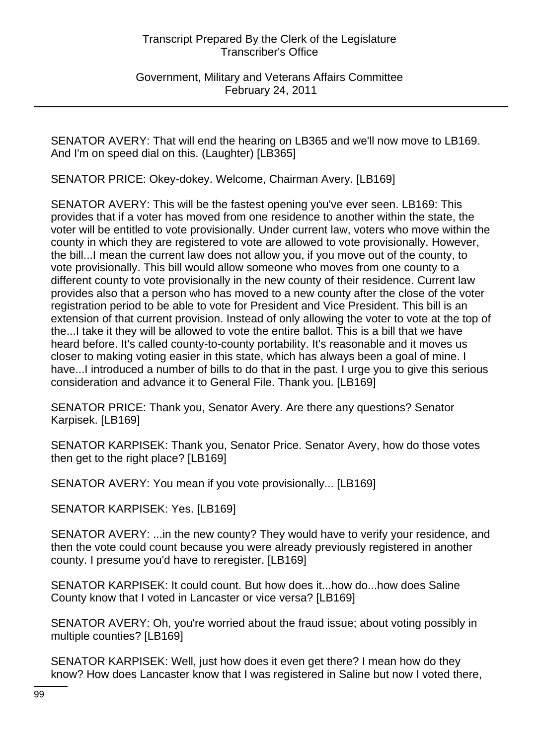SENATOR AVERY: That will end the hearing on LB365 and we'll now move to LB169. And I'm on speed dial on this. (Laughter) [LB365]

SENATOR PRICE: Okey-dokey. Welcome, Chairman Avery. [LB169]

SENATOR AVERY: This will be the fastest opening you've ever seen. LB169: This provides that if a voter has moved from one residence to another within the state, the voter will be entitled to vote provisionally. Under current law, voters who move within the county in which they are registered to vote are allowed to vote provisionally. However, the bill...I mean the current law does not allow you, if you move out of the county, to vote provisionally. This bill would allow someone who moves from one county to a different county to vote provisionally in the new county of their residence. Current law provides also that a person who has moved to a new county after the close of the voter registration period to be able to vote for President and Vice President. This bill is an extension of that current provision. Instead of only allowing the voter to vote at the top of the...I take it they will be allowed to vote the entire ballot. This is a bill that we have heard before. It's called county-to-county portability. It's reasonable and it moves us closer to making voting easier in this state, which has always been a goal of mine. I have...I introduced a number of bills to do that in the past. I urge you to give this serious consideration and advance it to General File. Thank you. [LB169]

SENATOR PRICE: Thank you, Senator Avery. Are there any questions? Senator Karpisek. [LB169]

SENATOR KARPISEK: Thank you, Senator Price. Senator Avery, how do those votes then get to the right place? [LB169]

SENATOR AVERY: You mean if you vote provisionally... [LB169]

SENATOR KARPISEK: Yes. [LB169]

SENATOR AVERY: ...in the new county? They would have to verify your residence, and then the vote could count because you were already previously registered in another county. I presume you'd have to reregister. [LB169]

SENATOR KARPISEK: It could count. But how does it...how do...how does Saline County know that I voted in Lancaster or vice versa? [LB169]

SENATOR AVERY: Oh, you're worried about the fraud issue; about voting possibly in multiple counties? [LB169]

SENATOR KARPISEK: Well, just how does it even get there? I mean how do they know? How does Lancaster know that I was registered in Saline but now I voted there,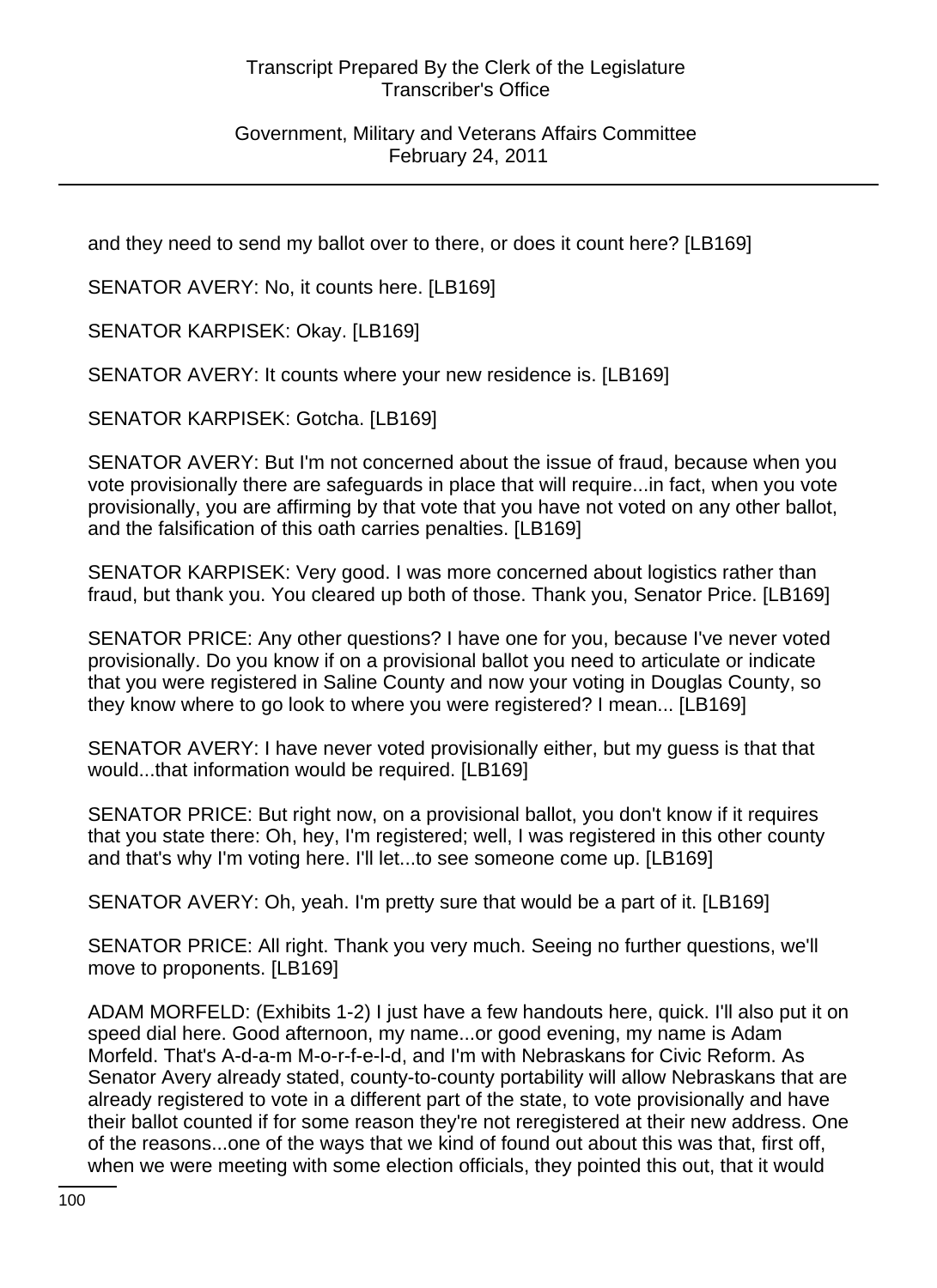and they need to send my ballot over to there, or does it count here? [LB169]

SENATOR AVERY: No, it counts here. [LB169]

SENATOR KARPISEK: Okay. [LB169]

SENATOR AVERY: It counts where your new residence is. [LB169]

SENATOR KARPISEK: Gotcha. [LB169]

SENATOR AVERY: But I'm not concerned about the issue of fraud, because when you vote provisionally there are safeguards in place that will require...in fact, when you vote provisionally, you are affirming by that vote that you have not voted on any other ballot, and the falsification of this oath carries penalties. [LB169]

SENATOR KARPISEK: Very good. I was more concerned about logistics rather than fraud, but thank you. You cleared up both of those. Thank you, Senator Price. [LB169]

SENATOR PRICE: Any other questions? I have one for you, because I've never voted provisionally. Do you know if on a provisional ballot you need to articulate or indicate that you were registered in Saline County and now your voting in Douglas County, so they know where to go look to where you were registered? I mean... [LB169]

SENATOR AVERY: I have never voted provisionally either, but my guess is that that would...that information would be required. [LB169]

SENATOR PRICE: But right now, on a provisional ballot, you don't know if it requires that you state there: Oh, hey, I'm registered; well, I was registered in this other county and that's why I'm voting here. I'll let...to see someone come up. [LB169]

SENATOR AVERY: Oh, yeah. I'm pretty sure that would be a part of it. [LB169]

SENATOR PRICE: All right. Thank you very much. Seeing no further questions, we'll move to proponents. [LB169]

ADAM MORFELD: (Exhibits 1-2) I just have a few handouts here, quick. I'll also put it on speed dial here. Good afternoon, my name...or good evening, my name is Adam Morfeld. That's A-d-a-m M-o-r-f-e-l-d, and I'm with Nebraskans for Civic Reform. As Senator Avery already stated, county-to-county portability will allow Nebraskans that are already registered to vote in a different part of the state, to vote provisionally and have their ballot counted if for some reason they're not reregistered at their new address. One of the reasons...one of the ways that we kind of found out about this was that, first off, when we were meeting with some election officials, they pointed this out, that it would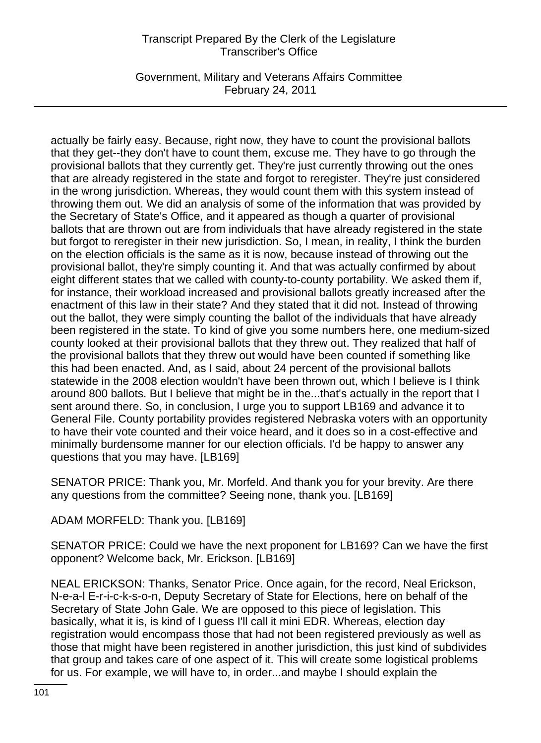actually be fairly easy. Because, right now, they have to count the provisional ballots that they get--they don't have to count them, excuse me. They have to go through the provisional ballots that they currently get. They're just currently throwing out the ones that are already registered in the state and forgot to reregister. They're just considered in the wrong jurisdiction. Whereas, they would count them with this system instead of throwing them out. We did an analysis of some of the information that was provided by the Secretary of State's Office, and it appeared as though a quarter of provisional ballots that are thrown out are from individuals that have already registered in the state but forgot to reregister in their new jurisdiction. So, I mean, in reality, I think the burden on the election officials is the same as it is now, because instead of throwing out the provisional ballot, they're simply counting it. And that was actually confirmed by about eight different states that we called with county-to-county portability. We asked them if, for instance, their workload increased and provisional ballots greatly increased after the enactment of this law in their state? And they stated that it did not. Instead of throwing out the ballot, they were simply counting the ballot of the individuals that have already been registered in the state. To kind of give you some numbers here, one medium-sized county looked at their provisional ballots that they threw out. They realized that half of the provisional ballots that they threw out would have been counted if something like this had been enacted. And, as I said, about 24 percent of the provisional ballots statewide in the 2008 election wouldn't have been thrown out, which I believe is I think around 800 ballots. But I believe that might be in the...that's actually in the report that I sent around there. So, in conclusion, I urge you to support LB169 and advance it to General File. County portability provides registered Nebraska voters with an opportunity to have their vote counted and their voice heard, and it does so in a cost-effective and minimally burdensome manner for our election officials. I'd be happy to answer any questions that you may have. [LB169]

SENATOR PRICE: Thank you, Mr. Morfeld. And thank you for your brevity. Are there any questions from the committee? Seeing none, thank you. [LB169]

ADAM MORFELD: Thank you. [LB169]

SENATOR PRICE: Could we have the next proponent for LB169? Can we have the first opponent? Welcome back, Mr. Erickson. [LB169]

NEAL ERICKSON: Thanks, Senator Price. Once again, for the record, Neal Erickson, N-e-a-l E-r-i-c-k-s-o-n, Deputy Secretary of State for Elections, here on behalf of the Secretary of State John Gale. We are opposed to this piece of legislation. This basically, what it is, is kind of I guess I'll call it mini EDR. Whereas, election day registration would encompass those that had not been registered previously as well as those that might have been registered in another jurisdiction, this just kind of subdivides that group and takes care of one aspect of it. This will create some logistical problems for us. For example, we will have to, in order...and maybe I should explain the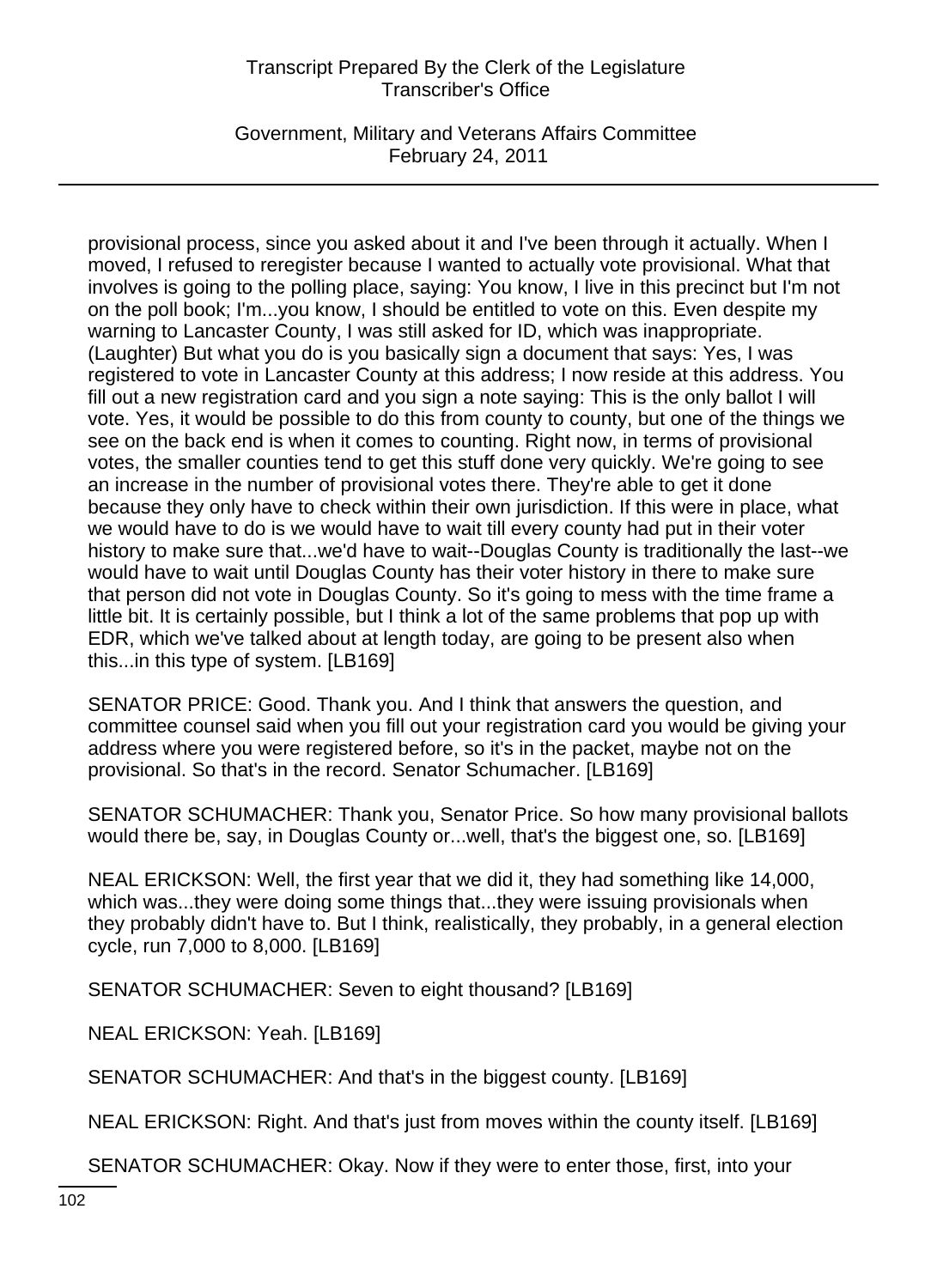provisional process, since you asked about it and I've been through it actually. When I moved, I refused to reregister because I wanted to actually vote provisional. What that involves is going to the polling place, saying: You know, I live in this precinct but I'm not on the poll book; I'm...you know, I should be entitled to vote on this. Even despite my warning to Lancaster County, I was still asked for ID, which was inappropriate. (Laughter) But what you do is you basically sign a document that says: Yes, I was registered to vote in Lancaster County at this address; I now reside at this address. You fill out a new registration card and you sign a note saying: This is the only ballot I will vote. Yes, it would be possible to do this from county to county, but one of the things we see on the back end is when it comes to counting. Right now, in terms of provisional votes, the smaller counties tend to get this stuff done very quickly. We're going to see an increase in the number of provisional votes there. They're able to get it done because they only have to check within their own jurisdiction. If this were in place, what we would have to do is we would have to wait till every county had put in their voter history to make sure that...we'd have to wait--Douglas County is traditionally the last--we would have to wait until Douglas County has their voter history in there to make sure that person did not vote in Douglas County. So it's going to mess with the time frame a little bit. It is certainly possible, but I think a lot of the same problems that pop up with EDR, which we've talked about at length today, are going to be present also when this...in this type of system. [LB169]

SENATOR PRICE: Good. Thank you. And I think that answers the question, and committee counsel said when you fill out your registration card you would be giving your address where you were registered before, so it's in the packet, maybe not on the provisional. So that's in the record. Senator Schumacher. [LB169]

SENATOR SCHUMACHER: Thank you, Senator Price. So how many provisional ballots would there be, say, in Douglas County or...well, that's the biggest one, so. [LB169]

NEAL ERICKSON: Well, the first year that we did it, they had something like 14,000, which was...they were doing some things that...they were issuing provisionals when they probably didn't have to. But I think, realistically, they probably, in a general election cycle, run 7,000 to 8,000. [LB169]

SENATOR SCHUMACHER: Seven to eight thousand? [LB169]

NEAL ERICKSON: Yeah. [LB169]

SENATOR SCHUMACHER: And that's in the biggest county. [LB169]

NEAL ERICKSON: Right. And that's just from moves within the county itself. [LB169]

SENATOR SCHUMACHER: Okay. Now if they were to enter those, first, into your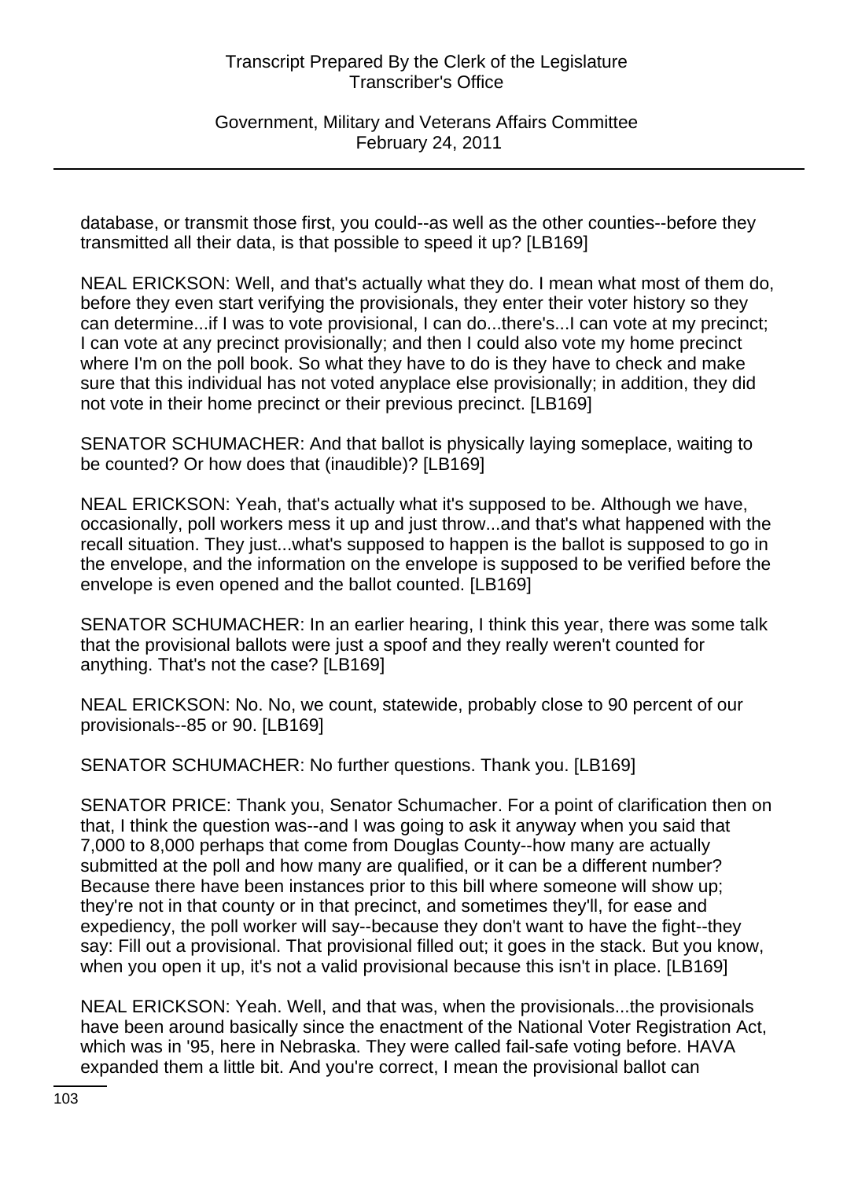database, or transmit those first, you could--as well as the other counties--before they transmitted all their data, is that possible to speed it up? [LB169]

NEAL ERICKSON: Well, and that's actually what they do. I mean what most of them do, before they even start verifying the provisionals, they enter their voter history so they can determine...if I was to vote provisional, I can do...there's...I can vote at my precinct; I can vote at any precinct provisionally; and then I could also vote my home precinct where I'm on the poll book. So what they have to do is they have to check and make sure that this individual has not voted anyplace else provisionally; in addition, they did not vote in their home precinct or their previous precinct. [LB169]

SENATOR SCHUMACHER: And that ballot is physically laying someplace, waiting to be counted? Or how does that (inaudible)? [LB169]

NEAL ERICKSON: Yeah, that's actually what it's supposed to be. Although we have, occasionally, poll workers mess it up and just throw...and that's what happened with the recall situation. They just...what's supposed to happen is the ballot is supposed to go in the envelope, and the information on the envelope is supposed to be verified before the envelope is even opened and the ballot counted. [LB169]

SENATOR SCHUMACHER: In an earlier hearing, I think this year, there was some talk that the provisional ballots were just a spoof and they really weren't counted for anything. That's not the case? [LB169]

NEAL ERICKSON: No. No, we count, statewide, probably close to 90 percent of our provisionals--85 or 90. [LB169]

SENATOR SCHUMACHER: No further questions. Thank you. [LB169]

SENATOR PRICE: Thank you, Senator Schumacher. For a point of clarification then on that, I think the question was--and I was going to ask it anyway when you said that 7,000 to 8,000 perhaps that come from Douglas County--how many are actually submitted at the poll and how many are qualified, or it can be a different number? Because there have been instances prior to this bill where someone will show up; they're not in that county or in that precinct, and sometimes they'll, for ease and expediency, the poll worker will say--because they don't want to have the fight--they say: Fill out a provisional. That provisional filled out; it goes in the stack. But you know, when you open it up, it's not a valid provisional because this isn't in place. [LB169]

NEAL ERICKSON: Yeah. Well, and that was, when the provisionals...the provisionals have been around basically since the enactment of the National Voter Registration Act, which was in '95, here in Nebraska. They were called fail-safe voting before. HAVA expanded them a little bit. And you're correct, I mean the provisional ballot can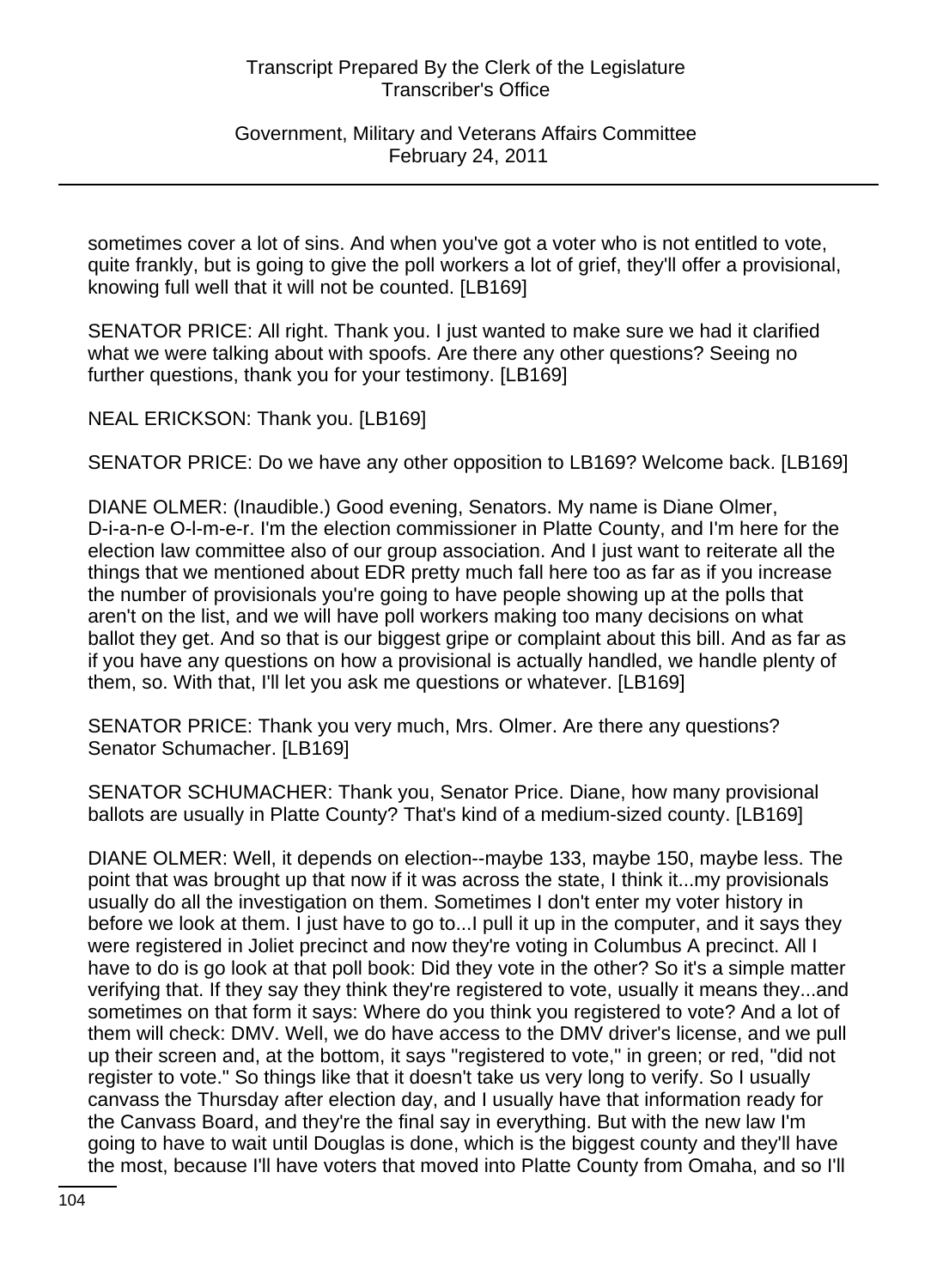sometimes cover a lot of sins. And when you've got a voter who is not entitled to vote, quite frankly, but is going to give the poll workers a lot of grief, they'll offer a provisional, knowing full well that it will not be counted. [LB169]

SENATOR PRICE: All right. Thank you. I just wanted to make sure we had it clarified what we were talking about with spoofs. Are there any other questions? Seeing no further questions, thank you for your testimony. [LB169]

NEAL ERICKSON: Thank you. [LB169]

SENATOR PRICE: Do we have any other opposition to LB169? Welcome back. [LB169]

DIANE OLMER: (Inaudible.) Good evening, Senators. My name is Diane Olmer, D-i-a-n-e O-l-m-e-r. I'm the election commissioner in Platte County, and I'm here for the election law committee also of our group association. And I just want to reiterate all the things that we mentioned about EDR pretty much fall here too as far as if you increase the number of provisionals you're going to have people showing up at the polls that aren't on the list, and we will have poll workers making too many decisions on what ballot they get. And so that is our biggest gripe or complaint about this bill. And as far as if you have any questions on how a provisional is actually handled, we handle plenty of them, so. With that, I'll let you ask me questions or whatever. [LB169]

SENATOR PRICE: Thank you very much, Mrs. Olmer. Are there any questions? Senator Schumacher. [LB169]

SENATOR SCHUMACHER: Thank you, Senator Price. Diane, how many provisional ballots are usually in Platte County? That's kind of a medium-sized county. [LB169]

DIANE OLMER: Well, it depends on election--maybe 133, maybe 150, maybe less. The point that was brought up that now if it was across the state, I think it...my provisionals usually do all the investigation on them. Sometimes I don't enter my voter history in before we look at them. I just have to go to...I pull it up in the computer, and it says they were registered in Joliet precinct and now they're voting in Columbus A precinct. All I have to do is go look at that poll book: Did they vote in the other? So it's a simple matter verifying that. If they say they think they're registered to vote, usually it means they...and sometimes on that form it says: Where do you think you registered to vote? And a lot of them will check: DMV. Well, we do have access to the DMV driver's license, and we pull up their screen and, at the bottom, it says "registered to vote," in green; or red, "did not register to vote." So things like that it doesn't take us very long to verify. So I usually canvass the Thursday after election day, and I usually have that information ready for the Canvass Board, and they're the final say in everything. But with the new law I'm going to have to wait until Douglas is done, which is the biggest county and they'll have the most, because I'll have voters that moved into Platte County from Omaha, and so I'll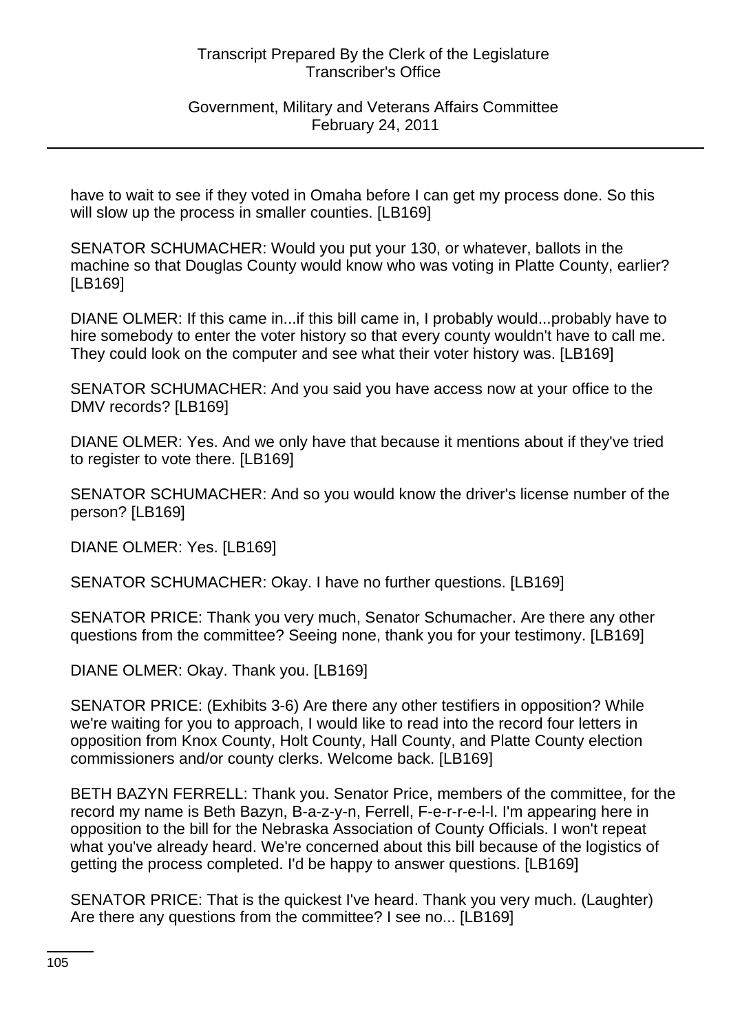have to wait to see if they voted in Omaha before I can get my process done. So this will slow up the process in smaller counties. [LB169]

SENATOR SCHUMACHER: Would you put your 130, or whatever, ballots in the machine so that Douglas County would know who was voting in Platte County, earlier? [LB169]

DIANE OLMER: If this came in...if this bill came in, I probably would...probably have to hire somebody to enter the voter history so that every county wouldn't have to call me. They could look on the computer and see what their voter history was. [LB169]

SENATOR SCHUMACHER: And you said you have access now at your office to the DMV records? [LB169]

DIANE OLMER: Yes. And we only have that because it mentions about if they've tried to register to vote there. [LB169]

SENATOR SCHUMACHER: And so you would know the driver's license number of the person? [LB169]

DIANE OLMER: Yes. [LB169]

SENATOR SCHUMACHER: Okay. I have no further questions. [LB169]

SENATOR PRICE: Thank you very much, Senator Schumacher. Are there any other questions from the committee? Seeing none, thank you for your testimony. [LB169]

DIANE OLMER: Okay. Thank you. [LB169]

SENATOR PRICE: (Exhibits 3-6) Are there any other testifiers in opposition? While we're waiting for you to approach, I would like to read into the record four letters in opposition from Knox County, Holt County, Hall County, and Platte County election commissioners and/or county clerks. Welcome back. [LB169]

BETH BAZYN FERRELL: Thank you. Senator Price, members of the committee, for the record my name is Beth Bazyn, B-a-z-y-n, Ferrell, F-e-r-r-e-l-l. I'm appearing here in opposition to the bill for the Nebraska Association of County Officials. I won't repeat what you've already heard. We're concerned about this bill because of the logistics of getting the process completed. I'd be happy to answer questions. [LB169]

SENATOR PRICE: That is the quickest I've heard. Thank you very much. (Laughter) Are there any questions from the committee? I see no... [LB169]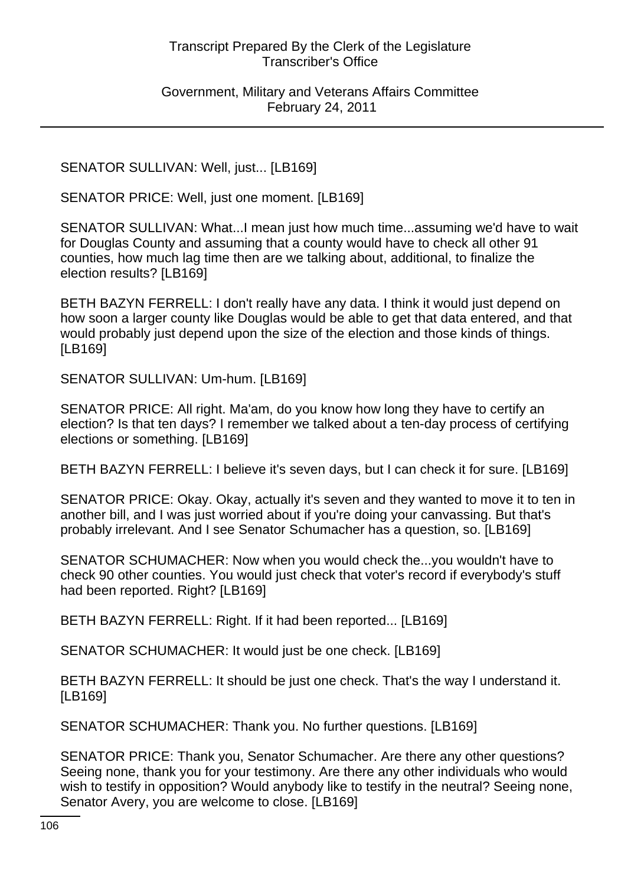SENATOR SULLIVAN: Well, just... [LB169]

SENATOR PRICE: Well, just one moment. [LB169]

SENATOR SULLIVAN: What...I mean just how much time...assuming we'd have to wait for Douglas County and assuming that a county would have to check all other 91 counties, how much lag time then are we talking about, additional, to finalize the election results? [LB169]

BETH BAZYN FERRELL: I don't really have any data. I think it would just depend on how soon a larger county like Douglas would be able to get that data entered, and that would probably just depend upon the size of the election and those kinds of things. [LB169]

SENATOR SULLIVAN: Um-hum. [LB169]

SENATOR PRICE: All right. Ma'am, do you know how long they have to certify an election? Is that ten days? I remember we talked about a ten-day process of certifying elections or something. [LB169]

BETH BAZYN FERRELL: I believe it's seven days, but I can check it for sure. [LB169]

SENATOR PRICE: Okay. Okay, actually it's seven and they wanted to move it to ten in another bill, and I was just worried about if you're doing your canvassing. But that's probably irrelevant. And I see Senator Schumacher has a question, so. [LB169]

SENATOR SCHUMACHER: Now when you would check the...you wouldn't have to check 90 other counties. You would just check that voter's record if everybody's stuff had been reported. Right? [LB169]

BETH BAZYN FERRELL: Right. If it had been reported... [LB169]

SENATOR SCHUMACHER: It would just be one check. [LB169]

BETH BAZYN FERRELL: It should be just one check. That's the way I understand it. [LB169]

SENATOR SCHUMACHER: Thank you. No further questions. [LB169]

SENATOR PRICE: Thank you, Senator Schumacher. Are there any other questions? Seeing none, thank you for your testimony. Are there any other individuals who would wish to testify in opposition? Would anybody like to testify in the neutral? Seeing none, Senator Avery, you are welcome to close. [LB169]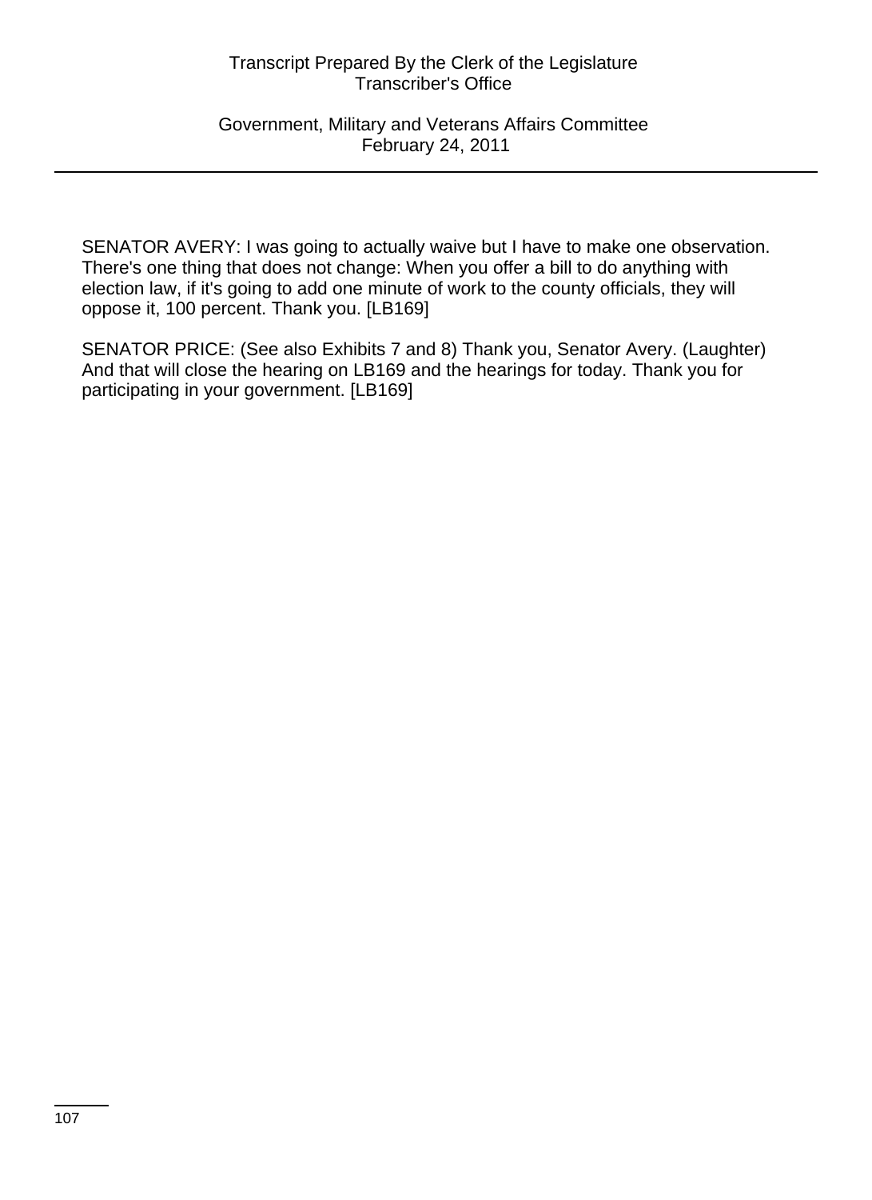SENATOR AVERY: I was going to actually waive but I have to make one observation. There's one thing that does not change: When you offer a bill to do anything with election law, if it's going to add one minute of work to the county officials, they will oppose it, 100 percent. Thank you. [LB169]

SENATOR PRICE: (See also Exhibits 7 and 8) Thank you, Senator Avery. (Laughter) And that will close the hearing on LB169 and the hearings for today. Thank you for participating in your government. [LB169]